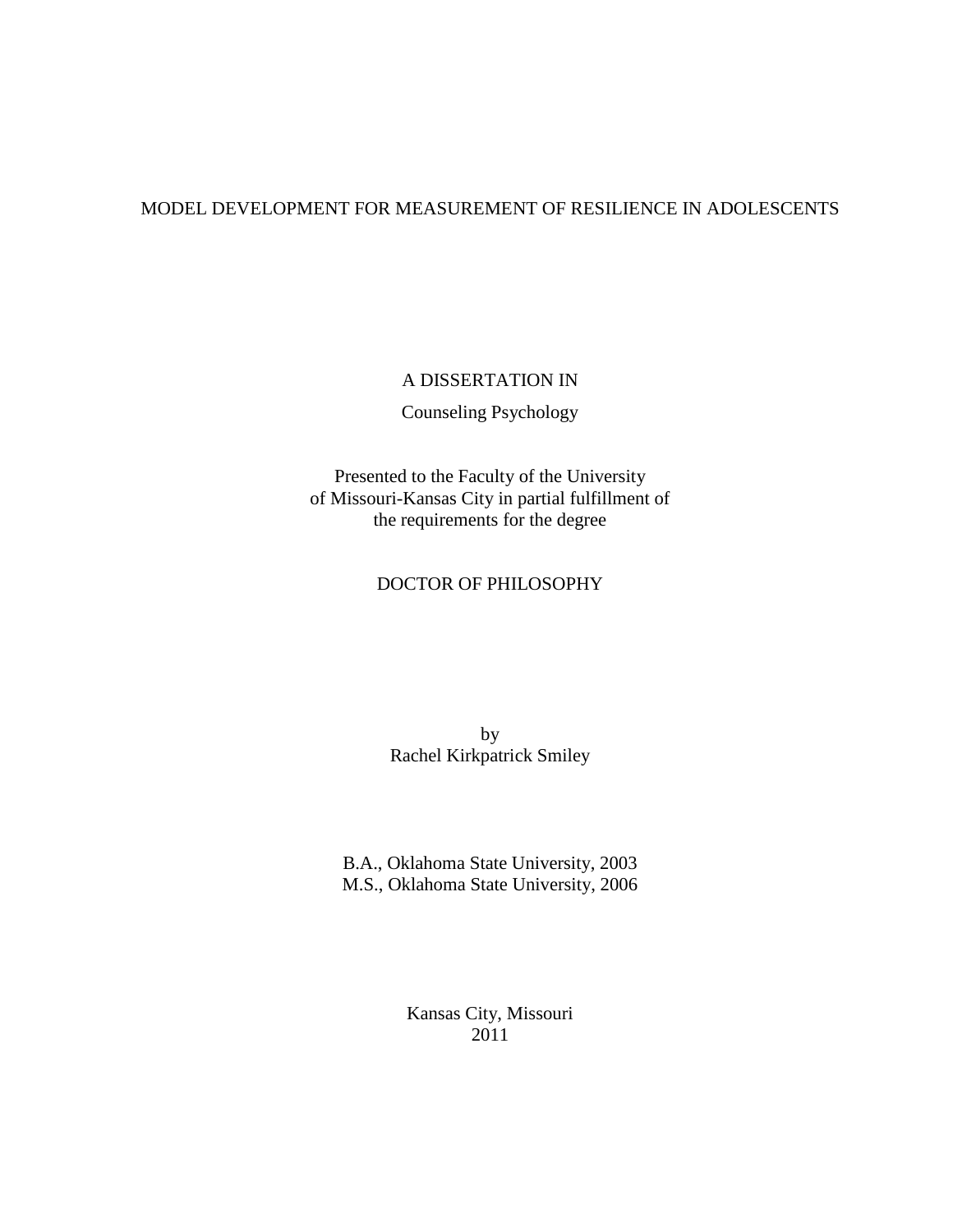# MODEL DEVELOPMENT FOR MEASUREMENT OF RESILIENCE IN ADOLESCENTS

A DISSERTATION IN

Counseling Psychology

Presented to the Faculty of the University
of Missouri-Kansas City in partial fulfillment of
the requirements for the degree

DOCTOR OF PHILOSOPHY

by
Rachel Kirkpatrick Smiley

B.A., Oklahoma State University, 2003
M.S., Oklahoma State University, 2006

Kansas City, Missouri
2011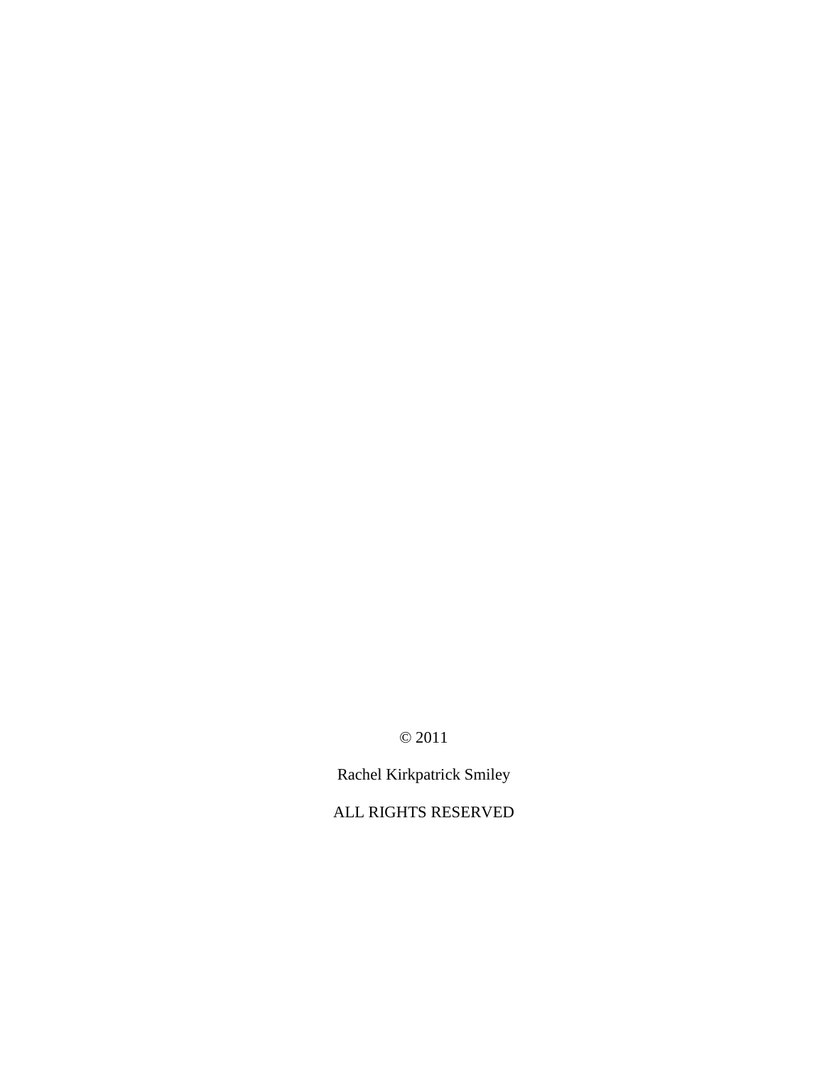© 2011

Rachel Kirkpatrick Smiley

ALL RIGHTS RESERVED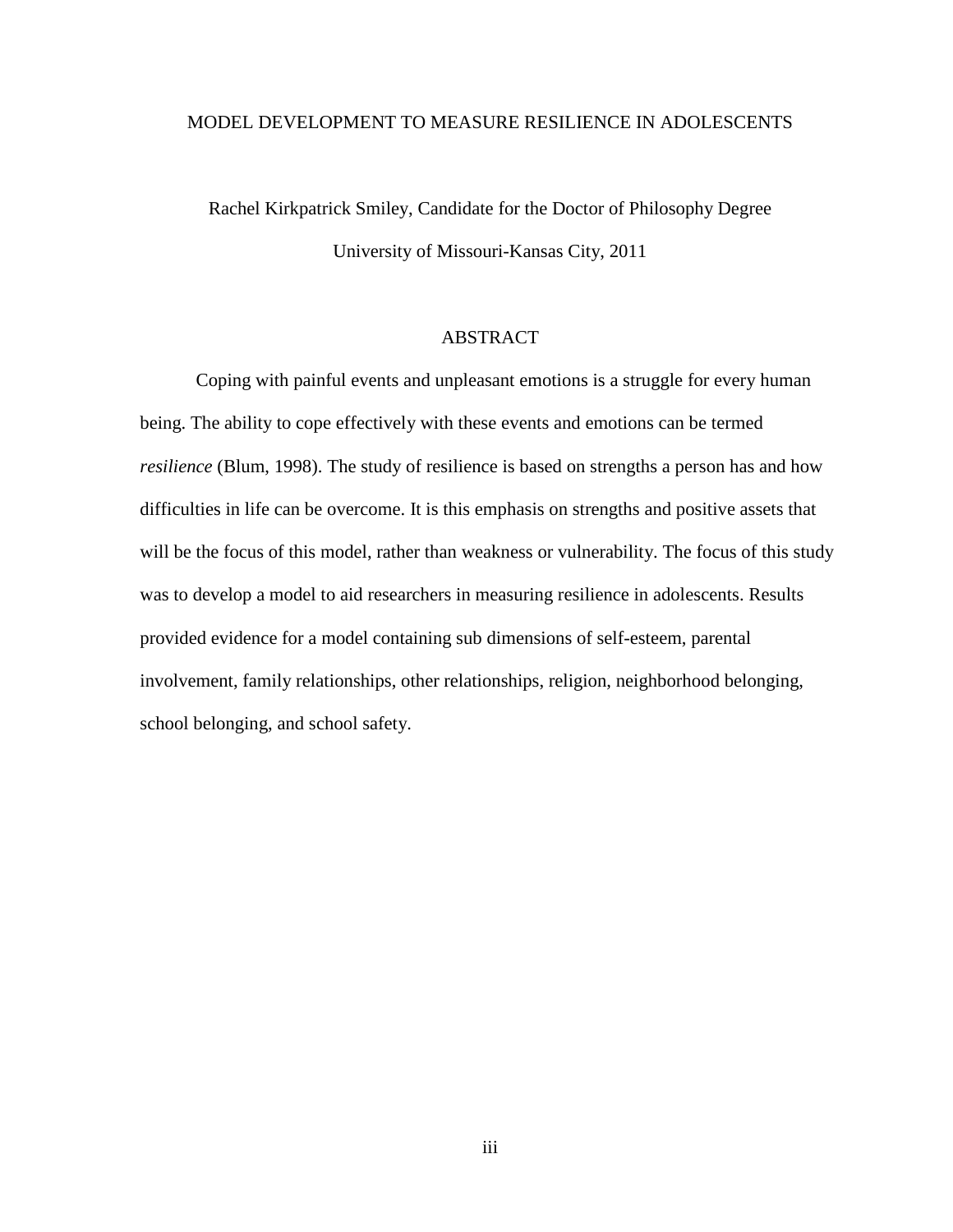MODEL DEVELOPMENT TO MEASURE RESILIENCE IN ADOLESCENTS

Rachel Kirkpatrick Smiley, Candidate for the Doctor of Philosophy Degree

University of Missouri-Kansas City, 2011

## ABSTRACT

Coping with painful events and unpleasant emotions is a struggle for every human being. The ability to cope effectively with these events and emotions can be termed *resilience* (Blum, 1998). The study of resilience is based on strengths a person has and how difficulties in life can be overcome. It is this emphasis on strengths and positive assets that will be the focus of this model, rather than weakness or vulnerability. The focus of this study was to develop a model to aid researchers in measuring resilience in adolescents. Results provided evidence for a model containing sub dimensions of self-esteem, parental involvement, family relationships, other relationships, religion, neighborhood belonging, school belonging, and school safety.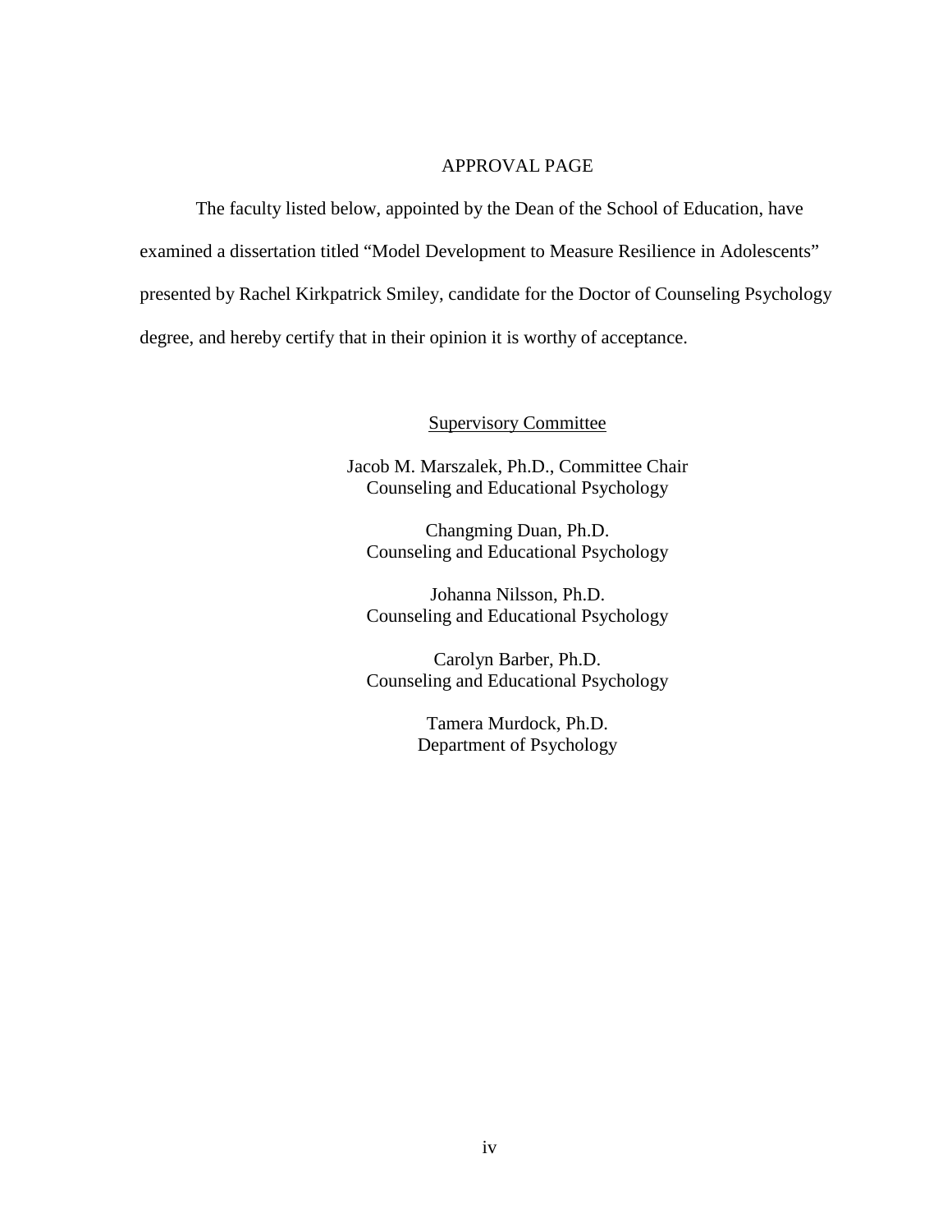# APPROVAL PAGE

The faculty listed below, appointed by the Dean of the School of Education, have examined a dissertation titled "Model Development to Measure Resilience in Adolescents" presented by Rachel Kirkpatrick Smiley, candidate for the Doctor of Counseling Psychology degree, and hereby certify that in their opinion it is worthy of acceptance.

Supervisory Committee

Jacob M. Marszalek, Ph.D., Committee Chair
Counseling and Educational Psychology

Changming Duan, Ph.D.
Counseling and Educational Psychology

Johanna Nilsson, Ph.D.
Counseling and Educational Psychology

Carolyn Barber, Ph.D.
Counseling and Educational Psychology

Tamera Murdock, Ph.D.
Department of Psychology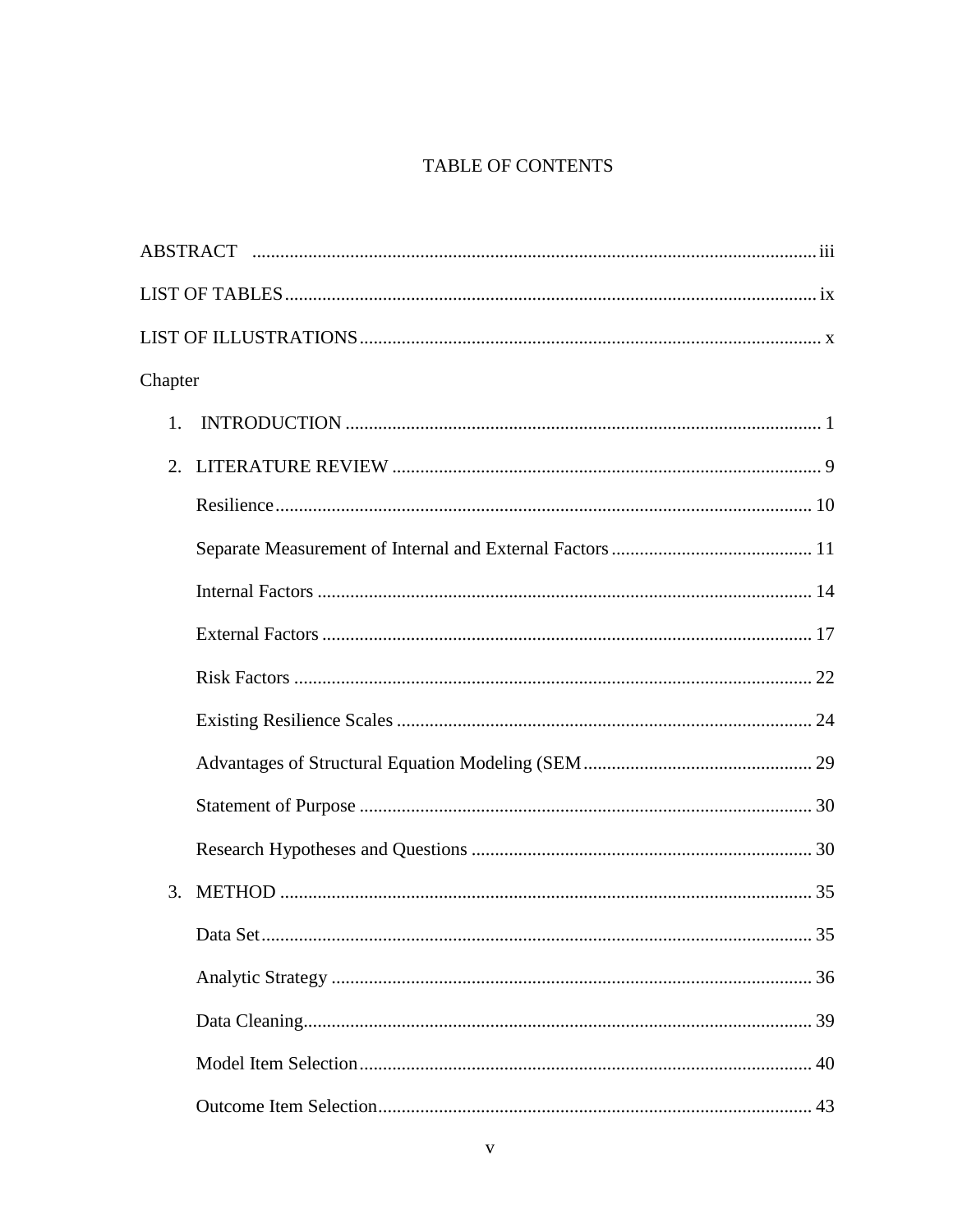# TABLE OF CONTENTS

ABSTRACT ..... iii

LIST OF TABLES ..... ix

LIST OF ILLUSTRATIONS ..... x

Chapter

1. INTRODUCTION ..... 1

2. LITERATURE REVIEW ..... 9

   Resilience ..... 10

   Separate Measurement of Internal and External Factors ..... 11

   Internal Factors ..... 14

   External Factors ..... 17

   Risk Factors ..... 22

   Existing Resilience Scales ..... 24

   Advantages of Structural Equation Modeling (SEM ..... 29

   Statement of Purpose ..... 30

   Research Hypotheses and Questions ..... 30

3. METHOD ..... 35

   Data Set ..... 35

   Analytic Strategy ..... 36

   Data Cleaning ..... 39

   Model Item Selection ..... 40

   Outcome Item Selection ..... 43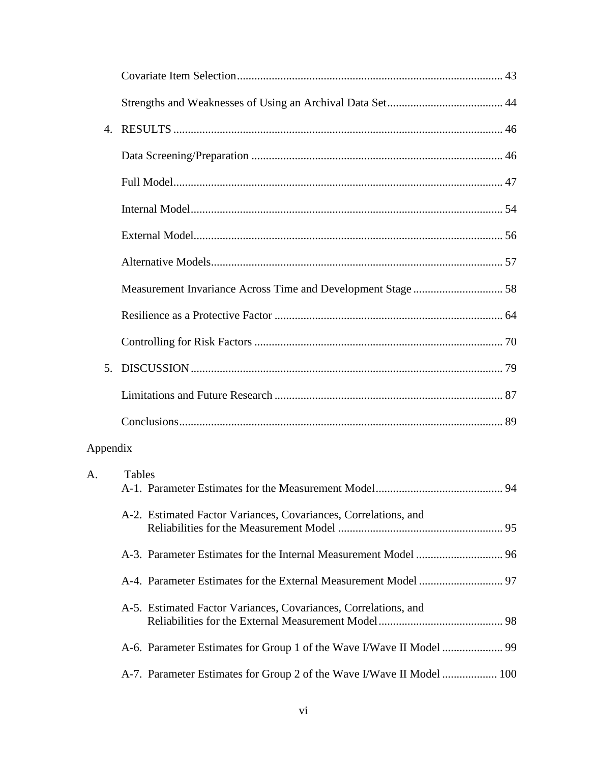Covariate Item Selection ........................................................................................... 43

Strengths and Weaknesses of Using an Archival Data Set ........................................ 44

4. RESULTS ................................................................................................................. 46

Data Screening/Preparation ...................................................................................... 46

Full Model ................................................................................................................. 47

Internal Model ........................................................................................................... 54

External Model .......................................................................................................... 56

Alternative Models .................................................................................................... 57

Measurement Invariance Across Time and Development Stage ............................... 58

Resilience as a Protective Factor .............................................................................. 64

Controlling for Risk Factors ...................................................................................... 70

5. DISCUSSION ........................................................................................................... 79

Limitations and Future Research .............................................................................. 87

Conclusions ............................................................................................................... 89

Appendix

A. Tables

A-1. Parameter Estimates for the Measurement Model ............................................ 94

A-2. Estimated Factor Variances, Covariances, Correlations, and Reliabilities for the Measurement Model ......................................................... 95

A-3. Parameter Estimates for the Internal Measurement Model .............................. 96

A-4. Parameter Estimates for the External Measurement Model ............................. 97

A-5. Estimated Factor Variances, Covariances, Correlations, and Reliabilities for the External Measurement Model ........................................... 98

A-6. Parameter Estimates for Group 1 of the Wave I/Wave II Model ..................... 99

A-7. Parameter Estimates for Group 2 of the Wave I/Wave II Model ................... 100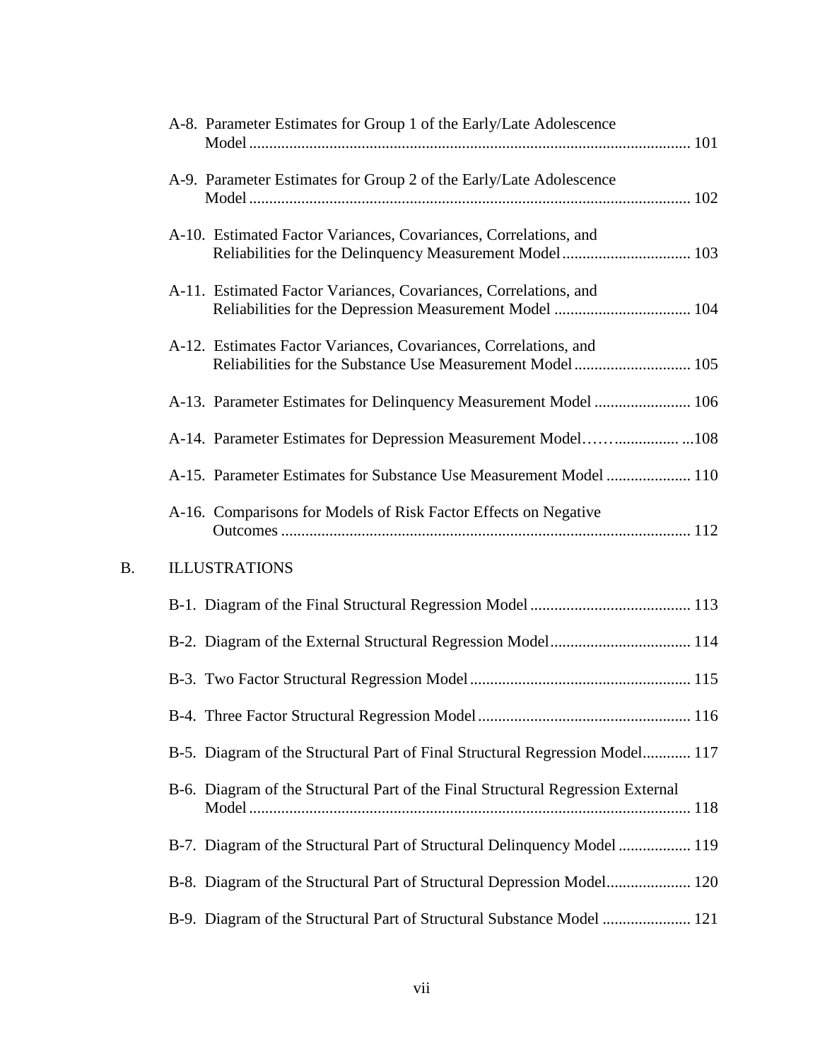A-8. Parameter Estimates for Group 1 of the Early/Late Adolescence Model ............................................................................................................. 101

A-9. Parameter Estimates for Group 2 of the Early/Late Adolescence Model ............................................................................................................. 102

A-10. Estimated Factor Variances, Covariances, Correlations, and Reliabilities for the Delinquency Measurement Model ................................ 103

A-11. Estimated Factor Variances, Covariances, Correlations, and Reliabilities for the Depression Measurement Model .................................. 104

A-12. Estimates Factor Variances, Covariances, Correlations, and Reliabilities for the Substance Use Measurement Model ............................. 105

A-13. Parameter Estimates for Delinquency Measurement Model ........................ 106

A-14. Parameter Estimates for Depression Measurement Model…….................. ...108

A-15. Parameter Estimates for Substance Use Measurement Model ..................... 110

A-16. Comparisons for Models of Risk Factor Effects on Negative Outcomes ...................................................................................................... 112

B. ILLUSTRATIONS

B-1. Diagram of the Final Structural Regression Model ........................................ 113

B-2. Diagram of the External Structural Regression Model................................... 114

B-3. Two Factor Structural Regression Model ....................................................... 115

B-4. Three Factor Structural Regression Model ..................................................... 116

B-5. Diagram of the Structural Part of Final Structural Regression Model............ 117

B-6. Diagram of the Structural Part of the Final Structural Regression External Model ............................................................................................................. 118

B-7. Diagram of the Structural Part of Structural Delinquency Model .................. 119

B-8. Diagram of the Structural Part of Structural Depression Model..................... 120

B-9. Diagram of the Structural Part of Structural Substance Model ...................... 121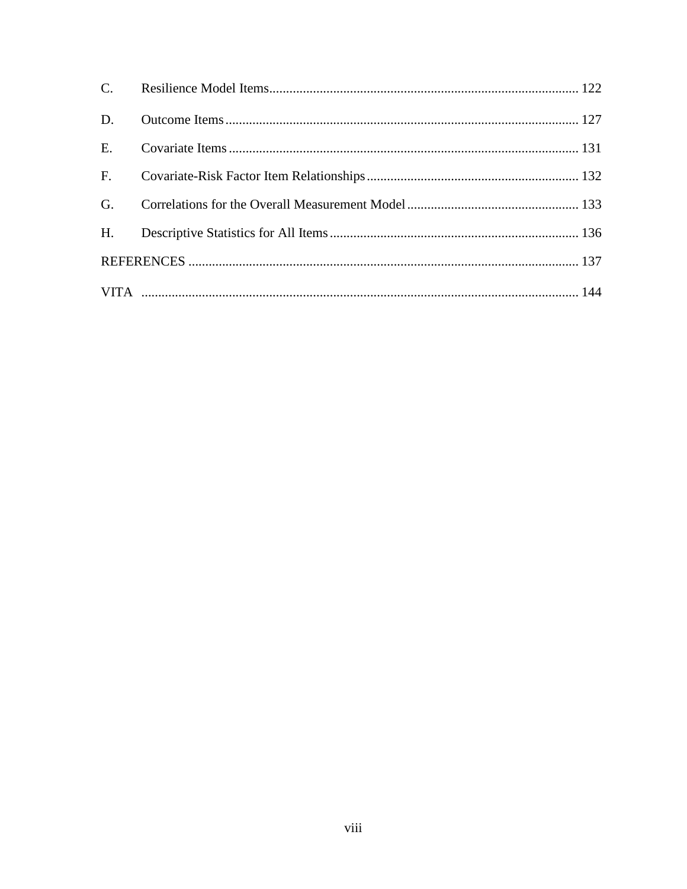C. Resilience Model Items ........ 122

D. Outcome Items ........ 127

E. Covariate Items ........ 131

F. Covariate-Risk Factor Item Relationships ........ 132

G. Correlations for the Overall Measurement Model ........ 133

H. Descriptive Statistics for All Items ........ 136

REFERENCES ........ 137

VITA ........ 144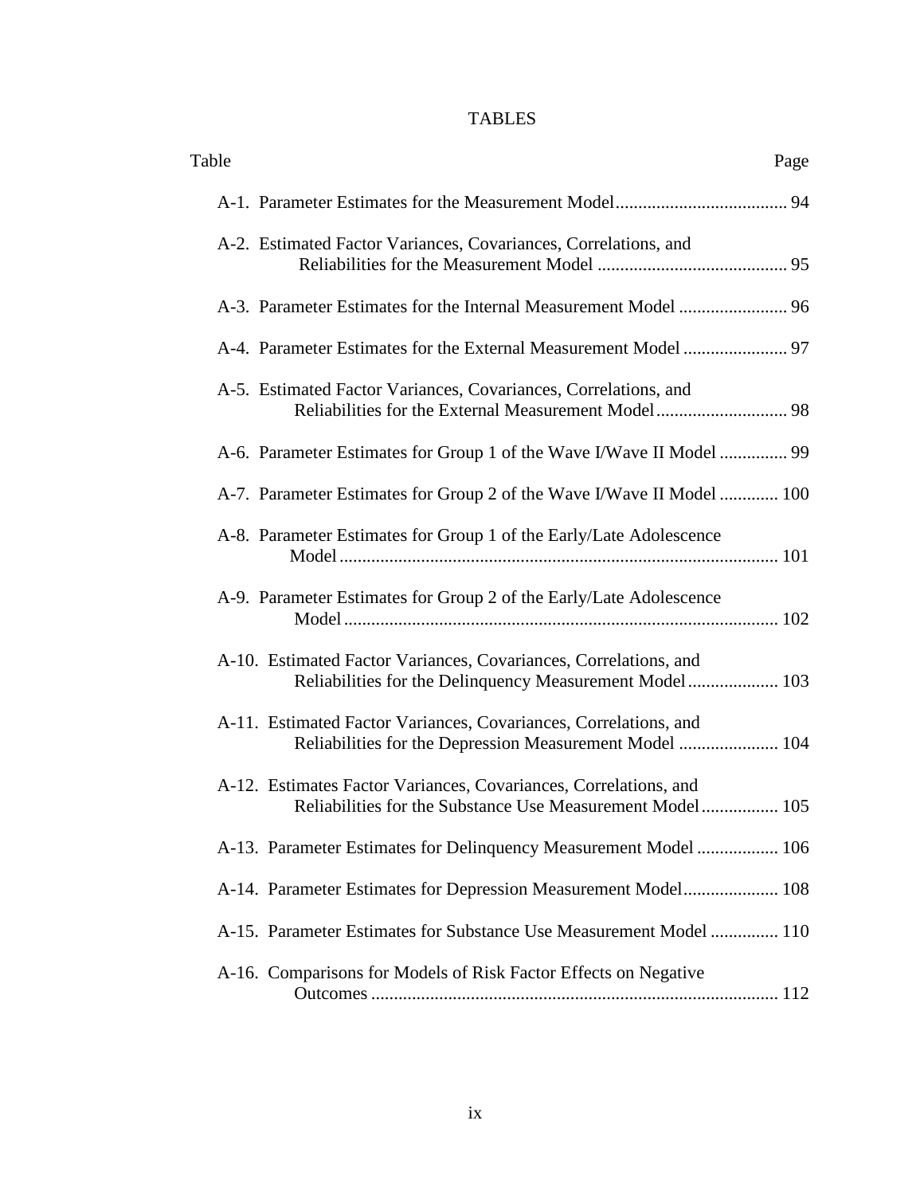# TABLES

| Table | Page |
|---|---|
| A-1. Parameter Estimates for the Measurement Model | 94 |
| A-2. Estimated Factor Variances, Covariances, Correlations, and Reliabilities for the Measurement Model | 95 |
| A-3. Parameter Estimates for the Internal Measurement Model | 96 |
| A-4. Parameter Estimates for the External Measurement Model | 97 |
| A-5. Estimated Factor Variances, Covariances, Correlations, and Reliabilities for the External Measurement Model | 98 |
| A-6. Parameter Estimates for Group 1 of the Wave I/Wave II Model | 99 |
| A-7. Parameter Estimates for Group 2 of the Wave I/Wave II Model | 100 |
| A-8. Parameter Estimates for Group 1 of the Early/Late Adolescence Model | 101 |
| A-9. Parameter Estimates for Group 2 of the Early/Late Adolescence Model | 102 |
| A-10. Estimated Factor Variances, Covariances, Correlations, and Reliabilities for the Delinquency Measurement Model | 103 |
| A-11. Estimated Factor Variances, Covariances, Correlations, and Reliabilities for the Depression Measurement Model | 104 |
| A-12. Estimates Factor Variances, Covariances, Correlations, and Reliabilities for the Substance Use Measurement Model | 105 |
| A-13. Parameter Estimates for Delinquency Measurement Model | 106 |
| A-14. Parameter Estimates for Depression Measurement Model | 108 |
| A-15. Parameter Estimates for Substance Use Measurement Model | 110 |
| A-16. Comparisons for Models of Risk Factor Effects on Negative Outcomes | 112 |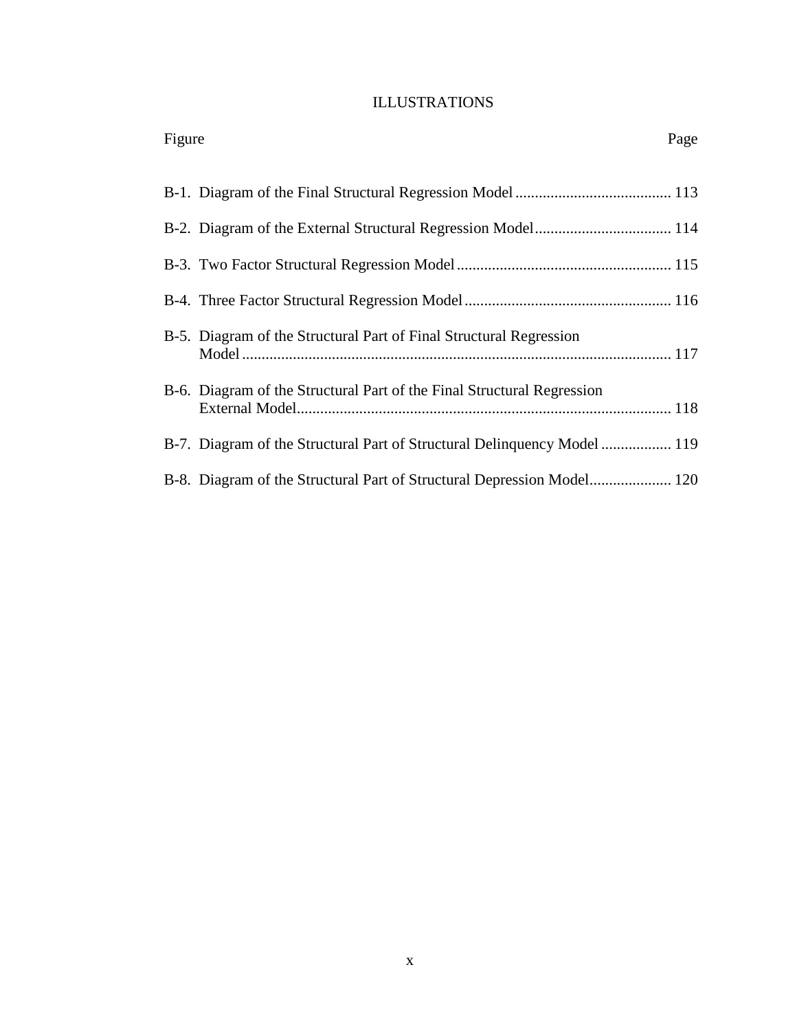# ILLUSTRATIONS

| Figure | Page |
|---|---|
| B-1. Diagram of the Final Structural Regression Model | 113 |
| B-2. Diagram of the External Structural Regression Model | 114 |
| B-3. Two Factor Structural Regression Model | 115 |
| B-4. Three Factor Structural Regression Model | 116 |
| B-5. Diagram of the Structural Part of Final Structural Regression Model | 117 |
| B-6. Diagram of the Structural Part of the Final Structural Regression External Model | 118 |
| B-7. Diagram of the Structural Part of Structural Delinquency Model | 119 |
| B-8. Diagram of the Structural Part of Structural Depression Model | 120 |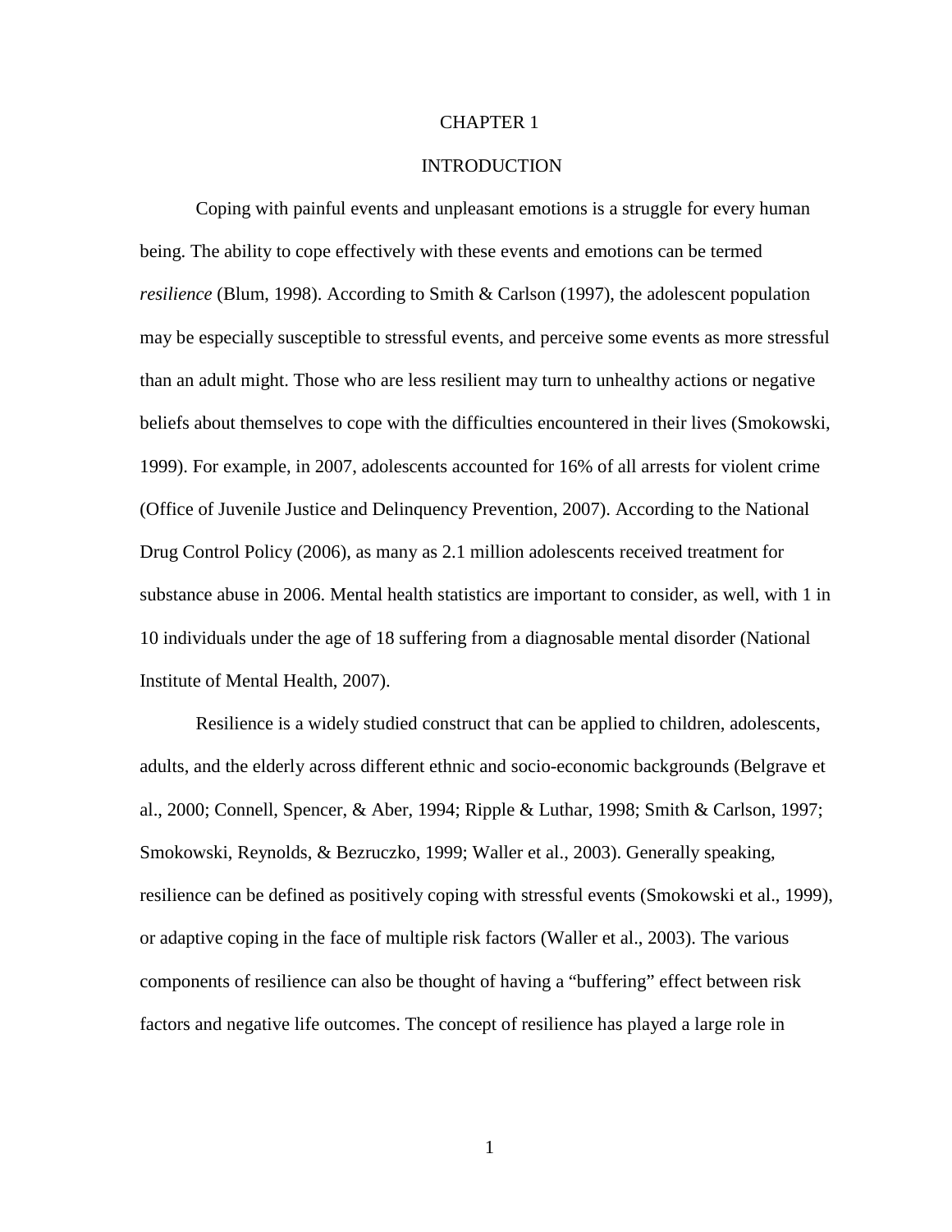# CHAPTER 1

# INTRODUCTION

Coping with painful events and unpleasant emotions is a struggle for every human being. The ability to cope effectively with these events and emotions can be termed *resilience* (Blum, 1998). According to Smith & Carlson (1997), the adolescent population may be especially susceptible to stressful events, and perceive some events as more stressful than an adult might. Those who are less resilient may turn to unhealthy actions or negative beliefs about themselves to cope with the difficulties encountered in their lives (Smokowski, 1999). For example, in 2007, adolescents accounted for 16% of all arrests for violent crime (Office of Juvenile Justice and Delinquency Prevention, 2007). According to the National Drug Control Policy (2006), as many as 2.1 million adolescents received treatment for substance abuse in 2006. Mental health statistics are important to consider, as well, with 1 in 10 individuals under the age of 18 suffering from a diagnosable mental disorder (National Institute of Mental Health, 2007).

Resilience is a widely studied construct that can be applied to children, adolescents, adults, and the elderly across different ethnic and socio-economic backgrounds (Belgrave et al., 2000; Connell, Spencer, & Aber, 1994; Ripple & Luthar, 1998; Smith & Carlson, 1997; Smokowski, Reynolds, & Bezruczko, 1999; Waller et al., 2003). Generally speaking, resilience can be defined as positively coping with stressful events (Smokowski et al., 1999), or adaptive coping in the face of multiple risk factors (Waller et al., 2003). The various components of resilience can also be thought of having a "buffering" effect between risk factors and negative life outcomes. The concept of resilience has played a large role in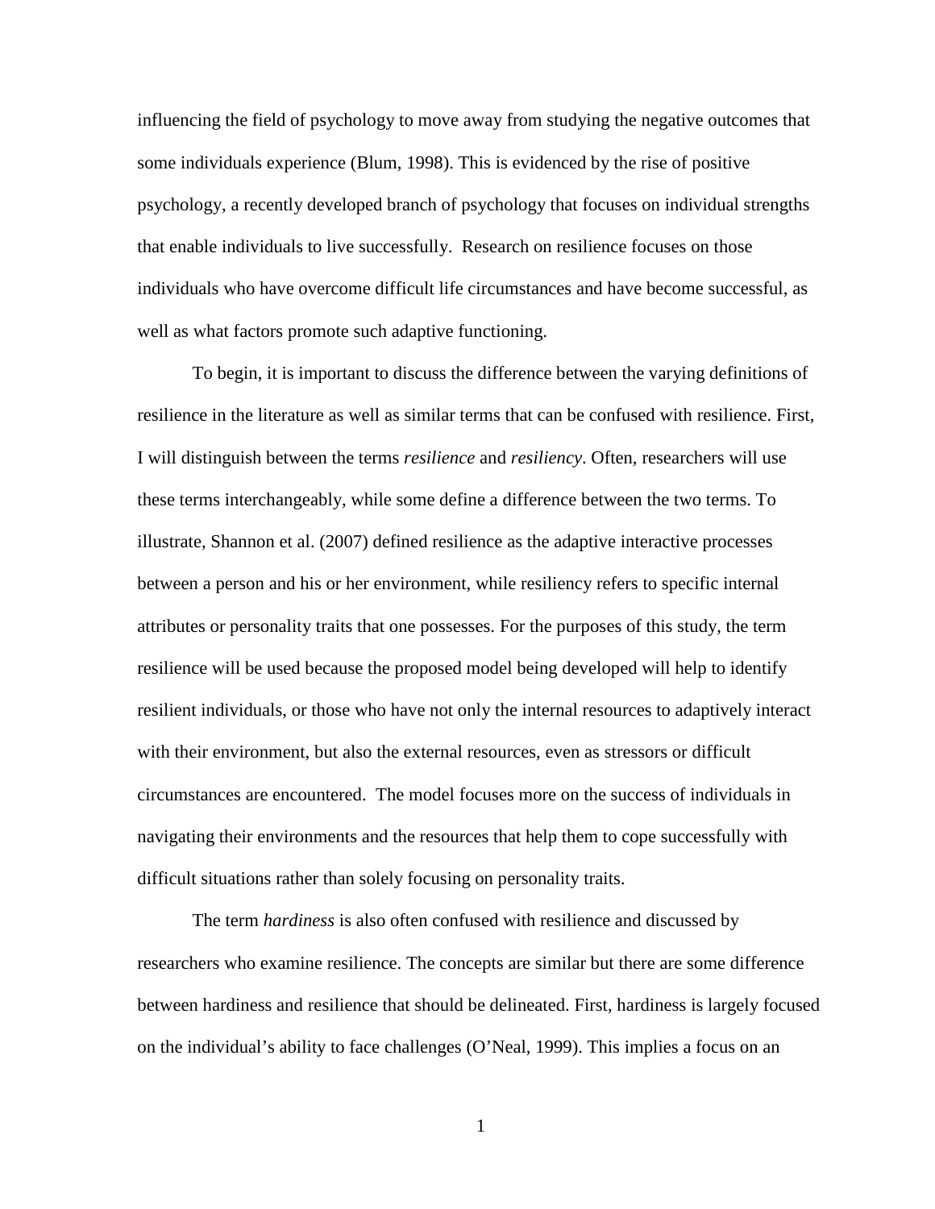influencing the field of psychology to move away from studying the negative outcomes that some individuals experience (Blum, 1998). This is evidenced by the rise of positive psychology, a recently developed branch of psychology that focuses on individual strengths that enable individuals to live successfully. Research on resilience focuses on those individuals who have overcome difficult life circumstances and have become successful, as well as what factors promote such adaptive functioning.

To begin, it is important to discuss the difference between the varying definitions of resilience in the literature as well as similar terms that can be confused with resilience. First, I will distinguish between the terms *resilience* and *resiliency*. Often, researchers will use these terms interchangeably, while some define a difference between the two terms. To illustrate, Shannon et al. (2007) defined resilience as the adaptive interactive processes between a person and his or her environment, while resiliency refers to specific internal attributes or personality traits that one possesses. For the purposes of this study, the term resilience will be used because the proposed model being developed will help to identify resilient individuals, or those who have not only the internal resources to adaptively interact with their environment, but also the external resources, even as stressors or difficult circumstances are encountered. The model focuses more on the success of individuals in navigating their environments and the resources that help them to cope successfully with difficult situations rather than solely focusing on personality traits.

The term *hardiness* is also often confused with resilience and discussed by researchers who examine resilience. The concepts are similar but there are some difference between hardiness and resilience that should be delineated. First, hardiness is largely focused on the individual's ability to face challenges (O'Neal, 1999). This implies a focus on an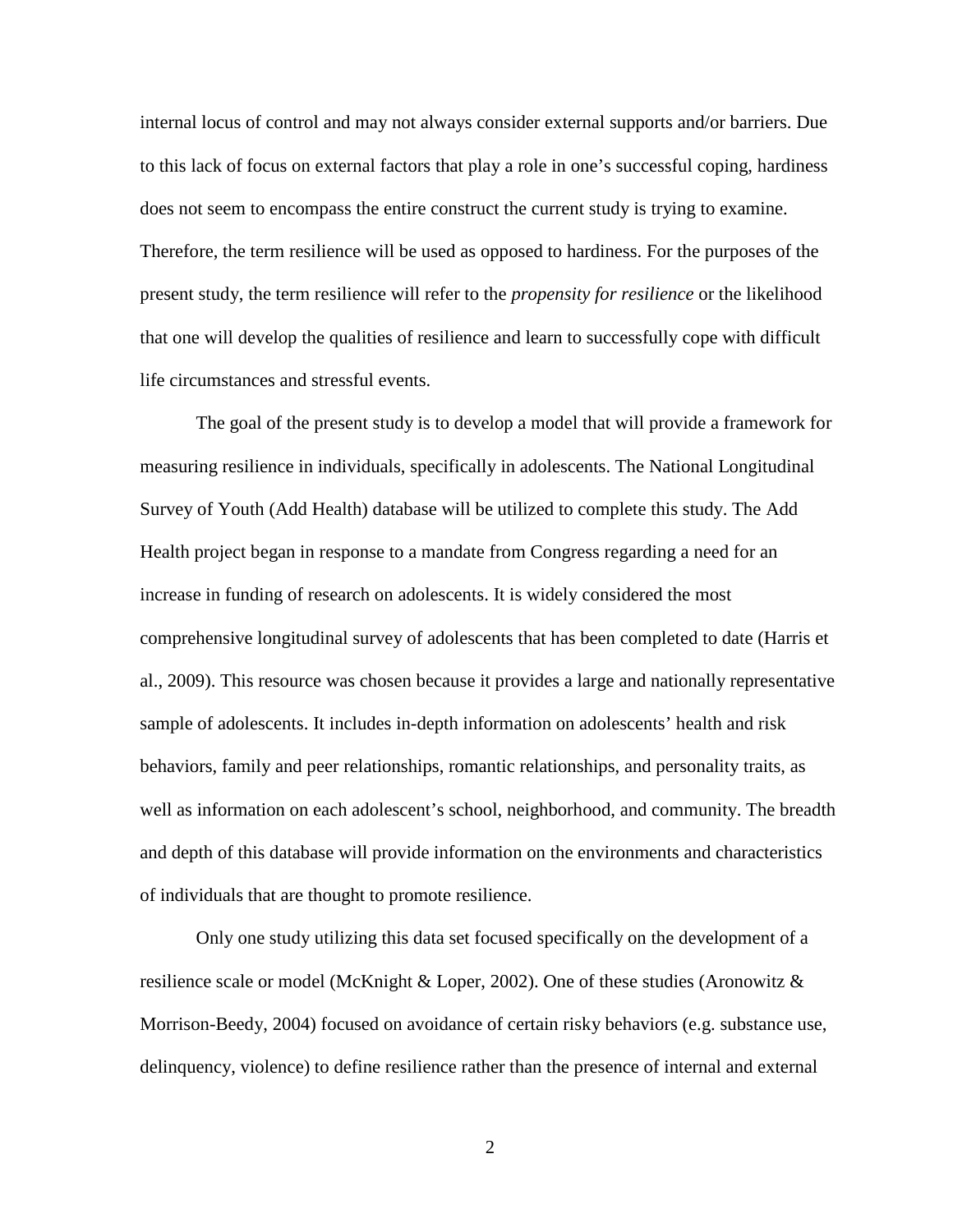internal locus of control and may not always consider external supports and/or barriers. Due to this lack of focus on external factors that play a role in one's successful coping, hardiness does not seem to encompass the entire construct the current study is trying to examine. Therefore, the term resilience will be used as opposed to hardiness. For the purposes of the present study, the term resilience will refer to the *propensity for resilience* or the likelihood that one will develop the qualities of resilience and learn to successfully cope with difficult life circumstances and stressful events.

The goal of the present study is to develop a model that will provide a framework for measuring resilience in individuals, specifically in adolescents. The National Longitudinal Survey of Youth (Add Health) database will be utilized to complete this study. The Add Health project began in response to a mandate from Congress regarding a need for an increase in funding of research on adolescents. It is widely considered the most comprehensive longitudinal survey of adolescents that has been completed to date (Harris et al., 2009). This resource was chosen because it provides a large and nationally representative sample of adolescents. It includes in-depth information on adolescents' health and risk behaviors, family and peer relationships, romantic relationships, and personality traits, as well as information on each adolescent's school, neighborhood, and community. The breadth and depth of this database will provide information on the environments and characteristics of individuals that are thought to promote resilience.

Only one study utilizing this data set focused specifically on the development of a resilience scale or model (McKnight & Loper, 2002). One of these studies (Aronowitz & Morrison-Beedy, 2004) focused on avoidance of certain risky behaviors (e.g. substance use, delinquency, violence) to define resilience rather than the presence of internal and external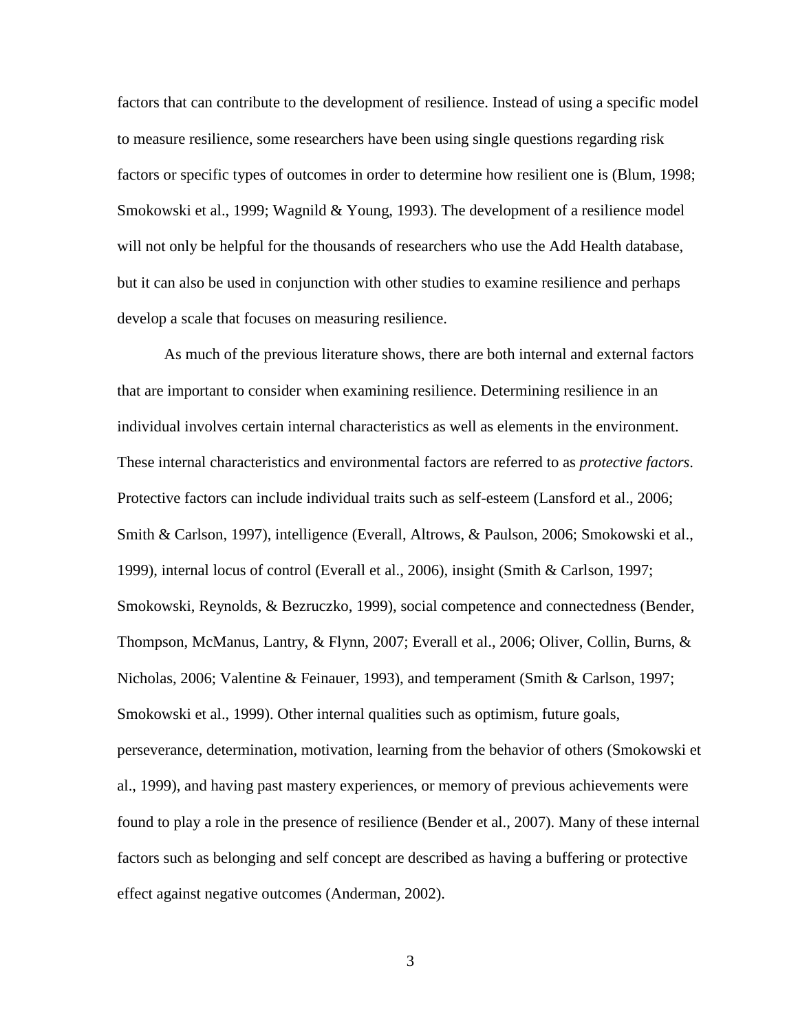factors that can contribute to the development of resilience. Instead of using a specific model to measure resilience, some researchers have been using single questions regarding risk factors or specific types of outcomes in order to determine how resilient one is (Blum, 1998; Smokowski et al., 1999; Wagnild & Young, 1993). The development of a resilience model will not only be helpful for the thousands of researchers who use the Add Health database, but it can also be used in conjunction with other studies to examine resilience and perhaps develop a scale that focuses on measuring resilience.

As much of the previous literature shows, there are both internal and external factors that are important to consider when examining resilience. Determining resilience in an individual involves certain internal characteristics as well as elements in the environment. These internal characteristics and environmental factors are referred to as *protective factors*. Protective factors can include individual traits such as self-esteem (Lansford et al., 2006; Smith & Carlson, 1997), intelligence (Everall, Altrows, & Paulson, 2006; Smokowski et al., 1999), internal locus of control (Everall et al., 2006), insight (Smith & Carlson, 1997; Smokowski, Reynolds, & Bezruczko, 1999), social competence and connectedness (Bender, Thompson, McManus, Lantry, & Flynn, 2007; Everall et al., 2006; Oliver, Collin, Burns, & Nicholas, 2006; Valentine & Feinauer, 1993), and temperament (Smith & Carlson, 1997; Smokowski et al., 1999). Other internal qualities such as optimism, future goals, perseverance, determination, motivation, learning from the behavior of others (Smokowski et al., 1999), and having past mastery experiences, or memory of previous achievements were found to play a role in the presence of resilience (Bender et al., 2007). Many of these internal factors such as belonging and self concept are described as having a buffering or protective effect against negative outcomes (Anderman, 2002).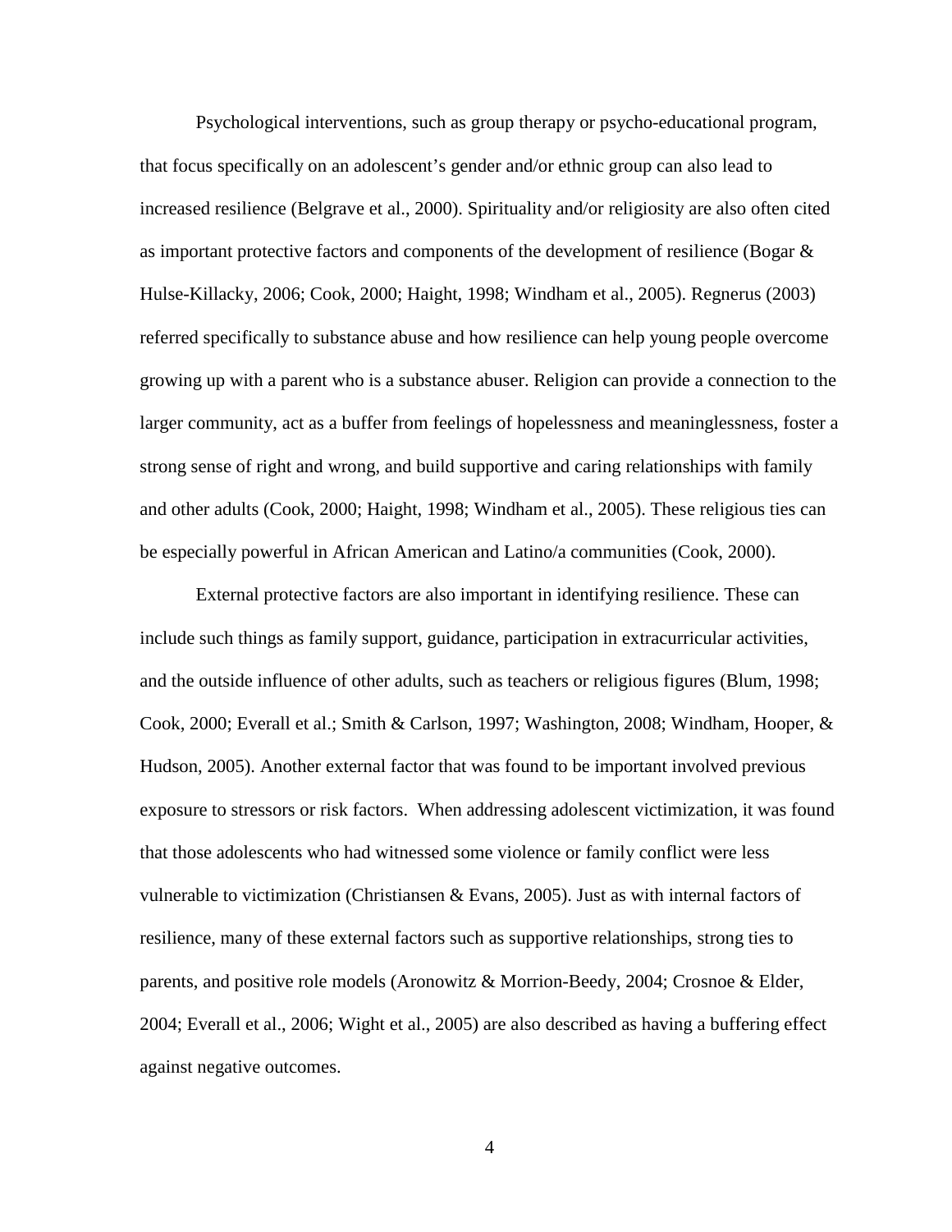Psychological interventions, such as group therapy or psycho-educational program, that focus specifically on an adolescent's gender and/or ethnic group can also lead to increased resilience (Belgrave et al., 2000). Spirituality and/or religiosity are also often cited as important protective factors and components of the development of resilience (Bogar & Hulse-Killacky, 2006; Cook, 2000; Haight, 1998; Windham et al., 2005). Regnerus (2003) referred specifically to substance abuse and how resilience can help young people overcome growing up with a parent who is a substance abuser. Religion can provide a connection to the larger community, act as a buffer from feelings of hopelessness and meaninglessness, foster a strong sense of right and wrong, and build supportive and caring relationships with family and other adults (Cook, 2000; Haight, 1998; Windham et al., 2005). These religious ties can be especially powerful in African American and Latino/a communities (Cook, 2000).

External protective factors are also important in identifying resilience. These can include such things as family support, guidance, participation in extracurricular activities, and the outside influence of other adults, such as teachers or religious figures (Blum, 1998; Cook, 2000; Everall et al.; Smith & Carlson, 1997; Washington, 2008; Windham, Hooper, & Hudson, 2005). Another external factor that was found to be important involved previous exposure to stressors or risk factors. When addressing adolescent victimization, it was found that those adolescents who had witnessed some violence or family conflict were less vulnerable to victimization (Christiansen & Evans, 2005). Just as with internal factors of resilience, many of these external factors such as supportive relationships, strong ties to parents, and positive role models (Aronowitz & Morrion-Beedy, 2004; Crosnoe & Elder, 2004; Everall et al., 2006; Wight et al., 2005) are also described as having a buffering effect against negative outcomes.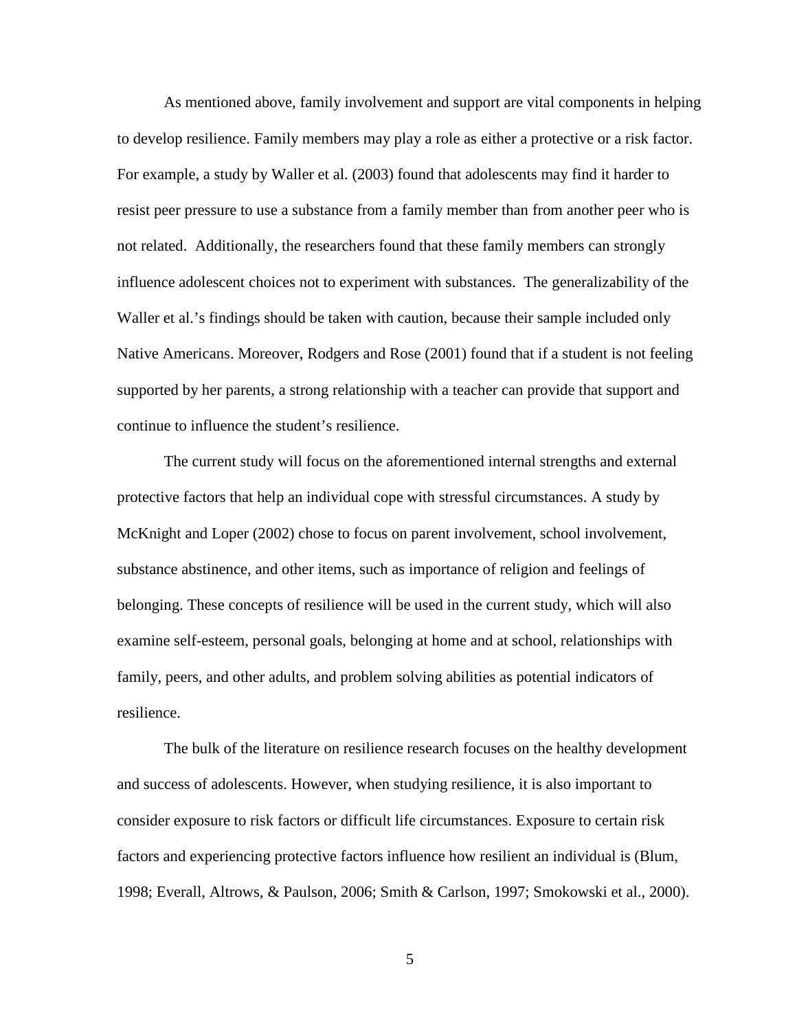As mentioned above, family involvement and support are vital components in helping to develop resilience. Family members may play a role as either a protective or a risk factor. For example, a study by Waller et al. (2003) found that adolescents may find it harder to resist peer pressure to use a substance from a family member than from another peer who is not related. Additionally, the researchers found that these family members can strongly influence adolescent choices not to experiment with substances. The generalizability of the Waller et al.'s findings should be taken with caution, because their sample included only Native Americans. Moreover, Rodgers and Rose (2001) found that if a student is not feeling supported by her parents, a strong relationship with a teacher can provide that support and continue to influence the student's resilience.

The current study will focus on the aforementioned internal strengths and external protective factors that help an individual cope with stressful circumstances. A study by McKnight and Loper (2002) chose to focus on parent involvement, school involvement, substance abstinence, and other items, such as importance of religion and feelings of belonging. These concepts of resilience will be used in the current study, which will also examine self-esteem, personal goals, belonging at home and at school, relationships with family, peers, and other adults, and problem solving abilities as potential indicators of resilience.

The bulk of the literature on resilience research focuses on the healthy development and success of adolescents. However, when studying resilience, it is also important to consider exposure to risk factors or difficult life circumstances. Exposure to certain risk factors and experiencing protective factors influence how resilient an individual is (Blum, 1998; Everall, Altrows, & Paulson, 2006; Smith & Carlson, 1997; Smokowski et al., 2000).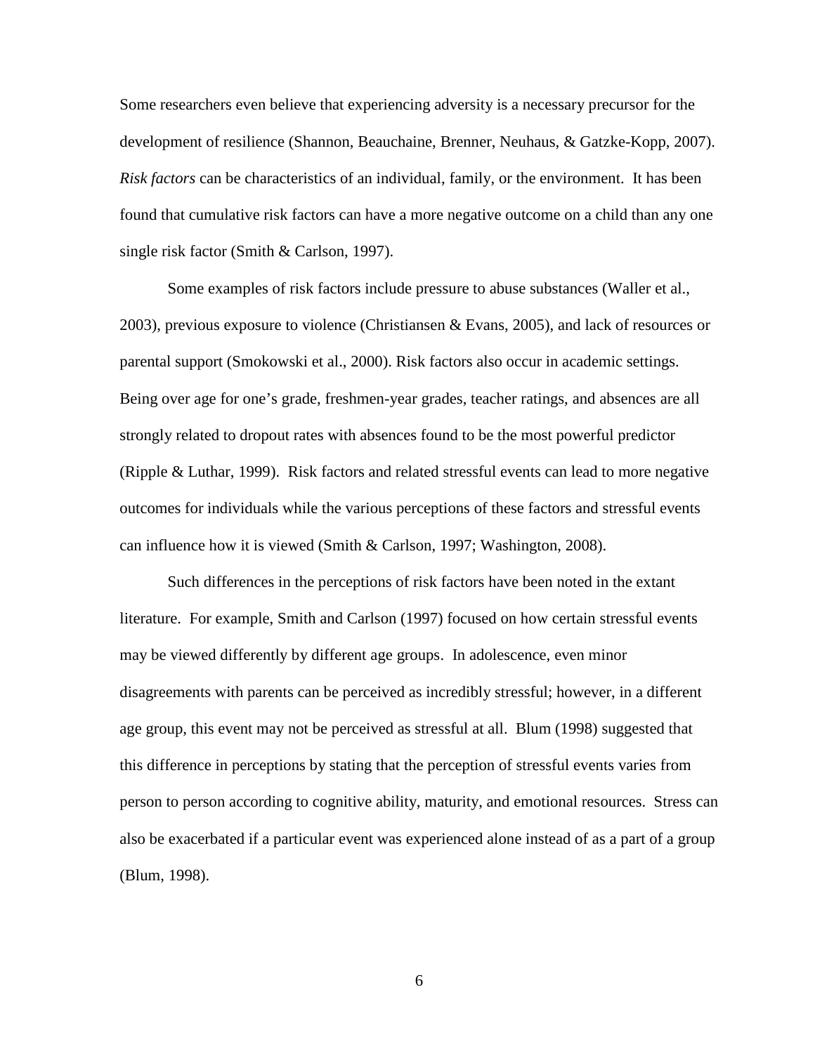Some researchers even believe that experiencing adversity is a necessary precursor for the development of resilience (Shannon, Beauchaine, Brenner, Neuhaus, & Gatzke-Kopp, 2007). *Risk factors* can be characteristics of an individual, family, or the environment. It has been found that cumulative risk factors can have a more negative outcome on a child than any one single risk factor (Smith & Carlson, 1997).

Some examples of risk factors include pressure to abuse substances (Waller et al., 2003), previous exposure to violence (Christiansen & Evans, 2005), and lack of resources or parental support (Smokowski et al., 2000). Risk factors also occur in academic settings. Being over age for one's grade, freshmen-year grades, teacher ratings, and absences are all strongly related to dropout rates with absences found to be the most powerful predictor (Ripple & Luthar, 1999). Risk factors and related stressful events can lead to more negative outcomes for individuals while the various perceptions of these factors and stressful events can influence how it is viewed (Smith & Carlson, 1997; Washington, 2008).

Such differences in the perceptions of risk factors have been noted in the extant literature. For example, Smith and Carlson (1997) focused on how certain stressful events may be viewed differently by different age groups. In adolescence, even minor disagreements with parents can be perceived as incredibly stressful; however, in a different age group, this event may not be perceived as stressful at all. Blum (1998) suggested that this difference in perceptions by stating that the perception of stressful events varies from person to person according to cognitive ability, maturity, and emotional resources. Stress can also be exacerbated if a particular event was experienced alone instead of as a part of a group (Blum, 1998).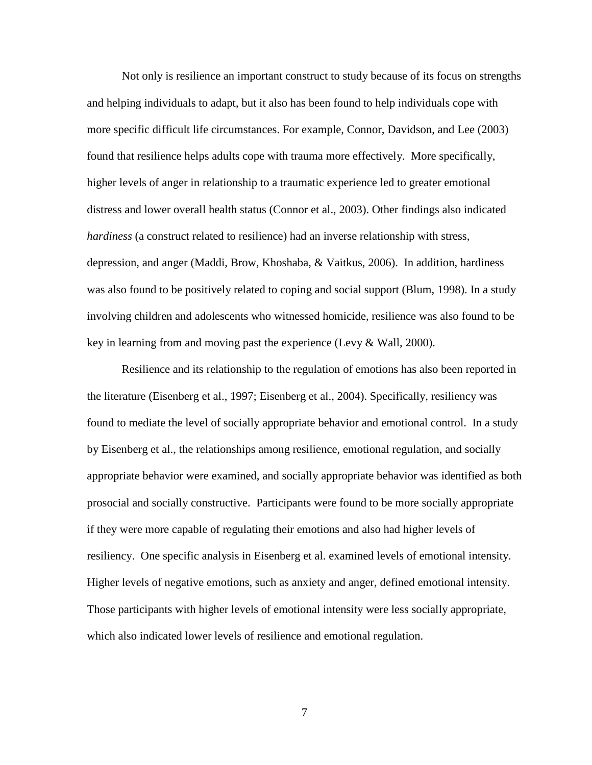Not only is resilience an important construct to study because of its focus on strengths and helping individuals to adapt, but it also has been found to help individuals cope with more specific difficult life circumstances. For example, Connor, Davidson, and Lee (2003) found that resilience helps adults cope with trauma more effectively. More specifically, higher levels of anger in relationship to a traumatic experience led to greater emotional distress and lower overall health status (Connor et al., 2003). Other findings also indicated *hardiness* (a construct related to resilience) had an inverse relationship with stress, depression, and anger (Maddi, Brow, Khoshaba, & Vaitkus, 2006). In addition, hardiness was also found to be positively related to coping and social support (Blum, 1998). In a study involving children and adolescents who witnessed homicide, resilience was also found to be key in learning from and moving past the experience (Levy & Wall, 2000).

Resilience and its relationship to the regulation of emotions has also been reported in the literature (Eisenberg et al., 1997; Eisenberg et al., 2004). Specifically, resiliency was found to mediate the level of socially appropriate behavior and emotional control. In a study by Eisenberg et al., the relationships among resilience, emotional regulation, and socially appropriate behavior were examined, and socially appropriate behavior was identified as both prosocial and socially constructive. Participants were found to be more socially appropriate if they were more capable of regulating their emotions and also had higher levels of resiliency. One specific analysis in Eisenberg et al. examined levels of emotional intensity. Higher levels of negative emotions, such as anxiety and anger, defined emotional intensity. Those participants with higher levels of emotional intensity were less socially appropriate, which also indicated lower levels of resilience and emotional regulation.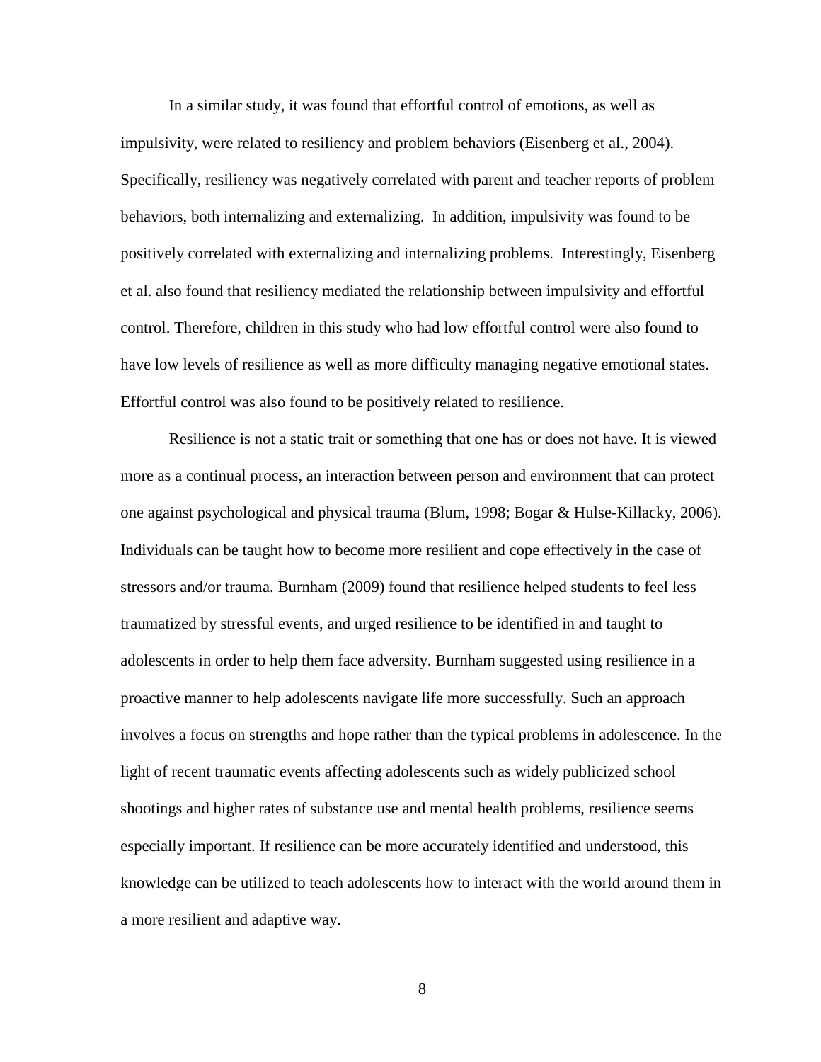In a similar study, it was found that effortful control of emotions, as well as impulsivity, were related to resiliency and problem behaviors (Eisenberg et al., 2004). Specifically, resiliency was negatively correlated with parent and teacher reports of problem behaviors, both internalizing and externalizing. In addition, impulsivity was found to be positively correlated with externalizing and internalizing problems. Interestingly, Eisenberg et al. also found that resiliency mediated the relationship between impulsivity and effortful control. Therefore, children in this study who had low effortful control were also found to have low levels of resilience as well as more difficulty managing negative emotional states. Effortful control was also found to be positively related to resilience.

Resilience is not a static trait or something that one has or does not have. It is viewed more as a continual process, an interaction between person and environment that can protect one against psychological and physical trauma (Blum, 1998; Bogar & Hulse-Killacky, 2006). Individuals can be taught how to become more resilient and cope effectively in the case of stressors and/or trauma. Burnham (2009) found that resilience helped students to feel less traumatized by stressful events, and urged resilience to be identified in and taught to adolescents in order to help them face adversity. Burnham suggested using resilience in a proactive manner to help adolescents navigate life more successfully. Such an approach involves a focus on strengths and hope rather than the typical problems in adolescence. In the light of recent traumatic events affecting adolescents such as widely publicized school shootings and higher rates of substance use and mental health problems, resilience seems especially important. If resilience can be more accurately identified and understood, this knowledge can be utilized to teach adolescents how to interact with the world around them in a more resilient and adaptive way.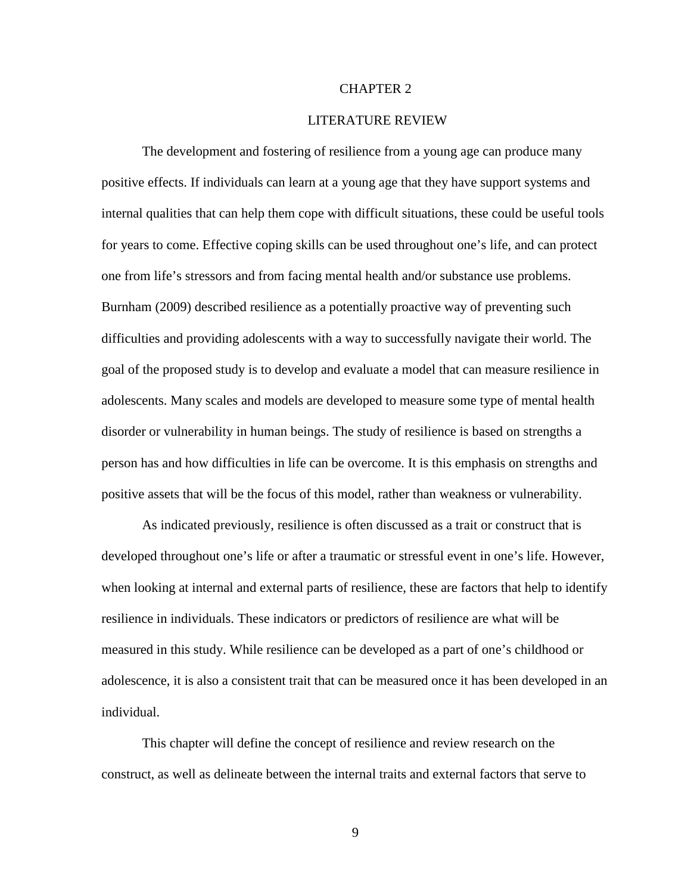# CHAPTER 2

# LITERATURE REVIEW

The development and fostering of resilience from a young age can produce many positive effects. If individuals can learn at a young age that they have support systems and internal qualities that can help them cope with difficult situations, these could be useful tools for years to come. Effective coping skills can be used throughout one's life, and can protect one from life's stressors and from facing mental health and/or substance use problems. Burnham (2009) described resilience as a potentially proactive way of preventing such difficulties and providing adolescents with a way to successfully navigate their world. The goal of the proposed study is to develop and evaluate a model that can measure resilience in adolescents. Many scales and models are developed to measure some type of mental health disorder or vulnerability in human beings. The study of resilience is based on strengths a person has and how difficulties in life can be overcome. It is this emphasis on strengths and positive assets that will be the focus of this model, rather than weakness or vulnerability.

As indicated previously, resilience is often discussed as a trait or construct that is developed throughout one's life or after a traumatic or stressful event in one's life. However, when looking at internal and external parts of resilience, these are factors that help to identify resilience in individuals. These indicators or predictors of resilience are what will be measured in this study. While resilience can be developed as a part of one's childhood or adolescence, it is also a consistent trait that can be measured once it has been developed in an individual.

This chapter will define the concept of resilience and review research on the construct, as well as delineate between the internal traits and external factors that serve to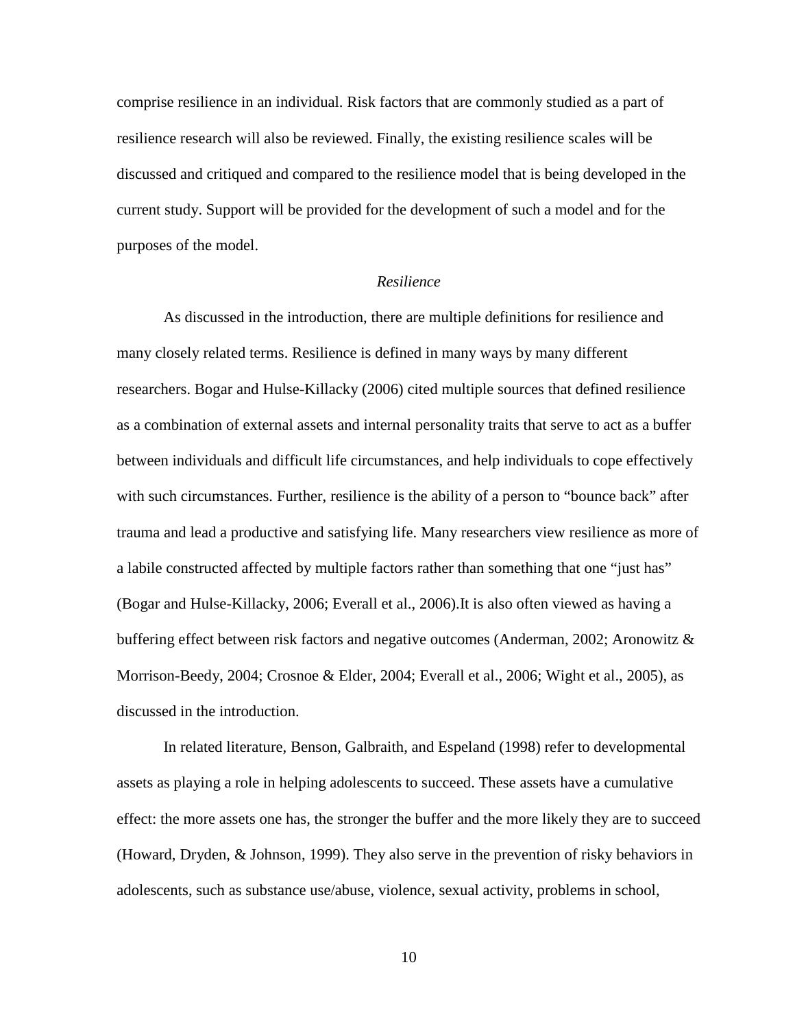comprise resilience in an individual. Risk factors that are commonly studied as a part of resilience research will also be reviewed. Finally, the existing resilience scales will be discussed and critiqued and compared to the resilience model that is being developed in the current study. Support will be provided for the development of such a model and for the purposes of the model.

### *Resilience*

As discussed in the introduction, there are multiple definitions for resilience and many closely related terms. Resilience is defined in many ways by many different researchers. Bogar and Hulse-Killacky (2006) cited multiple sources that defined resilience as a combination of external assets and internal personality traits that serve to act as a buffer between individuals and difficult life circumstances, and help individuals to cope effectively with such circumstances. Further, resilience is the ability of a person to "bounce back" after trauma and lead a productive and satisfying life. Many researchers view resilience as more of a labile constructed affected by multiple factors rather than something that one "just has" (Bogar and Hulse-Killacky, 2006; Everall et al., 2006).It is also often viewed as having a buffering effect between risk factors and negative outcomes (Anderman, 2002; Aronowitz & Morrison-Beedy, 2004; Crosnoe & Elder, 2004; Everall et al., 2006; Wight et al., 2005), as discussed in the introduction.

In related literature, Benson, Galbraith, and Espeland (1998) refer to developmental assets as playing a role in helping adolescents to succeed. These assets have a cumulative effect: the more assets one has, the stronger the buffer and the more likely they are to succeed (Howard, Dryden, & Johnson, 1999). They also serve in the prevention of risky behaviors in adolescents, such as substance use/abuse, violence, sexual activity, problems in school,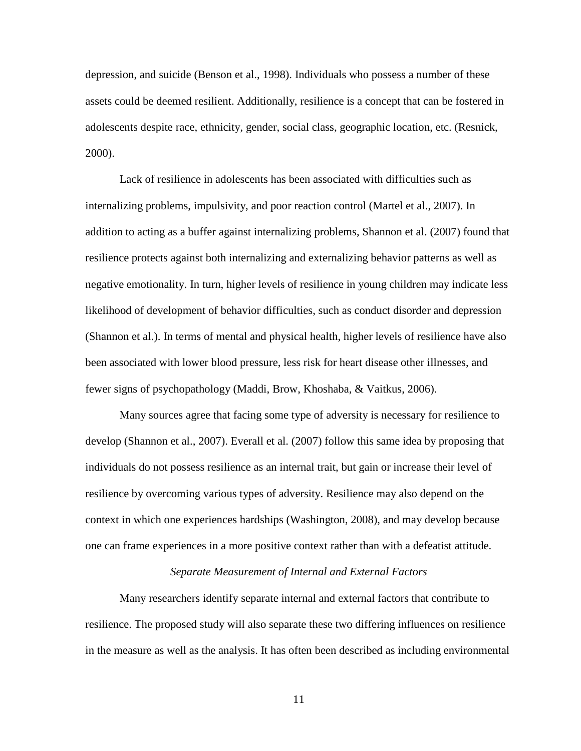depression, and suicide (Benson et al., 1998). Individuals who possess a number of these assets could be deemed resilient. Additionally, resilience is a concept that can be fostered in adolescents despite race, ethnicity, gender, social class, geographic location, etc. (Resnick, 2000).

Lack of resilience in adolescents has been associated with difficulties such as internalizing problems, impulsivity, and poor reaction control (Martel et al., 2007). In addition to acting as a buffer against internalizing problems, Shannon et al. (2007) found that resilience protects against both internalizing and externalizing behavior patterns as well as negative emotionality. In turn, higher levels of resilience in young children may indicate less likelihood of development of behavior difficulties, such as conduct disorder and depression (Shannon et al.). In terms of mental and physical health, higher levels of resilience have also been associated with lower blood pressure, less risk for heart disease other illnesses, and fewer signs of psychopathology (Maddi, Brow, Khoshaba, & Vaitkus, 2006).

Many sources agree that facing some type of adversity is necessary for resilience to develop (Shannon et al., 2007). Everall et al. (2007) follow this same idea by proposing that individuals do not possess resilience as an internal trait, but gain or increase their level of resilience by overcoming various types of adversity. Resilience may also depend on the context in which one experiences hardships (Washington, 2008), and may develop because one can frame experiences in a more positive context rather than with a defeatist attitude.

### *Separate Measurement of Internal and External Factors*

Many researchers identify separate internal and external factors that contribute to resilience. The proposed study will also separate these two differing influences on resilience in the measure as well as the analysis. It has often been described as including environmental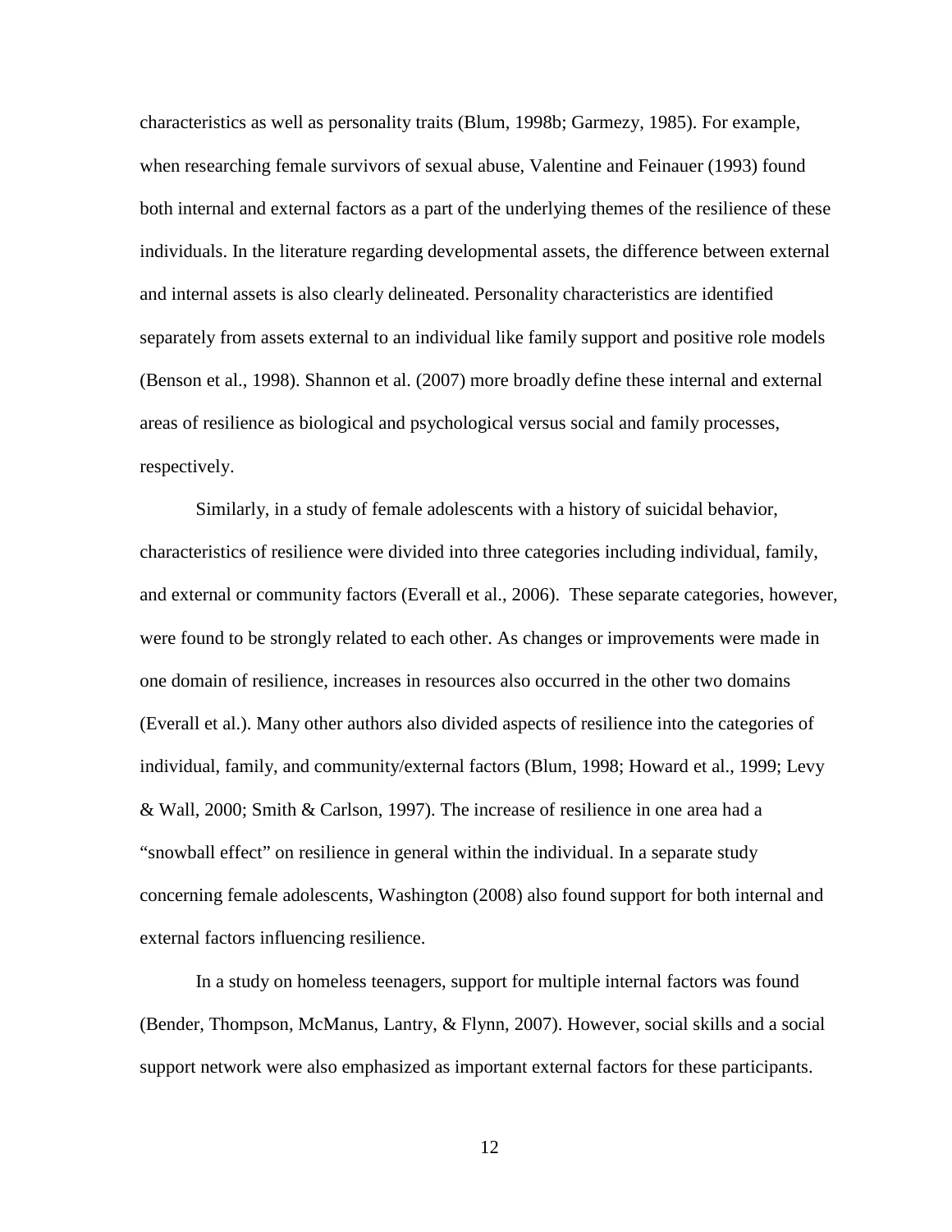characteristics as well as personality traits (Blum, 1998b; Garmezy, 1985). For example, when researching female survivors of sexual abuse, Valentine and Feinauer (1993) found both internal and external factors as a part of the underlying themes of the resilience of these individuals. In the literature regarding developmental assets, the difference between external and internal assets is also clearly delineated. Personality characteristics are identified separately from assets external to an individual like family support and positive role models (Benson et al., 1998). Shannon et al. (2007) more broadly define these internal and external areas of resilience as biological and psychological versus social and family processes, respectively.

Similarly, in a study of female adolescents with a history of suicidal behavior, characteristics of resilience were divided into three categories including individual, family, and external or community factors (Everall et al., 2006). These separate categories, however, were found to be strongly related to each other. As changes or improvements were made in one domain of resilience, increases in resources also occurred in the other two domains (Everall et al.). Many other authors also divided aspects of resilience into the categories of individual, family, and community/external factors (Blum, 1998; Howard et al., 1999; Levy & Wall, 2000; Smith & Carlson, 1997). The increase of resilience in one area had a "snowball effect" on resilience in general within the individual. In a separate study concerning female adolescents, Washington (2008) also found support for both internal and external factors influencing resilience.

In a study on homeless teenagers, support for multiple internal factors was found (Bender, Thompson, McManus, Lantry, & Flynn, 2007). However, social skills and a social support network were also emphasized as important external factors for these participants.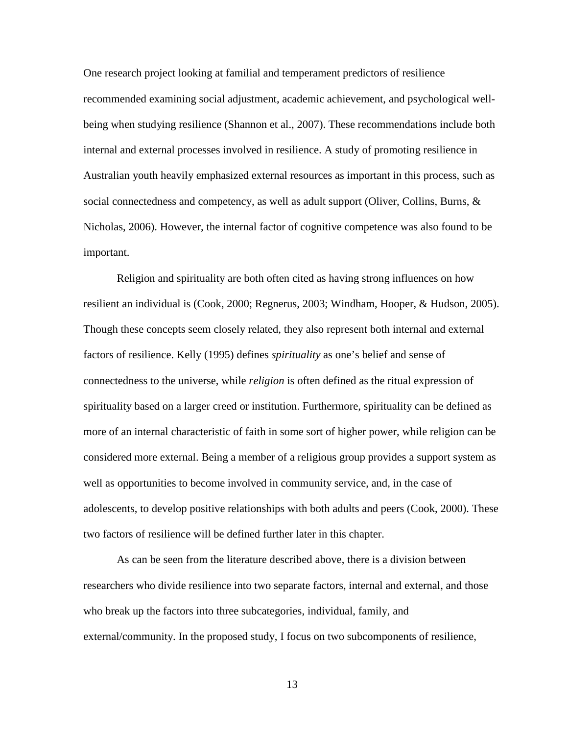One research project looking at familial and temperament predictors of resilience recommended examining social adjustment, academic achievement, and psychological well-being when studying resilience (Shannon et al., 2007). These recommendations include both internal and external processes involved in resilience. A study of promoting resilience in Australian youth heavily emphasized external resources as important in this process, such as social connectedness and competency, as well as adult support (Oliver, Collins, Burns, & Nicholas, 2006). However, the internal factor of cognitive competence was also found to be important.

Religion and spirituality are both often cited as having strong influences on how resilient an individual is (Cook, 2000; Regnerus, 2003; Windham, Hooper, & Hudson, 2005). Though these concepts seem closely related, they also represent both internal and external factors of resilience. Kelly (1995) defines *spirituality* as one's belief and sense of connectedness to the universe, while *religion* is often defined as the ritual expression of spirituality based on a larger creed or institution. Furthermore, spirituality can be defined as more of an internal characteristic of faith in some sort of higher power, while religion can be considered more external. Being a member of a religious group provides a support system as well as opportunities to become involved in community service, and, in the case of adolescents, to develop positive relationships with both adults and peers (Cook, 2000). These two factors of resilience will be defined further later in this chapter.

As can be seen from the literature described above, there is a division between researchers who divide resilience into two separate factors, internal and external, and those who break up the factors into three subcategories, individual, family, and external/community. In the proposed study, I focus on two subcomponents of resilience,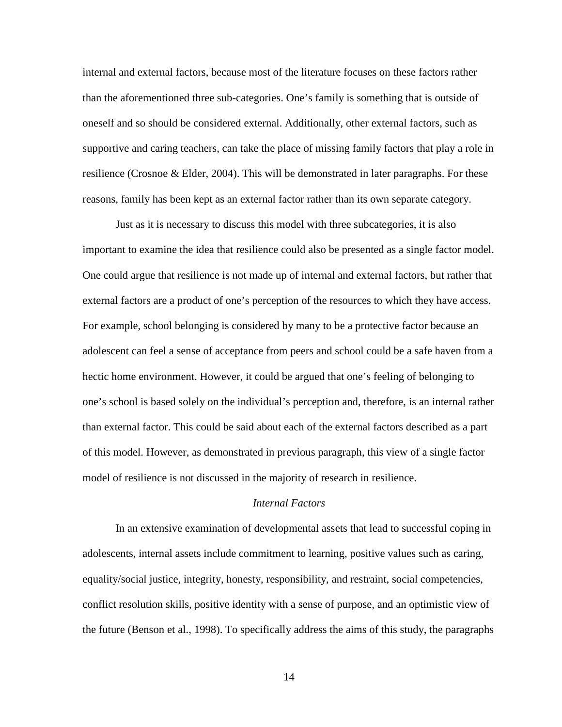internal and external factors, because most of the literature focuses on these factors rather than the aforementioned three sub-categories. One’s family is something that is outside of oneself and so should be considered external. Additionally, other external factors, such as supportive and caring teachers, can take the place of missing family factors that play a role in resilience (Crosnoe & Elder, 2004). This will be demonstrated in later paragraphs. For these reasons, family has been kept as an external factor rather than its own separate category.

Just as it is necessary to discuss this model with three subcategories, it is also important to examine the idea that resilience could also be presented as a single factor model. One could argue that resilience is not made up of internal and external factors, but rather that external factors are a product of one’s perception of the resources to which they have access. For example, school belonging is considered by many to be a protective factor because an adolescent can feel a sense of acceptance from peers and school could be a safe haven from a hectic home environment. However, it could be argued that one’s feeling of belonging to one’s school is based solely on the individual’s perception and, therefore, is an internal rather than external factor. This could be said about each of the external factors described as a part of this model. However, as demonstrated in previous paragraph, this view of a single factor model of resilience is not discussed in the majority of research in resilience.

### *Internal Factors*

In an extensive examination of developmental assets that lead to successful coping in adolescents, internal assets include commitment to learning, positive values such as caring, equality/social justice, integrity, honesty, responsibility, and restraint, social competencies, conflict resolution skills, positive identity with a sense of purpose, and an optimistic view of the future (Benson et al., 1998). To specifically address the aims of this study, the paragraphs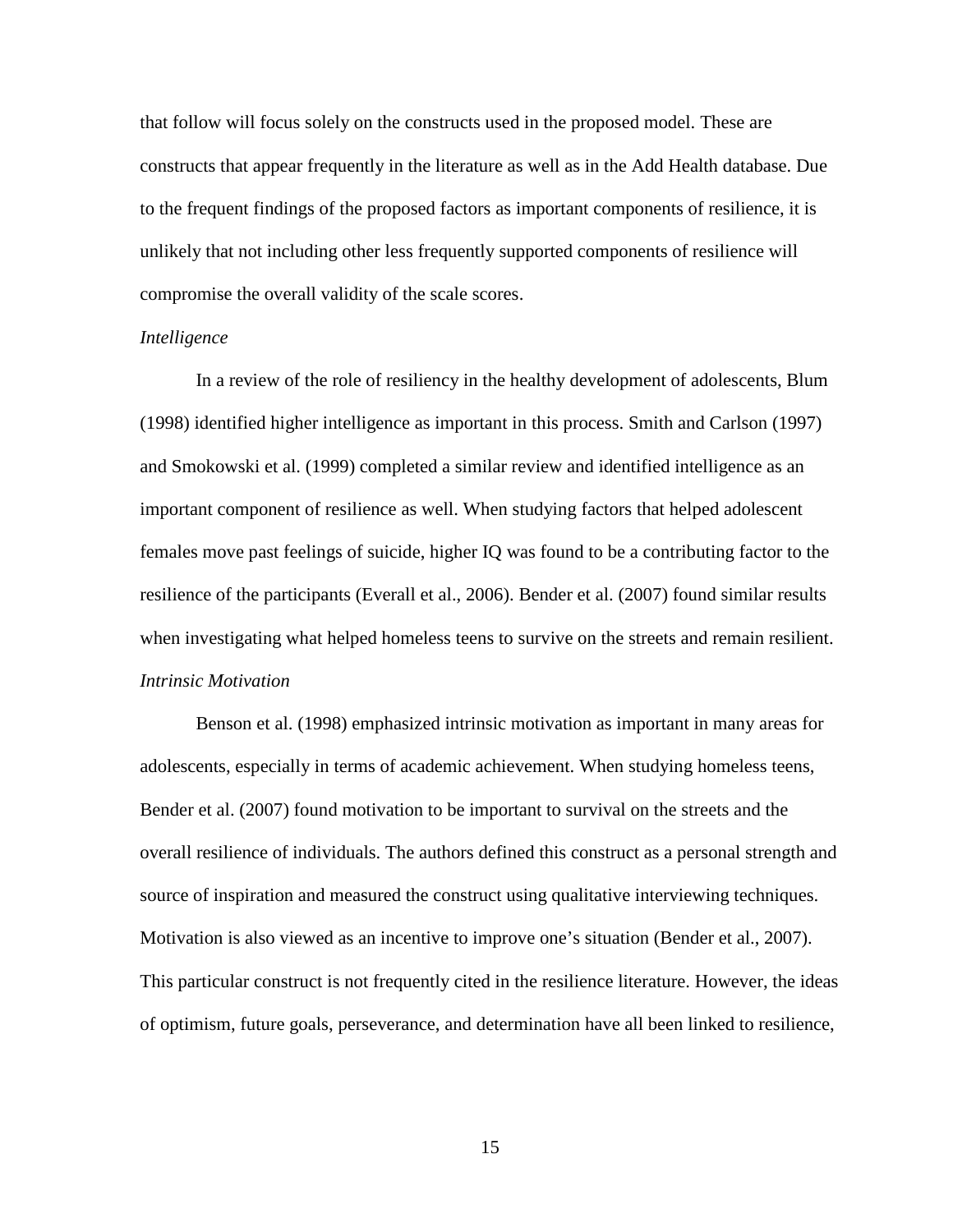that follow will focus solely on the constructs used in the proposed model. These are constructs that appear frequently in the literature as well as in the Add Health database. Due to the frequent findings of the proposed factors as important components of resilience, it is unlikely that not including other less frequently supported components of resilience will compromise the overall validity of the scale scores.

### *Intelligence*

In a review of the role of resiliency in the healthy development of adolescents, Blum (1998) identified higher intelligence as important in this process. Smith and Carlson (1997) and Smokowski et al. (1999) completed a similar review and identified intelligence as an important component of resilience as well. When studying factors that helped adolescent females move past feelings of suicide, higher IQ was found to be a contributing factor to the resilience of the participants (Everall et al., 2006). Bender et al. (2007) found similar results when investigating what helped homeless teens to survive on the streets and remain resilient.

### *Intrinsic Motivation*

Benson et al. (1998) emphasized intrinsic motivation as important in many areas for adolescents, especially in terms of academic achievement. When studying homeless teens, Bender et al. (2007) found motivation to be important to survival on the streets and the overall resilience of individuals. The authors defined this construct as a personal strength and source of inspiration and measured the construct using qualitative interviewing techniques. Motivation is also viewed as an incentive to improve one's situation (Bender et al., 2007). This particular construct is not frequently cited in the resilience literature. However, the ideas of optimism, future goals, perseverance, and determination have all been linked to resilience,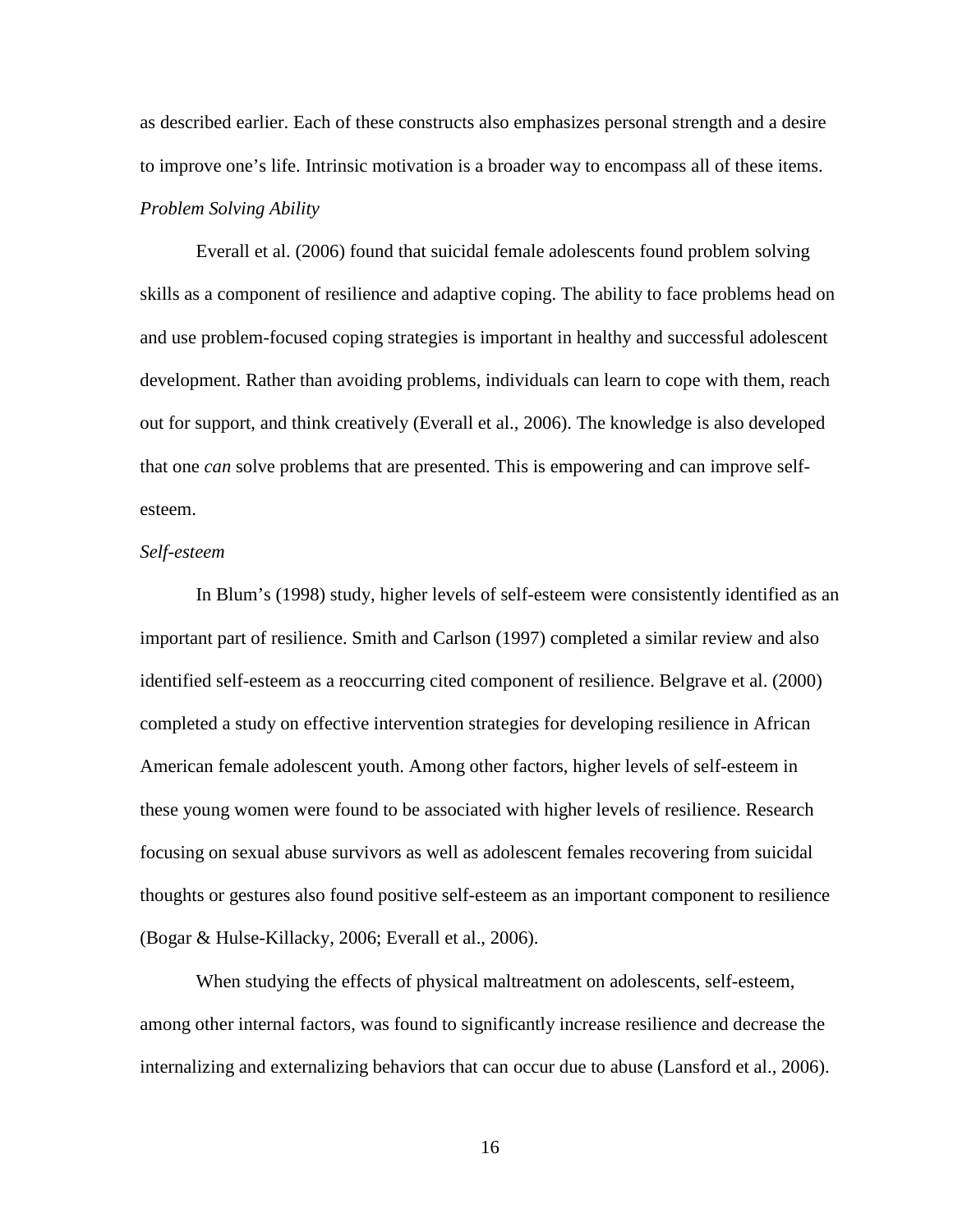as described earlier. Each of these constructs also emphasizes personal strength and a desire to improve one's life. Intrinsic motivation is a broader way to encompass all of these items.

### *Problem Solving Ability*

Everall et al. (2006) found that suicidal female adolescents found problem solving skills as a component of resilience and adaptive coping. The ability to face problems head on and use problem-focused coping strategies is important in healthy and successful adolescent development. Rather than avoiding problems, individuals can learn to cope with them, reach out for support, and think creatively (Everall et al., 2006). The knowledge is also developed that one *can* solve problems that are presented. This is empowering and can improve self-esteem.

### *Self-esteem*

In Blum's (1998) study, higher levels of self-esteem were consistently identified as an important part of resilience. Smith and Carlson (1997) completed a similar review and also identified self-esteem as a reoccurring cited component of resilience. Belgrave et al. (2000) completed a study on effective intervention strategies for developing resilience in African American female adolescent youth. Among other factors, higher levels of self-esteem in these young women were found to be associated with higher levels of resilience. Research focusing on sexual abuse survivors as well as adolescent females recovering from suicidal thoughts or gestures also found positive self-esteem as an important component to resilience (Bogar & Hulse-Killacky, 2006; Everall et al., 2006).

When studying the effects of physical maltreatment on adolescents, self-esteem, among other internal factors, was found to significantly increase resilience and decrease the internalizing and externalizing behaviors that can occur due to abuse (Lansford et al., 2006).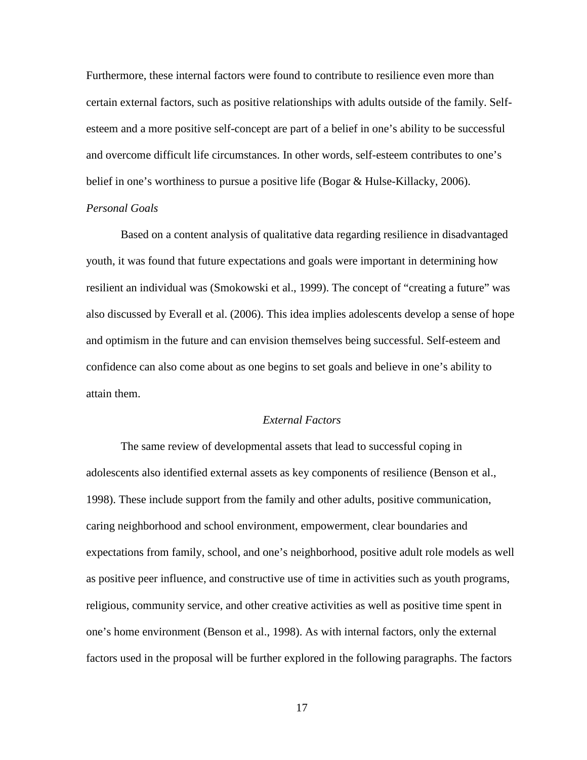Furthermore, these internal factors were found to contribute to resilience even more than certain external factors, such as positive relationships with adults outside of the family. Self-esteem and a more positive self-concept are part of a belief in one's ability to be successful and overcome difficult life circumstances. In other words, self-esteem contributes to one's belief in one's worthiness to pursue a positive life (Bogar & Hulse-Killacky, 2006).

### *Personal Goals*

Based on a content analysis of qualitative data regarding resilience in disadvantaged youth, it was found that future expectations and goals were important in determining how resilient an individual was (Smokowski et al., 1999). The concept of "creating a future" was also discussed by Everall et al. (2006). This idea implies adolescents develop a sense of hope and optimism in the future and can envision themselves being successful. Self-esteem and confidence can also come about as one begins to set goals and believe in one's ability to attain them.

## *External Factors*

The same review of developmental assets that lead to successful coping in adolescents also identified external assets as key components of resilience (Benson et al., 1998). These include support from the family and other adults, positive communication, caring neighborhood and school environment, empowerment, clear boundaries and expectations from family, school, and one's neighborhood, positive adult role models as well as positive peer influence, and constructive use of time in activities such as youth programs, religious, community service, and other creative activities as well as positive time spent in one's home environment (Benson et al., 1998). As with internal factors, only the external factors used in the proposal will be further explored in the following paragraphs. The factors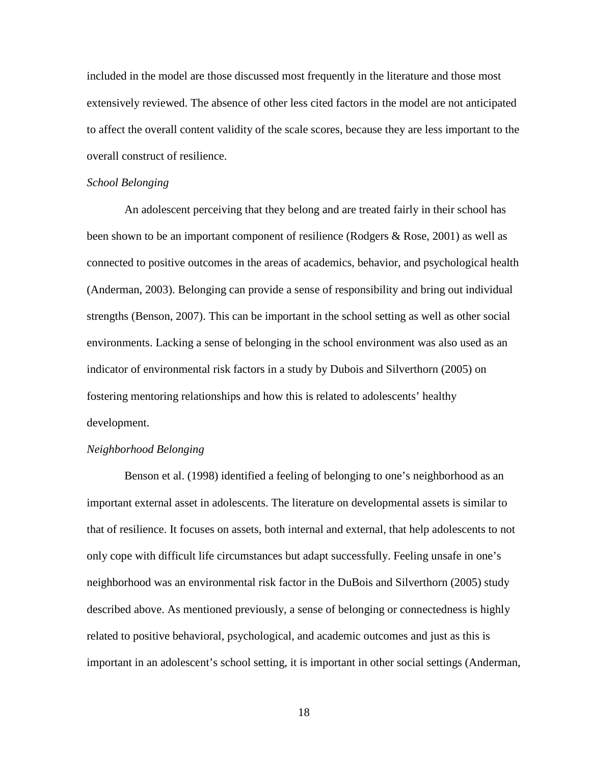included in the model are those discussed most frequently in the literature and those most extensively reviewed. The absence of other less cited factors in the model are not anticipated to affect the overall content validity of the scale scores, because they are less important to the overall construct of resilience.

*School Belonging*

An adolescent perceiving that they belong and are treated fairly in their school has been shown to be an important component of resilience (Rodgers & Rose, 2001) as well as connected to positive outcomes in the areas of academics, behavior, and psychological health (Anderman, 2003). Belonging can provide a sense of responsibility and bring out individual strengths (Benson, 2007). This can be important in the school setting as well as other social environments. Lacking a sense of belonging in the school environment was also used as an indicator of environmental risk factors in a study by Dubois and Silverthorn (2005) on fostering mentoring relationships and how this is related to adolescents' healthy development.

*Neighborhood Belonging*

Benson et al. (1998) identified a feeling of belonging to one's neighborhood as an important external asset in adolescents. The literature on developmental assets is similar to that of resilience. It focuses on assets, both internal and external, that help adolescents to not only cope with difficult life circumstances but adapt successfully. Feeling unsafe in one's neighborhood was an environmental risk factor in the DuBois and Silverthorn (2005) study described above. As mentioned previously, a sense of belonging or connectedness is highly related to positive behavioral, psychological, and academic outcomes and just as this is important in an adolescent's school setting, it is important in other social settings (Anderman,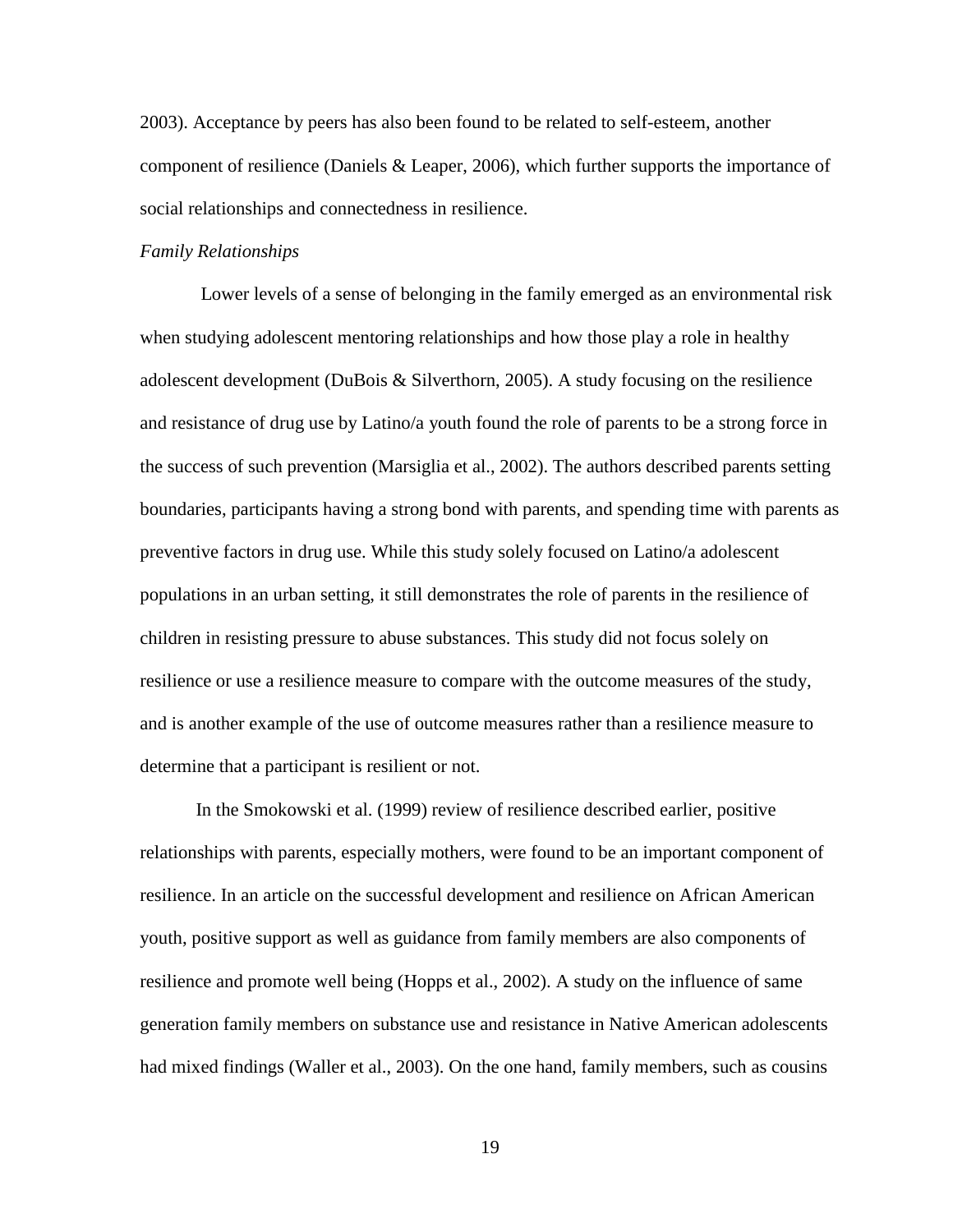2003). Acceptance by peers has also been found to be related to self-esteem, another component of resilience (Daniels & Leaper, 2006), which further supports the importance of social relationships and connectedness in resilience.

*Family Relationships*

Lower levels of a sense of belonging in the family emerged as an environmental risk when studying adolescent mentoring relationships and how those play a role in healthy adolescent development (DuBois & Silverthorn, 2005). A study focusing on the resilience and resistance of drug use by Latino/a youth found the role of parents to be a strong force in the success of such prevention (Marsiglia et al., 2002). The authors described parents setting boundaries, participants having a strong bond with parents, and spending time with parents as preventive factors in drug use. While this study solely focused on Latino/a adolescent populations in an urban setting, it still demonstrates the role of parents in the resilience of children in resisting pressure to abuse substances. This study did not focus solely on resilience or use a resilience measure to compare with the outcome measures of the study, and is another example of the use of outcome measures rather than a resilience measure to determine that a participant is resilient or not.

In the Smokowski et al. (1999) review of resilience described earlier, positive relationships with parents, especially mothers, were found to be an important component of resilience. In an article on the successful development and resilience on African American youth, positive support as well as guidance from family members are also components of resilience and promote well being (Hopps et al., 2002). A study on the influence of same generation family members on substance use and resistance in Native American adolescents had mixed findings (Waller et al., 2003). On the one hand, family members, such as cousins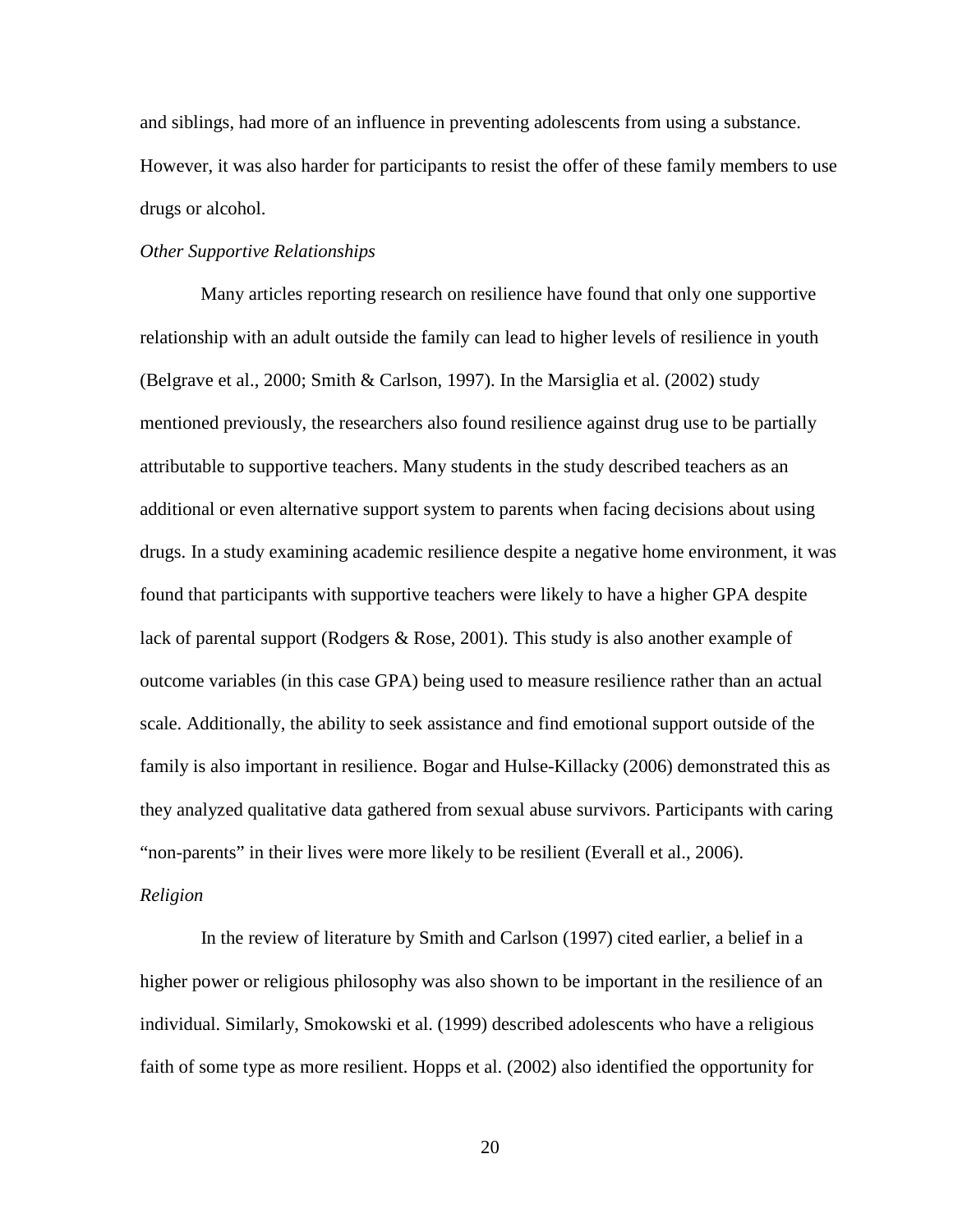and siblings, had more of an influence in preventing adolescents from using a substance. However, it was also harder for participants to resist the offer of these family members to use drugs or alcohol.

*Other Supportive Relationships*

Many articles reporting research on resilience have found that only one supportive relationship with an adult outside the family can lead to higher levels of resilience in youth (Belgrave et al., 2000; Smith & Carlson, 1997). In the Marsiglia et al. (2002) study mentioned previously, the researchers also found resilience against drug use to be partially attributable to supportive teachers. Many students in the study described teachers as an additional or even alternative support system to parents when facing decisions about using drugs. In a study examining academic resilience despite a negative home environment, it was found that participants with supportive teachers were likely to have a higher GPA despite lack of parental support (Rodgers & Rose, 2001). This study is also another example of outcome variables (in this case GPA) being used to measure resilience rather than an actual scale. Additionally, the ability to seek assistance and find emotional support outside of the family is also important in resilience. Bogar and Hulse-Killacky (2006) demonstrated this as they analyzed qualitative data gathered from sexual abuse survivors. Participants with caring "non-parents" in their lives were more likely to be resilient (Everall et al., 2006).

*Religion*

In the review of literature by Smith and Carlson (1997) cited earlier, a belief in a higher power or religious philosophy was also shown to be important in the resilience of an individual. Similarly, Smokowski et al. (1999) described adolescents who have a religious faith of some type as more resilient. Hopps et al. (2002) also identified the opportunity for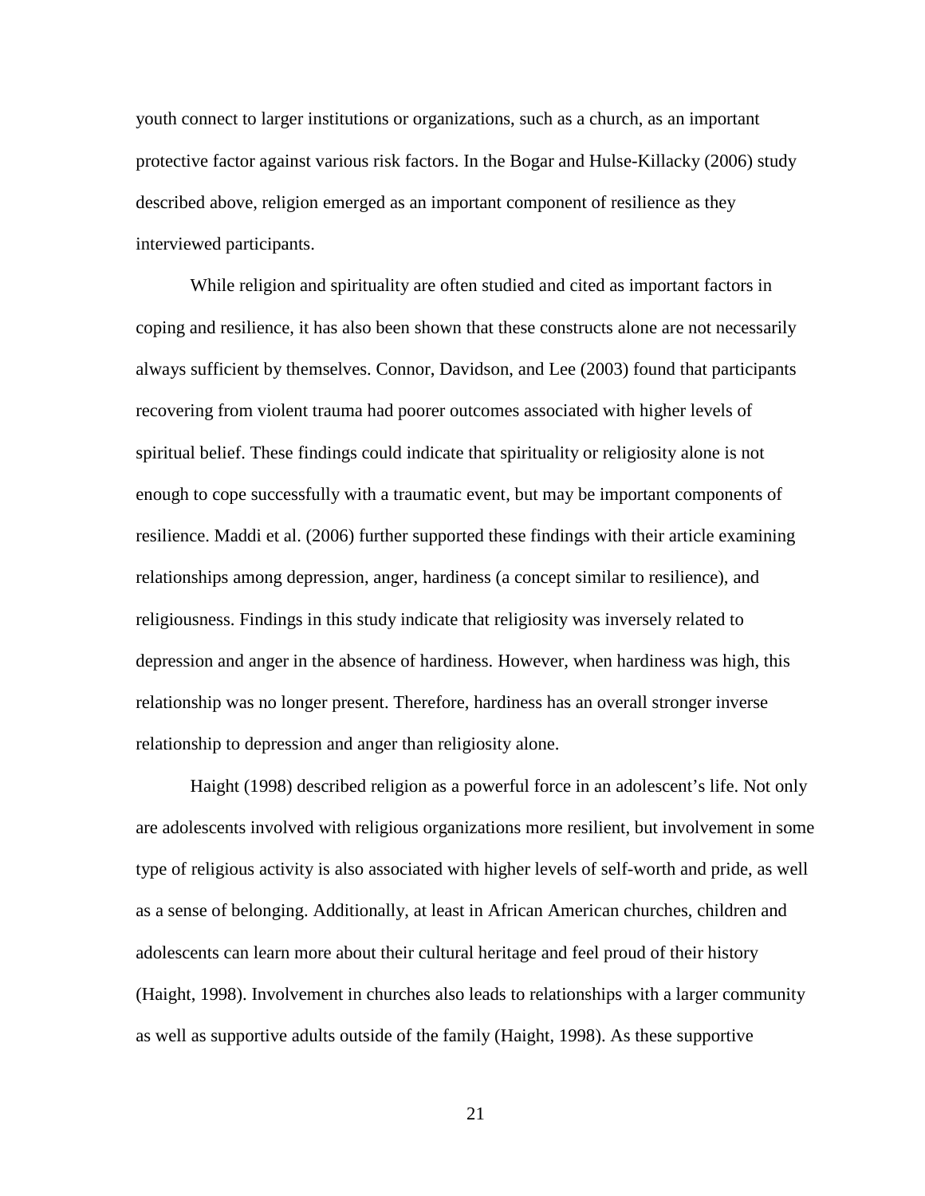youth connect to larger institutions or organizations, such as a church, as an important protective factor against various risk factors. In the Bogar and Hulse-Killacky (2006) study described above, religion emerged as an important component of resilience as they interviewed participants.

While religion and spirituality are often studied and cited as important factors in coping and resilience, it has also been shown that these constructs alone are not necessarily always sufficient by themselves. Connor, Davidson, and Lee (2003) found that participants recovering from violent trauma had poorer outcomes associated with higher levels of spiritual belief. These findings could indicate that spirituality or religiosity alone is not enough to cope successfully with a traumatic event, but may be important components of resilience. Maddi et al. (2006) further supported these findings with their article examining relationships among depression, anger, hardiness (a concept similar to resilience), and religiousness. Findings in this study indicate that religiosity was inversely related to depression and anger in the absence of hardiness. However, when hardiness was high, this relationship was no longer present. Therefore, hardiness has an overall stronger inverse relationship to depression and anger than religiosity alone.

Haight (1998) described religion as a powerful force in an adolescent's life. Not only are adolescents involved with religious organizations more resilient, but involvement in some type of religious activity is also associated with higher levels of self-worth and pride, as well as a sense of belonging. Additionally, at least in African American churches, children and adolescents can learn more about their cultural heritage and feel proud of their history (Haight, 1998). Involvement in churches also leads to relationships with a larger community as well as supportive adults outside of the family (Haight, 1998). As these supportive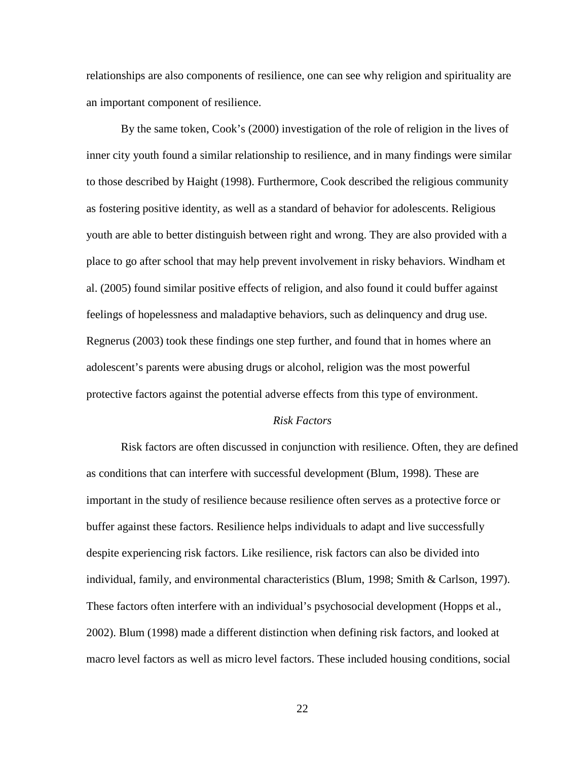relationships are also components of resilience, one can see why religion and spirituality are an important component of resilience.

By the same token, Cook's (2000) investigation of the role of religion in the lives of inner city youth found a similar relationship to resilience, and in many findings were similar to those described by Haight (1998). Furthermore, Cook described the religious community as fostering positive identity, as well as a standard of behavior for adolescents. Religious youth are able to better distinguish between right and wrong. They are also provided with a place to go after school that may help prevent involvement in risky behaviors. Windham et al. (2005) found similar positive effects of religion, and also found it could buffer against feelings of hopelessness and maladaptive behaviors, such as delinquency and drug use. Regnerus (2003) took these findings one step further, and found that in homes where an adolescent's parents were abusing drugs or alcohol, religion was the most powerful protective factors against the potential adverse effects from this type of environment.

### *Risk Factors*

Risk factors are often discussed in conjunction with resilience. Often, they are defined as conditions that can interfere with successful development (Blum, 1998). These are important in the study of resilience because resilience often serves as a protective force or buffer against these factors. Resilience helps individuals to adapt and live successfully despite experiencing risk factors. Like resilience, risk factors can also be divided into individual, family, and environmental characteristics (Blum, 1998; Smith & Carlson, 1997). These factors often interfere with an individual's psychosocial development (Hopps et al., 2002). Blum (1998) made a different distinction when defining risk factors, and looked at macro level factors as well as micro level factors. These included housing conditions, social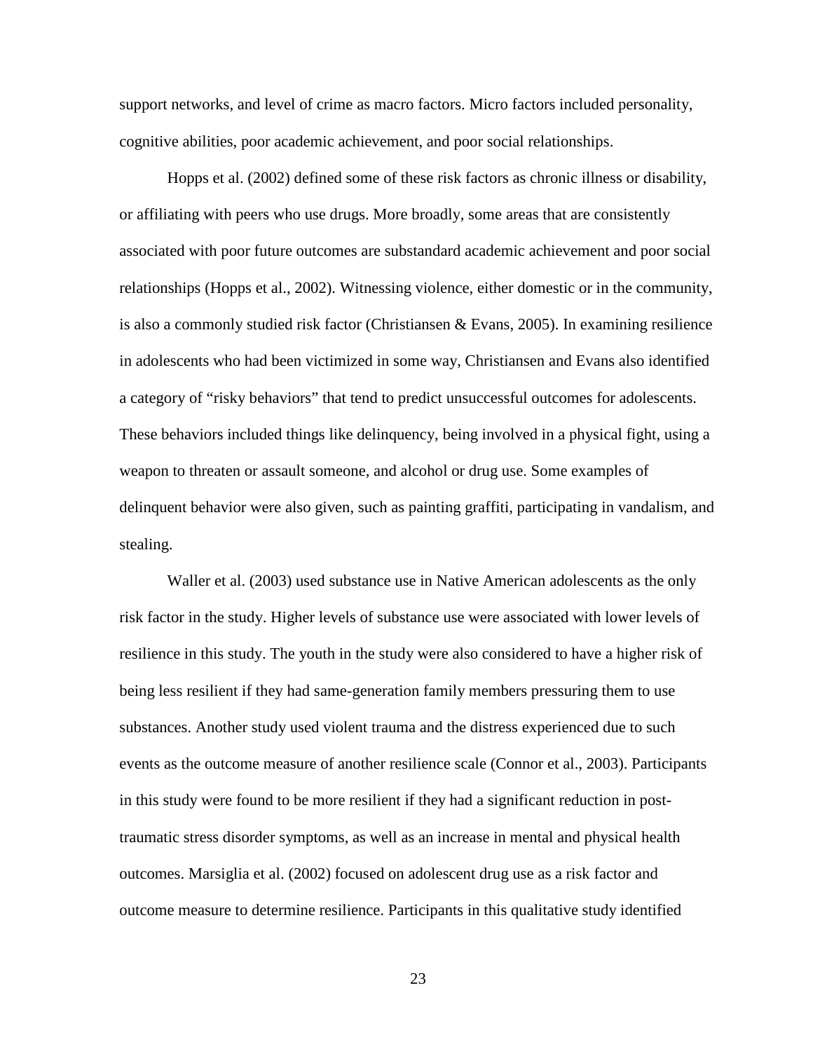support networks, and level of crime as macro factors. Micro factors included personality, cognitive abilities, poor academic achievement, and poor social relationships.

Hopps et al. (2002) defined some of these risk factors as chronic illness or disability, or affiliating with peers who use drugs. More broadly, some areas that are consistently associated with poor future outcomes are substandard academic achievement and poor social relationships (Hopps et al., 2002). Witnessing violence, either domestic or in the community, is also a commonly studied risk factor (Christiansen & Evans, 2005). In examining resilience in adolescents who had been victimized in some way, Christiansen and Evans also identified a category of "risky behaviors" that tend to predict unsuccessful outcomes for adolescents. These behaviors included things like delinquency, being involved in a physical fight, using a weapon to threaten or assault someone, and alcohol or drug use. Some examples of delinquent behavior were also given, such as painting graffiti, participating in vandalism, and stealing.

Waller et al. (2003) used substance use in Native American adolescents as the only risk factor in the study. Higher levels of substance use were associated with lower levels of resilience in this study. The youth in the study were also considered to have a higher risk of being less resilient if they had same-generation family members pressuring them to use substances. Another study used violent trauma and the distress experienced due to such events as the outcome measure of another resilience scale (Connor et al., 2003). Participants in this study were found to be more resilient if they had a significant reduction in post-traumatic stress disorder symptoms, as well as an increase in mental and physical health outcomes. Marsiglia et al. (2002) focused on adolescent drug use as a risk factor and outcome measure to determine resilience. Participants in this qualitative study identified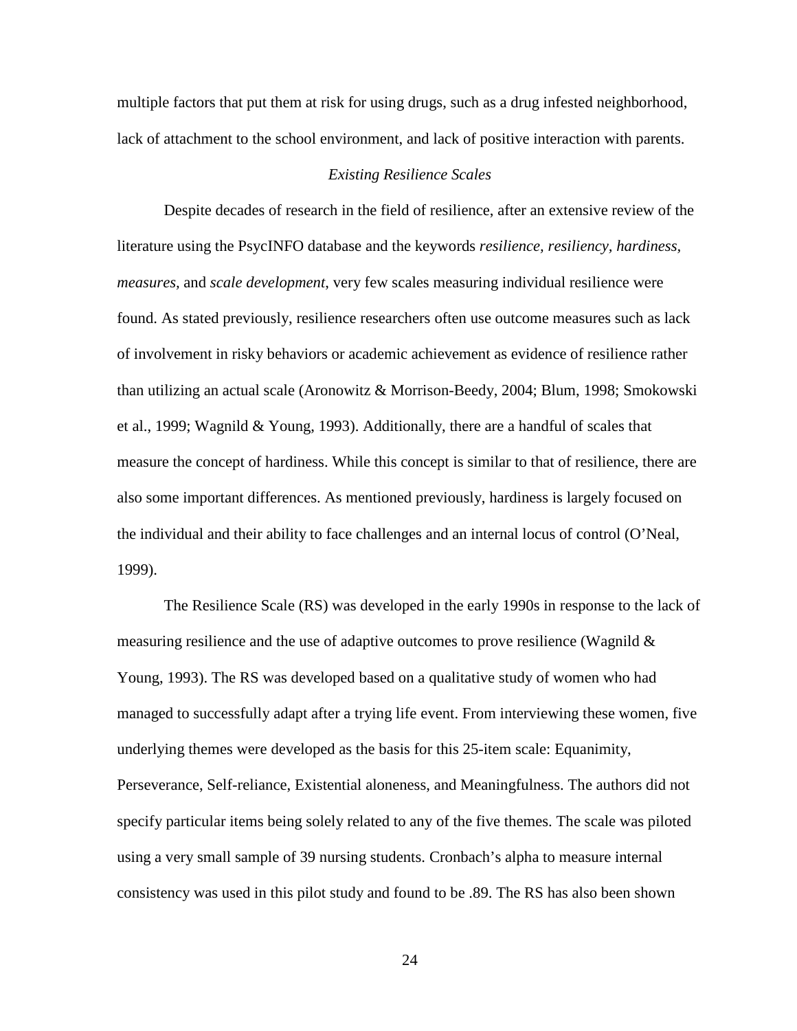multiple factors that put them at risk for using drugs, such as a drug infested neighborhood, lack of attachment to the school environment, and lack of positive interaction with parents.

### *Existing Resilience Scales*

Despite decades of research in the field of resilience, after an extensive review of the literature using the PsycINFO database and the keywords *resilience, resiliency, hardiness, measures,* and *scale development*, very few scales measuring individual resilience were found. As stated previously, resilience researchers often use outcome measures such as lack of involvement in risky behaviors or academic achievement as evidence of resilience rather than utilizing an actual scale (Aronowitz & Morrison-Beedy, 2004; Blum, 1998; Smokowski et al., 1999; Wagnild & Young, 1993). Additionally, there are a handful of scales that measure the concept of hardiness. While this concept is similar to that of resilience, there are also some important differences. As mentioned previously, hardiness is largely focused on the individual and their ability to face challenges and an internal locus of control (O'Neal, 1999).

The Resilience Scale (RS) was developed in the early 1990s in response to the lack of measuring resilience and the use of adaptive outcomes to prove resilience (Wagnild & Young, 1993). The RS was developed based on a qualitative study of women who had managed to successfully adapt after a trying life event. From interviewing these women, five underlying themes were developed as the basis for this 25-item scale: Equanimity, Perseverance, Self-reliance, Existential aloneness, and Meaningfulness. The authors did not specify particular items being solely related to any of the five themes. The scale was piloted using a very small sample of 39 nursing students. Cronbach's alpha to measure internal consistency was used in this pilot study and found to be .89. The RS has also been shown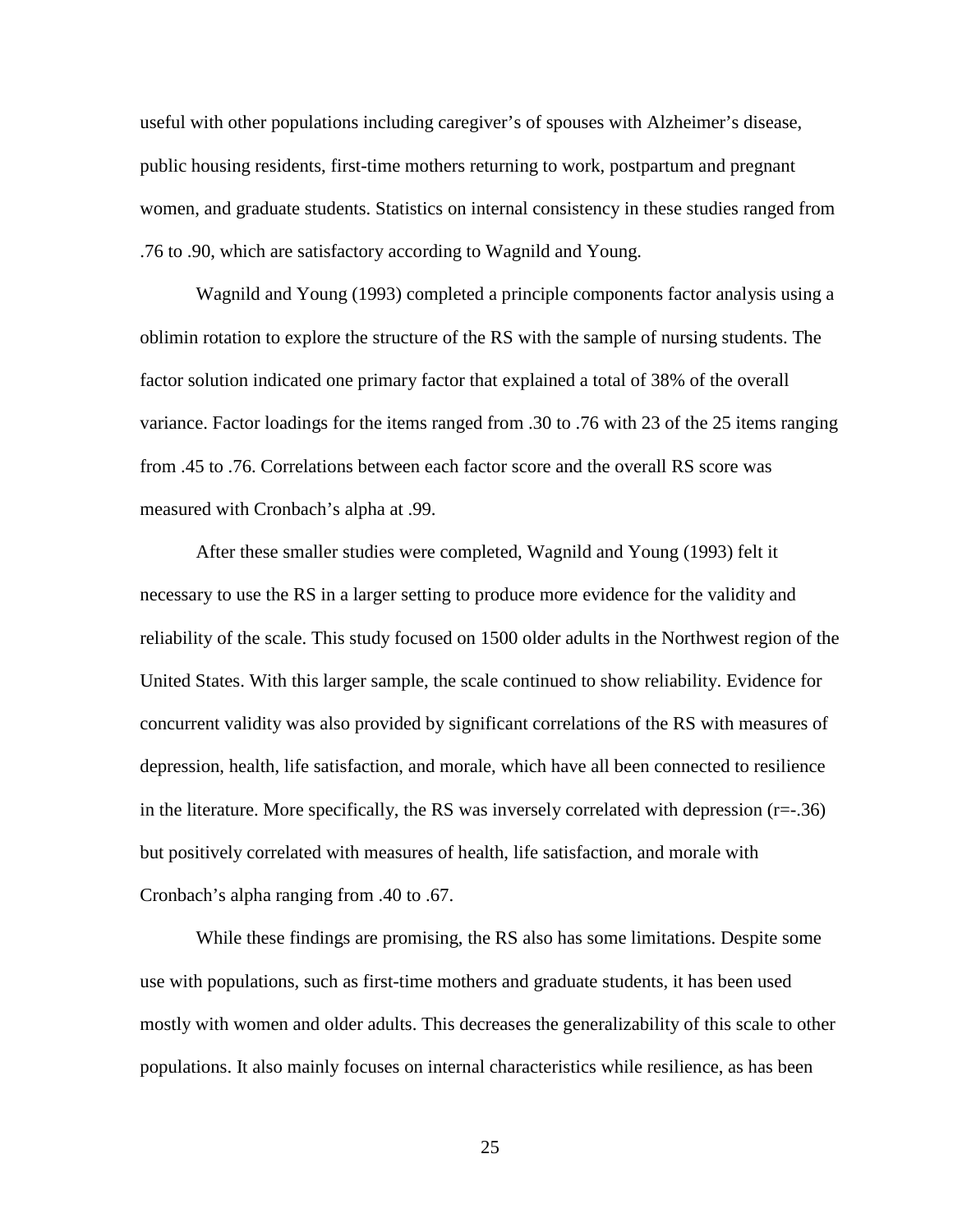useful with other populations including caregiver's of spouses with Alzheimer's disease, public housing residents, first-time mothers returning to work, postpartum and pregnant women, and graduate students. Statistics on internal consistency in these studies ranged from .76 to .90, which are satisfactory according to Wagnild and Young.

Wagnild and Young (1993) completed a principle components factor analysis using a oblimin rotation to explore the structure of the RS with the sample of nursing students. The factor solution indicated one primary factor that explained a total of 38% of the overall variance. Factor loadings for the items ranged from .30 to .76 with 23 of the 25 items ranging from .45 to .76. Correlations between each factor score and the overall RS score was measured with Cronbach's alpha at .99.

After these smaller studies were completed, Wagnild and Young (1993) felt it necessary to use the RS in a larger setting to produce more evidence for the validity and reliability of the scale. This study focused on 1500 older adults in the Northwest region of the United States. With this larger sample, the scale continued to show reliability. Evidence for concurrent validity was also provided by significant correlations of the RS with measures of depression, health, life satisfaction, and morale, which have all been connected to resilience in the literature. More specifically, the RS was inversely correlated with depression ($r=-.36$) but positively correlated with measures of health, life satisfaction, and morale with Cronbach's alpha ranging from .40 to .67.

While these findings are promising, the RS also has some limitations. Despite some use with populations, such as first-time mothers and graduate students, it has been used mostly with women and older adults. This decreases the generalizability of this scale to other populations. It also mainly focuses on internal characteristics while resilience, as has been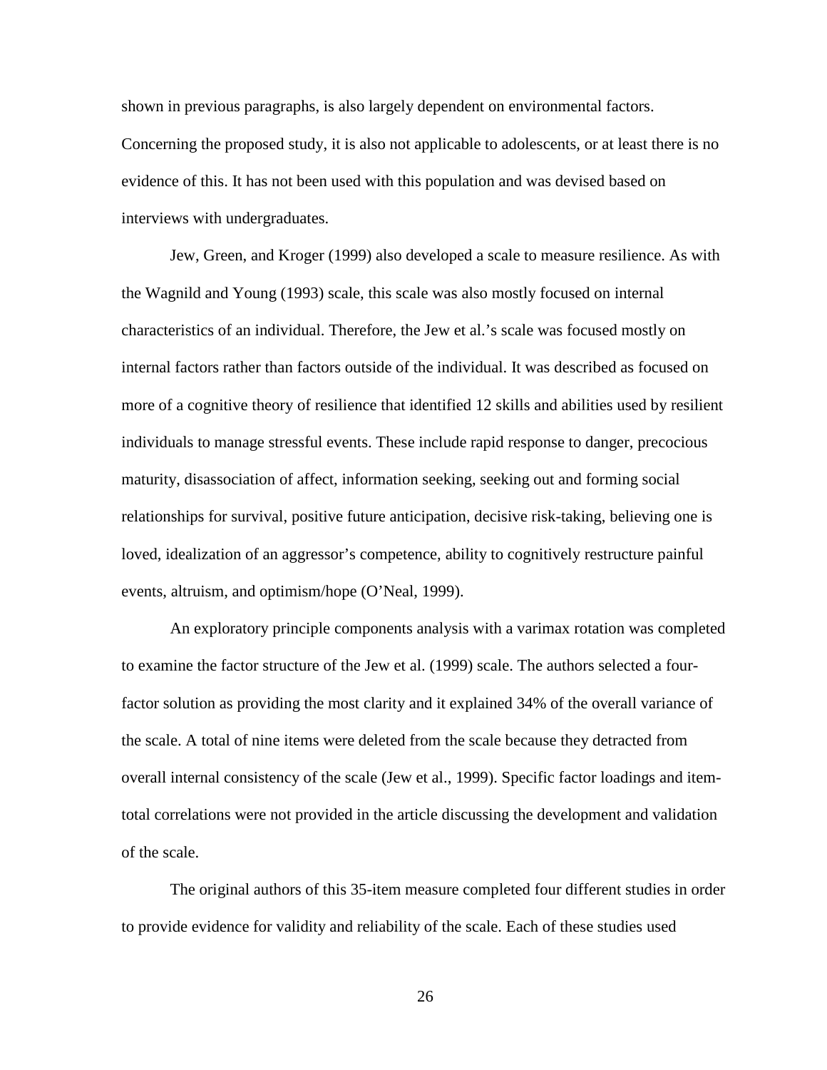shown in previous paragraphs, is also largely dependent on environmental factors. Concerning the proposed study, it is also not applicable to adolescents, or at least there is no evidence of this. It has not been used with this population and was devised based on interviews with undergraduates.

Jew, Green, and Kroger (1999) also developed a scale to measure resilience. As with the Wagnild and Young (1993) scale, this scale was also mostly focused on internal characteristics of an individual. Therefore, the Jew et al.'s scale was focused mostly on internal factors rather than factors outside of the individual. It was described as focused on more of a cognitive theory of resilience that identified 12 skills and abilities used by resilient individuals to manage stressful events. These include rapid response to danger, precocious maturity, disassociation of affect, information seeking, seeking out and forming social relationships for survival, positive future anticipation, decisive risk-taking, believing one is loved, idealization of an aggressor's competence, ability to cognitively restructure painful events, altruism, and optimism/hope (O'Neal, 1999).

An exploratory principle components analysis with a varimax rotation was completed to examine the factor structure of the Jew et al. (1999) scale. The authors selected a four-factor solution as providing the most clarity and it explained 34% of the overall variance of the scale. A total of nine items were deleted from the scale because they detracted from overall internal consistency of the scale (Jew et al., 1999). Specific factor loadings and item-total correlations were not provided in the article discussing the development and validation of the scale.

The original authors of this 35-item measure completed four different studies in order to provide evidence for validity and reliability of the scale. Each of these studies used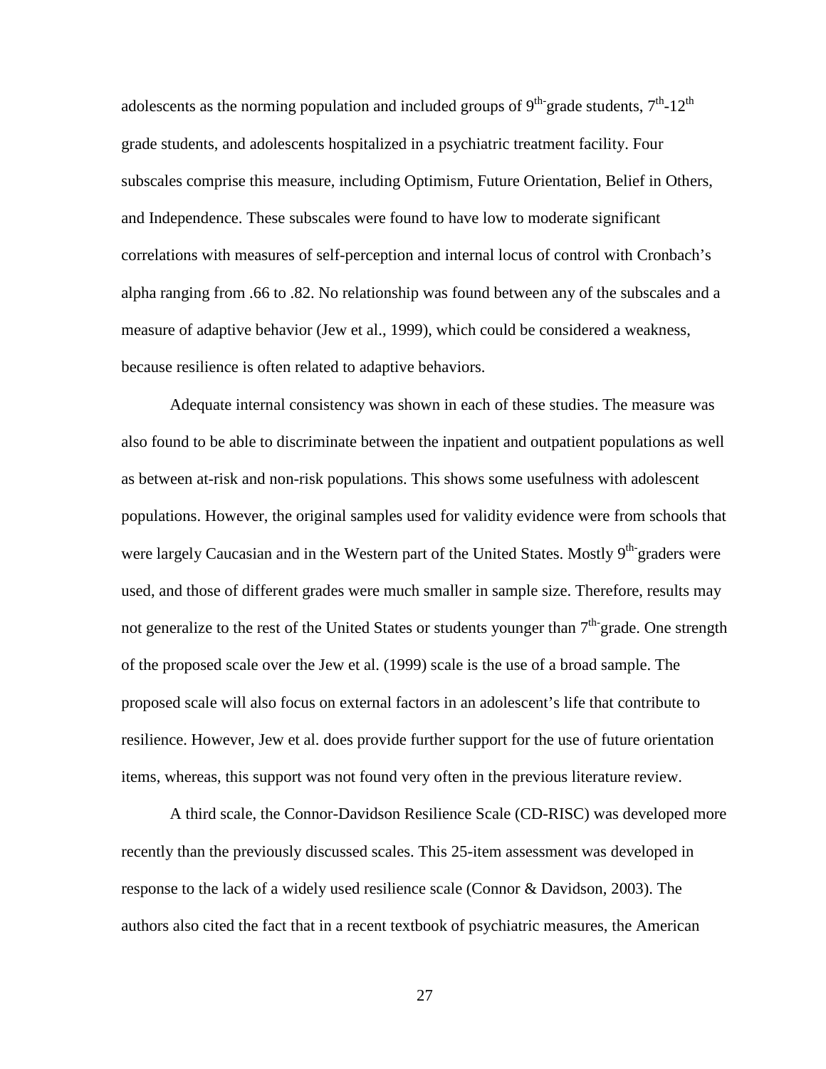adolescents as the norming population and included groups of 9th-grade students, 7th-12th grade students, and adolescents hospitalized in a psychiatric treatment facility. Four subscales comprise this measure, including Optimism, Future Orientation, Belief in Others, and Independence. These subscales were found to have low to moderate significant correlations with measures of self-perception and internal locus of control with Cronbach's alpha ranging from .66 to .82. No relationship was found between any of the subscales and a measure of adaptive behavior (Jew et al., 1999), which could be considered a weakness, because resilience is often related to adaptive behaviors.

Adequate internal consistency was shown in each of these studies. The measure was also found to be able to discriminate between the inpatient and outpatient populations as well as between at-risk and non-risk populations. This shows some usefulness with adolescent populations. However, the original samples used for validity evidence were from schools that were largely Caucasian and in the Western part of the United States. Mostly 9th-graders were used, and those of different grades were much smaller in sample size. Therefore, results may not generalize to the rest of the United States or students younger than 7th-grade. One strength of the proposed scale over the Jew et al. (1999) scale is the use of a broad sample. The proposed scale will also focus on external factors in an adolescent's life that contribute to resilience. However, Jew et al. does provide further support for the use of future orientation items, whereas, this support was not found very often in the previous literature review.

A third scale, the Connor-Davidson Resilience Scale (CD-RISC) was developed more recently than the previously discussed scales. This 25-item assessment was developed in response to the lack of a widely used resilience scale (Connor & Davidson, 2003). The authors also cited the fact that in a recent textbook of psychiatric measures, the American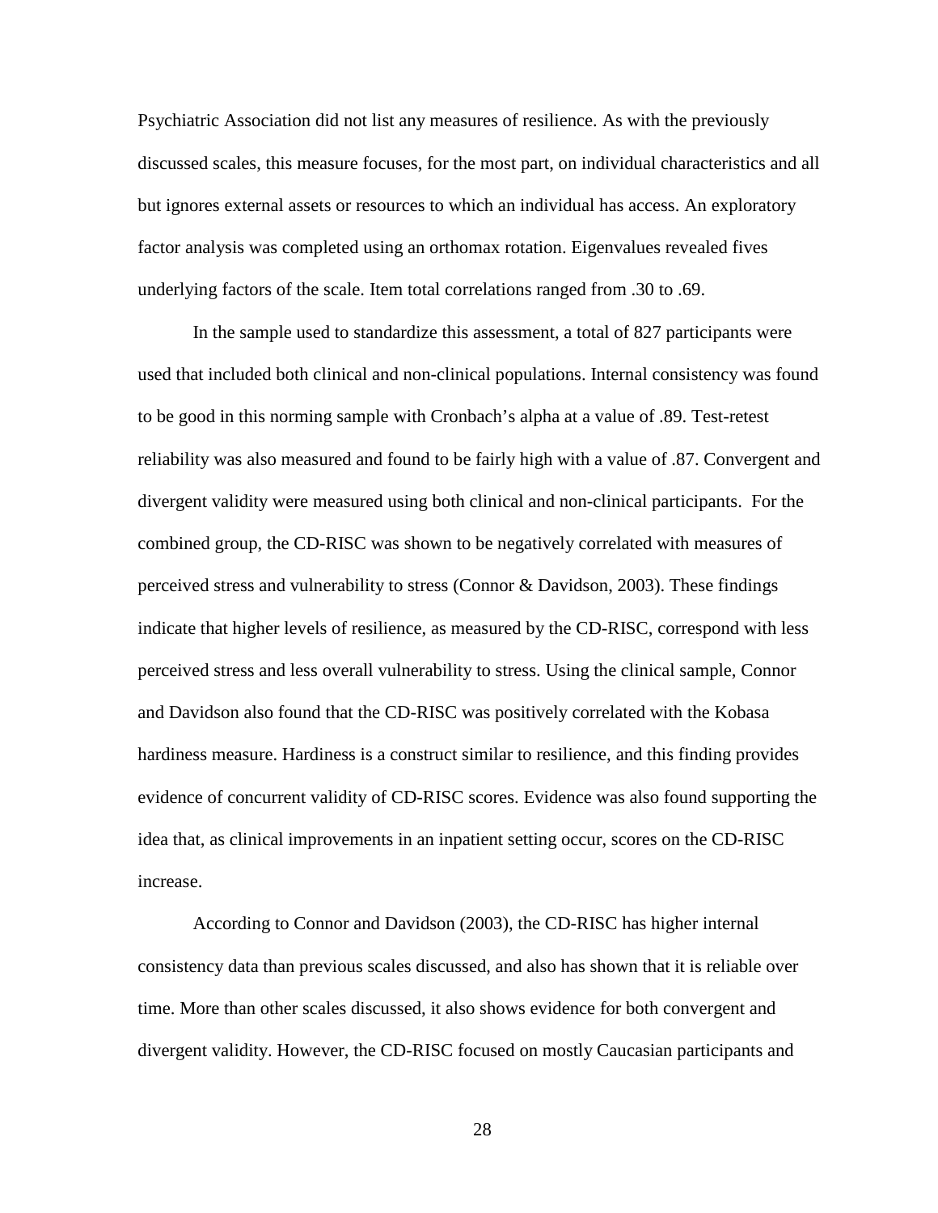Psychiatric Association did not list any measures of resilience. As with the previously discussed scales, this measure focuses, for the most part, on individual characteristics and all but ignores external assets or resources to which an individual has access. An exploratory factor analysis was completed using an orthomax rotation. Eigenvalues revealed fives underlying factors of the scale. Item total correlations ranged from .30 to .69.

In the sample used to standardize this assessment, a total of 827 participants were used that included both clinical and non-clinical populations. Internal consistency was found to be good in this norming sample with Cronbach's alpha at a value of .89. Test-retest reliability was also measured and found to be fairly high with a value of .87. Convergent and divergent validity were measured using both clinical and non-clinical participants. For the combined group, the CD-RISC was shown to be negatively correlated with measures of perceived stress and vulnerability to stress (Connor & Davidson, 2003). These findings indicate that higher levels of resilience, as measured by the CD-RISC, correspond with less perceived stress and less overall vulnerability to stress. Using the clinical sample, Connor and Davidson also found that the CD-RISC was positively correlated with the Kobasa hardiness measure. Hardiness is a construct similar to resilience, and this finding provides evidence of concurrent validity of CD-RISC scores. Evidence was also found supporting the idea that, as clinical improvements in an inpatient setting occur, scores on the CD-RISC increase.

According to Connor and Davidson (2003), the CD-RISC has higher internal consistency data than previous scales discussed, and also has shown that it is reliable over time. More than other scales discussed, it also shows evidence for both convergent and divergent validity. However, the CD-RISC focused on mostly Caucasian participants and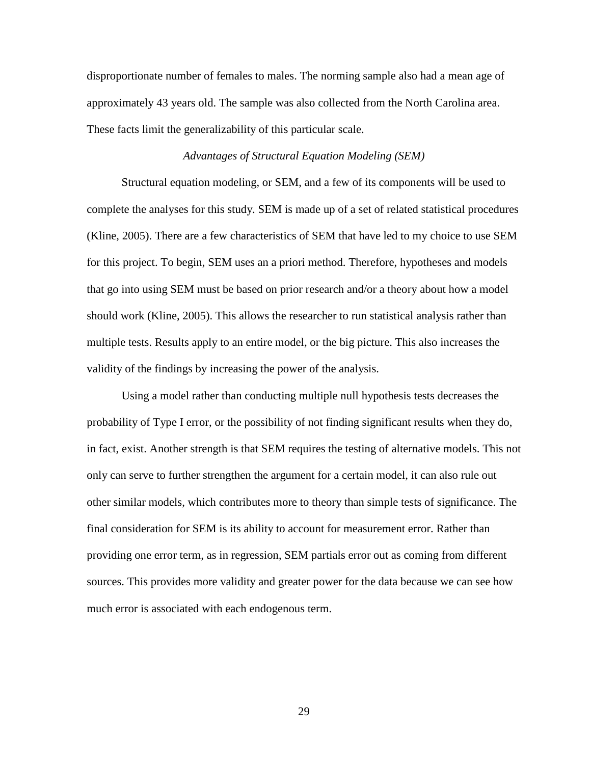disproportionate number of females to males. The norming sample also had a mean age of approximately 43 years old. The sample was also collected from the North Carolina area. These facts limit the generalizability of this particular scale.

### *Advantages of Structural Equation Modeling (SEM)*

Structural equation modeling, or SEM, and a few of its components will be used to complete the analyses for this study. SEM is made up of a set of related statistical procedures (Kline, 2005). There are a few characteristics of SEM that have led to my choice to use SEM for this project. To begin, SEM uses an a priori method. Therefore, hypotheses and models that go into using SEM must be based on prior research and/or a theory about how a model should work (Kline, 2005). This allows the researcher to run statistical analysis rather than multiple tests. Results apply to an entire model, or the big picture. This also increases the validity of the findings by increasing the power of the analysis.

Using a model rather than conducting multiple null hypothesis tests decreases the probability of Type I error, or the possibility of not finding significant results when they do, in fact, exist. Another strength is that SEM requires the testing of alternative models. This not only can serve to further strengthen the argument for a certain model, it can also rule out other similar models, which contributes more to theory than simple tests of significance. The final consideration for SEM is its ability to account for measurement error. Rather than providing one error term, as in regression, SEM partials error out as coming from different sources. This provides more validity and greater power for the data because we can see how much error is associated with each endogenous term.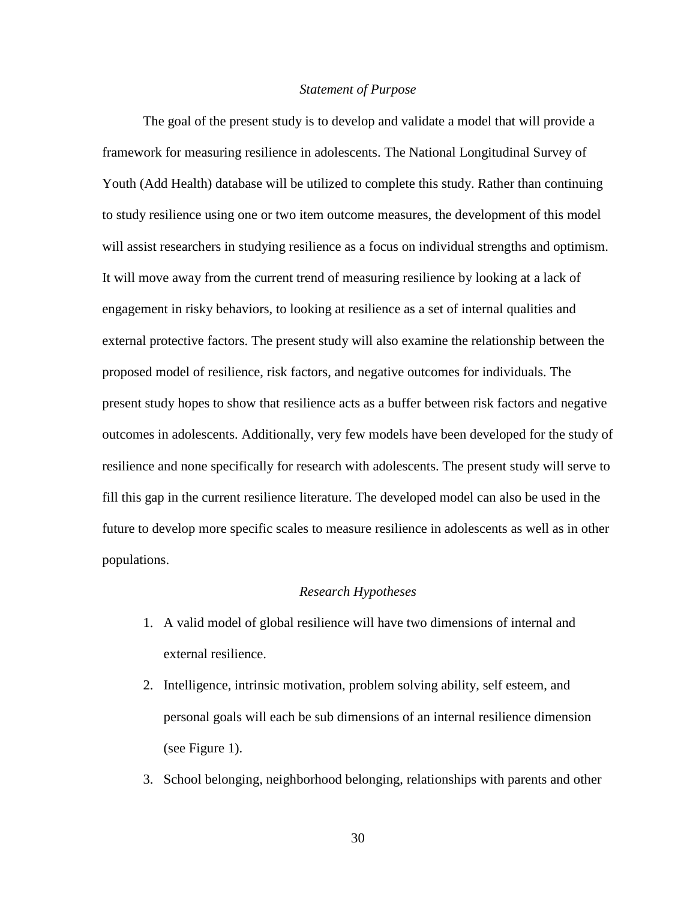### *Statement of Purpose*

The goal of the present study is to develop and validate a model that will provide a framework for measuring resilience in adolescents. The National Longitudinal Survey of Youth (Add Health) database will be utilized to complete this study. Rather than continuing to study resilience using one or two item outcome measures, the development of this model will assist researchers in studying resilience as a focus on individual strengths and optimism. It will move away from the current trend of measuring resilience by looking at a lack of engagement in risky behaviors, to looking at resilience as a set of internal qualities and external protective factors. The present study will also examine the relationship between the proposed model of resilience, risk factors, and negative outcomes for individuals. The present study hopes to show that resilience acts as a buffer between risk factors and negative outcomes in adolescents. Additionally, very few models have been developed for the study of resilience and none specifically for research with adolescents. The present study will serve to fill this gap in the current resilience literature. The developed model can also be used in the future to develop more specific scales to measure resilience in adolescents as well as in other populations.

### *Research Hypotheses*

1. A valid model of global resilience will have two dimensions of internal and external resilience.
2. Intelligence, intrinsic motivation, problem solving ability, self esteem, and personal goals will each be sub dimensions of an internal resilience dimension (see Figure 1).
3. School belonging, neighborhood belonging, relationships with parents and other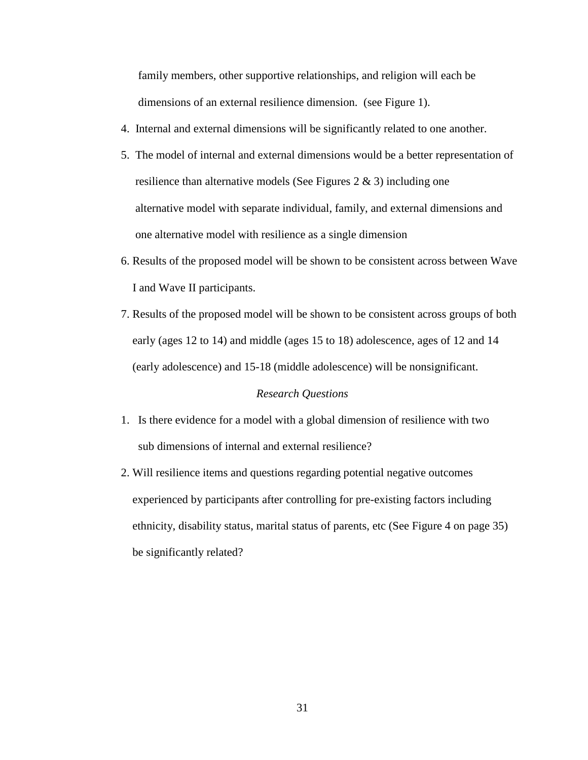family members, other supportive relationships, and religion will each be dimensions of an external resilience dimension. (see Figure 1).

4. Internal and external dimensions will be significantly related to one another.
5. The model of internal and external dimensions would be a better representation of resilience than alternative models (See Figures 2 & 3) including one alternative model with separate individual, family, and external dimensions and one alternative model with resilience as a single dimension
6. Results of the proposed model will be shown to be consistent across between Wave I and Wave II participants.
7. Results of the proposed model will be shown to be consistent across groups of both early (ages 12 to 14) and middle (ages 15 to 18) adolescence, ages of 12 and 14 (early adolescence) and 15-18 (middle adolescence) will be nonsignificant.

*Research Questions*

1. Is there evidence for a model with a global dimension of resilience with two sub dimensions of internal and external resilience?
2. Will resilience items and questions regarding potential negative outcomes experienced by participants after controlling for pre-existing factors including ethnicity, disability status, marital status of parents, etc (See Figure 4 on page 35) be significantly related?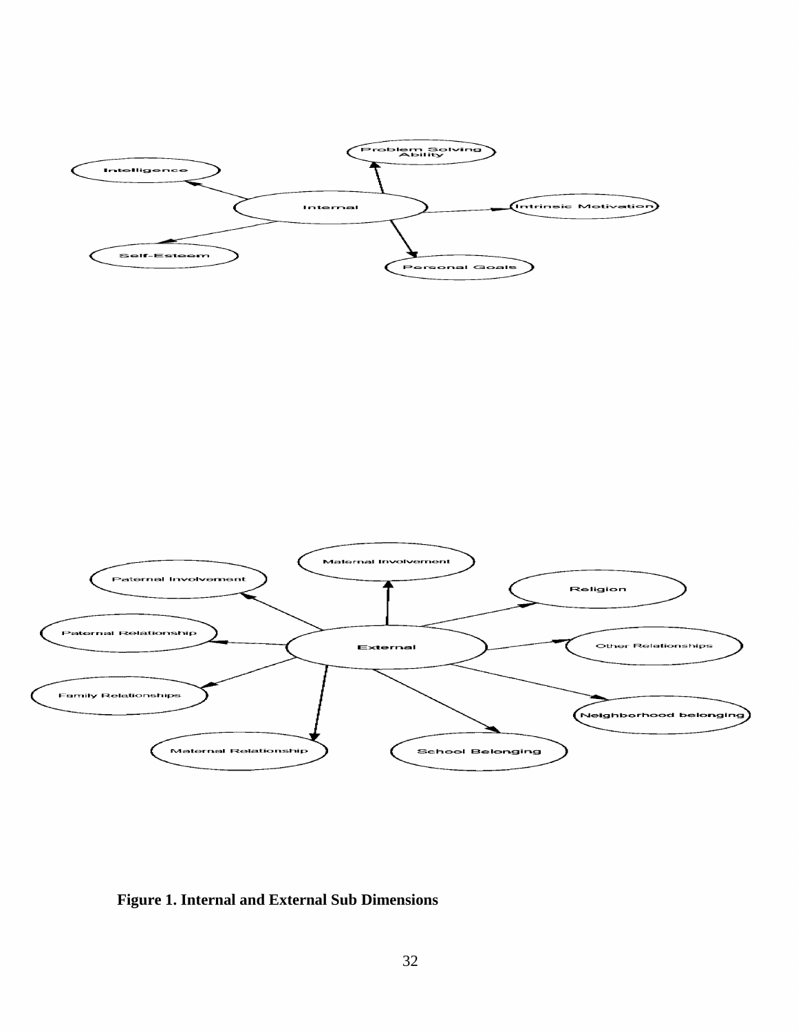**Figure 1. Internal and External Sub Dimensions**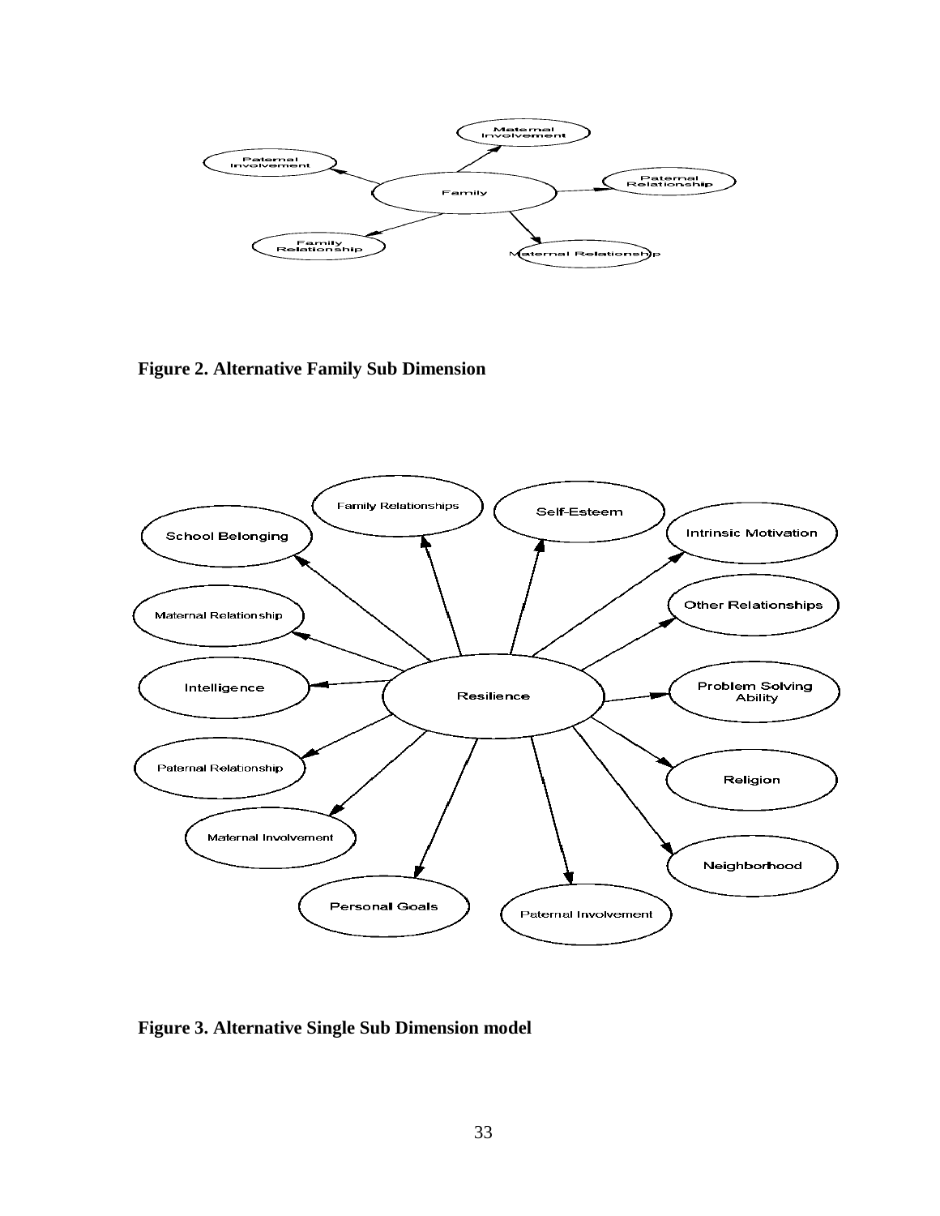**Figure 2. Alternative Family Sub Dimension**

**Figure 3. Alternative Single Sub Dimension model**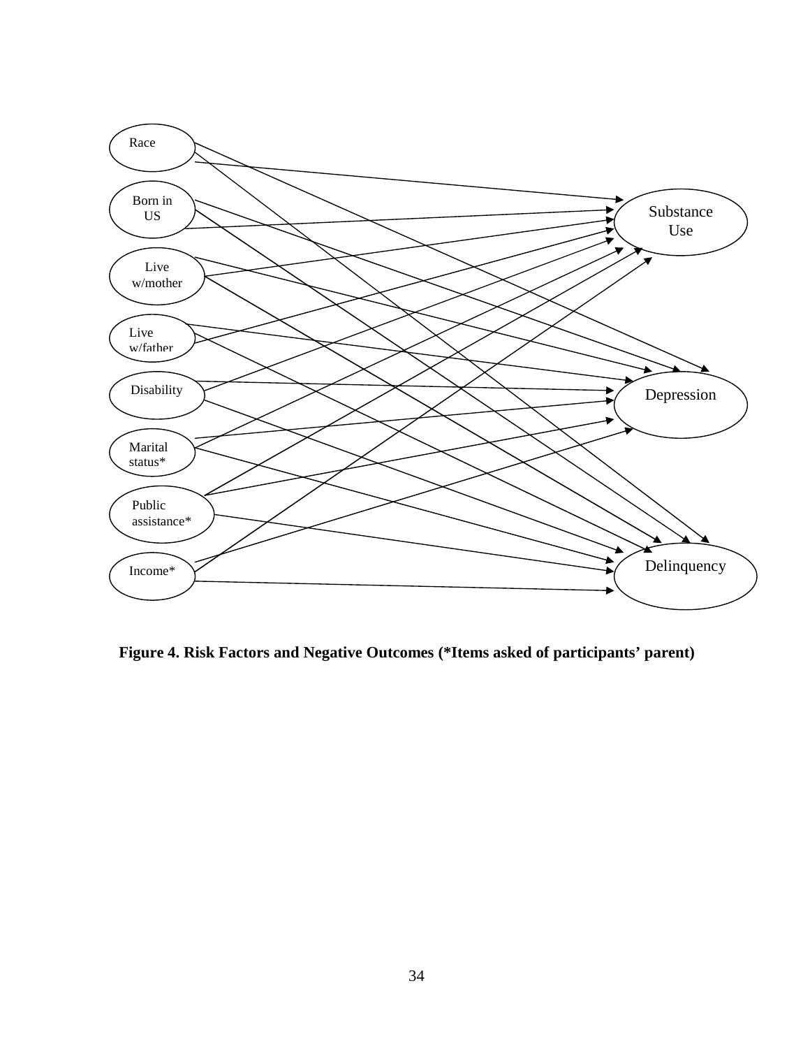Race

Born in US

Live w/mother

Live w/father

Disability

Marital status*

Public assistance*

Income*

Substance Use

Depression

Delinquency

**Figure 4. Risk Factors and Negative Outcomes (*Items asked of participants' parent)**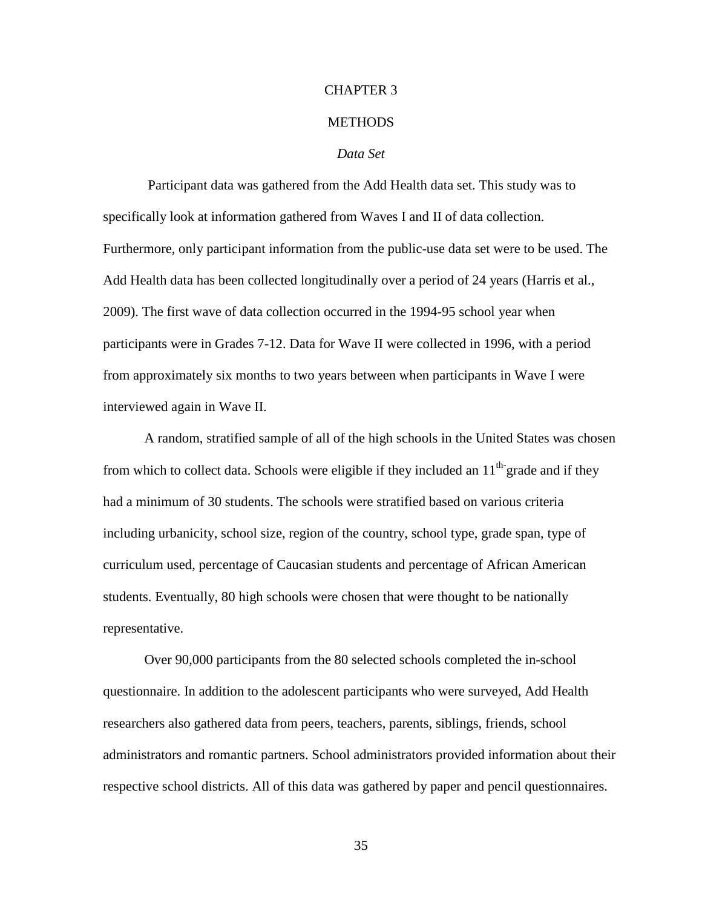# CHAPTER 3

# METHODS

### *Data Set*

Participant data was gathered from the Add Health data set. This study was to specifically look at information gathered from Waves I and II of data collection. Furthermore, only participant information from the public-use data set were to be used. The Add Health data has been collected longitudinally over a period of 24 years (Harris et al., 2009). The first wave of data collection occurred in the 1994-95 school year when participants were in Grades 7-12. Data for Wave II were collected in 1996, with a period from approximately six months to two years between when participants in Wave I were interviewed again in Wave II.

A random, stratified sample of all of the high schools in the United States was chosen from which to collect data. Schools were eligible if they included an 11th-grade and if they had a minimum of 30 students. The schools were stratified based on various criteria including urbanicity, school size, region of the country, school type, grade span, type of curriculum used, percentage of Caucasian students and percentage of African American students. Eventually, 80 high schools were chosen that were thought to be nationally representative.

Over 90,000 participants from the 80 selected schools completed the in-school questionnaire. In addition to the adolescent participants who were surveyed, Add Health researchers also gathered data from peers, teachers, parents, siblings, friends, school administrators and romantic partners. School administrators provided information about their respective school districts. All of this data was gathered by paper and pencil questionnaires.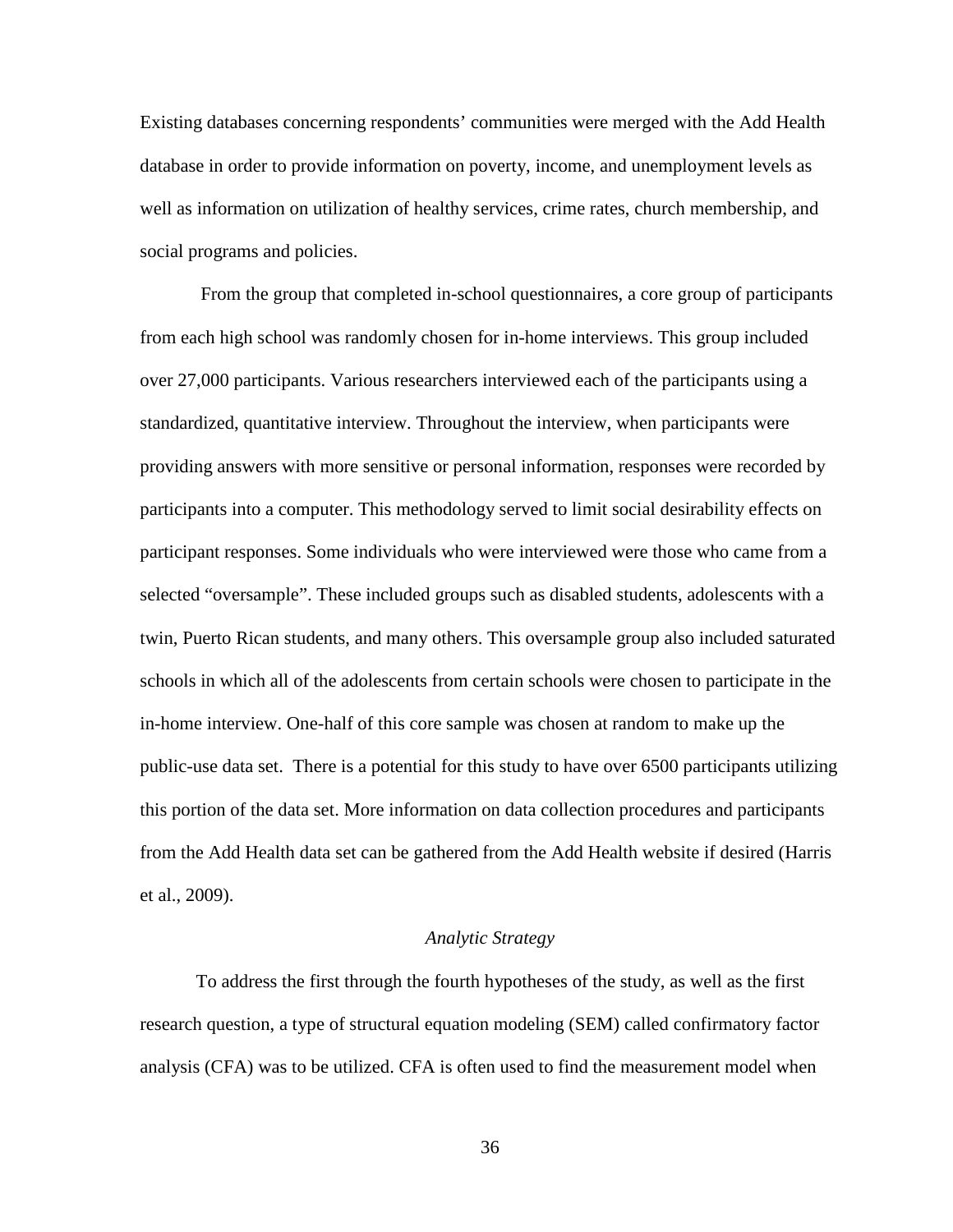Existing databases concerning respondents' communities were merged with the Add Health database in order to provide information on poverty, income, and unemployment levels as well as information on utilization of healthy services, crime rates, church membership, and social programs and policies.

From the group that completed in-school questionnaires, a core group of participants from each high school was randomly chosen for in-home interviews. This group included over 27,000 participants. Various researchers interviewed each of the participants using a standardized, quantitative interview. Throughout the interview, when participants were providing answers with more sensitive or personal information, responses were recorded by participants into a computer. This methodology served to limit social desirability effects on participant responses. Some individuals who were interviewed were those who came from a selected "oversample". These included groups such as disabled students, adolescents with a twin, Puerto Rican students, and many others. This oversample group also included saturated schools in which all of the adolescents from certain schools were chosen to participate in the in-home interview. One-half of this core sample was chosen at random to make up the public-use data set. There is a potential for this study to have over 6500 participants utilizing this portion of the data set. More information on data collection procedures and participants from the Add Health data set can be gathered from the Add Health website if desired (Harris et al., 2009).

### *Analytic Strategy*

To address the first through the fourth hypotheses of the study, as well as the first research question, a type of structural equation modeling (SEM) called confirmatory factor analysis (CFA) was to be utilized. CFA is often used to find the measurement model when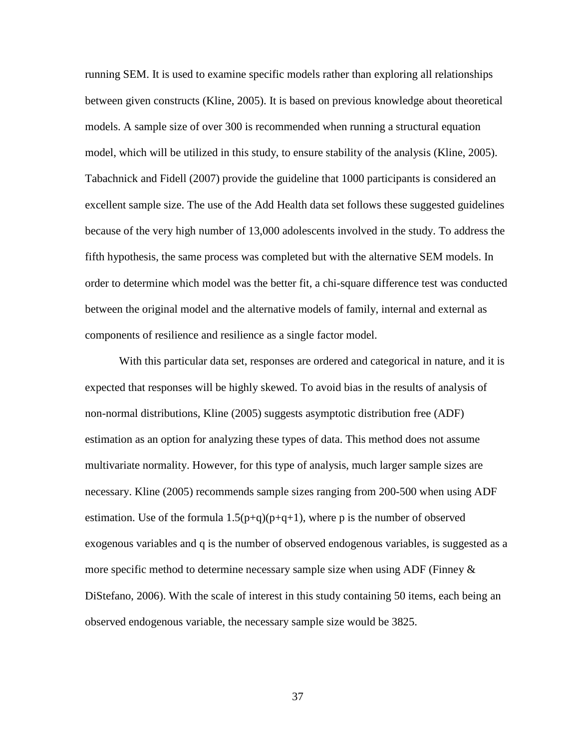running SEM. It is used to examine specific models rather than exploring all relationships between given constructs (Kline, 2005). It is based on previous knowledge about theoretical models. A sample size of over 300 is recommended when running a structural equation model, which will be utilized in this study, to ensure stability of the analysis (Kline, 2005). Tabachnick and Fidell (2007) provide the guideline that 1000 participants is considered an excellent sample size. The use of the Add Health data set follows these suggested guidelines because of the very high number of 13,000 adolescents involved in the study. To address the fifth hypothesis, the same process was completed but with the alternative SEM models. In order to determine which model was the better fit, a chi-square difference test was conducted between the original model and the alternative models of family, internal and external as components of resilience and resilience as a single factor model.

With this particular data set, responses are ordered and categorical in nature, and it is expected that responses will be highly skewed. To avoid bias in the results of analysis of non-normal distributions, Kline (2005) suggests asymptotic distribution free (ADF) estimation as an option for analyzing these types of data. This method does not assume multivariate normality. However, for this type of analysis, much larger sample sizes are necessary. Kline (2005) recommends sample sizes ranging from 200-500 when using ADF estimation. Use of the formula $1.5(p+q)(p+q+1)$, where p is the number of observed exogenous variables and q is the number of observed endogenous variables, is suggested as a more specific method to determine necessary sample size when using ADF (Finney & DiStefano, 2006). With the scale of interest in this study containing 50 items, each being an observed endogenous variable, the necessary sample size would be 3825.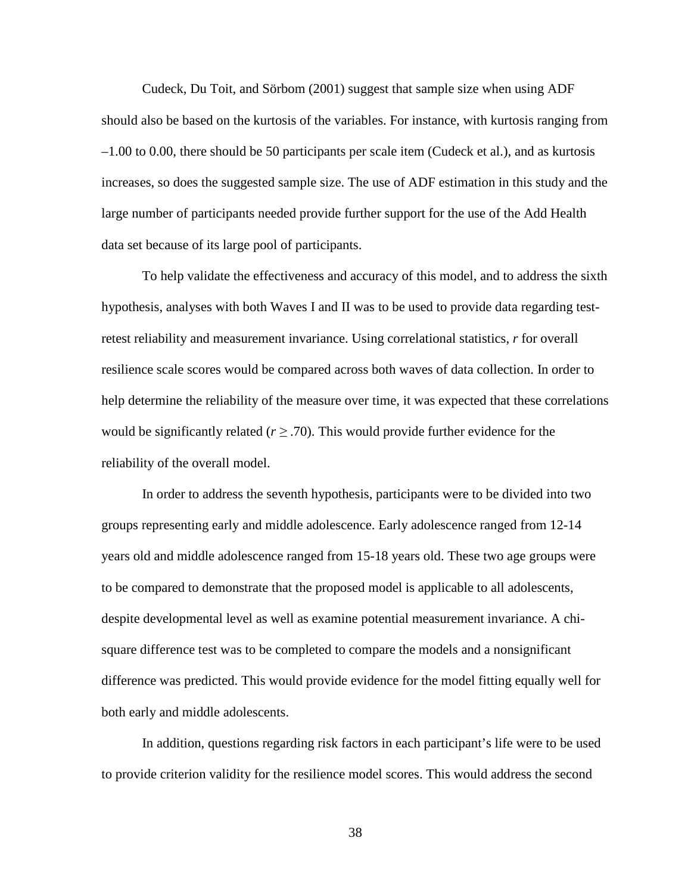Cudeck, Du Toit, and Sörbom (2001) suggest that sample size when using ADF should also be based on the kurtosis of the variables. For instance, with kurtosis ranging from –1.00 to 0.00, there should be 50 participants per scale item (Cudeck et al.), and as kurtosis increases, so does the suggested sample size. The use of ADF estimation in this study and the large number of participants needed provide further support for the use of the Add Health data set because of its large pool of participants.

To help validate the effectiveness and accuracy of this model, and to address the sixth hypothesis, analyses with both Waves I and II was to be used to provide data regarding test-retest reliability and measurement invariance. Using correlational statistics, $r$ for overall resilience scale scores would be compared across both waves of data collection. In order to help determine the reliability of the measure over time, it was expected that these correlations would be significantly related ($r \geq .70$). This would provide further evidence for the reliability of the overall model.

In order to address the seventh hypothesis, participants were to be divided into two groups representing early and middle adolescence. Early adolescence ranged from 12-14 years old and middle adolescence ranged from 15-18 years old. These two age groups were to be compared to demonstrate that the proposed model is applicable to all adolescents, despite developmental level as well as examine potential measurement invariance. A chi-square difference test was to be completed to compare the models and a nonsignificant difference was predicted. This would provide evidence for the model fitting equally well for both early and middle adolescents.

In addition, questions regarding risk factors in each participant's life were to be used to provide criterion validity for the resilience model scores. This would address the second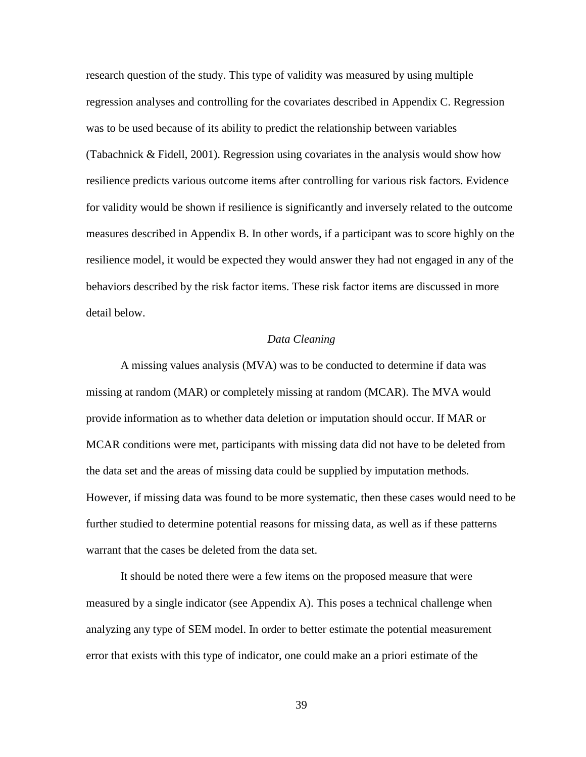research question of the study. This type of validity was measured by using multiple regression analyses and controlling for the covariates described in Appendix C. Regression was to be used because of its ability to predict the relationship between variables (Tabachnick & Fidell, 2001). Regression using covariates in the analysis would show how resilience predicts various outcome items after controlling for various risk factors. Evidence for validity would be shown if resilience is significantly and inversely related to the outcome measures described in Appendix B. In other words, if a participant was to score highly on the resilience model, it would be expected they would answer they had not engaged in any of the behaviors described by the risk factor items. These risk factor items are discussed in more detail below.

### *Data Cleaning*

A missing values analysis (MVA) was to be conducted to determine if data was missing at random (MAR) or completely missing at random (MCAR). The MVA would provide information as to whether data deletion or imputation should occur. If MAR or MCAR conditions were met, participants with missing data did not have to be deleted from the data set and the areas of missing data could be supplied by imputation methods. However, if missing data was found to be more systematic, then these cases would need to be further studied to determine potential reasons for missing data, as well as if these patterns warrant that the cases be deleted from the data set.

It should be noted there were a few items on the proposed measure that were measured by a single indicator (see Appendix A). This poses a technical challenge when analyzing any type of SEM model. In order to better estimate the potential measurement error that exists with this type of indicator, one could make an a priori estimate of the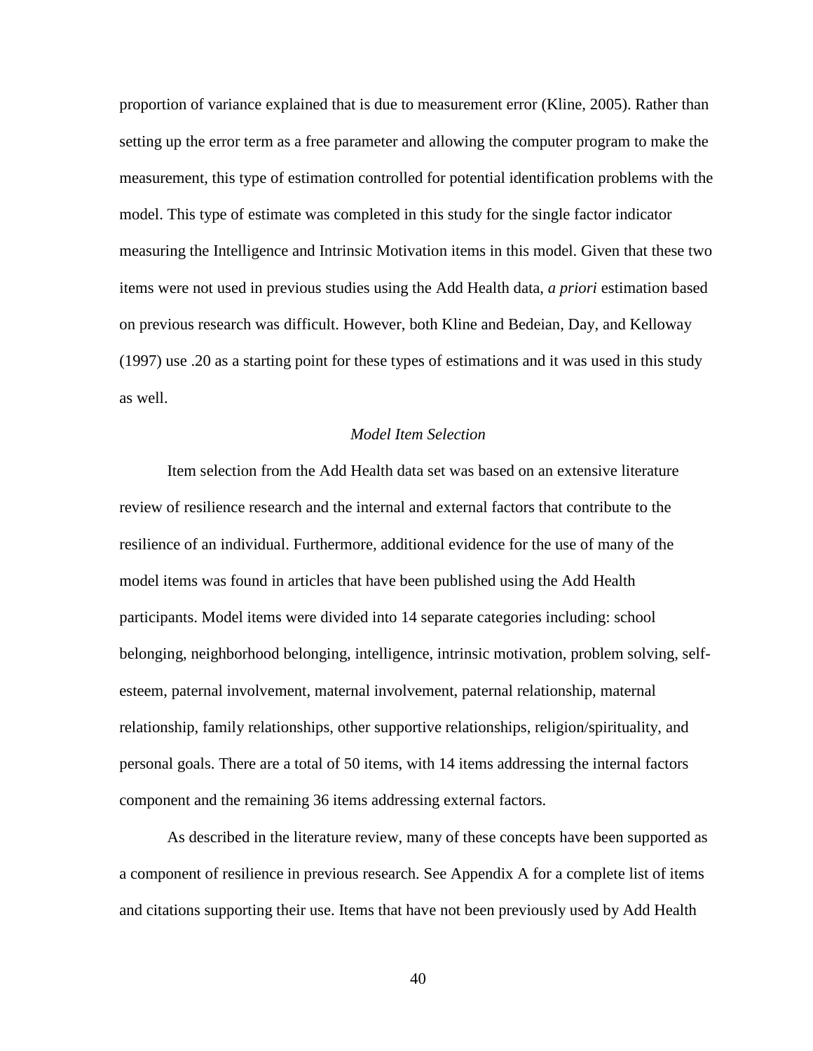proportion of variance explained that is due to measurement error (Kline, 2005). Rather than setting up the error term as a free parameter and allowing the computer program to make the measurement, this type of estimation controlled for potential identification problems with the model. This type of estimate was completed in this study for the single factor indicator measuring the Intelligence and Intrinsic Motivation items in this model. Given that these two items were not used in previous studies using the Add Health data, *a priori* estimation based on previous research was difficult. However, both Kline and Bedeian, Day, and Kelloway (1997) use .20 as a starting point for these types of estimations and it was used in this study as well.

### *Model Item Selection*

Item selection from the Add Health data set was based on an extensive literature review of resilience research and the internal and external factors that contribute to the resilience of an individual. Furthermore, additional evidence for the use of many of the model items was found in articles that have been published using the Add Health participants. Model items were divided into 14 separate categories including: school belonging, neighborhood belonging, intelligence, intrinsic motivation, problem solving, self-esteem, paternal involvement, maternal involvement, paternal relationship, maternal relationship, family relationships, other supportive relationships, religion/spirituality, and personal goals. There are a total of 50 items, with 14 items addressing the internal factors component and the remaining 36 items addressing external factors.

As described in the literature review, many of these concepts have been supported as a component of resilience in previous research. See Appendix A for a complete list of items and citations supporting their use. Items that have not been previously used by Add Health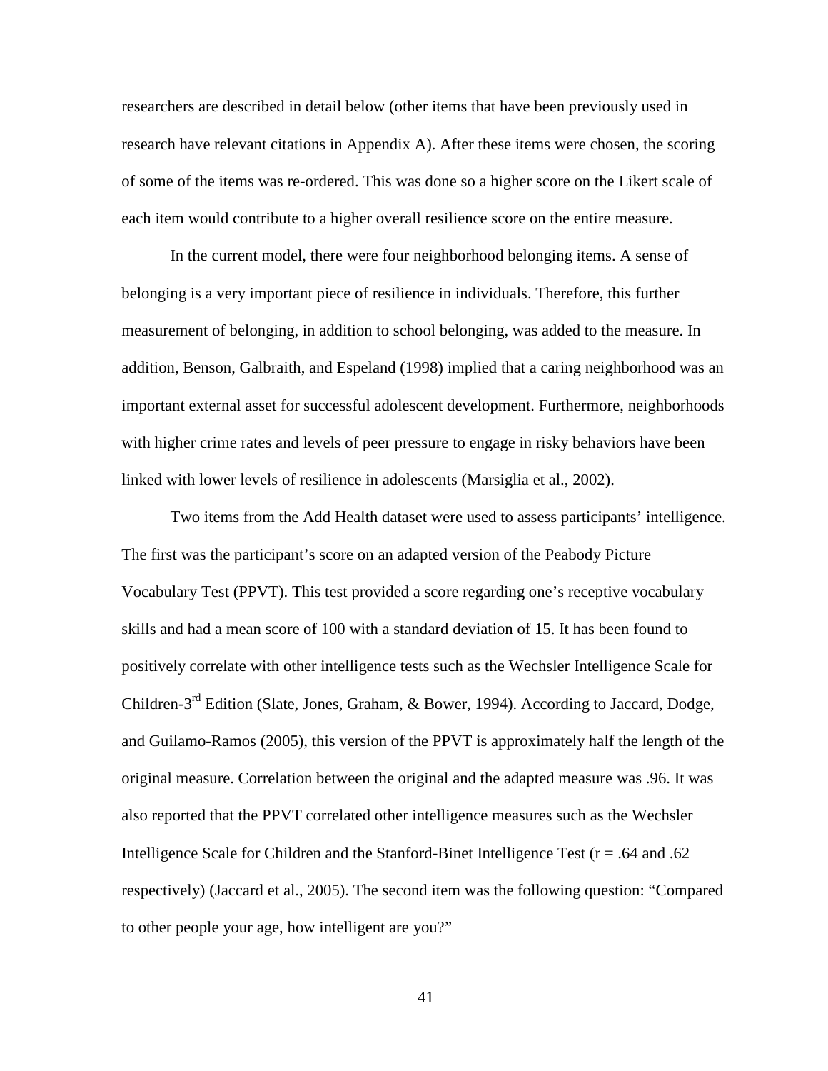researchers are described in detail below (other items that have been previously used in research have relevant citations in Appendix A). After these items were chosen, the scoring of some of the items was re-ordered. This was done so a higher score on the Likert scale of each item would contribute to a higher overall resilience score on the entire measure.

In the current model, there were four neighborhood belonging items. A sense of belonging is a very important piece of resilience in individuals. Therefore, this further measurement of belonging, in addition to school belonging, was added to the measure. In addition, Benson, Galbraith, and Espeland (1998) implied that a caring neighborhood was an important external asset for successful adolescent development. Furthermore, neighborhoods with higher crime rates and levels of peer pressure to engage in risky behaviors have been linked with lower levels of resilience in adolescents (Marsiglia et al., 2002).

Two items from the Add Health dataset were used to assess participants' intelligence. The first was the participant's score on an adapted version of the Peabody Picture Vocabulary Test (PPVT). This test provided a score regarding one's receptive vocabulary skills and had a mean score of 100 with a standard deviation of 15. It has been found to positively correlate with other intelligence tests such as the Wechsler Intelligence Scale for Children-3rd Edition (Slate, Jones, Graham, & Bower, 1994). According to Jaccard, Dodge, and Guilamo-Ramos (2005), this version of the PPVT is approximately half the length of the original measure. Correlation between the original and the adapted measure was .96. It was also reported that the PPVT correlated other intelligence measures such as the Wechsler Intelligence Scale for Children and the Stanford-Binet Intelligence Test ($r$ = .64 and .62 respectively) (Jaccard et al., 2005). The second item was the following question: "Compared to other people your age, how intelligent are you?"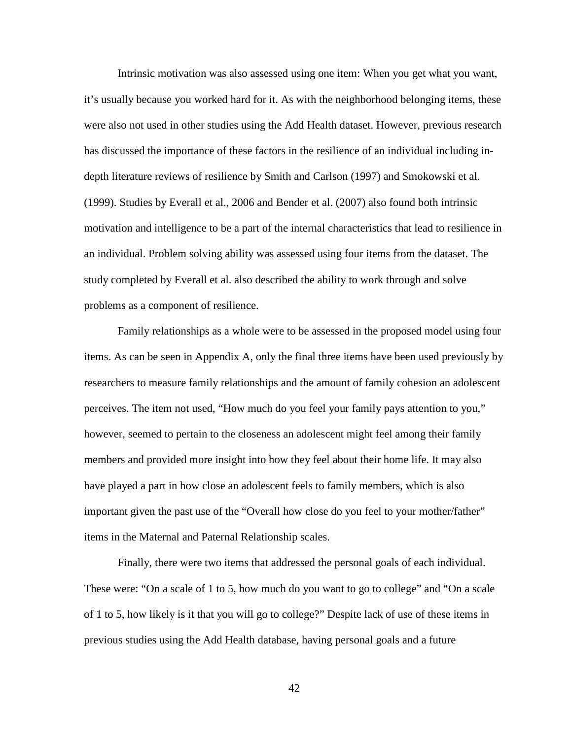Intrinsic motivation was also assessed using one item: When you get what you want, it's usually because you worked hard for it. As with the neighborhood belonging items, these were also not used in other studies using the Add Health dataset. However, previous research has discussed the importance of these factors in the resilience of an individual including in-depth literature reviews of resilience by Smith and Carlson (1997) and Smokowski et al. (1999). Studies by Everall et al., 2006 and Bender et al. (2007) also found both intrinsic motivation and intelligence to be a part of the internal characteristics that lead to resilience in an individual. Problem solving ability was assessed using four items from the dataset. The study completed by Everall et al. also described the ability to work through and solve problems as a component of resilience.

Family relationships as a whole were to be assessed in the proposed model using four items. As can be seen in Appendix A, only the final three items have been used previously by researchers to measure family relationships and the amount of family cohesion an adolescent perceives. The item not used, "How much do you feel your family pays attention to you," however, seemed to pertain to the closeness an adolescent might feel among their family members and provided more insight into how they feel about their home life. It may also have played a part in how close an adolescent feels to family members, which is also important given the past use of the "Overall how close do you feel to your mother/father" items in the Maternal and Paternal Relationship scales.

Finally, there were two items that addressed the personal goals of each individual. These were: "On a scale of 1 to 5, how much do you want to go to college" and "On a scale of 1 to 5, how likely is it that you will go to college?" Despite lack of use of these items in previous studies using the Add Health database, having personal goals and a future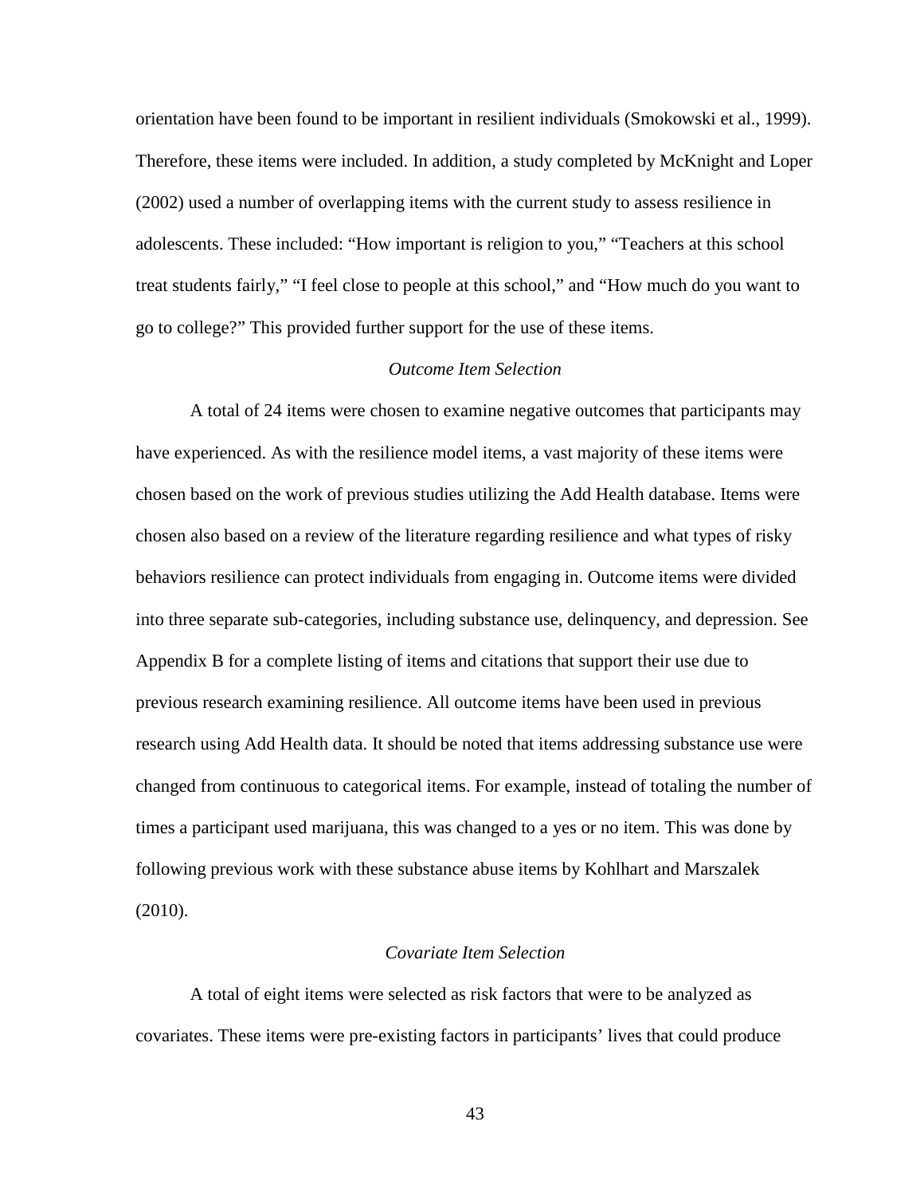orientation have been found to be important in resilient individuals (Smokowski et al., 1999). Therefore, these items were included. In addition, a study completed by McKnight and Loper (2002) used a number of overlapping items with the current study to assess resilience in adolescents. These included: "How important is religion to you," "Teachers at this school treat students fairly," "I feel close to people at this school," and "How much do you want to go to college?" This provided further support for the use of these items.

### *Outcome Item Selection*

A total of 24 items were chosen to examine negative outcomes that participants may have experienced. As with the resilience model items, a vast majority of these items were chosen based on the work of previous studies utilizing the Add Health database. Items were chosen also based on a review of the literature regarding resilience and what types of risky behaviors resilience can protect individuals from engaging in. Outcome items were divided into three separate sub-categories, including substance use, delinquency, and depression. See Appendix B for a complete listing of items and citations that support their use due to previous research examining resilience. All outcome items have been used in previous research using Add Health data. It should be noted that items addressing substance use were changed from continuous to categorical items. For example, instead of totaling the number of times a participant used marijuana, this was changed to a yes or no item. This was done by following previous work with these substance abuse items by Kohlhart and Marszalek (2010).

### *Covariate Item Selection*

A total of eight items were selected as risk factors that were to be analyzed as covariates. These items were pre-existing factors in participants' lives that could produce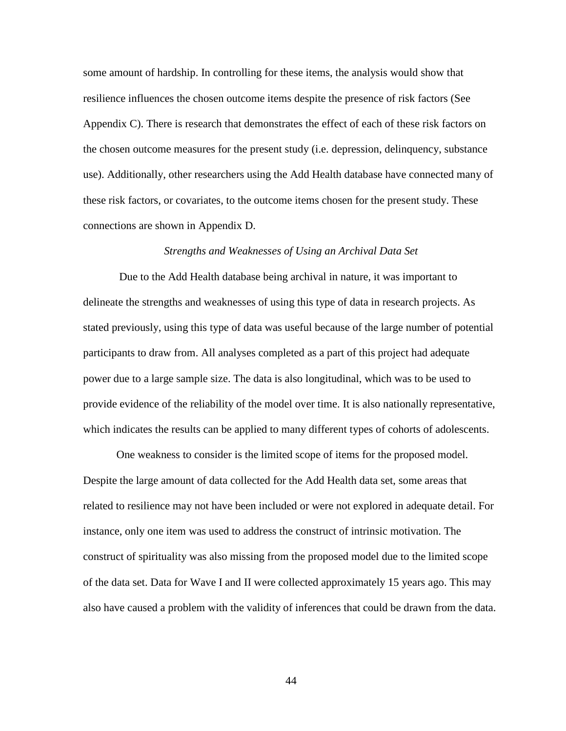some amount of hardship. In controlling for these items, the analysis would show that resilience influences the chosen outcome items despite the presence of risk factors (See Appendix C). There is research that demonstrates the effect of each of these risk factors on the chosen outcome measures for the present study (i.e. depression, delinquency, substance use). Additionally, other researchers using the Add Health database have connected many of these risk factors, or covariates, to the outcome items chosen for the present study. These connections are shown in Appendix D.

*Strengths and Weaknesses of Using an Archival Data Set*

Due to the Add Health database being archival in nature, it was important to delineate the strengths and weaknesses of using this type of data in research projects. As stated previously, using this type of data was useful because of the large number of potential participants to draw from. All analyses completed as a part of this project had adequate power due to a large sample size. The data is also longitudinal, which was to be used to provide evidence of the reliability of the model over time. It is also nationally representative, which indicates the results can be applied to many different types of cohorts of adolescents.

One weakness to consider is the limited scope of items for the proposed model. Despite the large amount of data collected for the Add Health data set, some areas that related to resilience may not have been included or were not explored in adequate detail. For instance, only one item was used to address the construct of intrinsic motivation. The construct of spirituality was also missing from the proposed model due to the limited scope of the data set. Data for Wave I and II were collected approximately 15 years ago. This may also have caused a problem with the validity of inferences that could be drawn from the data.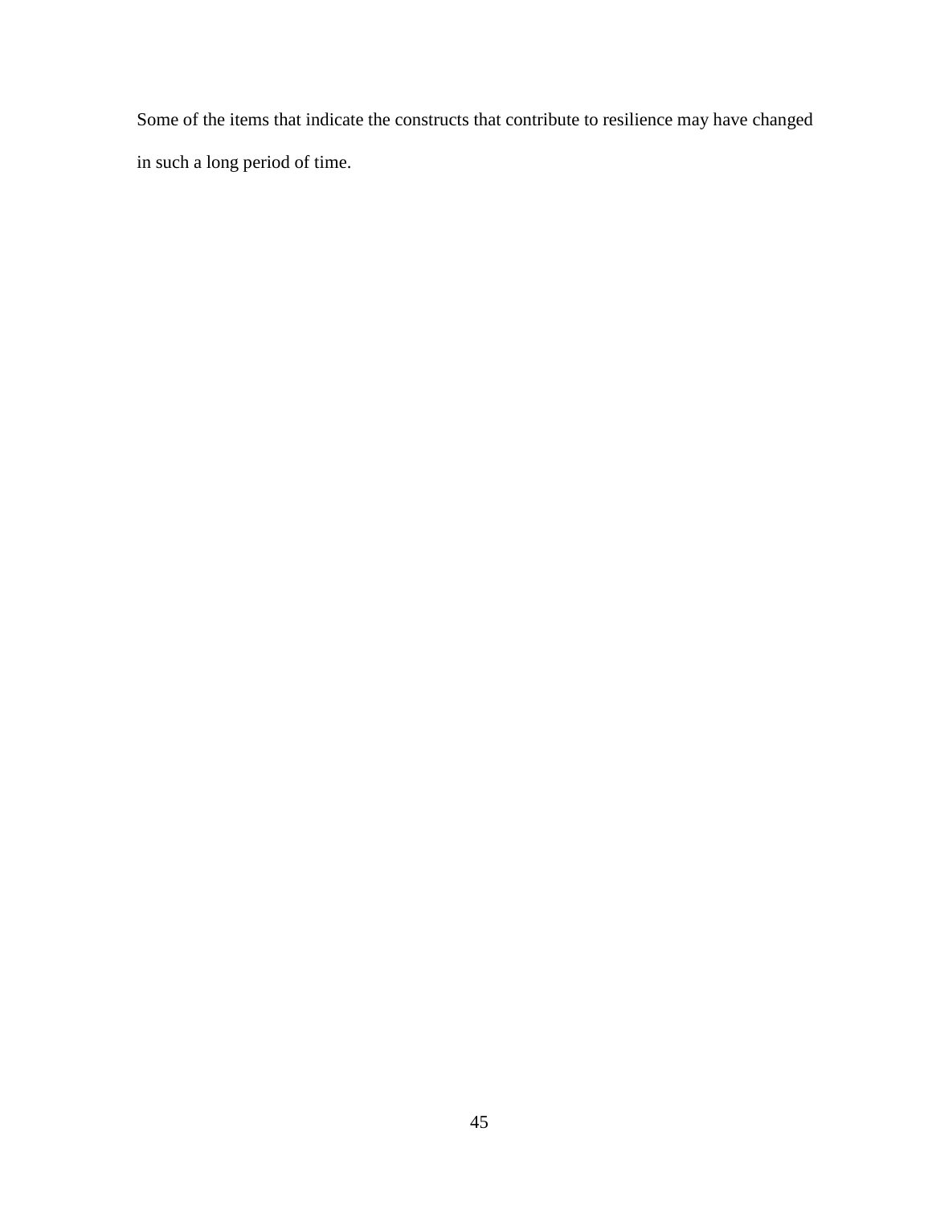Some of the items that indicate the constructs that contribute to resilience may have changed in such a long period of time.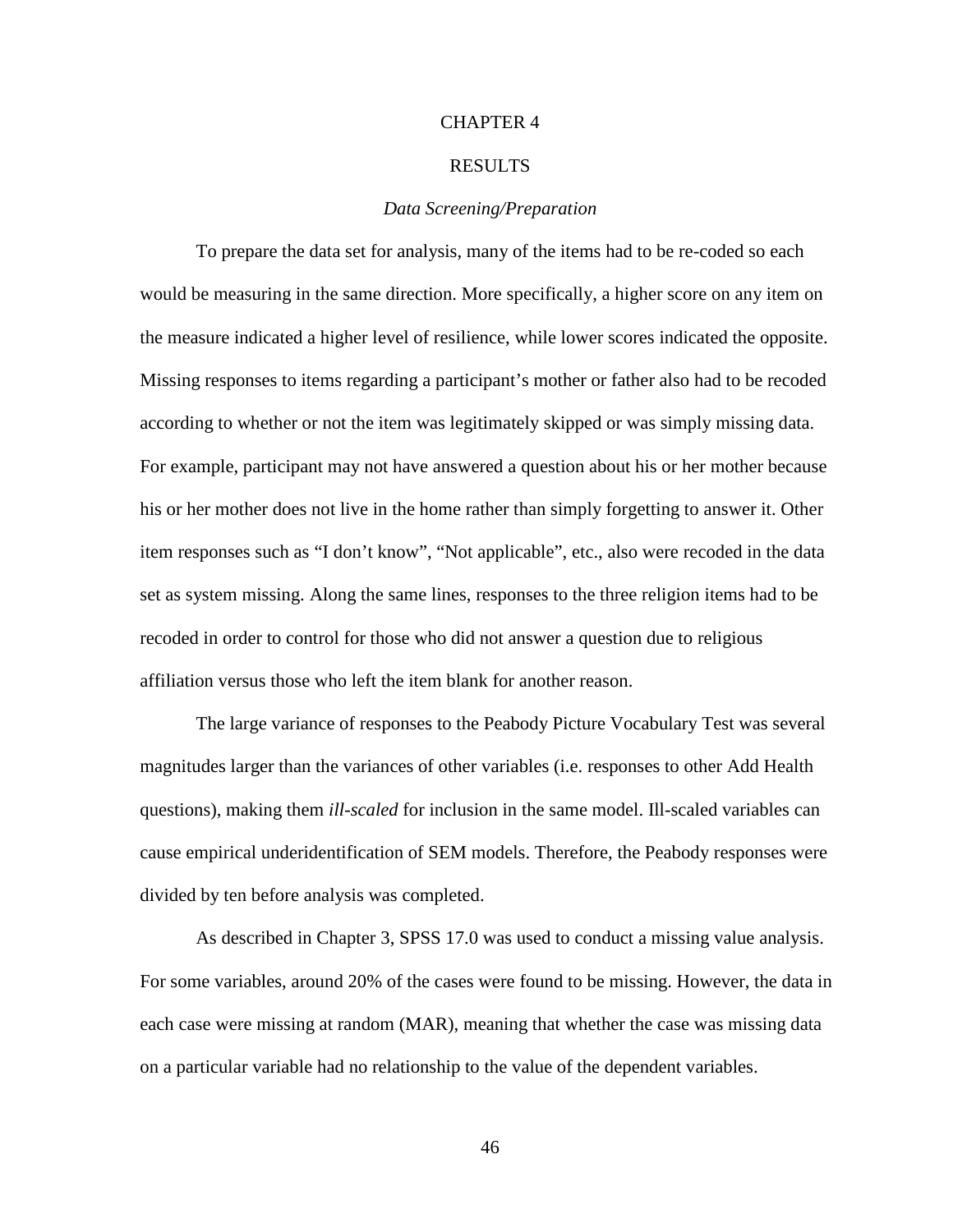# CHAPTER 4

# RESULTS

## *Data Screening/Preparation*

To prepare the data set for analysis, many of the items had to be re-coded so each would be measuring in the same direction. More specifically, a higher score on any item on the measure indicated a higher level of resilience, while lower scores indicated the opposite. Missing responses to items regarding a participant's mother or father also had to be recoded according to whether or not the item was legitimately skipped or was simply missing data. For example, participant may not have answered a question about his or her mother because his or her mother does not live in the home rather than simply forgetting to answer it. Other item responses such as "I don't know", "Not applicable", etc., also were recoded in the data set as system missing. Along the same lines, responses to the three religion items had to be recoded in order to control for those who did not answer a question due to religious affiliation versus those who left the item blank for another reason.

The large variance of responses to the Peabody Picture Vocabulary Test was several magnitudes larger than the variances of other variables (i.e. responses to other Add Health questions), making them *ill-scaled* for inclusion in the same model. Ill-scaled variables can cause empirical underidentification of SEM models. Therefore, the Peabody responses were divided by ten before analysis was completed.

As described in Chapter 3, SPSS 17.0 was used to conduct a missing value analysis. For some variables, around 20% of the cases were found to be missing. However, the data in each case were missing at random (MAR), meaning that whether the case was missing data on a particular variable had no relationship to the value of the dependent variables.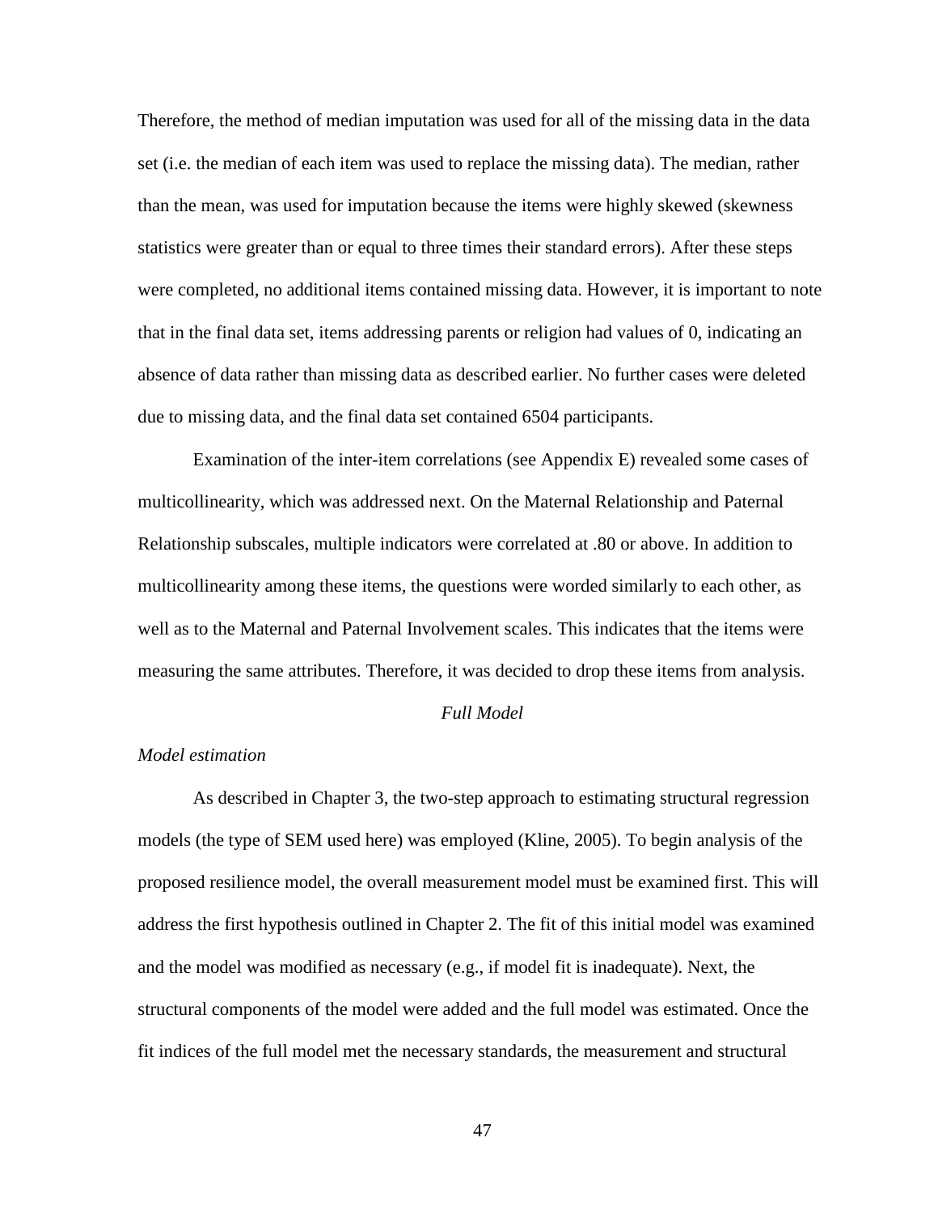Therefore, the method of median imputation was used for all of the missing data in the data set (i.e. the median of each item was used to replace the missing data). The median, rather than the mean, was used for imputation because the items were highly skewed (skewness statistics were greater than or equal to three times their standard errors). After these steps were completed, no additional items contained missing data. However, it is important to note that in the final data set, items addressing parents or religion had values of 0, indicating an absence of data rather than missing data as described earlier. No further cases were deleted due to missing data, and the final data set contained 6504 participants.

Examination of the inter-item correlations (see Appendix E) revealed some cases of multicollinearity, which was addressed next. On the Maternal Relationship and Paternal Relationship subscales, multiple indicators were correlated at .80 or above. In addition to multicollinearity among these items, the questions were worded similarly to each other, as well as to the Maternal and Paternal Involvement scales. This indicates that the items were measuring the same attributes. Therefore, it was decided to drop these items from analysis.

## *Full Model*

### *Model estimation*

As described in Chapter 3, the two-step approach to estimating structural regression models (the type of SEM used here) was employed (Kline, 2005). To begin analysis of the proposed resilience model, the overall measurement model must be examined first. This will address the first hypothesis outlined in Chapter 2. The fit of this initial model was examined and the model was modified as necessary (e.g., if model fit is inadequate). Next, the structural components of the model were added and the full model was estimated. Once the fit indices of the full model met the necessary standards, the measurement and structural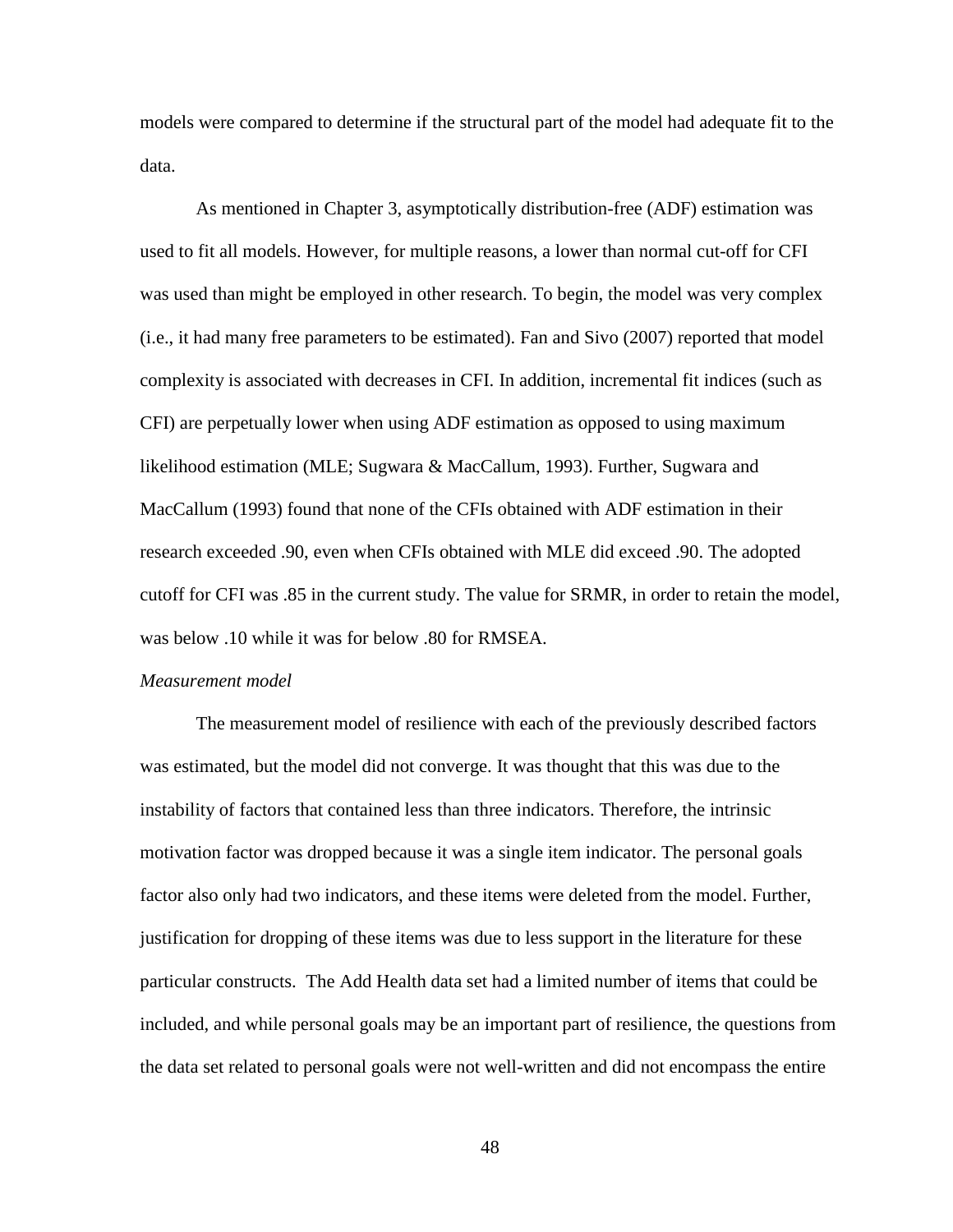models were compared to determine if the structural part of the model had adequate fit to the data.

As mentioned in Chapter 3, asymptotically distribution-free (ADF) estimation was used to fit all models. However, for multiple reasons, a lower than normal cut-off for CFI was used than might be employed in other research. To begin, the model was very complex (i.e., it had many free parameters to be estimated). Fan and Sivo (2007) reported that model complexity is associated with decreases in CFI. In addition, incremental fit indices (such as CFI) are perpetually lower when using ADF estimation as opposed to using maximum likelihood estimation (MLE; Sugwara & MacCallum, 1993). Further, Sugwara and MacCallum (1993) found that none of the CFIs obtained with ADF estimation in their research exceeded .90, even when CFIs obtained with MLE did exceed .90. The adopted cutoff for CFI was .85 in the current study. The value for SRMR, in order to retain the model, was below .10 while it was for below .80 for RMSEA.

*Measurement model*

The measurement model of resilience with each of the previously described factors was estimated, but the model did not converge. It was thought that this was due to the instability of factors that contained less than three indicators. Therefore, the intrinsic motivation factor was dropped because it was a single item indicator. The personal goals factor also only had two indicators, and these items were deleted from the model. Further, justification for dropping of these items was due to less support in the literature for these particular constructs. The Add Health data set had a limited number of items that could be included, and while personal goals may be an important part of resilience, the questions from the data set related to personal goals were not well-written and did not encompass the entire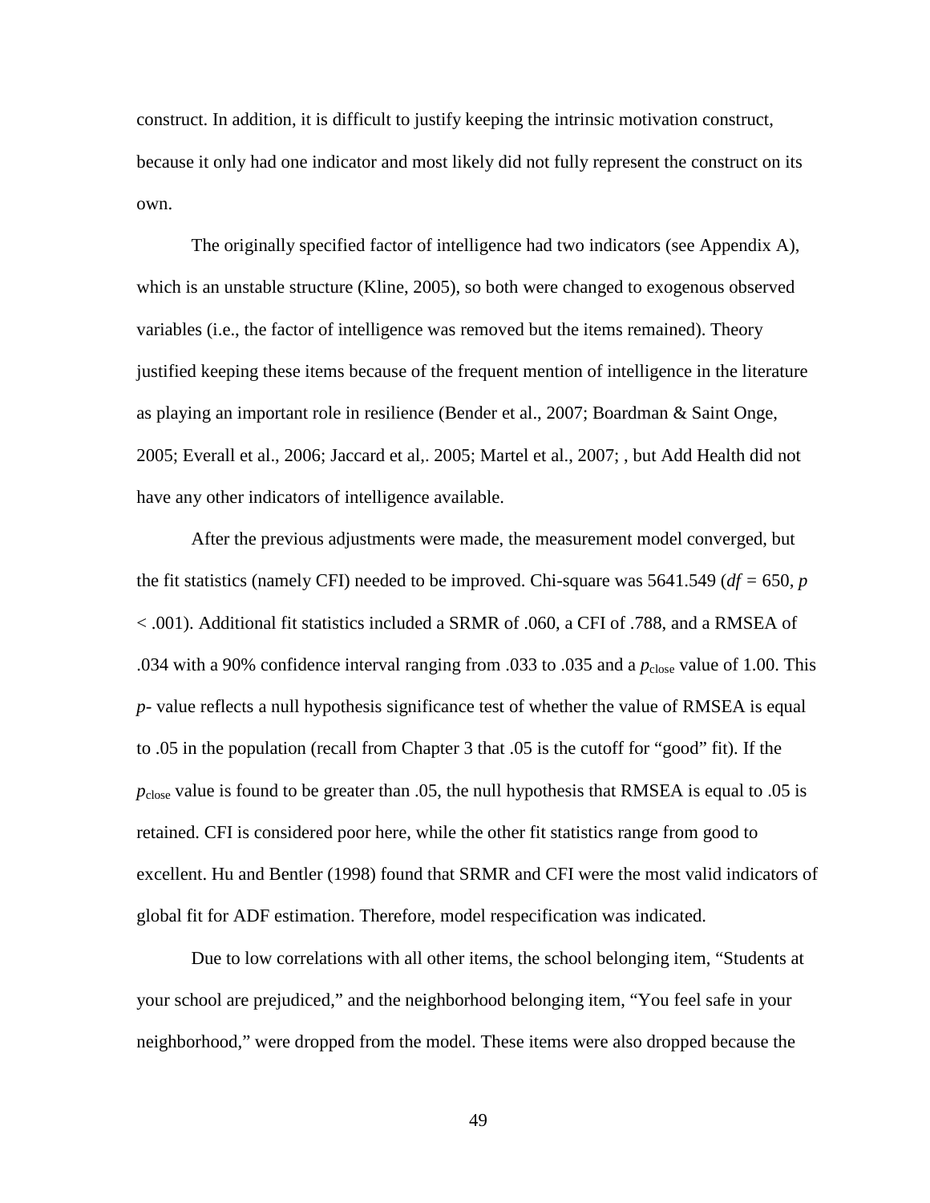construct. In addition, it is difficult to justify keeping the intrinsic motivation construct, because it only had one indicator and most likely did not fully represent the construct on its own.

The originally specified factor of intelligence had two indicators (see Appendix A), which is an unstable structure (Kline, 2005), so both were changed to exogenous observed variables (i.e., the factor of intelligence was removed but the items remained). Theory justified keeping these items because of the frequent mention of intelligence in the literature as playing an important role in resilience (Bender et al., 2007; Boardman & Saint Onge, 2005; Everall et al., 2006; Jaccard et al,. 2005; Martel et al., 2007; , but Add Health did not have any other indicators of intelligence available.

After the previous adjustments were made, the measurement model converged, but the fit statistics (namely CFI) needed to be improved. Chi-square was 5641.549 ($df$ = 650, $p$ < .001). Additional fit statistics included a SRMR of .060, a CFI of .788, and a RMSEA of .034 with a 90% confidence interval ranging from .033 to .035 and a $p_{\text{close}}$ value of 1.00. This *p*- value reflects a null hypothesis significance test of whether the value of RMSEA is equal to .05 in the population (recall from Chapter 3 that .05 is the cutoff for "good" fit). If the $p_{\text{close}}$ value is found to be greater than .05, the null hypothesis that RMSEA is equal to .05 is retained. CFI is considered poor here, while the other fit statistics range from good to excellent. Hu and Bentler (1998) found that SRMR and CFI were the most valid indicators of global fit for ADF estimation. Therefore, model respecification was indicated.

Due to low correlations with all other items, the school belonging item, "Students at your school are prejudiced," and the neighborhood belonging item, "You feel safe in your neighborhood," were dropped from the model. These items were also dropped because the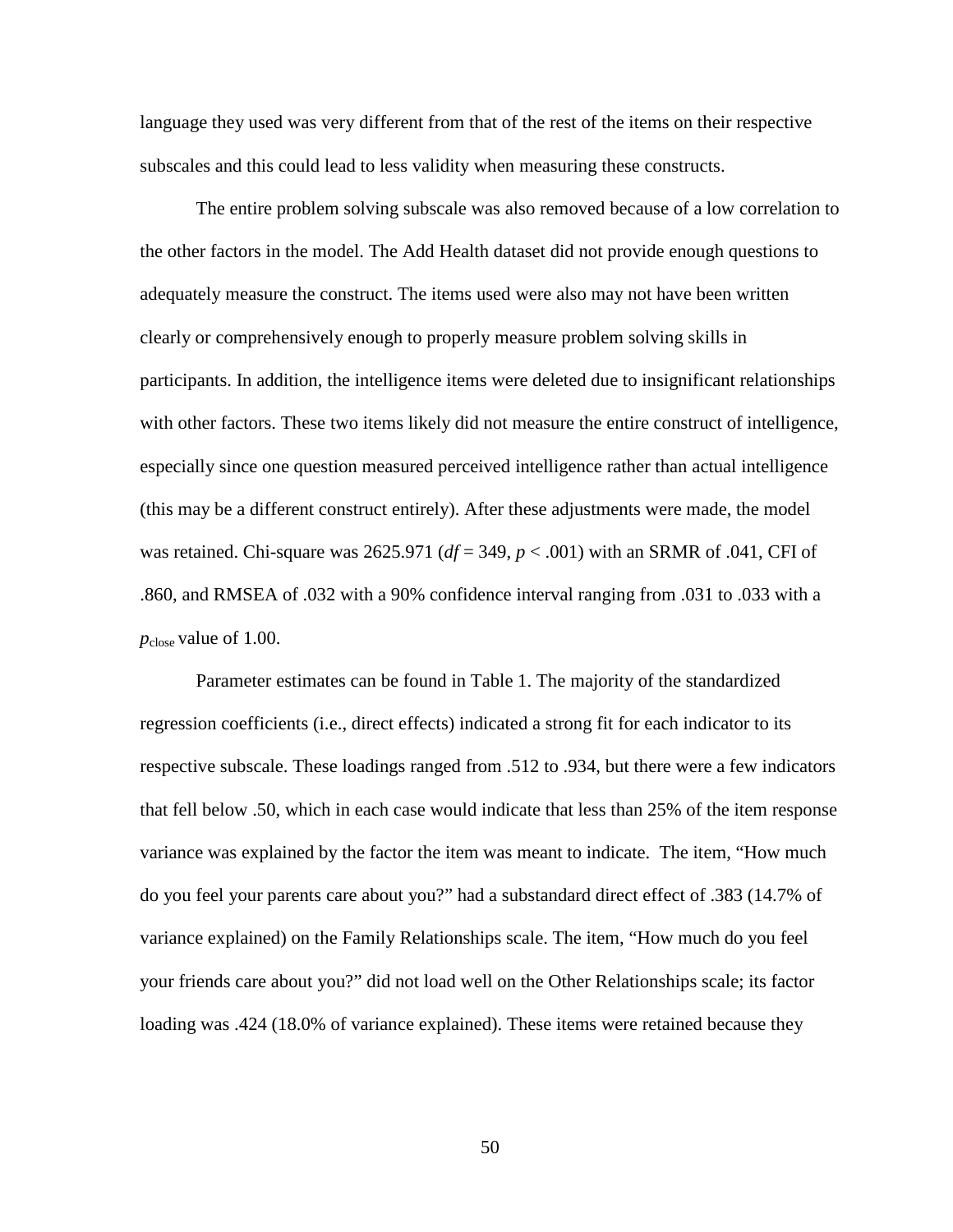language they used was very different from that of the rest of the items on their respective subscales and this could lead to less validity when measuring these constructs.

The entire problem solving subscale was also removed because of a low correlation to the other factors in the model. The Add Health dataset did not provide enough questions to adequately measure the construct. The items used were also may not have been written clearly or comprehensively enough to properly measure problem solving skills in participants. In addition, the intelligence items were deleted due to insignificant relationships with other factors. These two items likely did not measure the entire construct of intelligence, especially since one question measured perceived intelligence rather than actual intelligence (this may be a different construct entirely). After these adjustments were made, the model was retained. Chi-square was 2625.971 ($df$ = 349, $p$ < .001) with an SRMR of .041, CFI of .860, and RMSEA of .032 with a 90% confidence interval ranging from .031 to .033 with a $p_{\text{close}}$ value of 1.00.

Parameter estimates can be found in Table 1. The majority of the standardized regression coefficients (i.e., direct effects) indicated a strong fit for each indicator to its respective subscale. These loadings ranged from .512 to .934, but there were a few indicators that fell below .50, which in each case would indicate that less than 25% of the item response variance was explained by the factor the item was meant to indicate. The item, "How much do you feel your parents care about you?" had a substandard direct effect of .383 (14.7% of variance explained) on the Family Relationships scale. The item, "How much do you feel your friends care about you?" did not load well on the Other Relationships scale; its factor loading was .424 (18.0% of variance explained). These items were retained because they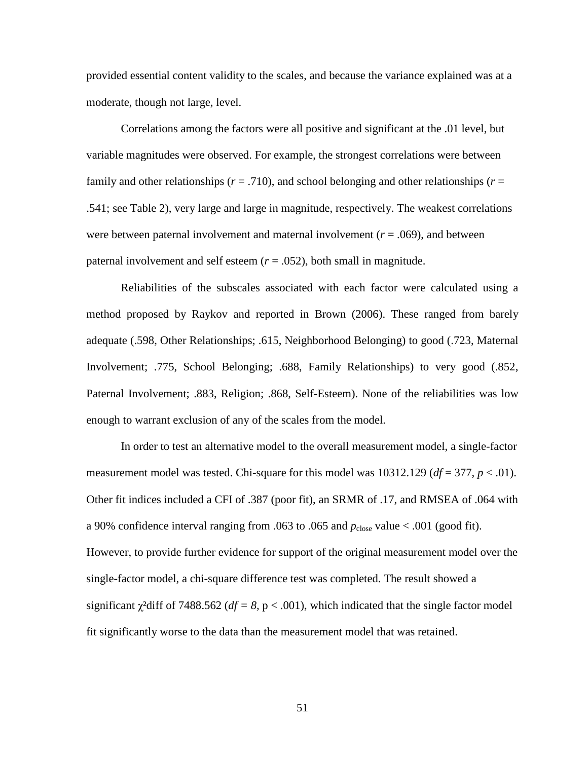provided essential content validity to the scales, and because the variance explained was at a moderate, though not large, level.

Correlations among the factors were all positive and significant at the .01 level, but variable magnitudes were observed. For example, the strongest correlations were between family and other relationships (*r* = .710), and school belonging and other relationships (*r* = .541; see Table 2), very large and large in magnitude, respectively. The weakest correlations were between paternal involvement and maternal involvement (*r* = .069), and between paternal involvement and self esteem (*r* = .052), both small in magnitude.

Reliabilities of the subscales associated with each factor were calculated using a method proposed by Raykov and reported in Brown (2006). These ranged from barely adequate (.598, Other Relationships; .615, Neighborhood Belonging) to good (.723, Maternal Involvement; .775, School Belonging; .688, Family Relationships) to very good (.852, Paternal Involvement; .883, Religion; .868, Self-Esteem). None of the reliabilities was low enough to warrant exclusion of any of the scales from the model.

In order to test an alternative model to the overall measurement model, a single-factor measurement model was tested. Chi-square for this model was 10312.129 ($df = 377$, $p < .01$). Other fit indices included a CFI of .387 (poor fit), an SRMR of .17, and RMSEA of .064 with a 90% confidence interval ranging from .063 to .065 and $p_{close}$ value < .001 (good fit). However, to provide further evidence for support of the original measurement model over the single-factor model, a chi-square difference test was completed. The result showed a significant $\chi^2$diff of 7488.562 ($df = 8$, p < .001), which indicated that the single factor model fit significantly worse to the data than the measurement model that was retained.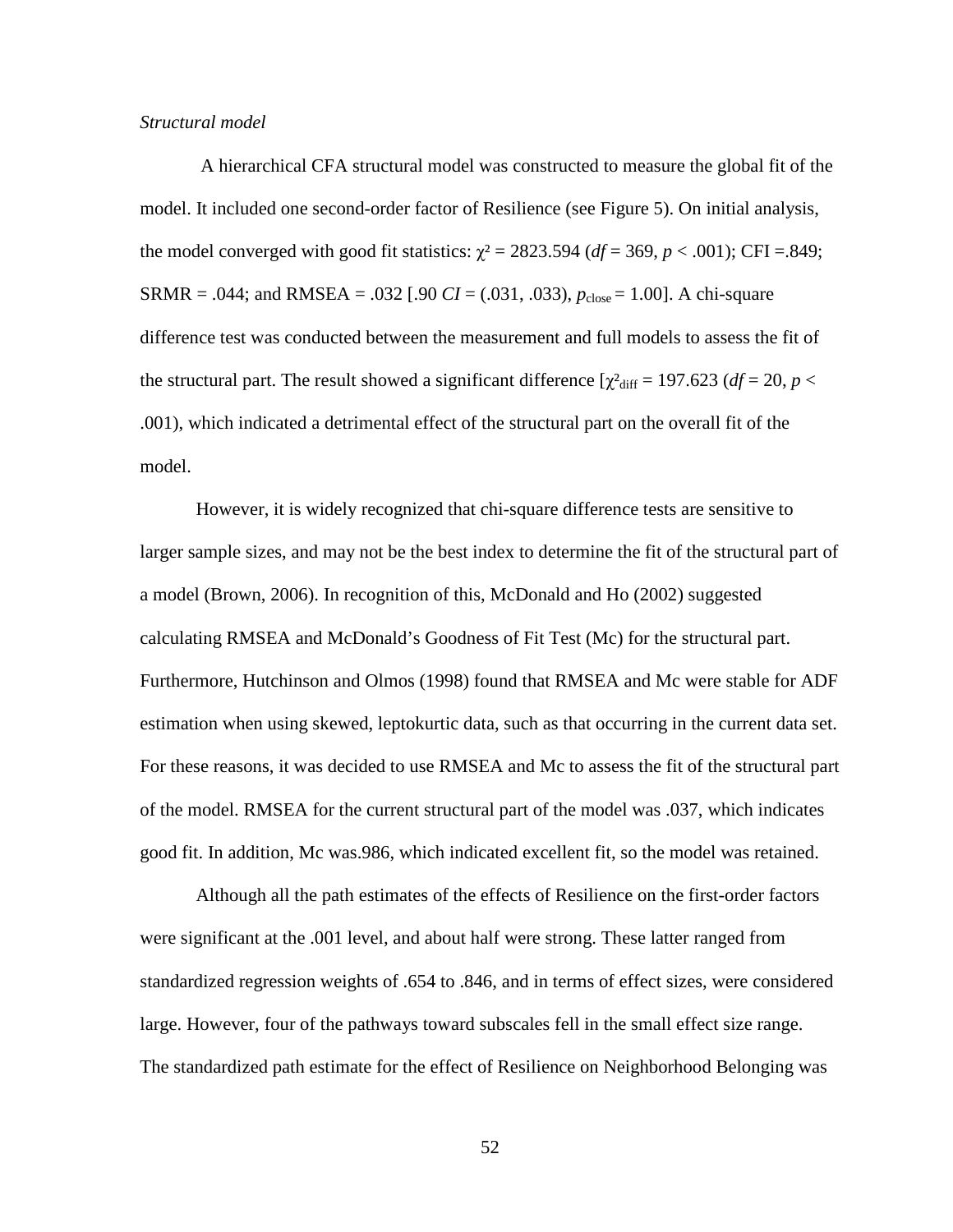*Structural model*

A hierarchical CFA structural model was constructed to measure the global fit of the model. It included one second-order factor of Resilience (see Figure 5). On initial analysis, the model converged with good fit statistics: $\chi^2 = 2823.594$ ($df = 369$, $p < .001$); CFI =.849; SRMR = .044; and RMSEA = .032 [.90 $CI$ = (.031, .033), $p_{close} = 1.00$]. A chi-square difference test was conducted between the measurement and full models to assess the fit of the structural part. The result showed a significant difference [$\chi^2_{diff} = 197.623$ ($df = 20$, $p <$ .001), which indicated a detrimental effect of the structural part on the overall fit of the model.

However, it is widely recognized that chi-square difference tests are sensitive to larger sample sizes, and may not be the best index to determine the fit of the structural part of a model (Brown, 2006). In recognition of this, McDonald and Ho (2002) suggested calculating RMSEA and McDonald's Goodness of Fit Test (Mc) for the structural part. Furthermore, Hutchinson and Olmos (1998) found that RMSEA and Mc were stable for ADF estimation when using skewed, leptokurtic data, such as that occurring in the current data set. For these reasons, it was decided to use RMSEA and Mc to assess the fit of the structural part of the model. RMSEA for the current structural part of the model was .037, which indicates good fit. In addition, Mc was.986, which indicated excellent fit, so the model was retained.

Although all the path estimates of the effects of Resilience on the first-order factors were significant at the .001 level, and about half were strong. These latter ranged from standardized regression weights of .654 to .846, and in terms of effect sizes, were considered large. However, four of the pathways toward subscales fell in the small effect size range. The standardized path estimate for the effect of Resilience on Neighborhood Belonging was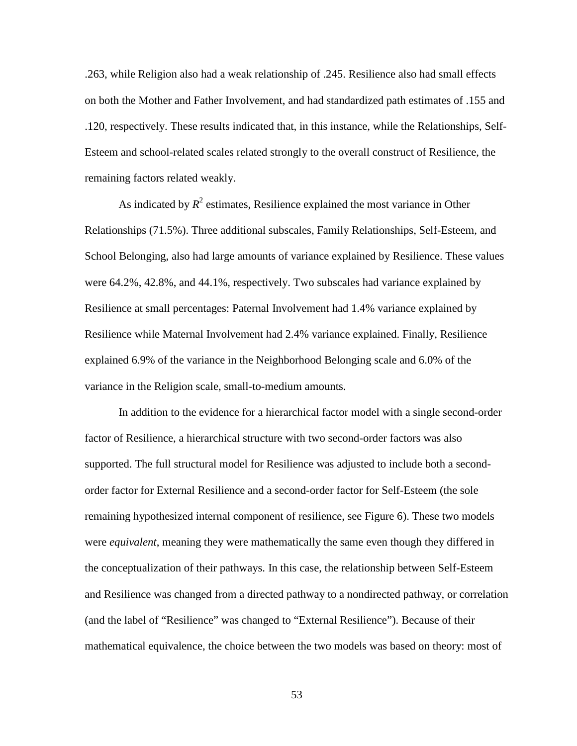.263, while Religion also had a weak relationship of .245. Resilience also had small effects on both the Mother and Father Involvement, and had standardized path estimates of .155 and .120, respectively. These results indicated that, in this instance, while the Relationships, Self-Esteem and school-related scales related strongly to the overall construct of Resilience, the remaining factors related weakly.

As indicated by $R^2$ estimates, Resilience explained the most variance in Other Relationships (71.5%). Three additional subscales, Family Relationships, Self-Esteem, and School Belonging, also had large amounts of variance explained by Resilience. These values were 64.2%, 42.8%, and 44.1%, respectively. Two subscales had variance explained by Resilience at small percentages: Paternal Involvement had 1.4% variance explained by Resilience while Maternal Involvement had 2.4% variance explained. Finally, Resilience explained 6.9% of the variance in the Neighborhood Belonging scale and 6.0% of the variance in the Religion scale, small-to-medium amounts.

In addition to the evidence for a hierarchical factor model with a single second-order factor of Resilience, a hierarchical structure with two second-order factors was also supported. The full structural model for Resilience was adjusted to include both a second-order factor for External Resilience and a second-order factor for Self-Esteem (the sole remaining hypothesized internal component of resilience, see Figure 6). These two models were *equivalent*, meaning they were mathematically the same even though they differed in the conceptualization of their pathways. In this case, the relationship between Self-Esteem and Resilience was changed from a directed pathway to a nondirected pathway, or correlation (and the label of "Resilience" was changed to "External Resilience"). Because of their mathematical equivalence, the choice between the two models was based on theory: most of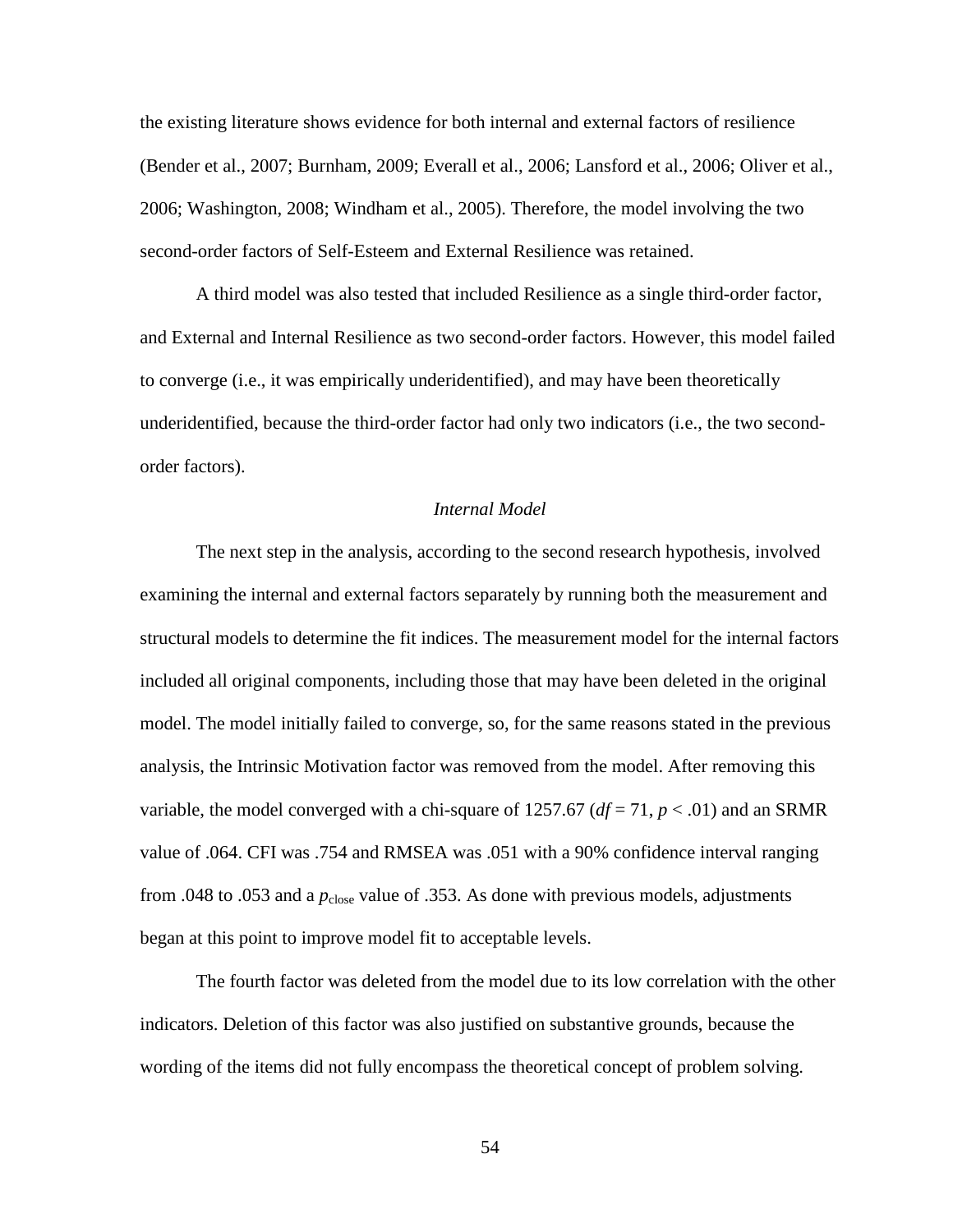the existing literature shows evidence for both internal and external factors of resilience (Bender et al., 2007; Burnham, 2009; Everall et al., 2006; Lansford et al., 2006; Oliver et al., 2006; Washington, 2008; Windham et al., 2005). Therefore, the model involving the two second-order factors of Self-Esteem and External Resilience was retained.

A third model was also tested that included Resilience as a single third-order factor, and External and Internal Resilience as two second-order factors. However, this model failed to converge (i.e., it was empirically underidentified), and may have been theoretically underidentified, because the third-order factor had only two indicators (i.e., the two second-order factors).

### *Internal Model*

The next step in the analysis, according to the second research hypothesis, involved examining the internal and external factors separately by running both the measurement and structural models to determine the fit indices. The measurement model for the internal factors included all original components, including those that may have been deleted in the original model. The model initially failed to converge, so, for the same reasons stated in the previous analysis, the Intrinsic Motivation factor was removed from the model. After removing this variable, the model converged with a chi-square of 1257.67 ($df = 71$, $p < .01$) and an SRMR value of .064. CFI was .754 and RMSEA was .051 with a 90% confidence interval ranging from .048 to .053 and a $p_{\text{close}}$ value of .353. As done with previous models, adjustments began at this point to improve model fit to acceptable levels.

The fourth factor was deleted from the model due to its low correlation with the other indicators. Deletion of this factor was also justified on substantive grounds, because the wording of the items did not fully encompass the theoretical concept of problem solving.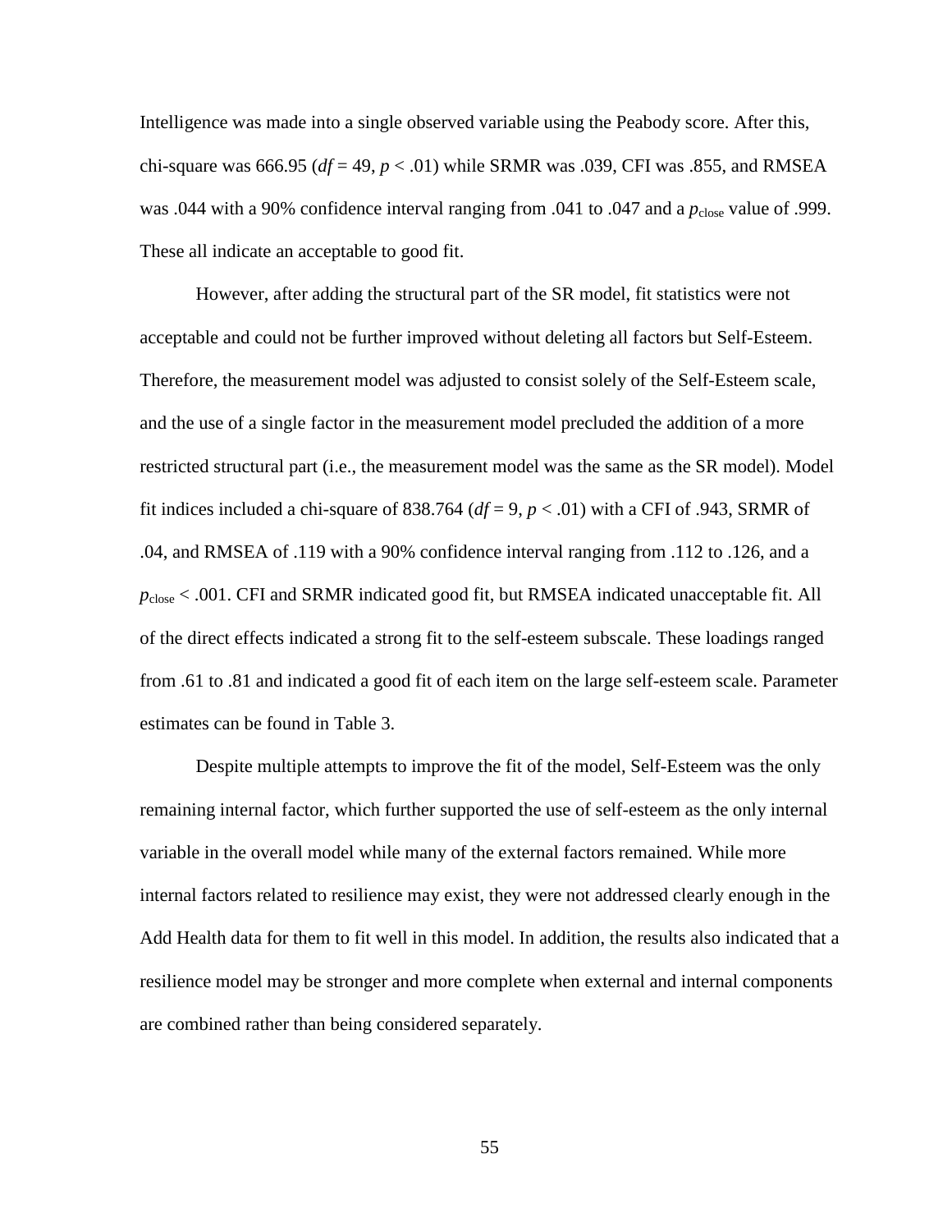Intelligence was made into a single observed variable using the Peabody score. After this, chi-square was 666.95 ($df = 49$, $p < .01$) while SRMR was .039, CFI was .855, and RMSEA was .044 with a 90% confidence interval ranging from .041 to .047 and a $p_{\text{close}}$ value of .999. These all indicate an acceptable to good fit.

However, after adding the structural part of the SR model, fit statistics were not acceptable and could not be further improved without deleting all factors but Self-Esteem. Therefore, the measurement model was adjusted to consist solely of the Self-Esteem scale, and the use of a single factor in the measurement model precluded the addition of a more restricted structural part (i.e., the measurement model was the same as the SR model). Model fit indices included a chi-square of 838.764 ($df = 9$, $p < .01$) with a CFI of .943, SRMR of .04, and RMSEA of .119 with a 90% confidence interval ranging from .112 to .126, and a $p_{\text{close}} < .001$. CFI and SRMR indicated good fit, but RMSEA indicated unacceptable fit. All of the direct effects indicated a strong fit to the self-esteem subscale. These loadings ranged from .61 to .81 and indicated a good fit of each item on the large self-esteem scale. Parameter estimates can be found in Table 3.

Despite multiple attempts to improve the fit of the model, Self-Esteem was the only remaining internal factor, which further supported the use of self-esteem as the only internal variable in the overall model while many of the external factors remained. While more internal factors related to resilience may exist, they were not addressed clearly enough in the Add Health data for them to fit well in this model. In addition, the results also indicated that a resilience model may be stronger and more complete when external and internal components are combined rather than being considered separately.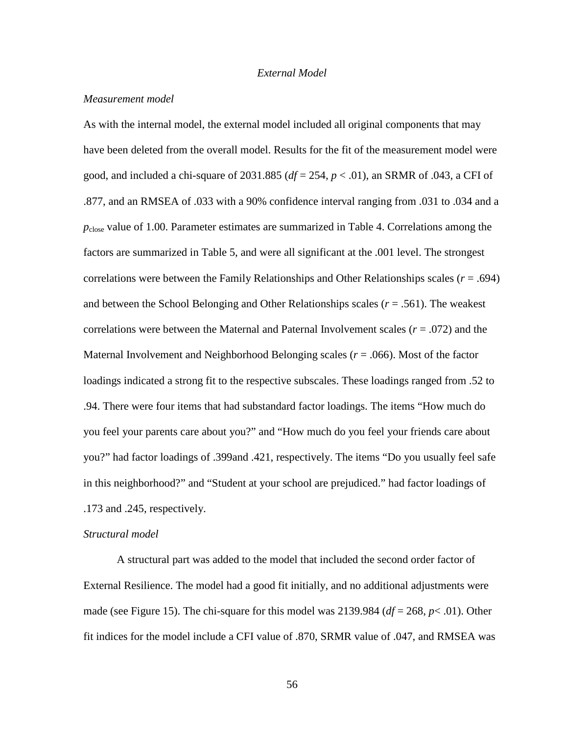*External Model*

*Measurement model*

As with the internal model, the external model included all original components that may have been deleted from the overall model. Results for the fit of the measurement model were good, and included a chi-square of 2031.885 ($df$ = 254, $p$ < .01), an SRMR of .043, a CFI of .877, and an RMSEA of .033 with a 90% confidence interval ranging from .031 to .034 and a $p_{\text{close}}$ value of 1.00. Parameter estimates are summarized in Table 4. Correlations among the factors are summarized in Table 5, and were all significant at the .001 level. The strongest correlations were between the Family Relationships and Other Relationships scales ($r$ = .694) and between the School Belonging and Other Relationships scales ($r$ = .561). The weakest correlations were between the Maternal and Paternal Involvement scales ($r$ = .072) and the Maternal Involvement and Neighborhood Belonging scales ($r$ = .066). Most of the factor loadings indicated a strong fit to the respective subscales. These loadings ranged from .52 to .94. There were four items that had substandard factor loadings. The items "How much do you feel your parents care about you?" and "How much do you feel your friends care about you?" had factor loadings of .399and .421, respectively. The items "Do you usually feel safe in this neighborhood?" and "Student at your school are prejudiced." had factor loadings of .173 and .245, respectively.

*Structural model*

A structural part was added to the model that included the second order factor of External Resilience. The model had a good fit initially, and no additional adjustments were made (see Figure 15). The chi-square for this model was 2139.984 ($df$ = 268, $p$< .01). Other fit indices for the model include a CFI value of .870, SRMR value of .047, and RMSEA was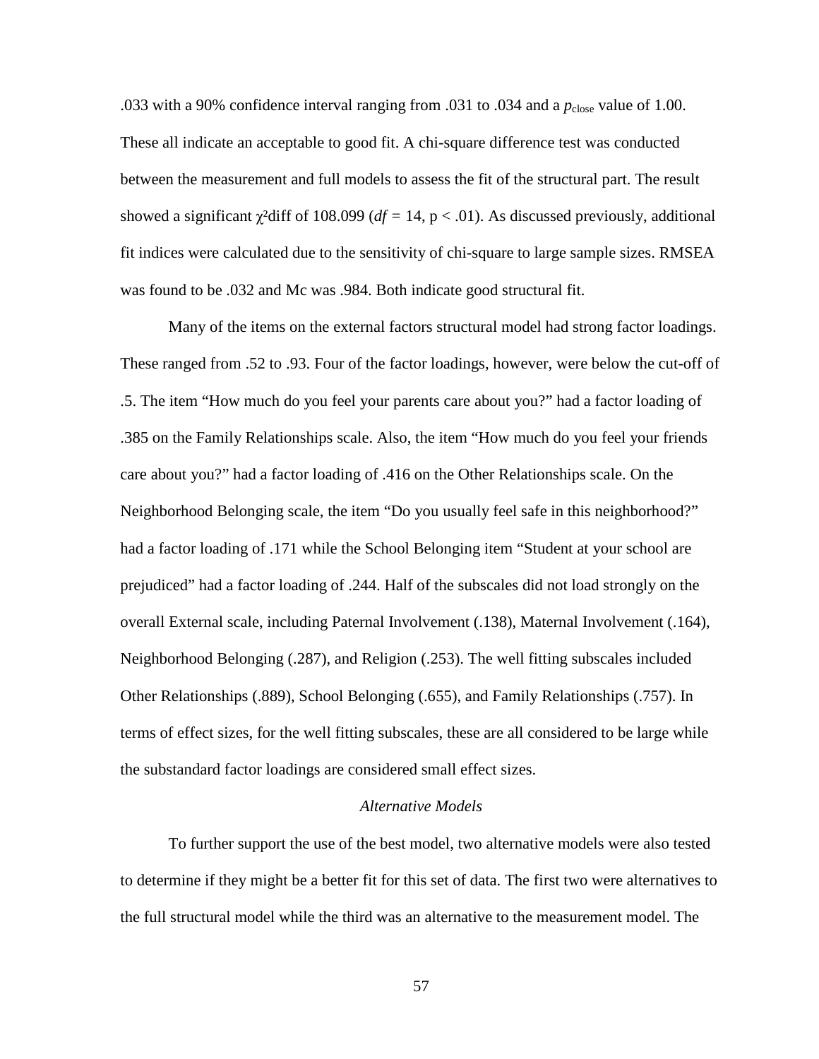.033 with a 90% confidence interval ranging from .031 to .034 and a $p_{\text{close}}$ value of 1.00. These all indicate an acceptable to good fit. A chi-square difference test was conducted between the measurement and full models to assess the fit of the structural part. The result showed a significant $\chi^2$diff of 108.099 ($df$ = 14, p < .01). As discussed previously, additional fit indices were calculated due to the sensitivity of chi-square to large sample sizes. RMSEA was found to be .032 and Mc was .984. Both indicate good structural fit.

Many of the items on the external factors structural model had strong factor loadings. These ranged from .52 to .93. Four of the factor loadings, however, were below the cut-off of .5. The item "How much do you feel your parents care about you?" had a factor loading of .385 on the Family Relationships scale. Also, the item "How much do you feel your friends care about you?" had a factor loading of .416 on the Other Relationships scale. On the Neighborhood Belonging scale, the item "Do you usually feel safe in this neighborhood?" had a factor loading of .171 while the School Belonging item "Student at your school are prejudiced" had a factor loading of .244. Half of the subscales did not load strongly on the overall External scale, including Paternal Involvement (.138), Maternal Involvement (.164), Neighborhood Belonging (.287), and Religion (.253). The well fitting subscales included Other Relationships (.889), School Belonging (.655), and Family Relationships (.757). In terms of effect sizes, for the well fitting subscales, these are all considered to be large while the substandard factor loadings are considered small effect sizes.

### *Alternative Models*

To further support the use of the best model, two alternative models were also tested to determine if they might be a better fit for this set of data. The first two were alternatives to the full structural model while the third was an alternative to the measurement model. The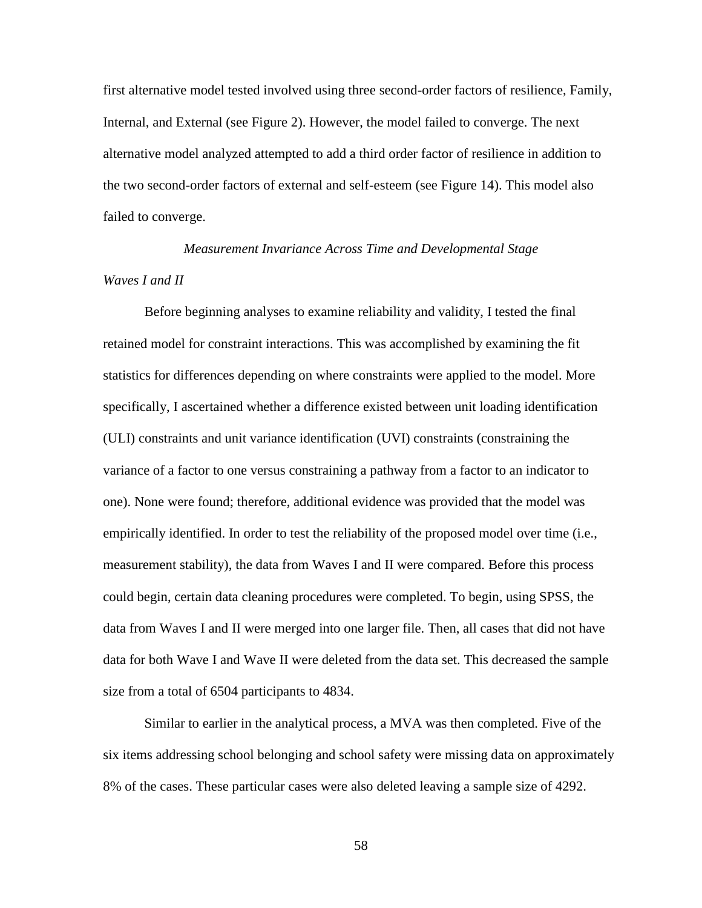first alternative model tested involved using three second-order factors of resilience, Family, Internal, and External (see Figure 2). However, the model failed to converge. The next alternative model analyzed attempted to add a third order factor of resilience in addition to the two second-order factors of external and self-esteem (see Figure 14). This model also failed to converge.

## *Measurement Invariance Across Time and Developmental Stage*

### *Waves I and II*

Before beginning analyses to examine reliability and validity, I tested the final retained model for constraint interactions. This was accomplished by examining the fit statistics for differences depending on where constraints were applied to the model. More specifically, I ascertained whether a difference existed between unit loading identification (ULI) constraints and unit variance identification (UVI) constraints (constraining the variance of a factor to one versus constraining a pathway from a factor to an indicator to one). None were found; therefore, additional evidence was provided that the model was empirically identified. In order to test the reliability of the proposed model over time (i.e., measurement stability), the data from Waves I and II were compared. Before this process could begin, certain data cleaning procedures were completed. To begin, using SPSS, the data from Waves I and II were merged into one larger file. Then, all cases that did not have data for both Wave I and Wave II were deleted from the data set. This decreased the sample size from a total of 6504 participants to 4834.

Similar to earlier in the analytical process, a MVA was then completed. Five of the six items addressing school belonging and school safety were missing data on approximately 8% of the cases. These particular cases were also deleted leaving a sample size of 4292.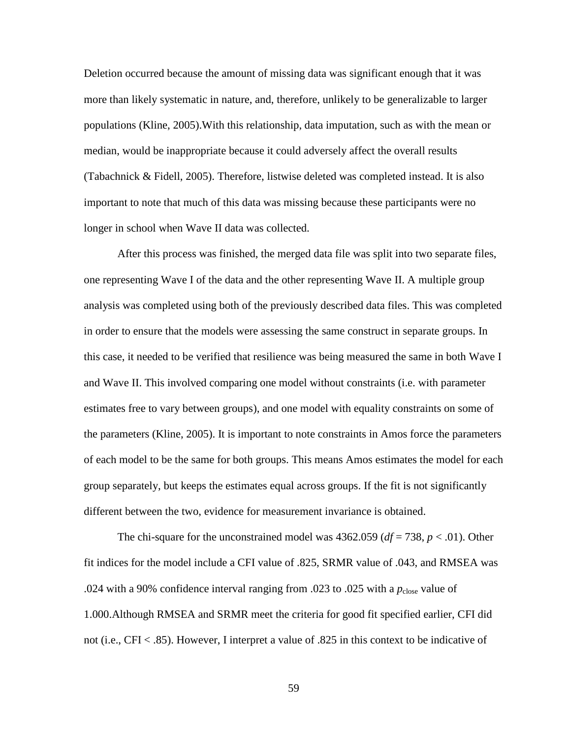Deletion occurred because the amount of missing data was significant enough that it was more than likely systematic in nature, and, therefore, unlikely to be generalizable to larger populations (Kline, 2005).With this relationship, data imputation, such as with the mean or median, would be inappropriate because it could adversely affect the overall results (Tabachnick & Fidell, 2005). Therefore, listwise deleted was completed instead. It is also important to note that much of this data was missing because these participants were no longer in school when Wave II data was collected.

After this process was finished, the merged data file was split into two separate files, one representing Wave I of the data and the other representing Wave II. A multiple group analysis was completed using both of the previously described data files. This was completed in order to ensure that the models were assessing the same construct in separate groups. In this case, it needed to be verified that resilience was being measured the same in both Wave I and Wave II. This involved comparing one model without constraints (i.e. with parameter estimates free to vary between groups), and one model with equality constraints on some of the parameters (Kline, 2005). It is important to note constraints in Amos force the parameters of each model to be the same for both groups. This means Amos estimates the model for each group separately, but keeps the estimates equal across groups. If the fit is not significantly different between the two, evidence for measurement invariance is obtained.

The chi-square for the unconstrained model was 4362.059 ($df = 738$, $p < .01$). Other fit indices for the model include a CFI value of .825, SRMR value of .043, and RMSEA was .024 with a 90% confidence interval ranging from .023 to .025 with a $p_{\text{close}}$ value of 1.000.Although RMSEA and SRMR meet the criteria for good fit specified earlier, CFI did not (i.e., CFI < .85). However, I interpret a value of .825 in this context to be indicative of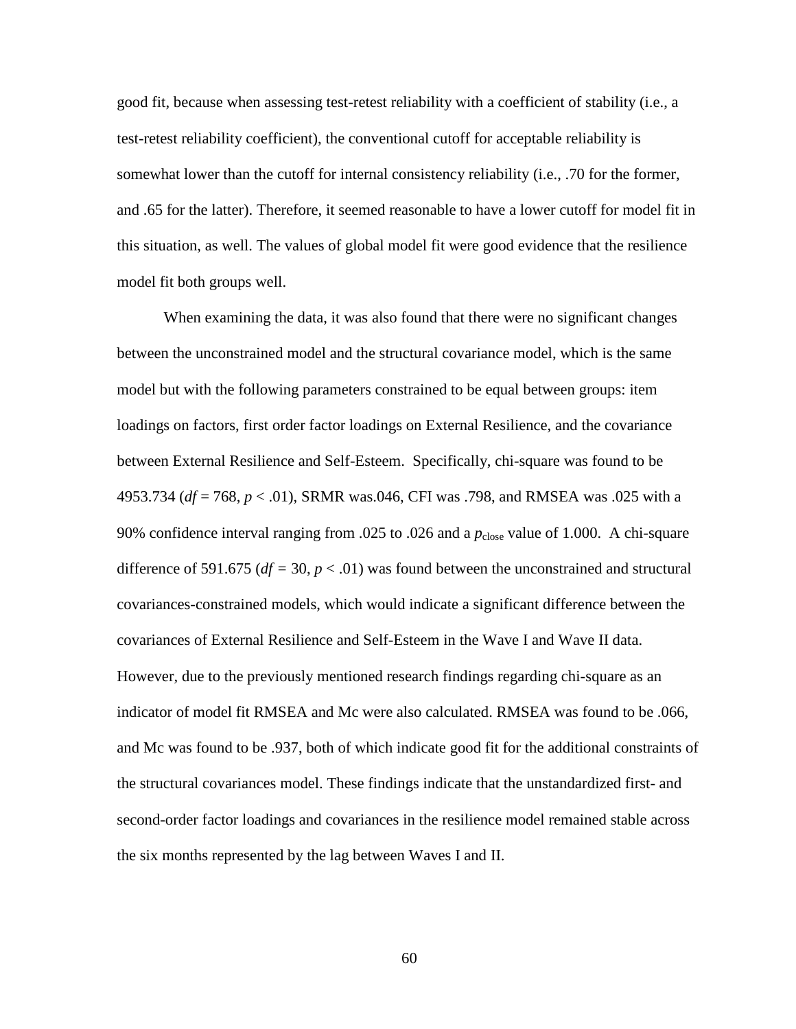good fit, because when assessing test-retest reliability with a coefficient of stability (i.e., a test-retest reliability coefficient), the conventional cutoff for acceptable reliability is somewhat lower than the cutoff for internal consistency reliability (i.e., .70 for the former, and .65 for the latter). Therefore, it seemed reasonable to have a lower cutoff for model fit in this situation, as well. The values of global model fit were good evidence that the resilience model fit both groups well.

When examining the data, it was also found that there were no significant changes between the unconstrained model and the structural covariance model, which is the same model but with the following parameters constrained to be equal between groups: item loadings on factors, first order factor loadings on External Resilience, and the covariance between External Resilience and Self-Esteem. Specifically, chi-square was found to be 4953.734 ($df$ = 768, $p$ < .01), SRMR was.046, CFI was .798, and RMSEA was .025 with a 90% confidence interval ranging from .025 to .026 and a $p_{\text{close}}$ value of 1.000. A chi-square difference of 591.675 ($df$ = 30, $p$ < .01) was found between the unconstrained and structural covariances-constrained models, which would indicate a significant difference between the covariances of External Resilience and Self-Esteem in the Wave I and Wave II data. However, due to the previously mentioned research findings regarding chi-square as an indicator of model fit RMSEA and Mc were also calculated. RMSEA was found to be .066, and Mc was found to be .937, both of which indicate good fit for the additional constraints of the structural covariances model. These findings indicate that the unstandardized first- and second-order factor loadings and covariances in the resilience model remained stable across the six months represented by the lag between Waves I and II.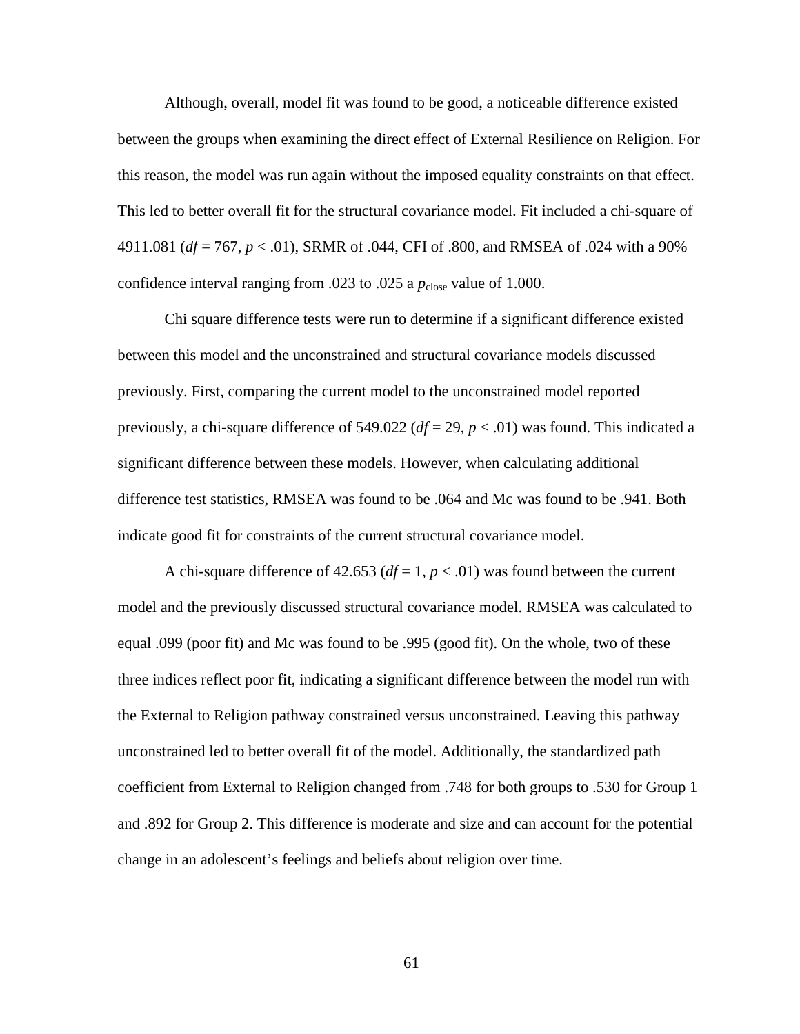Although, overall, model fit was found to be good, a noticeable difference existed between the groups when examining the direct effect of External Resilience on Religion. For this reason, the model was run again without the imposed equality constraints on that effect. This led to better overall fit for the structural covariance model. Fit included a chi-square of 4911.081 ($df = 767$, $p < .01$), SRMR of .044, CFI of .800, and RMSEA of .024 with a 90% confidence interval ranging from .023 to .025 a $p_{\text{close}}$ value of 1.000.

Chi square difference tests were run to determine if a significant difference existed between this model and the unconstrained and structural covariance models discussed previously. First, comparing the current model to the unconstrained model reported previously, a chi-square difference of 549.022 ($df = 29$, $p < .01$) was found. This indicated a significant difference between these models. However, when calculating additional difference test statistics, RMSEA was found to be .064 and Mc was found to be .941. Both indicate good fit for constraints of the current structural covariance model.

A chi-square difference of 42.653 ($df = 1$, $p < .01$) was found between the current model and the previously discussed structural covariance model. RMSEA was calculated to equal .099 (poor fit) and Mc was found to be .995 (good fit). On the whole, two of these three indices reflect poor fit, indicating a significant difference between the model run with the External to Religion pathway constrained versus unconstrained. Leaving this pathway unconstrained led to better overall fit of the model. Additionally, the standardized path coefficient from External to Religion changed from .748 for both groups to .530 for Group 1 and .892 for Group 2. This difference is moderate and size and can account for the potential change in an adolescent's feelings and beliefs about religion over time.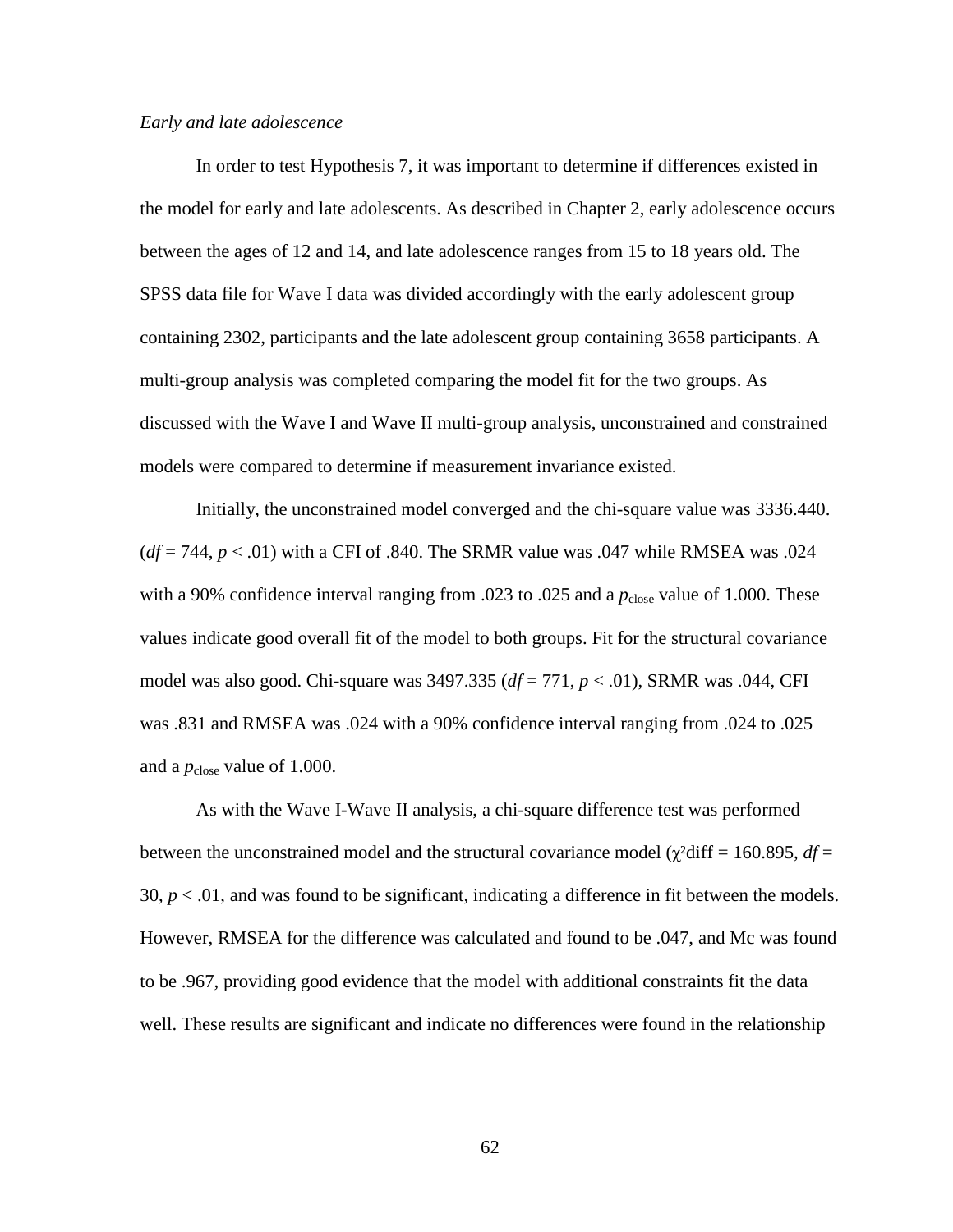*Early and late adolescence*

In order to test Hypothesis 7, it was important to determine if differences existed in the model for early and late adolescents. As described in Chapter 2, early adolescence occurs between the ages of 12 and 14, and late adolescence ranges from 15 to 18 years old. The SPSS data file for Wave I data was divided accordingly with the early adolescent group containing 2302, participants and the late adolescent group containing 3658 participants. A multi-group analysis was completed comparing the model fit for the two groups. As discussed with the Wave I and Wave II multi-group analysis, unconstrained and constrained models were compared to determine if measurement invariance existed.

Initially, the unconstrained model converged and the chi-square value was 3336.440. ($df$ = 744, $p < .01$) with a CFI of .840. The SRMR value was .047 while RMSEA was .024 with a 90% confidence interval ranging from .023 to .025 and a $p_{\text{close}}$ value of 1.000. These values indicate good overall fit of the model to both groups. Fit for the structural covariance model was also good. Chi-square was 3497.335 ($df$ = 771, $p < .01$), SRMR was .044, CFI was .831 and RMSEA was .024 with a 90% confidence interval ranging from .024 to .025 and a $p_{\text{close}}$ value of 1.000.

As with the Wave I-Wave II analysis, a chi-square difference test was performed between the unconstrained model and the structural covariance model ($\chi^2$diff = 160.895, $df$ = 30, $p < .01$, and was found to be significant, indicating a difference in fit between the models. However, RMSEA for the difference was calculated and found to be .047, and Mc was found to be .967, providing good evidence that the model with additional constraints fit the data well. These results are significant and indicate no differences were found in the relationship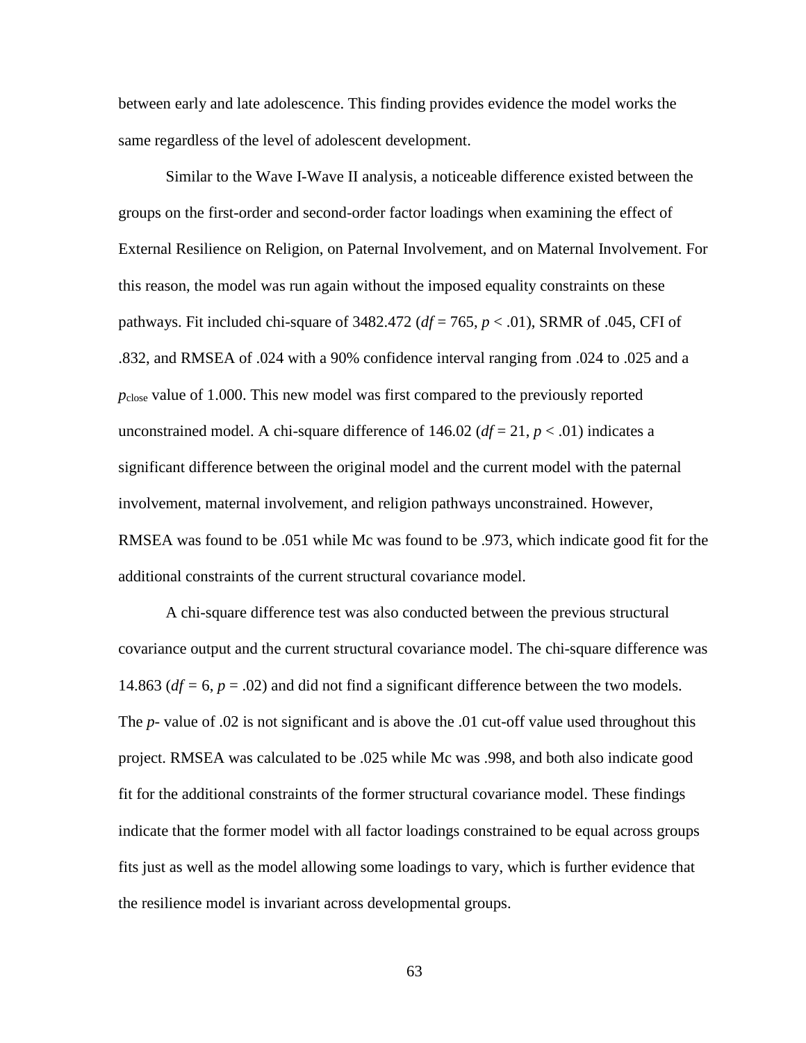between early and late adolescence. This finding provides evidence the model works the same regardless of the level of adolescent development.

Similar to the Wave I-Wave II analysis, a noticeable difference existed between the groups on the first-order and second-order factor loadings when examining the effect of External Resilience on Religion, on Paternal Involvement, and on Maternal Involvement. For this reason, the model was run again without the imposed equality constraints on these pathways. Fit included chi-square of 3482.472 ($df = 765$, $p < .01$), SRMR of .045, CFI of .832, and RMSEA of .024 with a 90% confidence interval ranging from .024 to .025 and a $p_{\text{close}}$ value of 1.000. This new model was first compared to the previously reported unconstrained model. A chi-square difference of 146.02 ($df = 21$, $p < .01$) indicates a significant difference between the original model and the current model with the paternal involvement, maternal involvement, and religion pathways unconstrained. However, RMSEA was found to be .051 while Mc was found to be .973, which indicate good fit for the additional constraints of the current structural covariance model.

A chi-square difference test was also conducted between the previous structural covariance output and the current structural covariance model. The chi-square difference was 14.863 ($df = 6$, $p = .02$) and did not find a significant difference between the two models. The *p*- value of .02 is not significant and is above the .01 cut-off value used throughout this project. RMSEA was calculated to be .025 while Mc was .998, and both also indicate good fit for the additional constraints of the former structural covariance model. These findings indicate that the former model with all factor loadings constrained to be equal across groups fits just as well as the model allowing some loadings to vary, which is further evidence that the resilience model is invariant across developmental groups.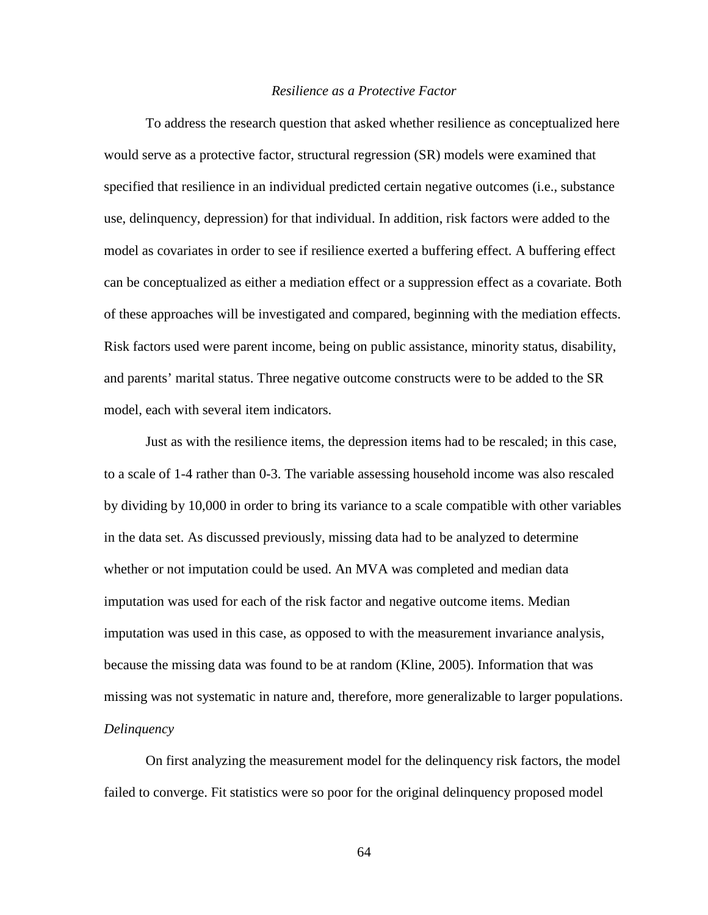*Resilience as a Protective Factor*

To address the research question that asked whether resilience as conceptualized here would serve as a protective factor, structural regression (SR) models were examined that specified that resilience in an individual predicted certain negative outcomes (i.e., substance use, delinquency, depression) for that individual. In addition, risk factors were added to the model as covariates in order to see if resilience exerted a buffering effect. A buffering effect can be conceptualized as either a mediation effect or a suppression effect as a covariate. Both of these approaches will be investigated and compared, beginning with the mediation effects. Risk factors used were parent income, being on public assistance, minority status, disability, and parents' marital status. Three negative outcome constructs were to be added to the SR model, each with several item indicators.

Just as with the resilience items, the depression items had to be rescaled; in this case, to a scale of 1-4 rather than 0-3. The variable assessing household income was also rescaled by dividing by 10,000 in order to bring its variance to a scale compatible with other variables in the data set. As discussed previously, missing data had to be analyzed to determine whether or not imputation could be used. An MVA was completed and median data imputation was used for each of the risk factor and negative outcome items. Median imputation was used in this case, as opposed to with the measurement invariance analysis, because the missing data was found to be at random (Kline, 2005). Information that was missing was not systematic in nature and, therefore, more generalizable to larger populations.

*Delinquency*

On first analyzing the measurement model for the delinquency risk factors, the model failed to converge. Fit statistics were so poor for the original delinquency proposed model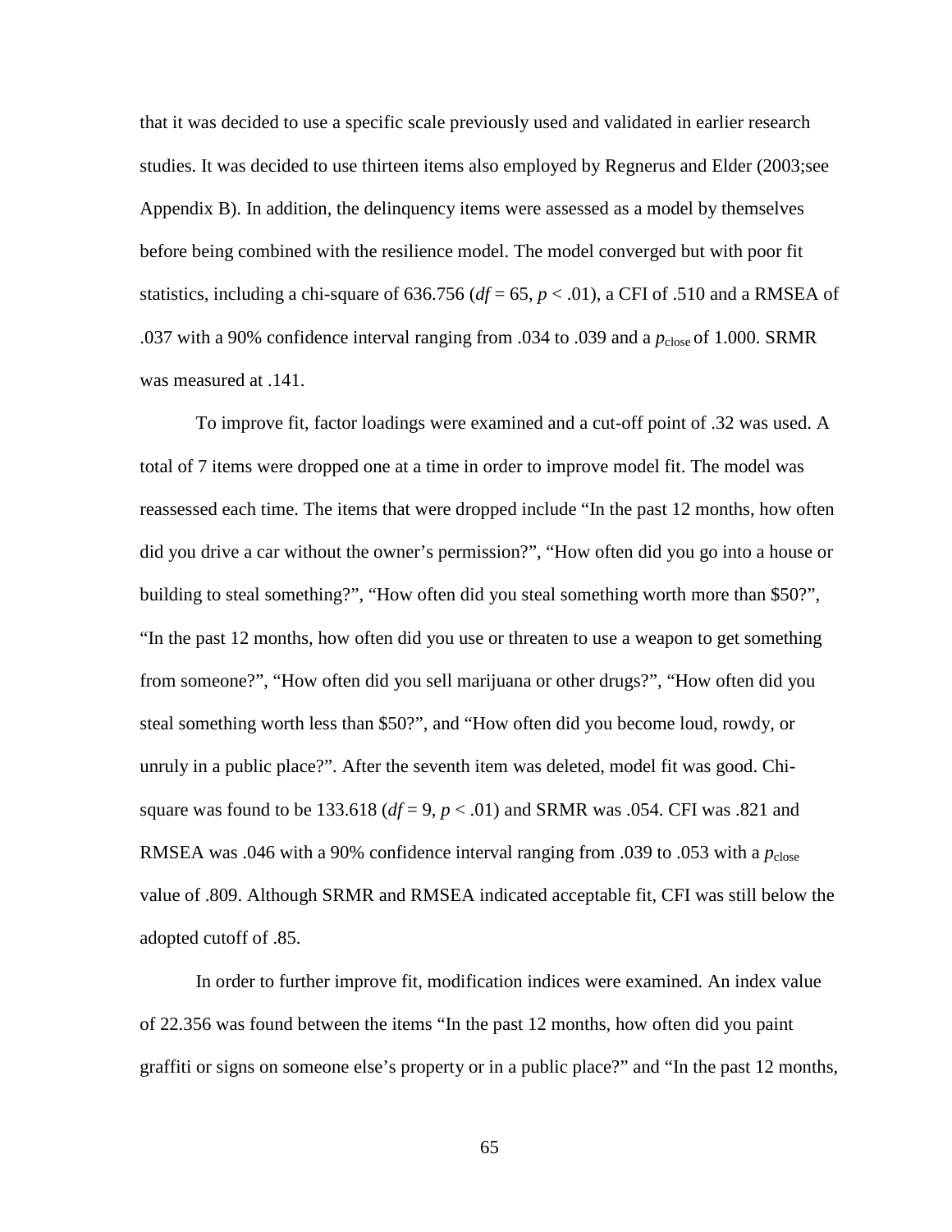that it was decided to use a specific scale previously used and validated in earlier research studies. It was decided to use thirteen items also employed by Regnerus and Elder (2003;see Appendix B). In addition, the delinquency items were assessed as a model by themselves before being combined with the resilience model. The model converged but with poor fit statistics, including a chi-square of 636.756 ($df = 65$, $p < .01$), a CFI of .510 and a RMSEA of .037 with a 90% confidence interval ranging from .034 to .039 and a $p_{\text{close}}$ of 1.000. SRMR was measured at .141.

To improve fit, factor loadings were examined and a cut-off point of .32 was used. A total of 7 items were dropped one at a time in order to improve model fit. The model was reassessed each time. The items that were dropped include "In the past 12 months, how often did you drive a car without the owner's permission?", "How often did you go into a house or building to steal something?", "How often did you steal something worth more than $50?", "In the past 12 months, how often did you use or threaten to use a weapon to get something from someone?", "How often did you sell marijuana or other drugs?", "How often did you steal something worth less than $50?", and "How often did you become loud, rowdy, or unruly in a public place?". After the seventh item was deleted, model fit was good. Chi-square was found to be 133.618 ($df = 9$, $p < .01$) and SRMR was .054. CFI was .821 and RMSEA was .046 with a 90% confidence interval ranging from .039 to .053 with a $p_{\text{close}}$ value of .809. Although SRMR and RMSEA indicated acceptable fit, CFI was still below the adopted cutoff of .85.

In order to further improve fit, modification indices were examined. An index value of 22.356 was found between the items "In the past 12 months, how often did you paint graffiti or signs on someone else's property or in a public place?" and "In the past 12 months,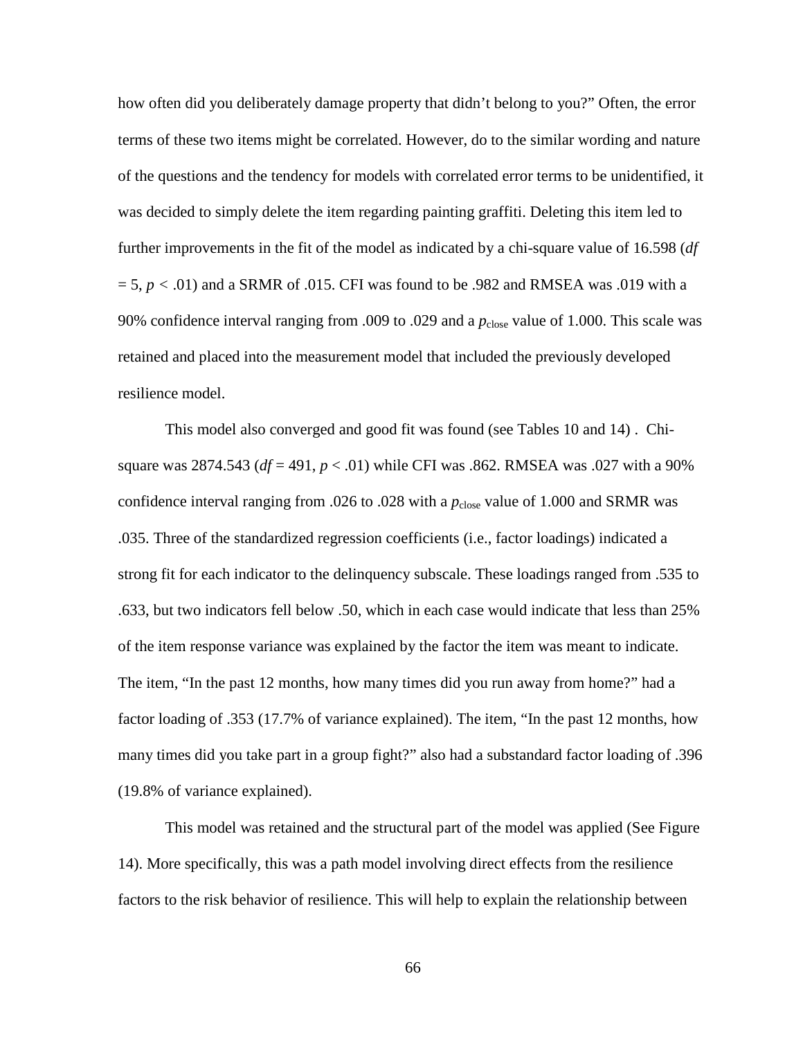how often did you deliberately damage property that didn't belong to you?" Often, the error terms of these two items might be correlated. However, do to the similar wording and nature of the questions and the tendency for models with correlated error terms to be unidentified, it was decided to simply delete the item regarding painting graffiti. Deleting this item led to further improvements in the fit of the model as indicated by a chi-square value of 16.598 ($df = 5$, $p < .01$) and a SRMR of .015. CFI was found to be .982 and RMSEA was .019 with a 90% confidence interval ranging from .009 to .029 and a $p_{\text{close}}$ value of 1.000. This scale was retained and placed into the measurement model that included the previously developed resilience model.

This model also converged and good fit was found (see Tables 10 and 14) . Chi-square was 2874.543 ($df = 491$, $p < .01$) while CFI was .862. RMSEA was .027 with a 90% confidence interval ranging from .026 to .028 with a $p_{\text{close}}$ value of 1.000 and SRMR was .035. Three of the standardized regression coefficients (i.e., factor loadings) indicated a strong fit for each indicator to the delinquency subscale. These loadings ranged from .535 to .633, but two indicators fell below .50, which in each case would indicate that less than 25% of the item response variance was explained by the factor the item was meant to indicate. The item, "In the past 12 months, how many times did you run away from home?" had a factor loading of .353 (17.7% of variance explained). The item, "In the past 12 months, how many times did you take part in a group fight?" also had a substandard factor loading of .396 (19.8% of variance explained).

This model was retained and the structural part of the model was applied (See Figure 14). More specifically, this was a path model involving direct effects from the resilience factors to the risk behavior of resilience. This will help to explain the relationship between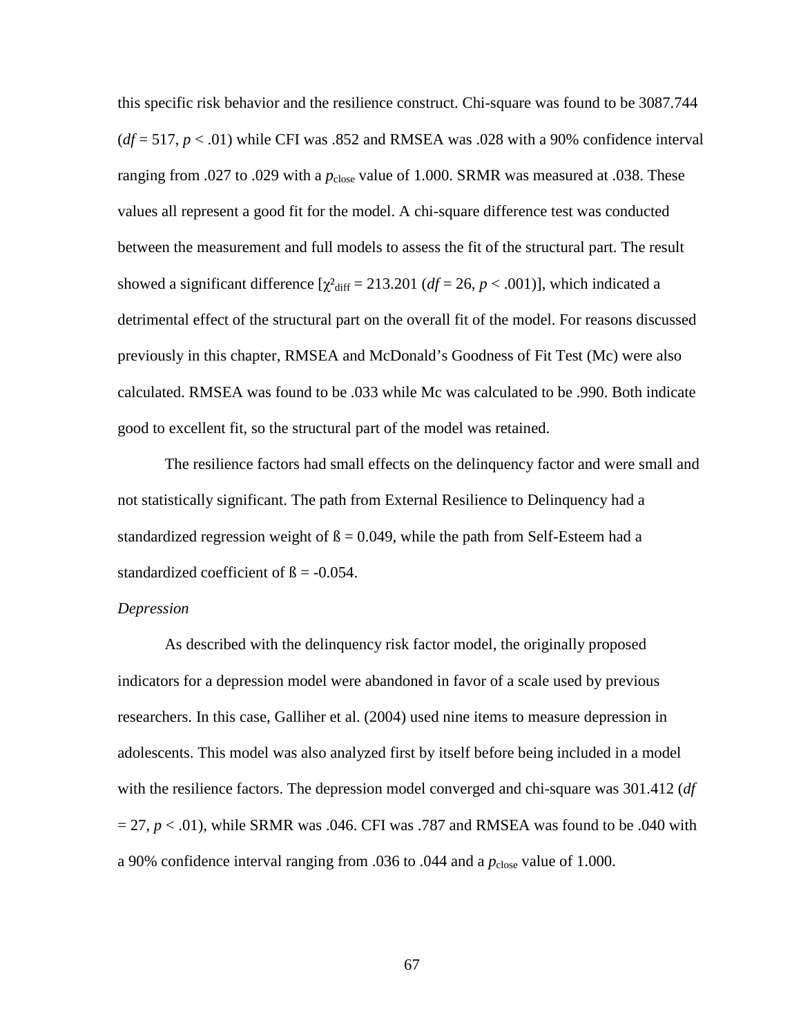this specific risk behavior and the resilience construct. Chi-square was found to be 3087.744 ($df = 517$, $p < .01$) while CFI was .852 and RMSEA was .028 with a 90% confidence interval ranging from .027 to .029 with a $p_{close}$ value of 1.000. SRMR was measured at .038. These values all represent a good fit for the model. A chi-square difference test was conducted between the measurement and full models to assess the fit of the structural part. The result showed a significant difference [$\chi^2_{diff} = 213.201$ ($df = 26$, $p < .001$)], which indicated a detrimental effect of the structural part on the overall fit of the model. For reasons discussed previously in this chapter, RMSEA and McDonald's Goodness of Fit Test (Mc) were also calculated. RMSEA was found to be .033 while Mc was calculated to be .990. Both indicate good to excellent fit, so the structural part of the model was retained.

The resilience factors had small effects on the delinquency factor and were small and not statistically significant. The path from External Resilience to Delinquency had a standardized regression weight of ß = 0.049, while the path from Self-Esteem had a standardized coefficient of ß = -0.054.

*Depression*

As described with the delinquency risk factor model, the originally proposed indicators for a depression model were abandoned in favor of a scale used by previous researchers. In this case, Galliher et al. (2004) used nine items to measure depression in adolescents. This model was also analyzed first by itself before being included in a model with the resilience factors. The depression model converged and chi-square was 301.412 ($df = 27$, $p < .01$), while SRMR was .046. CFI was .787 and RMSEA was found to be .040 with a 90% confidence interval ranging from .036 to .044 and a $p_{close}$ value of 1.000.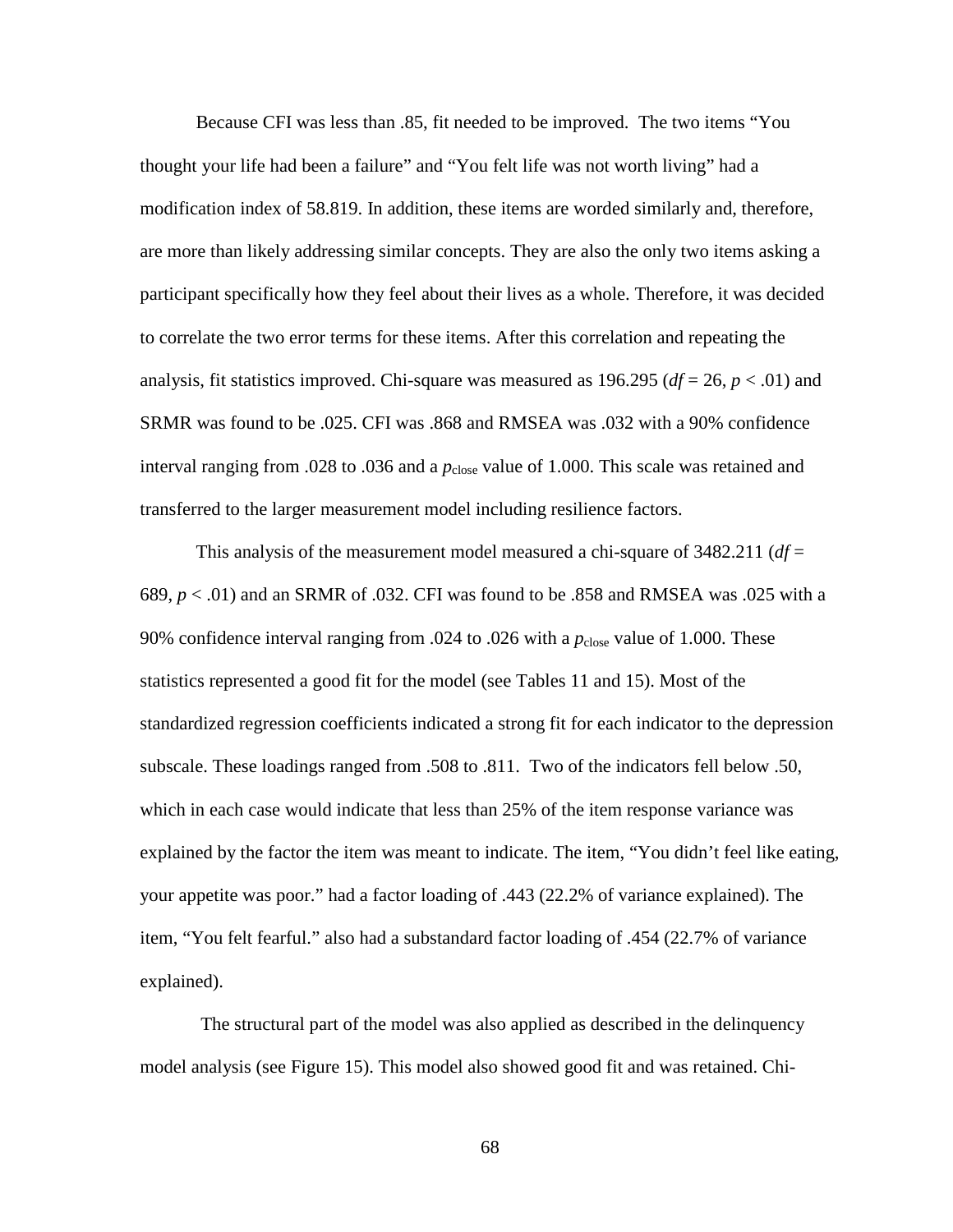Because CFI was less than .85, fit needed to be improved. The two items "You thought your life had been a failure" and "You felt life was not worth living" had a modification index of 58.819. In addition, these items are worded similarly and, therefore, are more than likely addressing similar concepts. They are also the only two items asking a participant specifically how they feel about their lives as a whole. Therefore, it was decided to correlate the two error terms for these items. After this correlation and repeating the analysis, fit statistics improved. Chi-square was measured as 196.295 ($df = 26$, $p < .01$) and SRMR was found to be .025. CFI was .868 and RMSEA was .032 with a 90% confidence interval ranging from .028 to .036 and a $p_{\text{close}}$ value of 1.000. This scale was retained and transferred to the larger measurement model including resilience factors.

This analysis of the measurement model measured a chi-square of 3482.211 ($df = 689$, $p < .01$) and an SRMR of .032. CFI was found to be .858 and RMSEA was .025 with a 90% confidence interval ranging from .024 to .026 with a $p_{\text{close}}$ value of 1.000. These statistics represented a good fit for the model (see Tables 11 and 15). Most of the standardized regression coefficients indicated a strong fit for each indicator to the depression subscale. These loadings ranged from .508 to .811. Two of the indicators fell below .50, which in each case would indicate that less than 25% of the item response variance was explained by the factor the item was meant to indicate. The item, "You didn't feel like eating, your appetite was poor." had a factor loading of .443 (22.2% of variance explained). The item, "You felt fearful." also had a substandard factor loading of .454 (22.7% of variance explained).

The structural part of the model was also applied as described in the delinquency model analysis (see Figure 15). This model also showed good fit and was retained. Chi-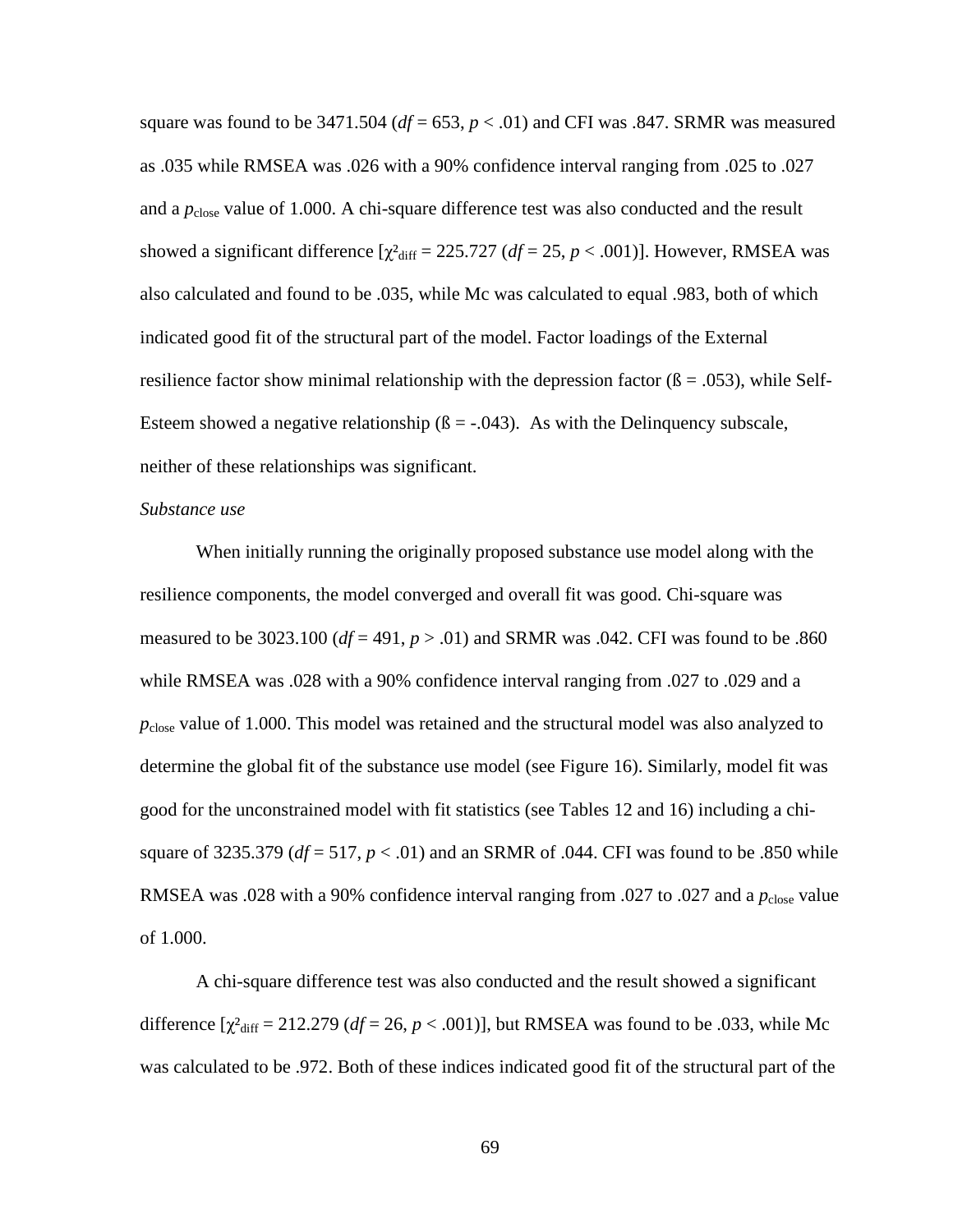square was found to be 3471.504 ($df$ = 653, $p$ < .01) and CFI was .847. SRMR was measured as .035 while RMSEA was .026 with a 90% confidence interval ranging from .025 to .027 and a $p_{\text{close}}$ value of 1.000. A chi-square difference test was also conducted and the result showed a significant difference [$\chi^2_{\text{diff}}$ = 225.727 ($df$ = 25, $p$ < .001)]. However, RMSEA was also calculated and found to be .035, while Mc was calculated to equal .983, both of which indicated good fit of the structural part of the model. Factor loadings of the External resilience factor show minimal relationship with the depression factor (ß = .053), while Self-Esteem showed a negative relationship (ß = -.043). As with the Delinquency subscale, neither of these relationships was significant.

*Substance use*

When initially running the originally proposed substance use model along with the resilience components, the model converged and overall fit was good. Chi-square was measured to be 3023.100 ($df$ = 491, $p$ > .01) and SRMR was .042. CFI was found to be .860 while RMSEA was .028 with a 90% confidence interval ranging from .027 to .029 and a $p_{\text{close}}$ value of 1.000. This model was retained and the structural model was also analyzed to determine the global fit of the substance use model (see Figure 16). Similarly, model fit was good for the unconstrained model with fit statistics (see Tables 12 and 16) including a chi-square of 3235.379 ($df$ = 517, $p$ < .01) and an SRMR of .044. CFI was found to be .850 while RMSEA was .028 with a 90% confidence interval ranging from .027 to .027 and a $p_{\text{close}}$ value of 1.000.

A chi-square difference test was also conducted and the result showed a significant difference [$\chi^2_{\text{diff}}$ = 212.279 ($df$ = 26, $p$ < .001)], but RMSEA was found to be .033, while Mc was calculated to be .972. Both of these indices indicated good fit of the structural part of the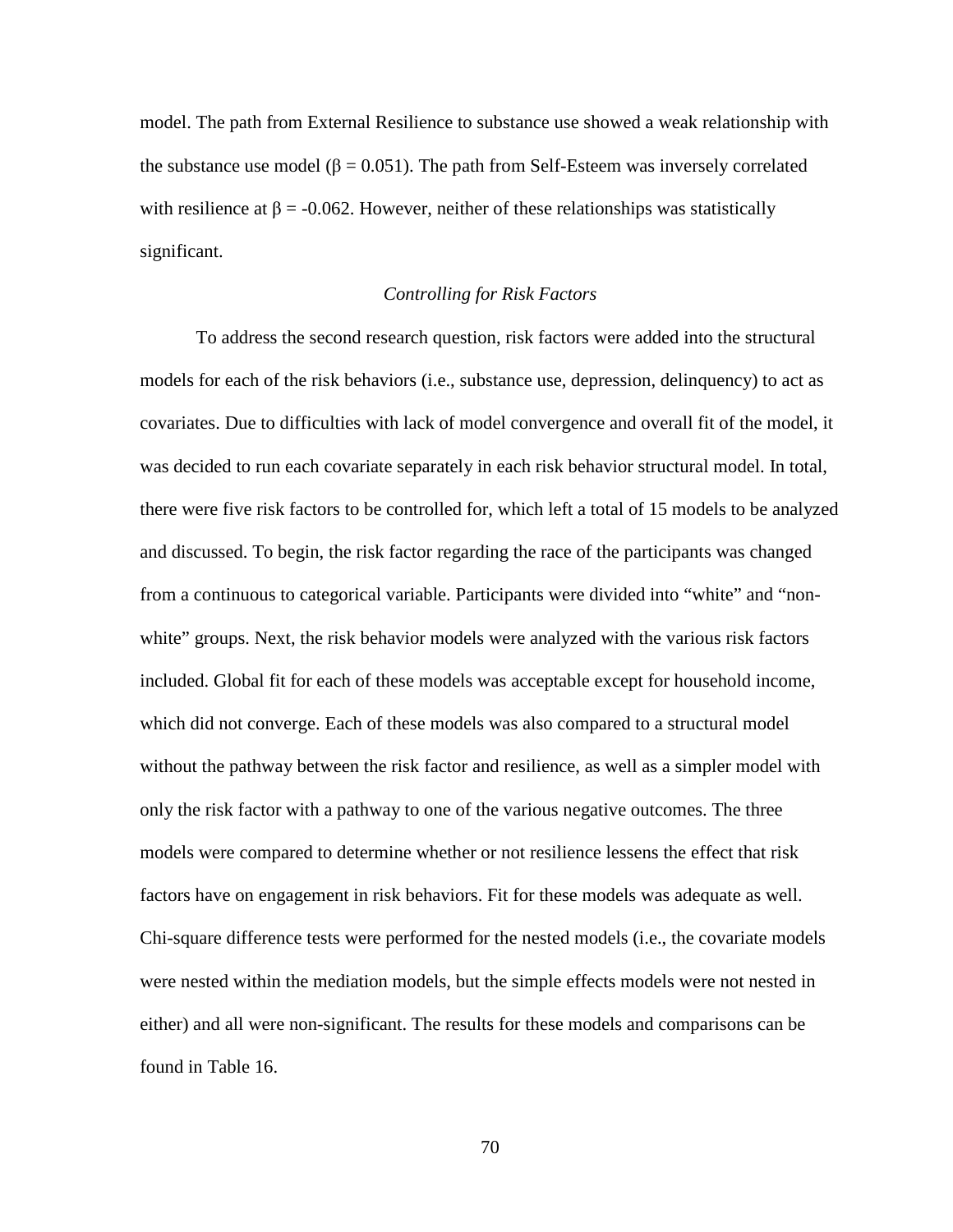model. The path from External Resilience to substance use showed a weak relationship with the substance use model ($\beta = 0.051$). The path from Self-Esteem was inversely correlated with resilience at $\beta = -0.062$. However, neither of these relationships was statistically significant.

### *Controlling for Risk Factors*

To address the second research question, risk factors were added into the structural models for each of the risk behaviors (i.e., substance use, depression, delinquency) to act as covariates. Due to difficulties with lack of model convergence and overall fit of the model, it was decided to run each covariate separately in each risk behavior structural model. In total, there were five risk factors to be controlled for, which left a total of 15 models to be analyzed and discussed. To begin, the risk factor regarding the race of the participants was changed from a continuous to categorical variable. Participants were divided into "white" and "non-white" groups. Next, the risk behavior models were analyzed with the various risk factors included. Global fit for each of these models was acceptable except for household income, which did not converge. Each of these models was also compared to a structural model without the pathway between the risk factor and resilience, as well as a simpler model with only the risk factor with a pathway to one of the various negative outcomes. The three models were compared to determine whether or not resilience lessens the effect that risk factors have on engagement in risk behaviors. Fit for these models was adequate as well. Chi-square difference tests were performed for the nested models (i.e., the covariate models were nested within the mediation models, but the simple effects models were not nested in either) and all were non-significant. The results for these models and comparisons can be found in Table 16.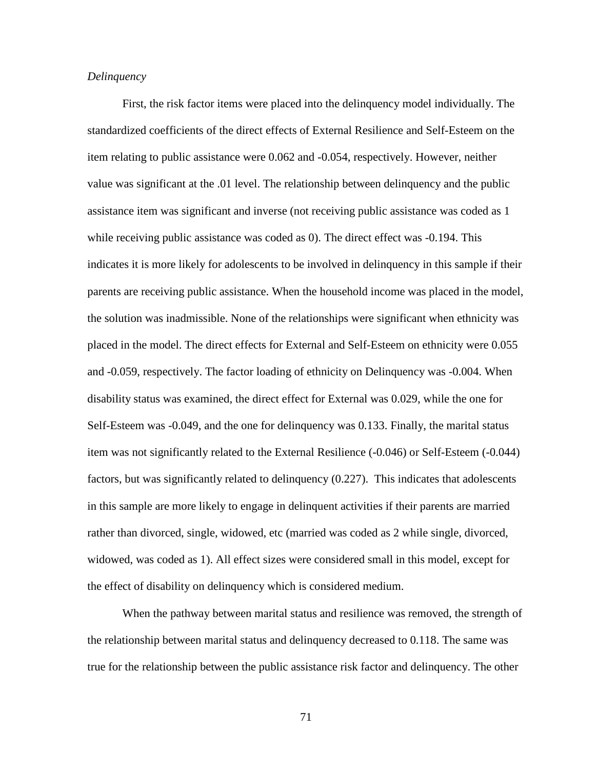*Delinquency*

First, the risk factor items were placed into the delinquency model individually. The standardized coefficients of the direct effects of External Resilience and Self-Esteem on the item relating to public assistance were 0.062 and -0.054, respectively. However, neither value was significant at the .01 level. The relationship between delinquency and the public assistance item was significant and inverse (not receiving public assistance was coded as 1 while receiving public assistance was coded as 0). The direct effect was -0.194. This indicates it is more likely for adolescents to be involved in delinquency in this sample if their parents are receiving public assistance. When the household income was placed in the model, the solution was inadmissible. None of the relationships were significant when ethnicity was placed in the model. The direct effects for External and Self-Esteem on ethnicity were 0.055 and -0.059, respectively. The factor loading of ethnicity on Delinquency was -0.004. When disability status was examined, the direct effect for External was 0.029, while the one for Self-Esteem was -0.049, and the one for delinquency was 0.133. Finally, the marital status item was not significantly related to the External Resilience (-0.046) or Self-Esteem (-0.044) factors, but was significantly related to delinquency (0.227). This indicates that adolescents in this sample are more likely to engage in delinquent activities if their parents are married rather than divorced, single, widowed, etc (married was coded as 2 while single, divorced, widowed, was coded as 1). All effect sizes were considered small in this model, except for the effect of disability on delinquency which is considered medium.

When the pathway between marital status and resilience was removed, the strength of the relationship between marital status and delinquency decreased to 0.118. The same was true for the relationship between the public assistance risk factor and delinquency. The other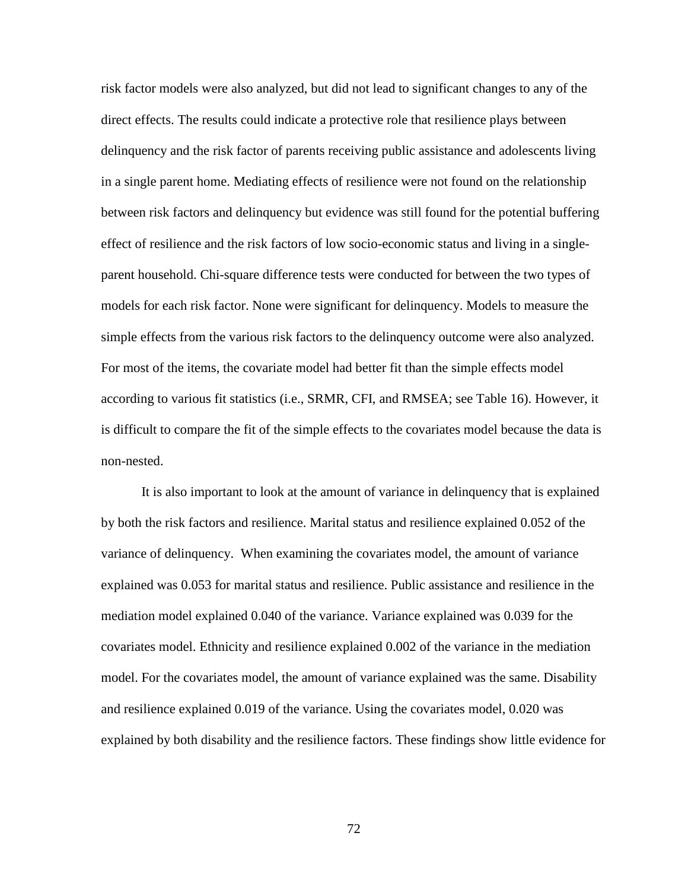risk factor models were also analyzed, but did not lead to significant changes to any of the direct effects. The results could indicate a protective role that resilience plays between delinquency and the risk factor of parents receiving public assistance and adolescents living in a single parent home. Mediating effects of resilience were not found on the relationship between risk factors and delinquency but evidence was still found for the potential buffering effect of resilience and the risk factors of low socio-economic status and living in a single-parent household. Chi-square difference tests were conducted for between the two types of models for each risk factor. None were significant for delinquency. Models to measure the simple effects from the various risk factors to the delinquency outcome were also analyzed. For most of the items, the covariate model had better fit than the simple effects model according to various fit statistics (i.e., SRMR, CFI, and RMSEA; see Table 16). However, it is difficult to compare the fit of the simple effects to the covariates model because the data is non-nested.

It is also important to look at the amount of variance in delinquency that is explained by both the risk factors and resilience. Marital status and resilience explained 0.052 of the variance of delinquency.  When examining the covariates model, the amount of variance explained was 0.053 for marital status and resilience. Public assistance and resilience in the mediation model explained 0.040 of the variance. Variance explained was 0.039 for the covariates model. Ethnicity and resilience explained 0.002 of the variance in the mediation model. For the covariates model, the amount of variance explained was the same. Disability and resilience explained 0.019 of the variance. Using the covariates model, 0.020 was explained by both disability and the resilience factors. These findings show little evidence for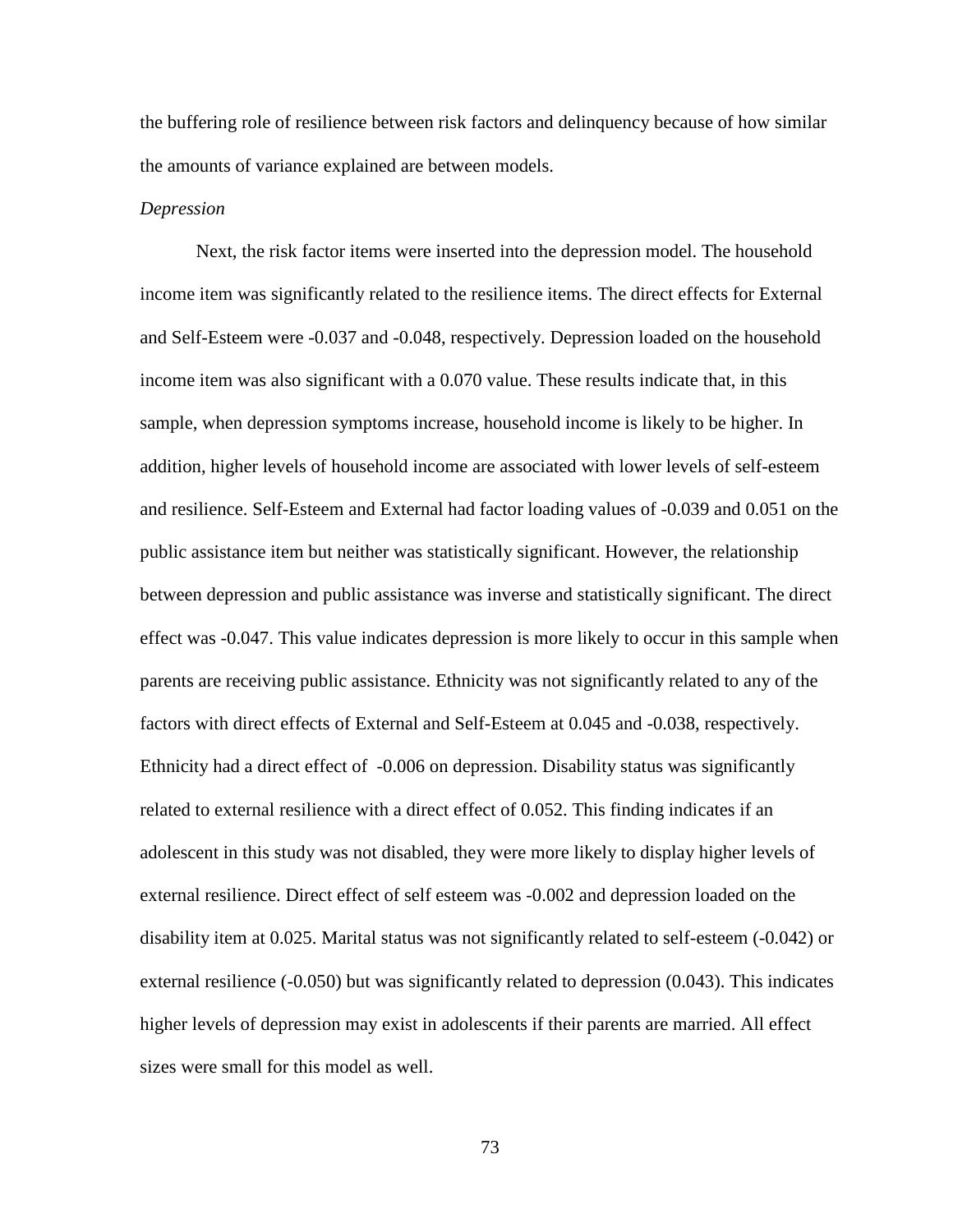the buffering role of resilience between risk factors and delinquency because of how similar the amounts of variance explained are between models.

*Depression*

Next, the risk factor items were inserted into the depression model. The household income item was significantly related to the resilience items. The direct effects for External and Self-Esteem were -0.037 and -0.048, respectively. Depression loaded on the household income item was also significant with a 0.070 value. These results indicate that, in this sample, when depression symptoms increase, household income is likely to be higher. In addition, higher levels of household income are associated with lower levels of self-esteem and resilience. Self-Esteem and External had factor loading values of -0.039 and 0.051 on the public assistance item but neither was statistically significant. However, the relationship between depression and public assistance was inverse and statistically significant. The direct effect was -0.047. This value indicates depression is more likely to occur in this sample when parents are receiving public assistance. Ethnicity was not significantly related to any of the factors with direct effects of External and Self-Esteem at 0.045 and -0.038, respectively. Ethnicity had a direct effect of -0.006 on depression. Disability status was significantly related to external resilience with a direct effect of 0.052. This finding indicates if an adolescent in this study was not disabled, they were more likely to display higher levels of external resilience. Direct effect of self esteem was -0.002 and depression loaded on the disability item at 0.025. Marital status was not significantly related to self-esteem (-0.042) or external resilience (-0.050) but was significantly related to depression (0.043). This indicates higher levels of depression may exist in adolescents if their parents are married. All effect sizes were small for this model as well.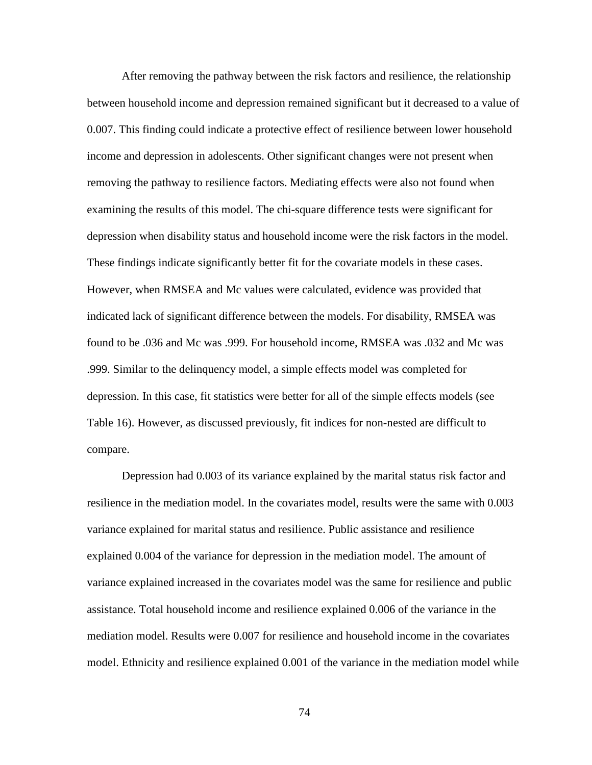After removing the pathway between the risk factors and resilience, the relationship between household income and depression remained significant but it decreased to a value of 0.007. This finding could indicate a protective effect of resilience between lower household income and depression in adolescents. Other significant changes were not present when removing the pathway to resilience factors. Mediating effects were also not found when examining the results of this model. The chi-square difference tests were significant for depression when disability status and household income were the risk factors in the model. These findings indicate significantly better fit for the covariate models in these cases. However, when RMSEA and Mc values were calculated, evidence was provided that indicated lack of significant difference between the models. For disability, RMSEA was found to be .036 and Mc was .999. For household income, RMSEA was .032 and Mc was .999. Similar to the delinquency model, a simple effects model was completed for depression. In this case, fit statistics were better for all of the simple effects models (see Table 16). However, as discussed previously, fit indices for non-nested are difficult to compare.

Depression had 0.003 of its variance explained by the marital status risk factor and resilience in the mediation model. In the covariates model, results were the same with 0.003 variance explained for marital status and resilience. Public assistance and resilience explained 0.004 of the variance for depression in the mediation model. The amount of variance explained increased in the covariates model was the same for resilience and public assistance. Total household income and resilience explained 0.006 of the variance in the mediation model. Results were 0.007 for resilience and household income in the covariates model. Ethnicity and resilience explained 0.001 of the variance in the mediation model while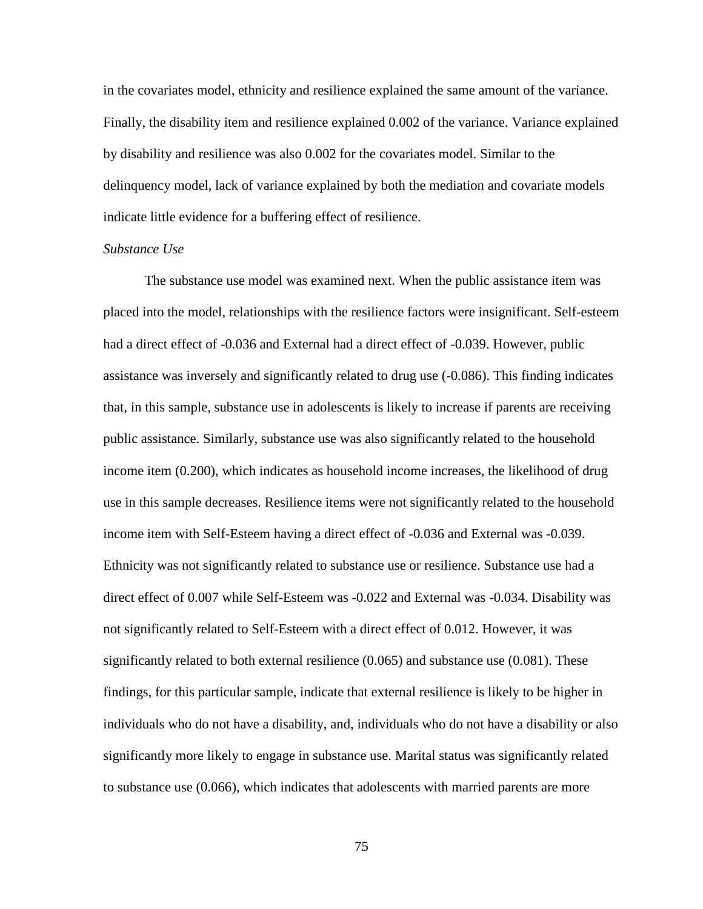in the covariates model, ethnicity and resilience explained the same amount of the variance. Finally, the disability item and resilience explained 0.002 of the variance. Variance explained by disability and resilience was also 0.002 for the covariates model. Similar to the delinquency model, lack of variance explained by both the mediation and covariate models indicate little evidence for a buffering effect of resilience.

*Substance Use*

The substance use model was examined next. When the public assistance item was placed into the model, relationships with the resilience factors were insignificant. Self-esteem had a direct effect of -0.036 and External had a direct effect of -0.039. However, public assistance was inversely and significantly related to drug use (-0.086). This finding indicates that, in this sample, substance use in adolescents is likely to increase if parents are receiving public assistance. Similarly, substance use was also significantly related to the household income item (0.200), which indicates as household income increases, the likelihood of drug use in this sample decreases. Resilience items were not significantly related to the household income item with Self-Esteem having a direct effect of -0.036 and External was -0.039. Ethnicity was not significantly related to substance use or resilience. Substance use had a direct effect of 0.007 while Self-Esteem was -0.022 and External was -0.034. Disability was not significantly related to Self-Esteem with a direct effect of 0.012. However, it was significantly related to both external resilience (0.065) and substance use (0.081). These findings, for this particular sample, indicate that external resilience is likely to be higher in individuals who do not have a disability, and, individuals who do not have a disability or also significantly more likely to engage in substance use. Marital status was significantly related to substance use (0.066), which indicates that adolescents with married parents are more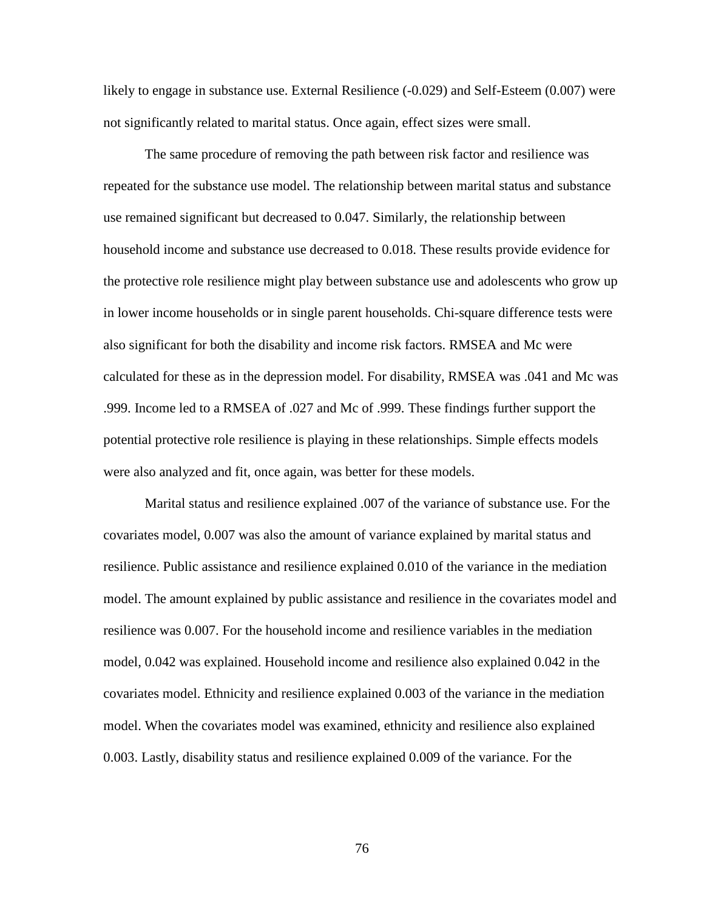likely to engage in substance use. External Resilience (-0.029) and Self-Esteem (0.007) were not significantly related to marital status. Once again, effect sizes were small.

The same procedure of removing the path between risk factor and resilience was repeated for the substance use model. The relationship between marital status and substance use remained significant but decreased to 0.047. Similarly, the relationship between household income and substance use decreased to 0.018. These results provide evidence for the protective role resilience might play between substance use and adolescents who grow up in lower income households or in single parent households. Chi-square difference tests were also significant for both the disability and income risk factors. RMSEA and Mc were calculated for these as in the depression model. For disability, RMSEA was .041 and Mc was .999. Income led to a RMSEA of .027 and Mc of .999. These findings further support the potential protective role resilience is playing in these relationships. Simple effects models were also analyzed and fit, once again, was better for these models.

Marital status and resilience explained .007 of the variance of substance use. For the covariates model, 0.007 was also the amount of variance explained by marital status and resilience. Public assistance and resilience explained 0.010 of the variance in the mediation model. The amount explained by public assistance and resilience in the covariates model and resilience was 0.007. For the household income and resilience variables in the mediation model, 0.042 was explained. Household income and resilience also explained 0.042 in the covariates model. Ethnicity and resilience explained 0.003 of the variance in the mediation model. When the covariates model was examined, ethnicity and resilience also explained 0.003. Lastly, disability status and resilience explained 0.009 of the variance. For the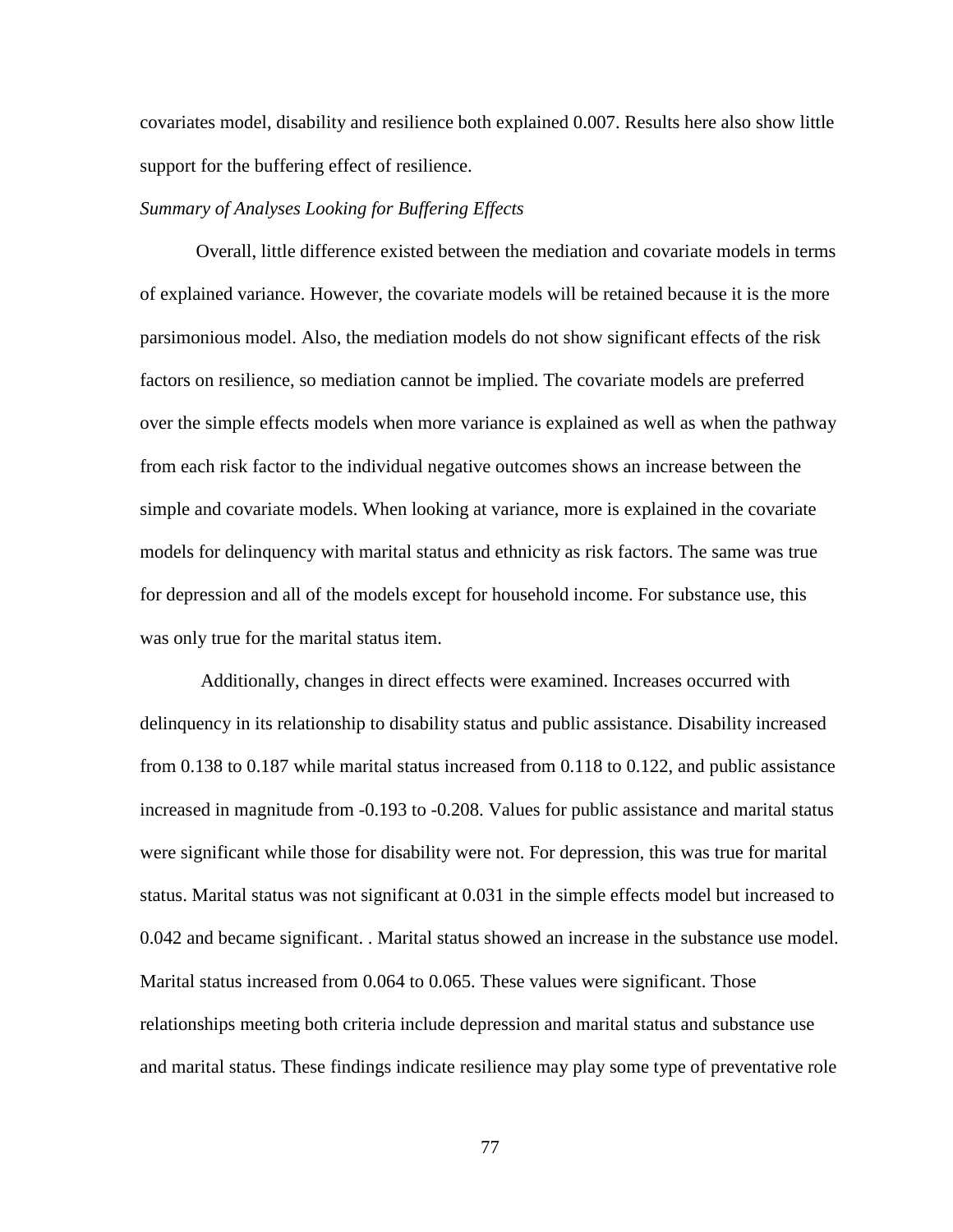covariates model, disability and resilience both explained 0.007. Results here also show little support for the buffering effect of resilience.

*Summary of Analyses Looking for Buffering Effects*

Overall, little difference existed between the mediation and covariate models in terms of explained variance. However, the covariate models will be retained because it is the more parsimonious model. Also, the mediation models do not show significant effects of the risk factors on resilience, so mediation cannot be implied. The covariate models are preferred over the simple effects models when more variance is explained as well as when the pathway from each risk factor to the individual negative outcomes shows an increase between the simple and covariate models. When looking at variance, more is explained in the covariate models for delinquency with marital status and ethnicity as risk factors. The same was true for depression and all of the models except for household income. For substance use, this was only true for the marital status item.

Additionally, changes in direct effects were examined. Increases occurred with delinquency in its relationship to disability status and public assistance. Disability increased from 0.138 to 0.187 while marital status increased from 0.118 to 0.122, and public assistance increased in magnitude from -0.193 to -0.208. Values for public assistance and marital status were significant while those for disability were not. For depression, this was true for marital status. Marital status was not significant at 0.031 in the simple effects model but increased to 0.042 and became significant. . Marital status showed an increase in the substance use model. Marital status increased from 0.064 to 0.065. These values were significant. Those relationships meeting both criteria include depression and marital status and substance use and marital status. These findings indicate resilience may play some type of preventative role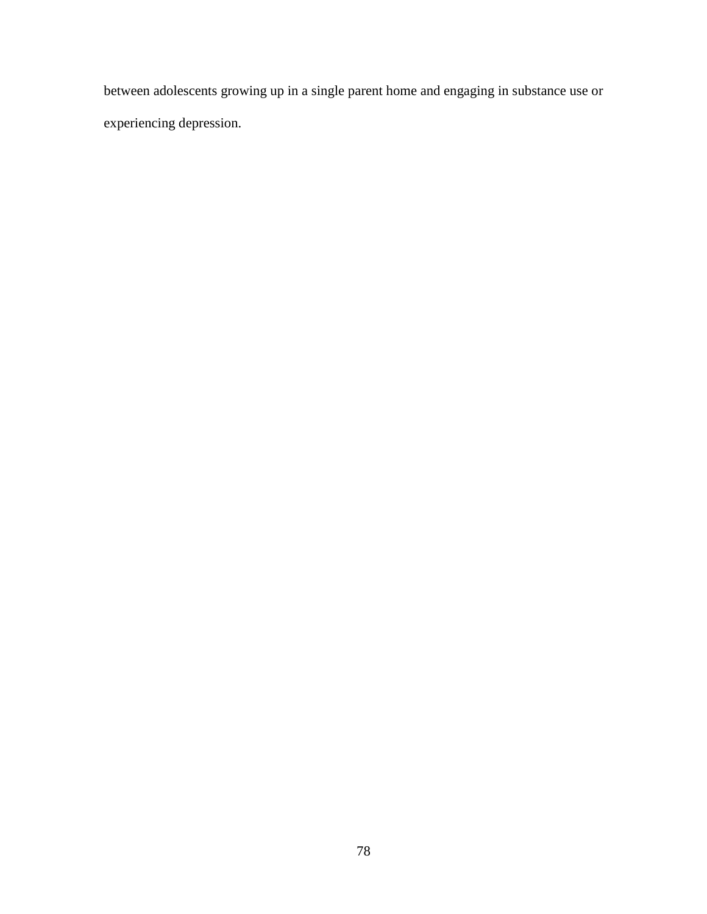between adolescents growing up in a single parent home and engaging in substance use or experiencing depression.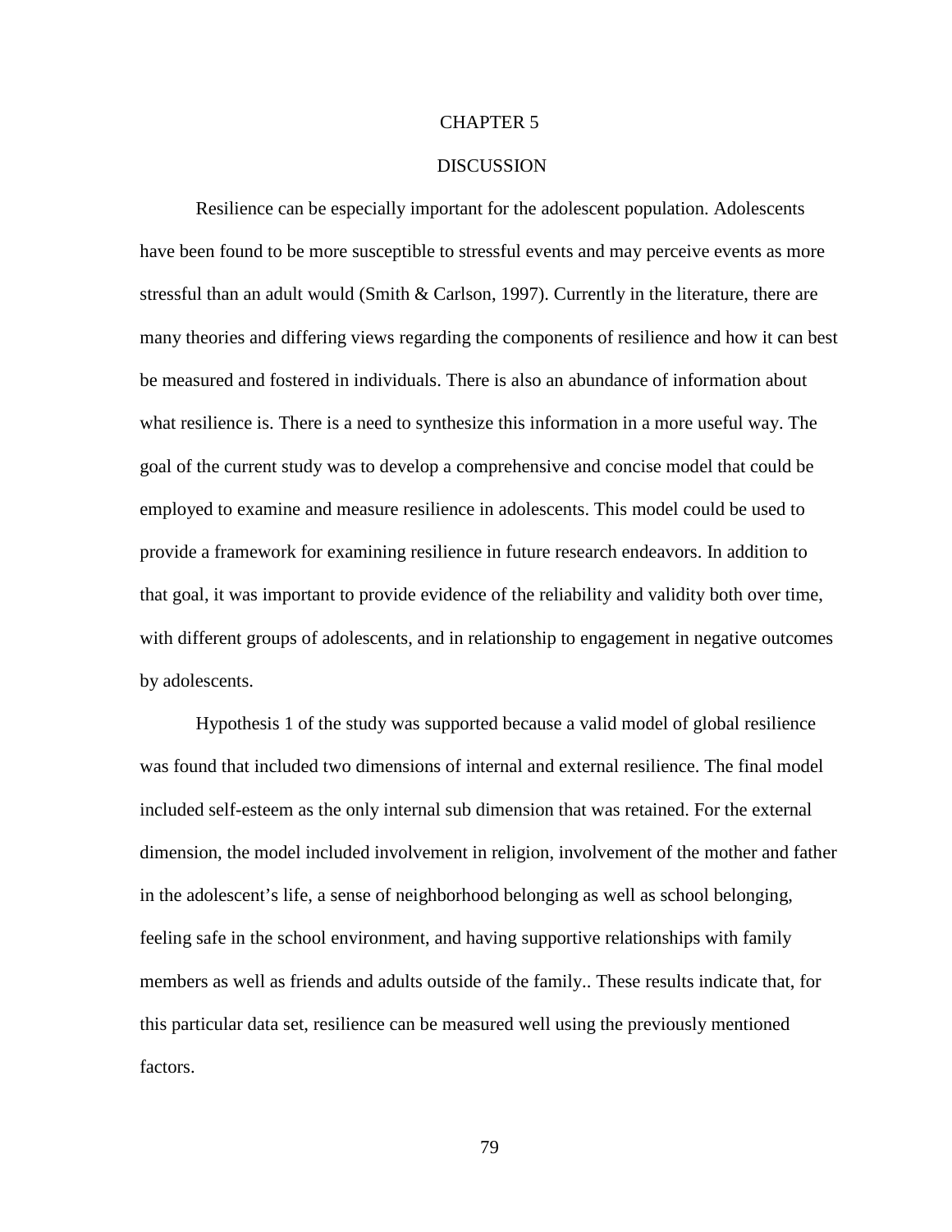# CHAPTER 5

# DISCUSSION

Resilience can be especially important for the adolescent population. Adolescents have been found to be more susceptible to stressful events and may perceive events as more stressful than an adult would (Smith & Carlson, 1997). Currently in the literature, there are many theories and differing views regarding the components of resilience and how it can best be measured and fostered in individuals. There is also an abundance of information about what resilience is. There is a need to synthesize this information in a more useful way. The goal of the current study was to develop a comprehensive and concise model that could be employed to examine and measure resilience in adolescents. This model could be used to provide a framework for examining resilience in future research endeavors. In addition to that goal, it was important to provide evidence of the reliability and validity both over time, with different groups of adolescents, and in relationship to engagement in negative outcomes by adolescents.

Hypothesis 1 of the study was supported because a valid model of global resilience was found that included two dimensions of internal and external resilience. The final model included self-esteem as the only internal sub dimension that was retained. For the external dimension, the model included involvement in religion, involvement of the mother and father in the adolescent's life, a sense of neighborhood belonging as well as school belonging, feeling safe in the school environment, and having supportive relationships with family members as well as friends and adults outside of the family.. These results indicate that, for this particular data set, resilience can be measured well using the previously mentioned factors.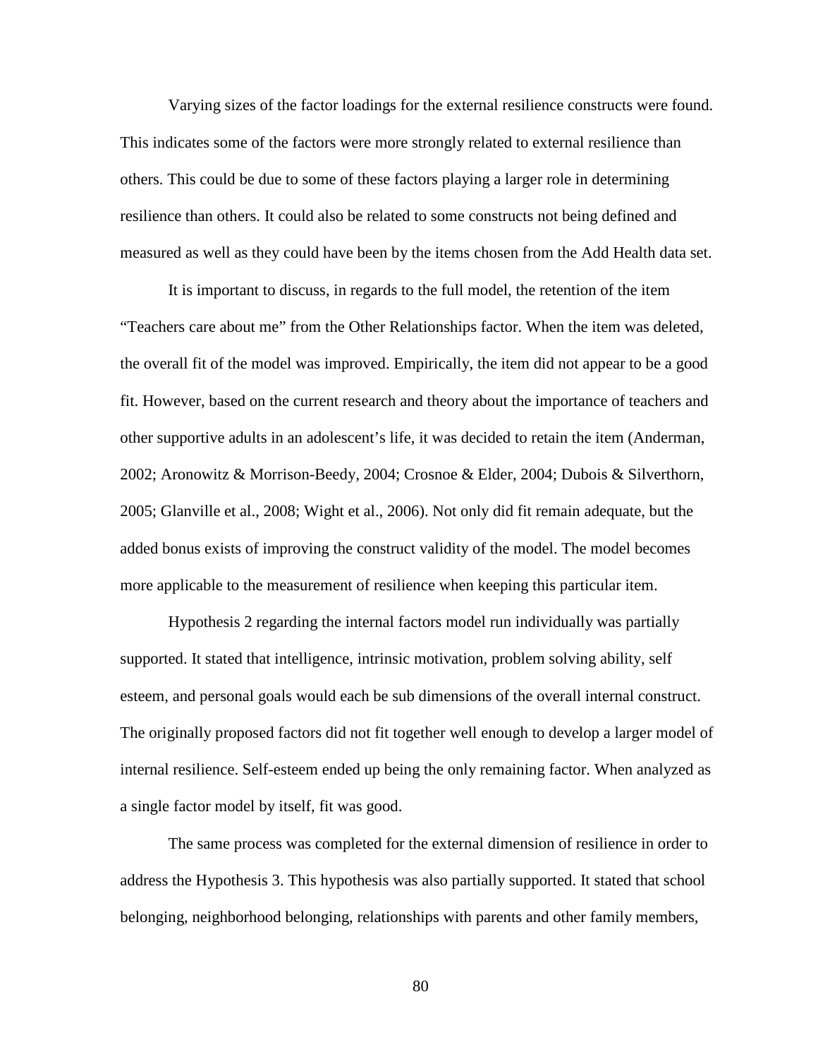Varying sizes of the factor loadings for the external resilience constructs were found. This indicates some of the factors were more strongly related to external resilience than others. This could be due to some of these factors playing a larger role in determining resilience than others. It could also be related to some constructs not being defined and measured as well as they could have been by the items chosen from the Add Health data set.

It is important to discuss, in regards to the full model, the retention of the item "Teachers care about me" from the Other Relationships factor. When the item was deleted, the overall fit of the model was improved. Empirically, the item did not appear to be a good fit. However, based on the current research and theory about the importance of teachers and other supportive adults in an adolescent's life, it was decided to retain the item (Anderman, 2002; Aronowitz & Morrison-Beedy, 2004; Crosnoe & Elder, 2004; Dubois & Silverthorn, 2005; Glanville et al., 2008; Wight et al., 2006). Not only did fit remain adequate, but the added bonus exists of improving the construct validity of the model. The model becomes more applicable to the measurement of resilience when keeping this particular item.

Hypothesis 2 regarding the internal factors model run individually was partially supported. It stated that intelligence, intrinsic motivation, problem solving ability, self esteem, and personal goals would each be sub dimensions of the overall internal construct. The originally proposed factors did not fit together well enough to develop a larger model of internal resilience. Self-esteem ended up being the only remaining factor. When analyzed as a single factor model by itself, fit was good.

The same process was completed for the external dimension of resilience in order to address the Hypothesis 3. This hypothesis was also partially supported. It stated that school belonging, neighborhood belonging, relationships with parents and other family members,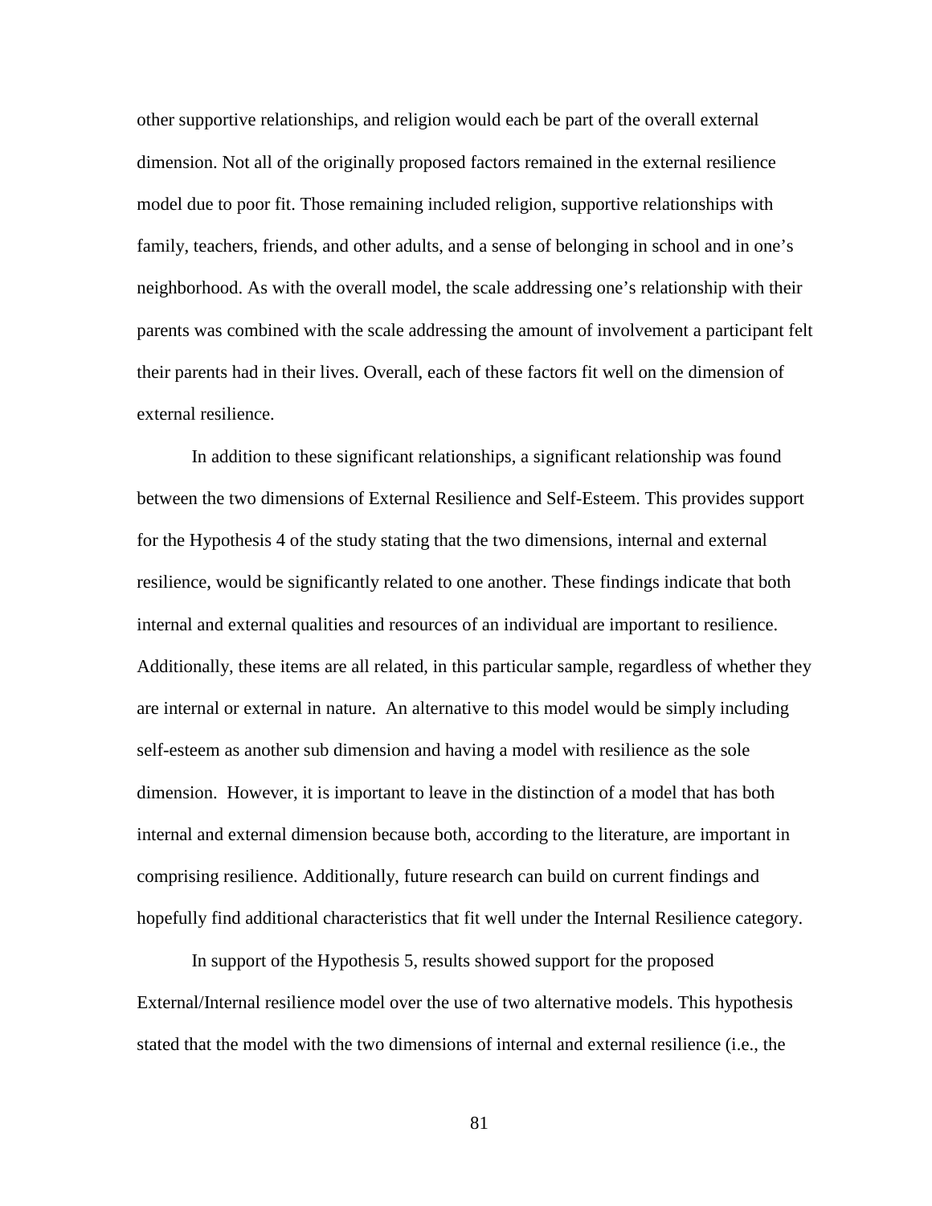other supportive relationships, and religion would each be part of the overall external dimension. Not all of the originally proposed factors remained in the external resilience model due to poor fit. Those remaining included religion, supportive relationships with family, teachers, friends, and other adults, and a sense of belonging in school and in one's neighborhood. As with the overall model, the scale addressing one's relationship with their parents was combined with the scale addressing the amount of involvement a participant felt their parents had in their lives. Overall, each of these factors fit well on the dimension of external resilience.

In addition to these significant relationships, a significant relationship was found between the two dimensions of External Resilience and Self-Esteem. This provides support for the Hypothesis 4 of the study stating that the two dimensions, internal and external resilience, would be significantly related to one another. These findings indicate that both internal and external qualities and resources of an individual are important to resilience. Additionally, these items are all related, in this particular sample, regardless of whether they are internal or external in nature. An alternative to this model would be simply including self-esteem as another sub dimension and having a model with resilience as the sole dimension. However, it is important to leave in the distinction of a model that has both internal and external dimension because both, according to the literature, are important in comprising resilience. Additionally, future research can build on current findings and hopefully find additional characteristics that fit well under the Internal Resilience category.

In support of the Hypothesis 5, results showed support for the proposed External/Internal resilience model over the use of two alternative models. This hypothesis stated that the model with the two dimensions of internal and external resilience (i.e., the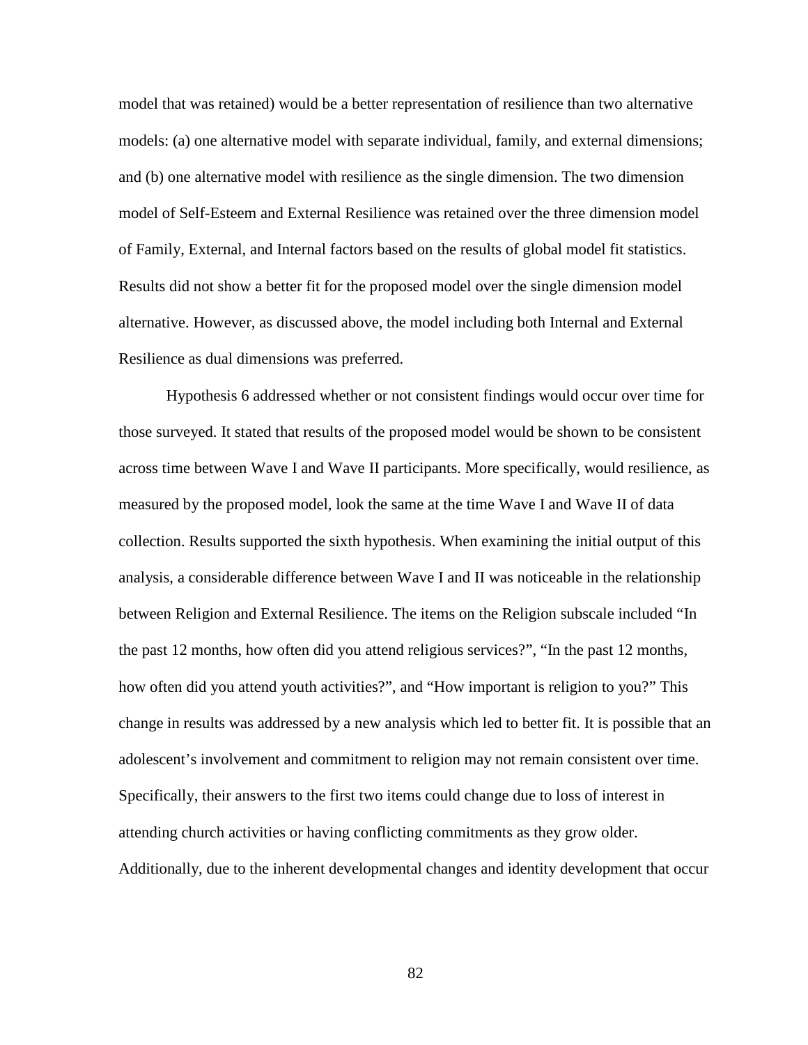model that was retained) would be a better representation of resilience than two alternative models: (a) one alternative model with separate individual, family, and external dimensions; and (b) one alternative model with resilience as the single dimension. The two dimension model of Self-Esteem and External Resilience was retained over the three dimension model of Family, External, and Internal factors based on the results of global model fit statistics. Results did not show a better fit for the proposed model over the single dimension model alternative. However, as discussed above, the model including both Internal and External Resilience as dual dimensions was preferred.

Hypothesis 6 addressed whether or not consistent findings would occur over time for those surveyed. It stated that results of the proposed model would be shown to be consistent across time between Wave I and Wave II participants. More specifically, would resilience, as measured by the proposed model, look the same at the time Wave I and Wave II of data collection. Results supported the sixth hypothesis. When examining the initial output of this analysis, a considerable difference between Wave I and II was noticeable in the relationship between Religion and External Resilience. The items on the Religion subscale included "In the past 12 months, how often did you attend religious services?", "In the past 12 months, how often did you attend youth activities?", and "How important is religion to you?" This change in results was addressed by a new analysis which led to better fit. It is possible that an adolescent's involvement and commitment to religion may not remain consistent over time. Specifically, their answers to the first two items could change due to loss of interest in attending church activities or having conflicting commitments as they grow older. Additionally, due to the inherent developmental changes and identity development that occur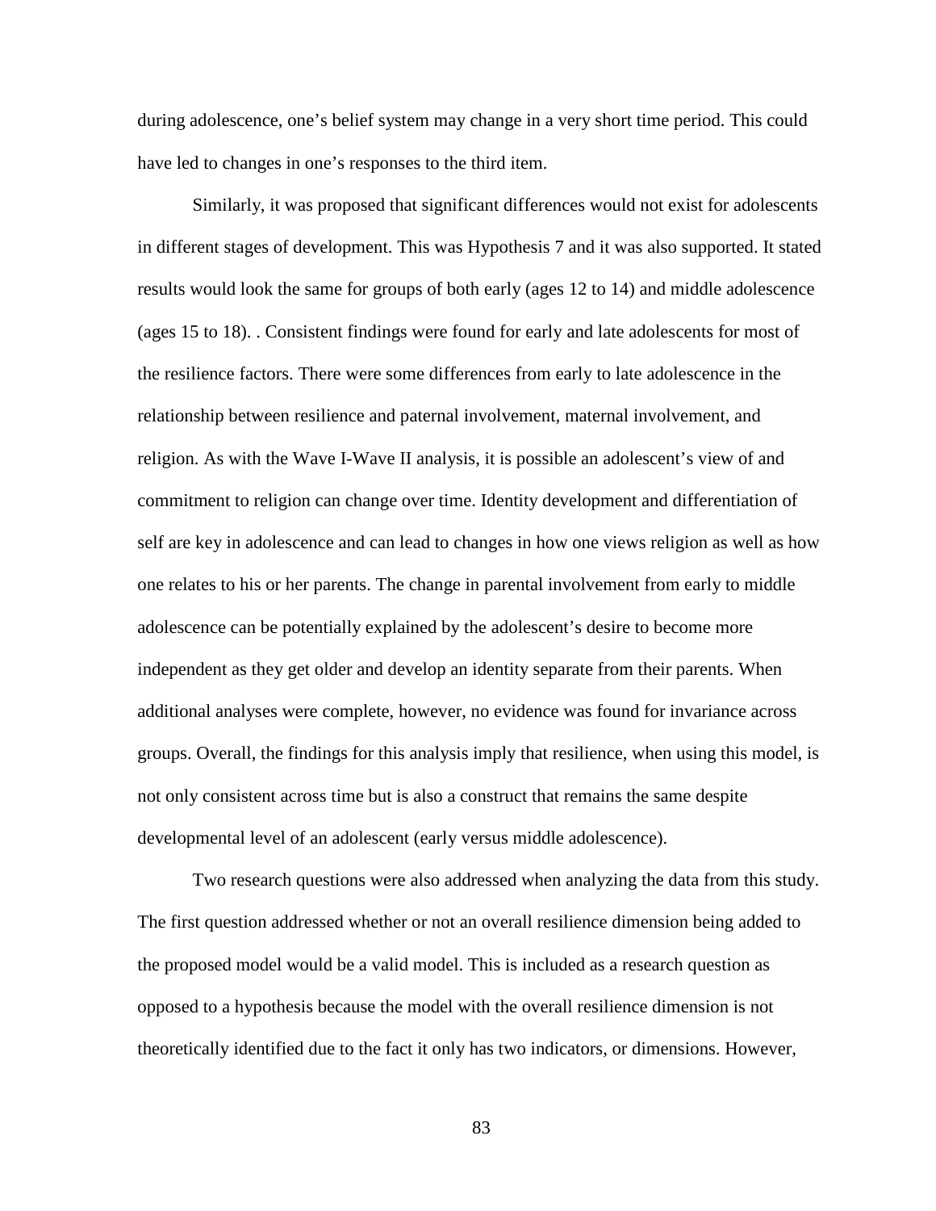during adolescence, one's belief system may change in a very short time period. This could have led to changes in one's responses to the third item.

Similarly, it was proposed that significant differences would not exist for adolescents in different stages of development. This was Hypothesis 7 and it was also supported. It stated results would look the same for groups of both early (ages 12 to 14) and middle adolescence (ages 15 to 18). . Consistent findings were found for early and late adolescents for most of the resilience factors. There were some differences from early to late adolescence in the relationship between resilience and paternal involvement, maternal involvement, and religion. As with the Wave I-Wave II analysis, it is possible an adolescent's view of and commitment to religion can change over time. Identity development and differentiation of self are key in adolescence and can lead to changes in how one views religion as well as how one relates to his or her parents. The change in parental involvement from early to middle adolescence can be potentially explained by the adolescent's desire to become more independent as they get older and develop an identity separate from their parents. When additional analyses were complete, however, no evidence was found for invariance across groups. Overall, the findings for this analysis imply that resilience, when using this model, is not only consistent across time but is also a construct that remains the same despite developmental level of an adolescent (early versus middle adolescence).

Two research questions were also addressed when analyzing the data from this study. The first question addressed whether or not an overall resilience dimension being added to the proposed model would be a valid model. This is included as a research question as opposed to a hypothesis because the model with the overall resilience dimension is not theoretically identified due to the fact it only has two indicators, or dimensions. However,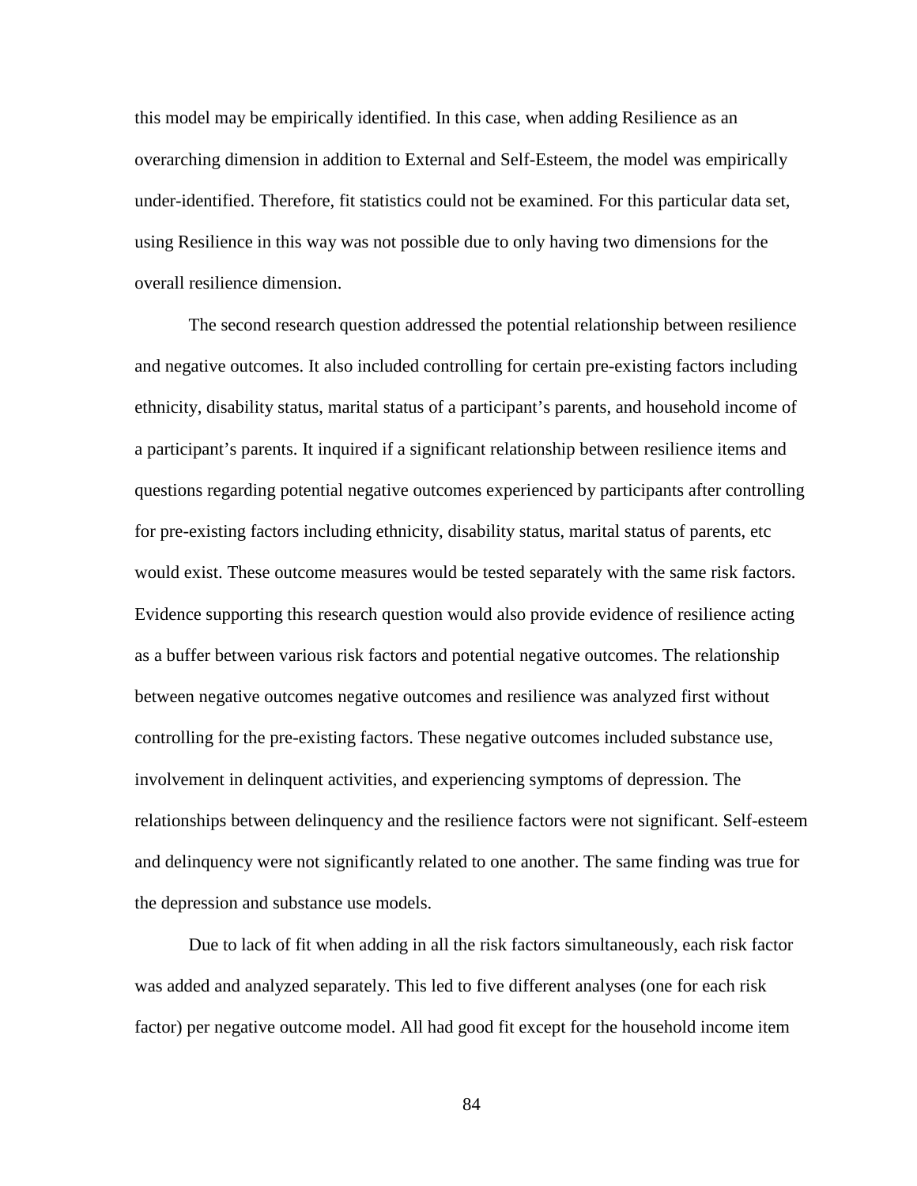this model may be empirically identified. In this case, when adding Resilience as an overarching dimension in addition to External and Self-Esteem, the model was empirically under-identified. Therefore, fit statistics could not be examined. For this particular data set, using Resilience in this way was not possible due to only having two dimensions for the overall resilience dimension.

The second research question addressed the potential relationship between resilience and negative outcomes. It also included controlling for certain pre-existing factors including ethnicity, disability status, marital status of a participant's parents, and household income of a participant's parents. It inquired if a significant relationship between resilience items and questions regarding potential negative outcomes experienced by participants after controlling for pre-existing factors including ethnicity, disability status, marital status of parents, etc would exist. These outcome measures would be tested separately with the same risk factors. Evidence supporting this research question would also provide evidence of resilience acting as a buffer between various risk factors and potential negative outcomes. The relationship between negative outcomes negative outcomes and resilience was analyzed first without controlling for the pre-existing factors. These negative outcomes included substance use, involvement in delinquent activities, and experiencing symptoms of depression. The relationships between delinquency and the resilience factors were not significant. Self-esteem and delinquency were not significantly related to one another. The same finding was true for the depression and substance use models.

Due to lack of fit when adding in all the risk factors simultaneously, each risk factor was added and analyzed separately. This led to five different analyses (one for each risk factor) per negative outcome model. All had good fit except for the household income item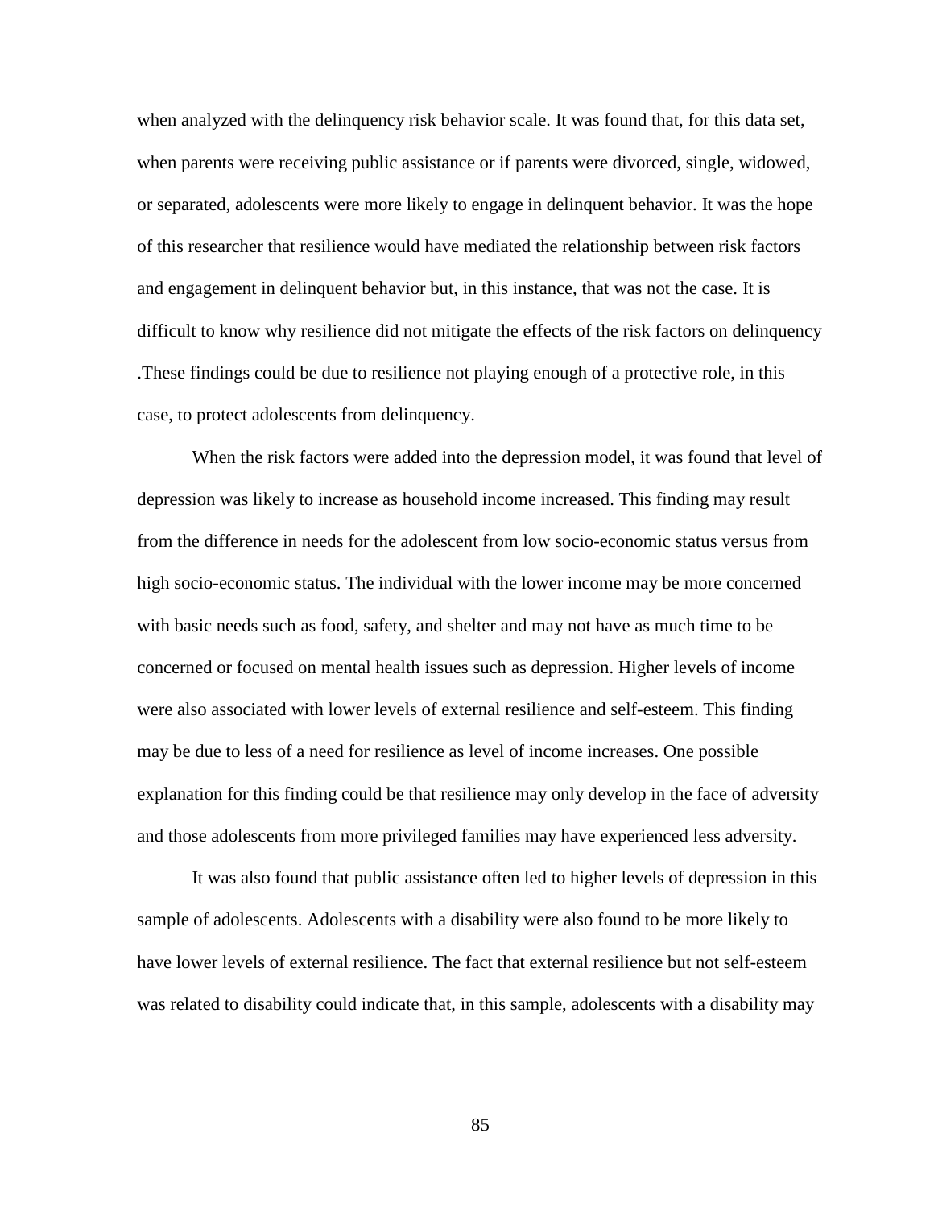when analyzed with the delinquency risk behavior scale. It was found that, for this data set, when parents were receiving public assistance or if parents were divorced, single, widowed, or separated, adolescents were more likely to engage in delinquent behavior. It was the hope of this researcher that resilience would have mediated the relationship between risk factors and engagement in delinquent behavior but, in this instance, that was not the case. It is difficult to know why resilience did not mitigate the effects of the risk factors on delinquency .These findings could be due to resilience not playing enough of a protective role, in this case, to protect adolescents from delinquency.

When the risk factors were added into the depression model, it was found that level of depression was likely to increase as household income increased. This finding may result from the difference in needs for the adolescent from low socio-economic status versus from high socio-economic status. The individual with the lower income may be more concerned with basic needs such as food, safety, and shelter and may not have as much time to be concerned or focused on mental health issues such as depression. Higher levels of income were also associated with lower levels of external resilience and self-esteem. This finding may be due to less of a need for resilience as level of income increases. One possible explanation for this finding could be that resilience may only develop in the face of adversity and those adolescents from more privileged families may have experienced less adversity.

It was also found that public assistance often led to higher levels of depression in this sample of adolescents. Adolescents with a disability were also found to be more likely to have lower levels of external resilience. The fact that external resilience but not self-esteem was related to disability could indicate that, in this sample, adolescents with a disability may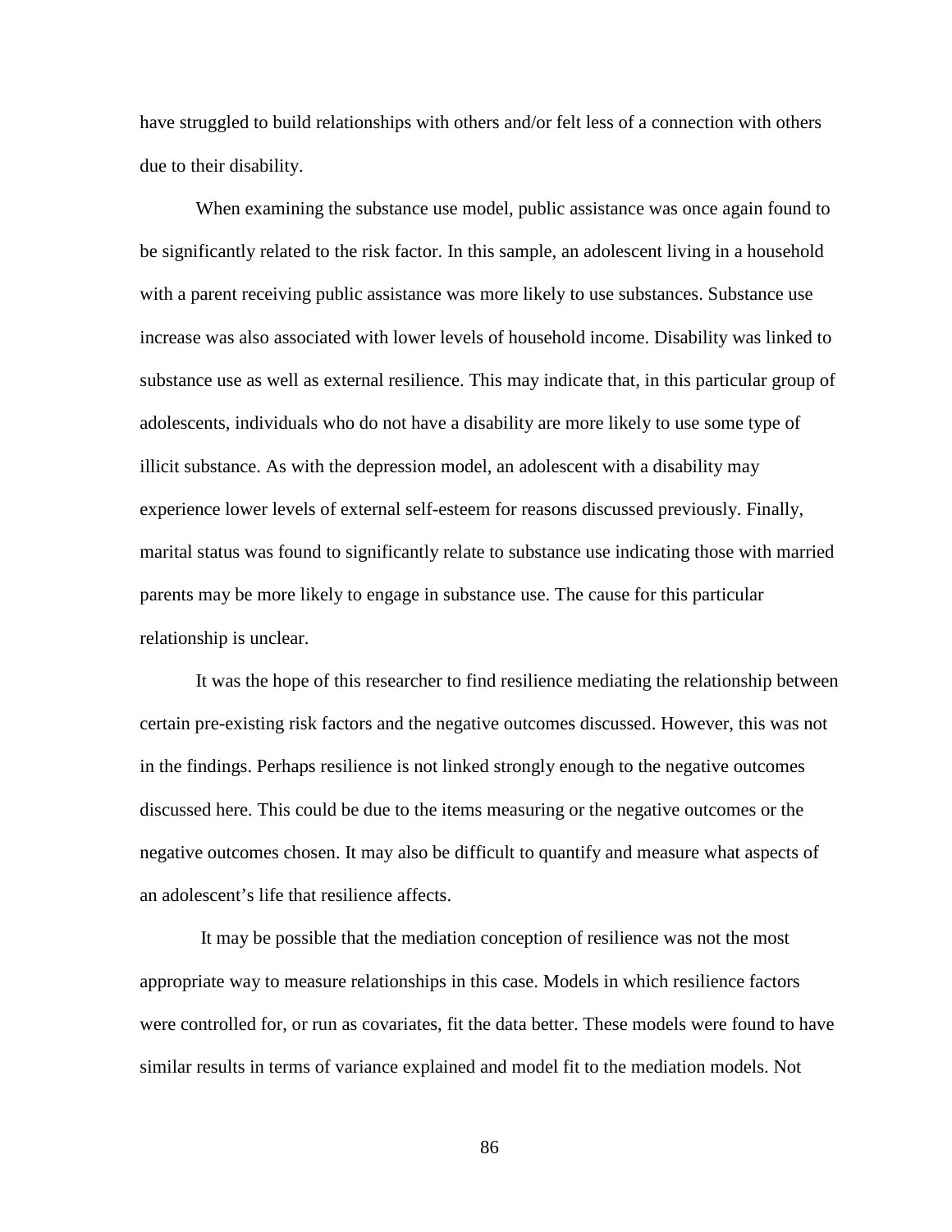have struggled to build relationships with others and/or felt less of a connection with others due to their disability.

When examining the substance use model, public assistance was once again found to be significantly related to the risk factor. In this sample, an adolescent living in a household with a parent receiving public assistance was more likely to use substances. Substance use increase was also associated with lower levels of household income. Disability was linked to substance use as well as external resilience. This may indicate that, in this particular group of adolescents, individuals who do not have a disability are more likely to use some type of illicit substance. As with the depression model, an adolescent with a disability may experience lower levels of external self-esteem for reasons discussed previously. Finally, marital status was found to significantly relate to substance use indicating those with married parents may be more likely to engage in substance use. The cause for this particular relationship is unclear.

It was the hope of this researcher to find resilience mediating the relationship between certain pre-existing risk factors and the negative outcomes discussed. However, this was not in the findings. Perhaps resilience is not linked strongly enough to the negative outcomes discussed here. This could be due to the items measuring or the negative outcomes or the negative outcomes chosen. It may also be difficult to quantify and measure what aspects of an adolescent's life that resilience affects.

It may be possible that the mediation conception of resilience was not the most appropriate way to measure relationships in this case. Models in which resilience factors were controlled for, or run as covariates, fit the data better. These models were found to have similar results in terms of variance explained and model fit to the mediation models. Not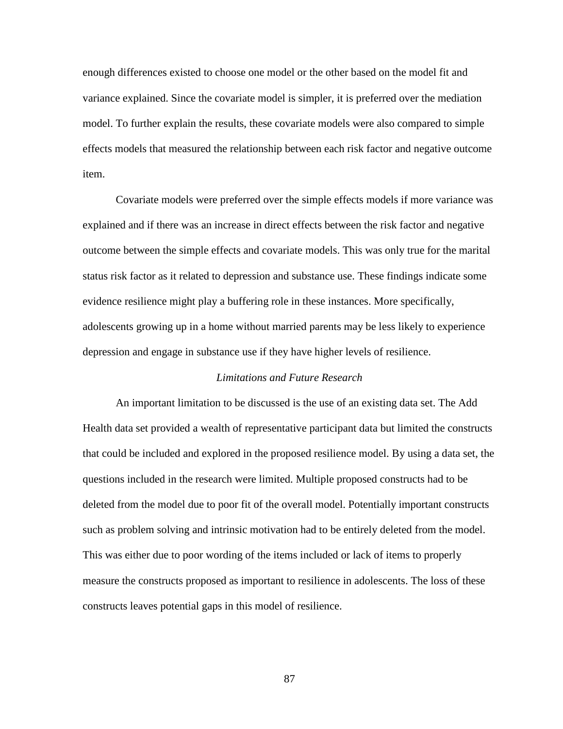enough differences existed to choose one model or the other based on the model fit and variance explained. Since the covariate model is simpler, it is preferred over the mediation model. To further explain the results, these covariate models were also compared to simple effects models that measured the relationship between each risk factor and negative outcome item.

Covariate models were preferred over the simple effects models if more variance was explained and if there was an increase in direct effects between the risk factor and negative outcome between the simple effects and covariate models. This was only true for the marital status risk factor as it related to depression and substance use. These findings indicate some evidence resilience might play a buffering role in these instances. More specifically, adolescents growing up in a home without married parents may be less likely to experience depression and engage in substance use if they have higher levels of resilience.

### *Limitations and Future Research*

An important limitation to be discussed is the use of an existing data set. The Add Health data set provided a wealth of representative participant data but limited the constructs that could be included and explored in the proposed resilience model. By using a data set, the questions included in the research were limited. Multiple proposed constructs had to be deleted from the model due to poor fit of the overall model. Potentially important constructs such as problem solving and intrinsic motivation had to be entirely deleted from the model. This was either due to poor wording of the items included or lack of items to properly measure the constructs proposed as important to resilience in adolescents. The loss of these constructs leaves potential gaps in this model of resilience.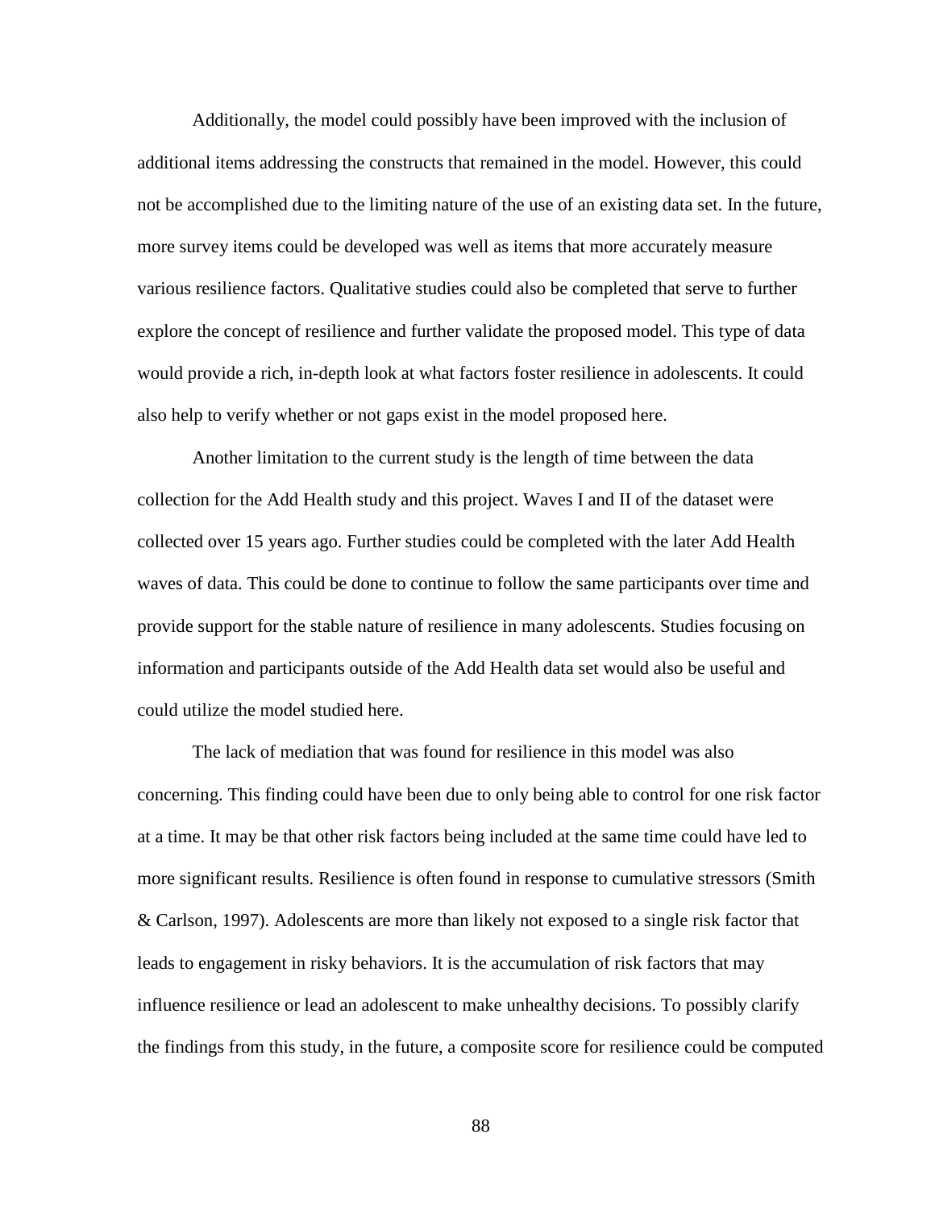Additionally, the model could possibly have been improved with the inclusion of additional items addressing the constructs that remained in the model. However, this could not be accomplished due to the limiting nature of the use of an existing data set. In the future, more survey items could be developed was well as items that more accurately measure various resilience factors. Qualitative studies could also be completed that serve to further explore the concept of resilience and further validate the proposed model. This type of data would provide a rich, in-depth look at what factors foster resilience in adolescents. It could also help to verify whether or not gaps exist in the model proposed here.

Another limitation to the current study is the length of time between the data collection for the Add Health study and this project. Waves I and II of the dataset were collected over 15 years ago. Further studies could be completed with the later Add Health waves of data. This could be done to continue to follow the same participants over time and provide support for the stable nature of resilience in many adolescents. Studies focusing on information and participants outside of the Add Health data set would also be useful and could utilize the model studied here.

The lack of mediation that was found for resilience in this model was also concerning. This finding could have been due to only being able to control for one risk factor at a time. It may be that other risk factors being included at the same time could have led to more significant results. Resilience is often found in response to cumulative stressors (Smith & Carlson, 1997). Adolescents are more than likely not exposed to a single risk factor that leads to engagement in risky behaviors. It is the accumulation of risk factors that may influence resilience or lead an adolescent to make unhealthy decisions. To possibly clarify the findings from this study, in the future, a composite score for resilience could be computed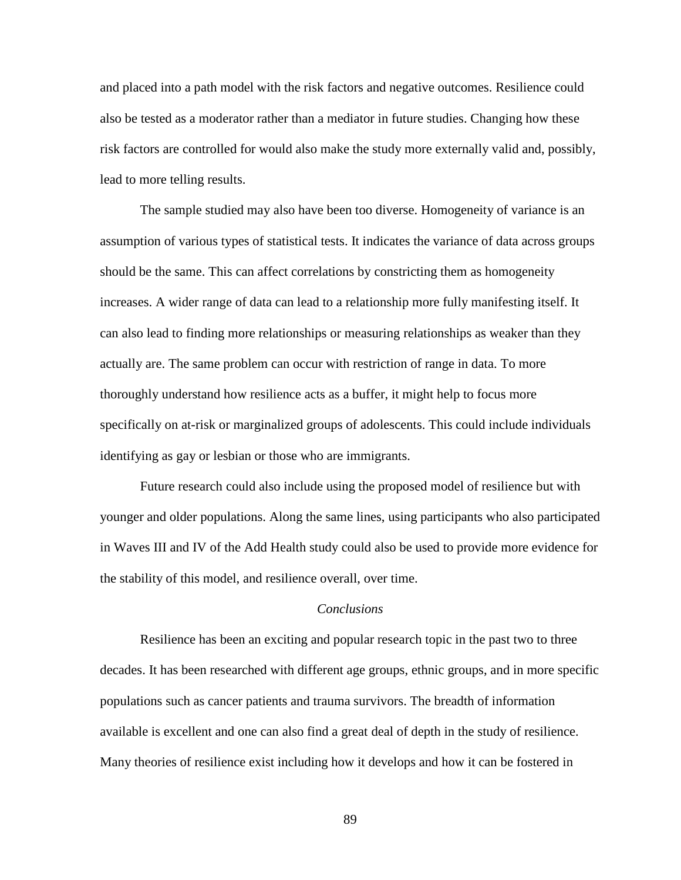and placed into a path model with the risk factors and negative outcomes. Resilience could also be tested as a moderator rather than a mediator in future studies. Changing how these risk factors are controlled for would also make the study more externally valid and, possibly, lead to more telling results.

The sample studied may also have been too diverse. Homogeneity of variance is an assumption of various types of statistical tests. It indicates the variance of data across groups should be the same. This can affect correlations by constricting them as homogeneity increases. A wider range of data can lead to a relationship more fully manifesting itself. It can also lead to finding more relationships or measuring relationships as weaker than they actually are. The same problem can occur with restriction of range in data. To more thoroughly understand how resilience acts as a buffer, it might help to focus more specifically on at-risk or marginalized groups of adolescents. This could include individuals identifying as gay or lesbian or those who are immigrants.

Future research could also include using the proposed model of resilience but with younger and older populations. Along the same lines, using participants who also participated in Waves III and IV of the Add Health study could also be used to provide more evidence for the stability of this model, and resilience overall, over time.

### *Conclusions*

Resilience has been an exciting and popular research topic in the past two to three decades. It has been researched with different age groups, ethnic groups, and in more specific populations such as cancer patients and trauma survivors. The breadth of information available is excellent and one can also find a great deal of depth in the study of resilience. Many theories of resilience exist including how it develops and how it can be fostered in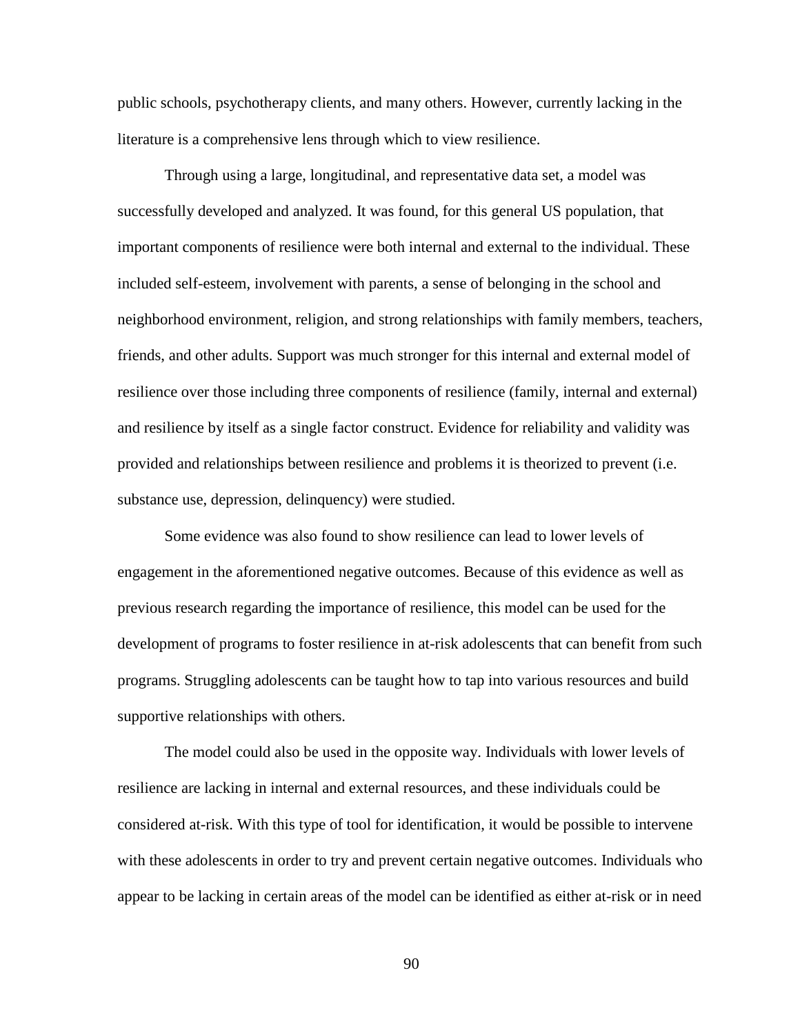public schools, psychotherapy clients, and many others. However, currently lacking in the literature is a comprehensive lens through which to view resilience.

Through using a large, longitudinal, and representative data set, a model was successfully developed and analyzed. It was found, for this general US population, that important components of resilience were both internal and external to the individual. These included self-esteem, involvement with parents, a sense of belonging in the school and neighborhood environment, religion, and strong relationships with family members, teachers, friends, and other adults. Support was much stronger for this internal and external model of resilience over those including three components of resilience (family, internal and external) and resilience by itself as a single factor construct. Evidence for reliability and validity was provided and relationships between resilience and problems it is theorized to prevent (i.e. substance use, depression, delinquency) were studied.

Some evidence was also found to show resilience can lead to lower levels of engagement in the aforementioned negative outcomes. Because of this evidence as well as previous research regarding the importance of resilience, this model can be used for the development of programs to foster resilience in at-risk adolescents that can benefit from such programs. Struggling adolescents can be taught how to tap into various resources and build supportive relationships with others.

The model could also be used in the opposite way. Individuals with lower levels of resilience are lacking in internal and external resources, and these individuals could be considered at-risk. With this type of tool for identification, it would be possible to intervene with these adolescents in order to try and prevent certain negative outcomes. Individuals who appear to be lacking in certain areas of the model can be identified as either at-risk or in need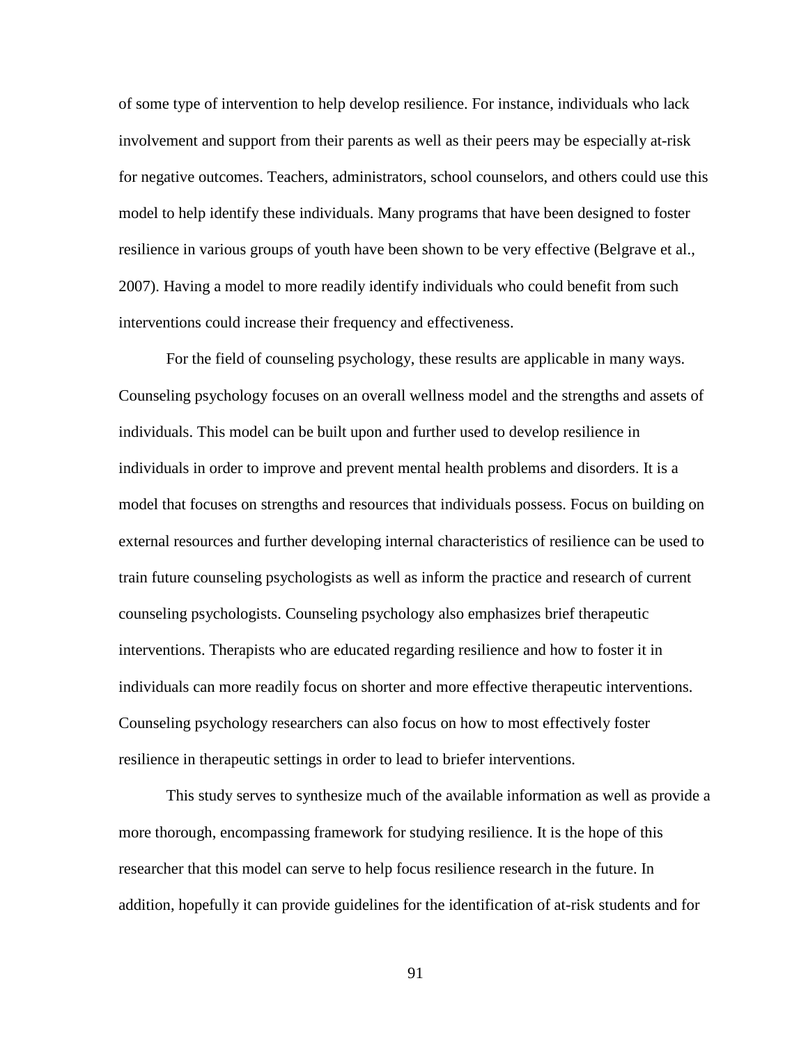of some type of intervention to help develop resilience. For instance, individuals who lack involvement and support from their parents as well as their peers may be especially at-risk for negative outcomes. Teachers, administrators, school counselors, and others could use this model to help identify these individuals. Many programs that have been designed to foster resilience in various groups of youth have been shown to be very effective (Belgrave et al., 2007). Having a model to more readily identify individuals who could benefit from such interventions could increase their frequency and effectiveness.

For the field of counseling psychology, these results are applicable in many ways. Counseling psychology focuses on an overall wellness model and the strengths and assets of individuals. This model can be built upon and further used to develop resilience in individuals in order to improve and prevent mental health problems and disorders. It is a model that focuses on strengths and resources that individuals possess. Focus on building on external resources and further developing internal characteristics of resilience can be used to train future counseling psychologists as well as inform the practice and research of current counseling psychologists. Counseling psychology also emphasizes brief therapeutic interventions. Therapists who are educated regarding resilience and how to foster it in individuals can more readily focus on shorter and more effective therapeutic interventions. Counseling psychology researchers can also focus on how to most effectively foster resilience in therapeutic settings in order to lead to briefer interventions.

This study serves to synthesize much of the available information as well as provide a more thorough, encompassing framework for studying resilience. It is the hope of this researcher that this model can serve to help focus resilience research in the future. In addition, hopefully it can provide guidelines for the identification of at-risk students and for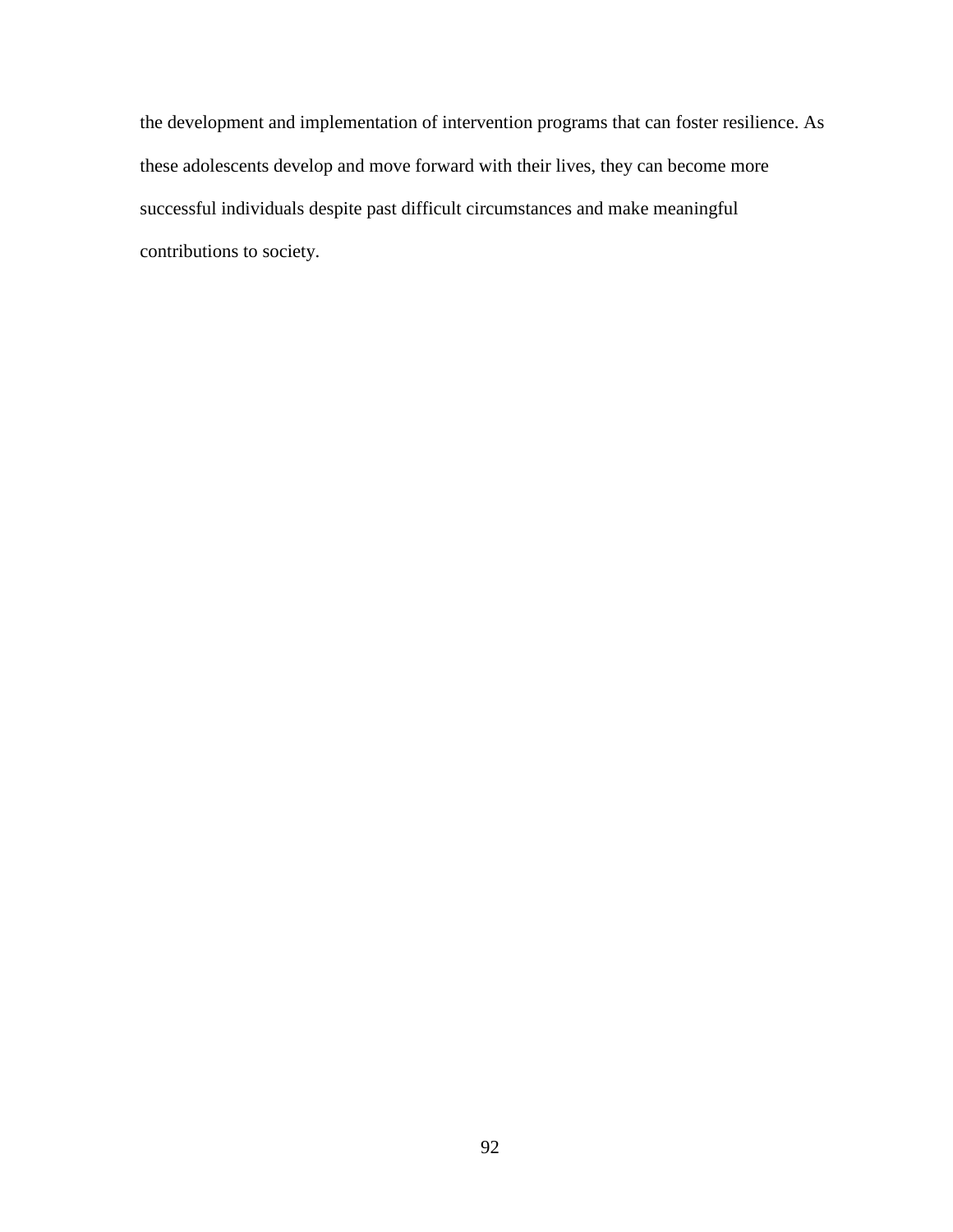the development and implementation of intervention programs that can foster resilience. As these adolescents develop and move forward with their lives, they can become more successful individuals despite past difficult circumstances and make meaningful contributions to society.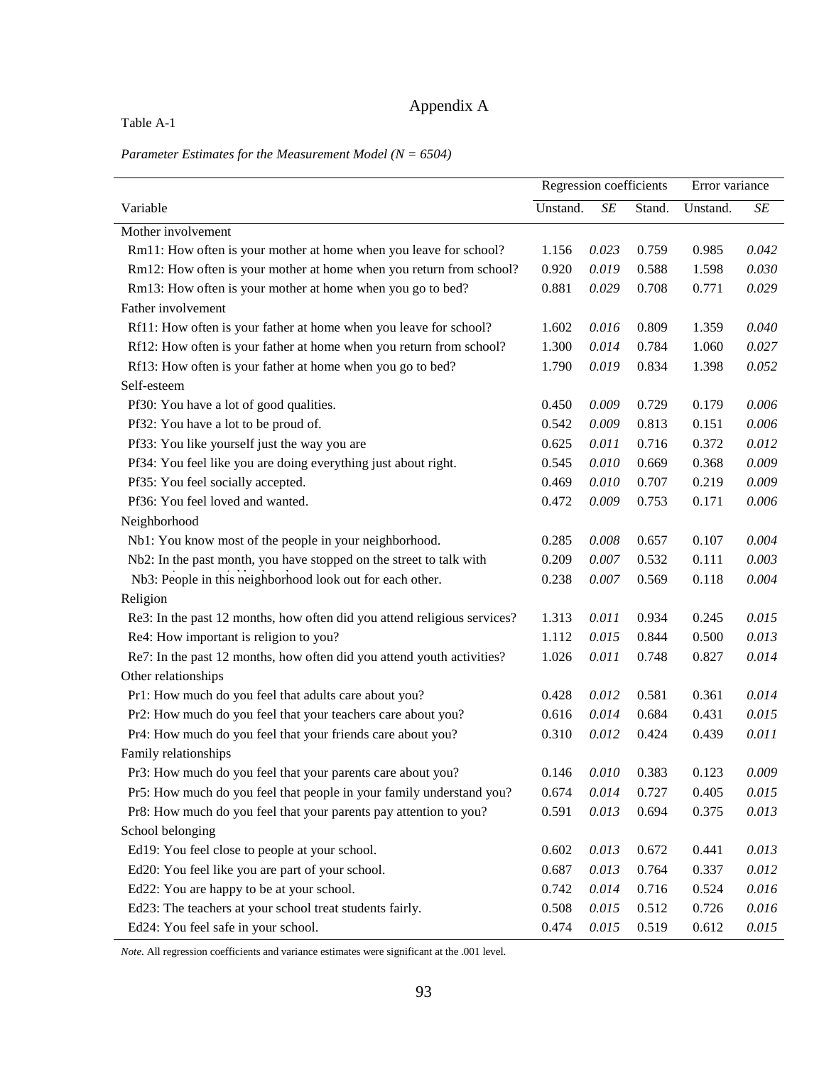# Appendix A

Table A-1

*Parameter Estimates for the Measurement Model (N = 6504)*

| | Regression coefficients | | | Error variance | |
|---|---|---|---|---|---|
| Variable | Unstand. | *SE* | Stand. | Unstand. | *SE* |
| Mother involvement | | | | | |
| Rm11: How often is your mother at home when you leave for school? | 1.156 | *0.023* | 0.759 | 0.985 | *0.042* |
| Rm12: How often is your mother at home when you return from school? | 0.920 | *0.019* | 0.588 | 1.598 | *0.030* |
| Rm13: How often is your mother at home when you go to bed? | 0.881 | *0.029* | 0.708 | 0.771 | *0.029* |
| Father involvement | | | | | |
| Rf11: How often is your father at home when you leave for school? | 1.602 | *0.016* | 0.809 | 1.359 | *0.040* |
| Rf12: How often is your father at home when you return from school? | 1.300 | *0.014* | 0.784 | 1.060 | *0.027* |
| Rf13: How often is your father at home when you go to bed? | 1.790 | *0.019* | 0.834 | 1.398 | *0.052* |
| Self-esteem | | | | | |
| Pf30: You have a lot of good qualities. | 0.450 | *0.009* | 0.729 | 0.179 | *0.006* |
| Pf32: You have a lot to be proud of. | 0.542 | *0.009* | 0.813 | 0.151 | *0.006* |
| Pf33: You like yourself just the way you are | 0.625 | *0.011* | 0.716 | 0.372 | *0.012* |
| Pf34: You feel like you are doing everything just about right. | 0.545 | *0.010* | 0.669 | 0.368 | *0.009* |
| Pf35: You feel socially accepted. | 0.469 | *0.010* | 0.707 | 0.219 | *0.009* |
| Pf36: You feel loved and wanted. | 0.472 | *0.009* | 0.753 | 0.171 | *0.006* |
| Neighborhood | | | | | |
| Nb1: You know most of the people in your neighborhood. | 0.285 | *0.008* | 0.657 | 0.107 | *0.004* |
| Nb2: In the past month, you have stopped on the street to talk with | 0.209 | *0.007* | 0.532 | 0.111 | *0.003* |
| Nb3: People in this neighborhood look out for each other. | 0.238 | *0.007* | 0.569 | 0.118 | *0.004* |
| Religion | | | | | |
| Re3: In the past 12 months, how often did you attend religious services? | 1.313 | *0.011* | 0.934 | 0.245 | *0.015* |
| Re4: How important is religion to you? | 1.112 | *0.015* | 0.844 | 0.500 | *0.013* |
| Re7: In the past 12 months, how often did you attend youth activities? | 1.026 | *0.011* | 0.748 | 0.827 | *0.014* |
| Other relationships | | | | | |
| Pr1: How much do you feel that adults care about you? | 0.428 | *0.012* | 0.581 | 0.361 | *0.014* |
| Pr2: How much do you feel that your teachers care about you? | 0.616 | *0.014* | 0.684 | 0.431 | *0.015* |
| Pr4: How much do you feel that your friends care about you? | 0.310 | *0.012* | 0.424 | 0.439 | *0.011* |
| Family relationships | | | | | |
| Pr3: How much do you feel that your parents care about you? | 0.146 | *0.010* | 0.383 | 0.123 | *0.009* |
| Pr5: How much do you feel that people in your family understand you? | 0.674 | *0.014* | 0.727 | 0.405 | *0.015* |
| Pr8: How much do you feel that your parents pay attention to you? | 0.591 | *0.013* | 0.694 | 0.375 | *0.013* |
| School belonging | | | | | |
| Ed19: You feel close to people at your school. | 0.602 | *0.013* | 0.672 | 0.441 | *0.013* |
| Ed20: You feel like you are part of your school. | 0.687 | *0.013* | 0.764 | 0.337 | *0.012* |
| Ed22: You are happy to be at your school. | 0.742 | *0.014* | 0.716 | 0.524 | *0.016* |
| Ed23: The teachers at your school treat students fairly. | 0.508 | *0.015* | 0.512 | 0.726 | *0.016* |
| Ed24: You feel safe in your school. | 0.474 | *0.015* | 0.519 | 0.612 | *0.015* |

*Note.* All regression coefficients and variance estimates were significant at the .001 level.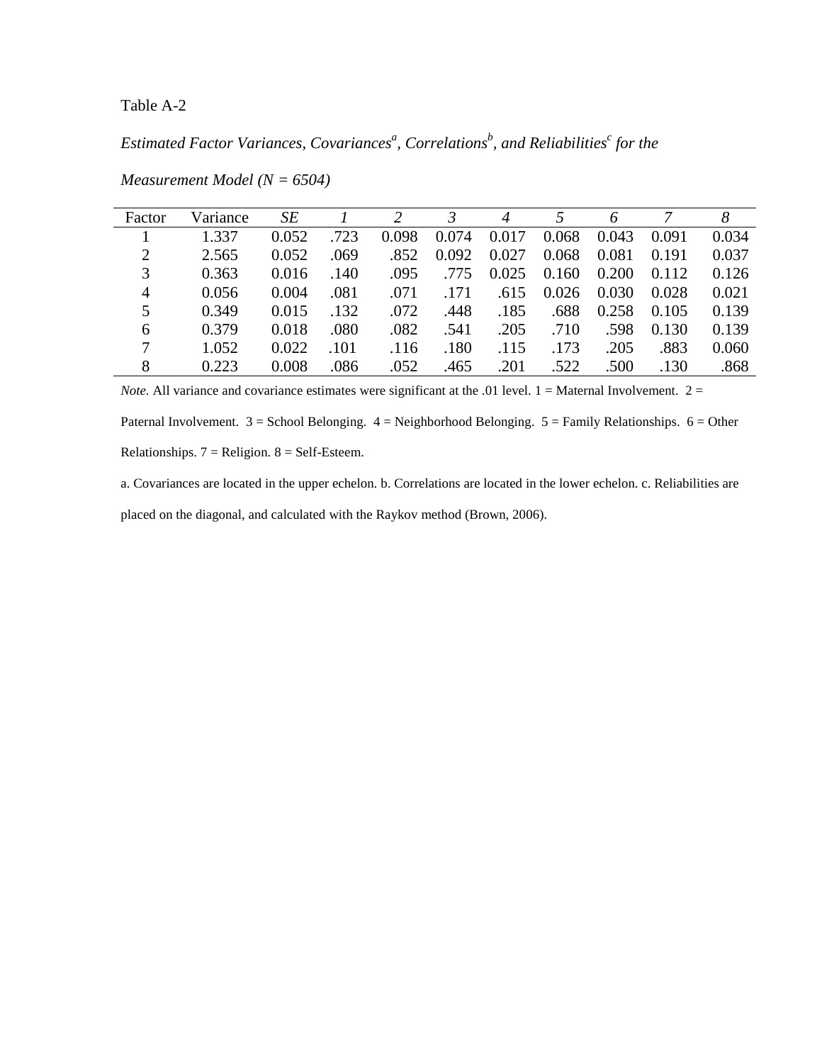Table A-2

*Estimated Factor Variances, Covariances[a], Correlations[b], and Reliabilities[c] for the Measurement Model (N = 6504)*

| Factor | Variance | *SE* | *1* | *2* | *3* | *4* | *5* | *6* | *7* | *8* |
|---|---|---|---|---|---|---|---|---|---|---|
| 1 | 1.337 | 0.052 | .723 | 0.098 | 0.074 | 0.017 | 0.068 | 0.043 | 0.091 | 0.034 |
| 2 | 2.565 | 0.052 | .069 | .852 | 0.092 | 0.027 | 0.068 | 0.081 | 0.191 | 0.037 |
| 3 | 0.363 | 0.016 | .140 | .095 | .775 | 0.025 | 0.160 | 0.200 | 0.112 | 0.126 |
| 4 | 0.056 | 0.004 | .081 | .071 | .171 | .615 | 0.026 | 0.030 | 0.028 | 0.021 |
| 5 | 0.349 | 0.015 | .132 | .072 | .448 | .185 | .688 | 0.258 | 0.105 | 0.139 |
| 6 | 0.379 | 0.018 | .080 | .082 | .541 | .205 | .710 | .598 | 0.130 | 0.139 |
| 7 | 1.052 | 0.022 | .101 | .116 | .180 | .115 | .173 | .205 | .883 | 0.060 |
| 8 | 0.223 | 0.008 | .086 | .052 | .465 | .201 | .522 | .500 | .130 | .868 |

*Note.* All variance and covariance estimates were significant at the .01 level. 1 = Maternal Involvement. 2 = Paternal Involvement. 3 = School Belonging. 4 = Neighborhood Belonging. 5 = Family Relationships. 6 = Other Relationships. 7 = Religion. 8 = Self-Esteem.

a. Covariances are located in the upper echelon. b. Correlations are located in the lower echelon. c. Reliabilities are placed on the diagonal, and calculated with the Raykov method (Brown, 2006).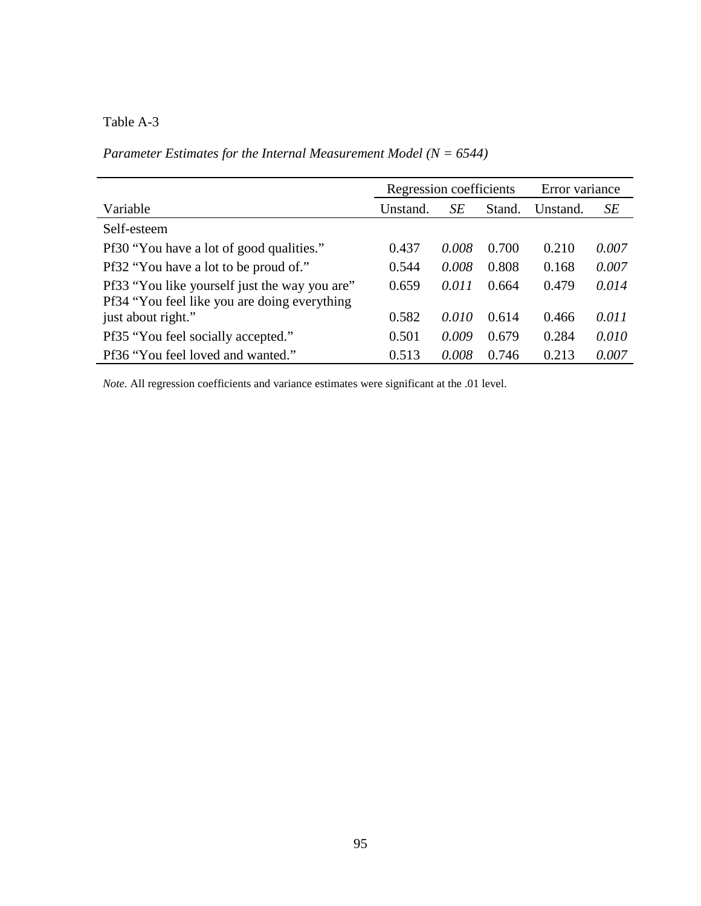Table A-3

*Parameter Estimates for the Internal Measurement Model (N = 6544)*

| | Regression coefficients | | | Error variance | |
|---|---|---|---|---|---|
| Variable | Unstand. | *SE* | Stand. | Unstand. | *SE* |
| Self-esteem | | | | | |
| Pf30 “You have a lot of good qualities.” | 0.437 | *0.008* | 0.700 | 0.210 | *0.007* |
| Pf32 “You have a lot to be proud of.” | 0.544 | *0.008* | 0.808 | 0.168 | *0.007* |
| Pf33 “You like yourself just the way you are” | 0.659 | *0.011* | 0.664 | 0.479 | *0.014* |
| Pf34 “You feel like you are doing everything just about right.” | 0.582 | *0.010* | 0.614 | 0.466 | *0.011* |
| Pf35 “You feel socially accepted.” | 0.501 | *0.009* | 0.679 | 0.284 | *0.010* |
| Pf36 “You feel loved and wanted.” | 0.513 | *0.008* | 0.746 | 0.213 | *0.007* |

*Note.* All regression coefficients and variance estimates were significant at the .01 level.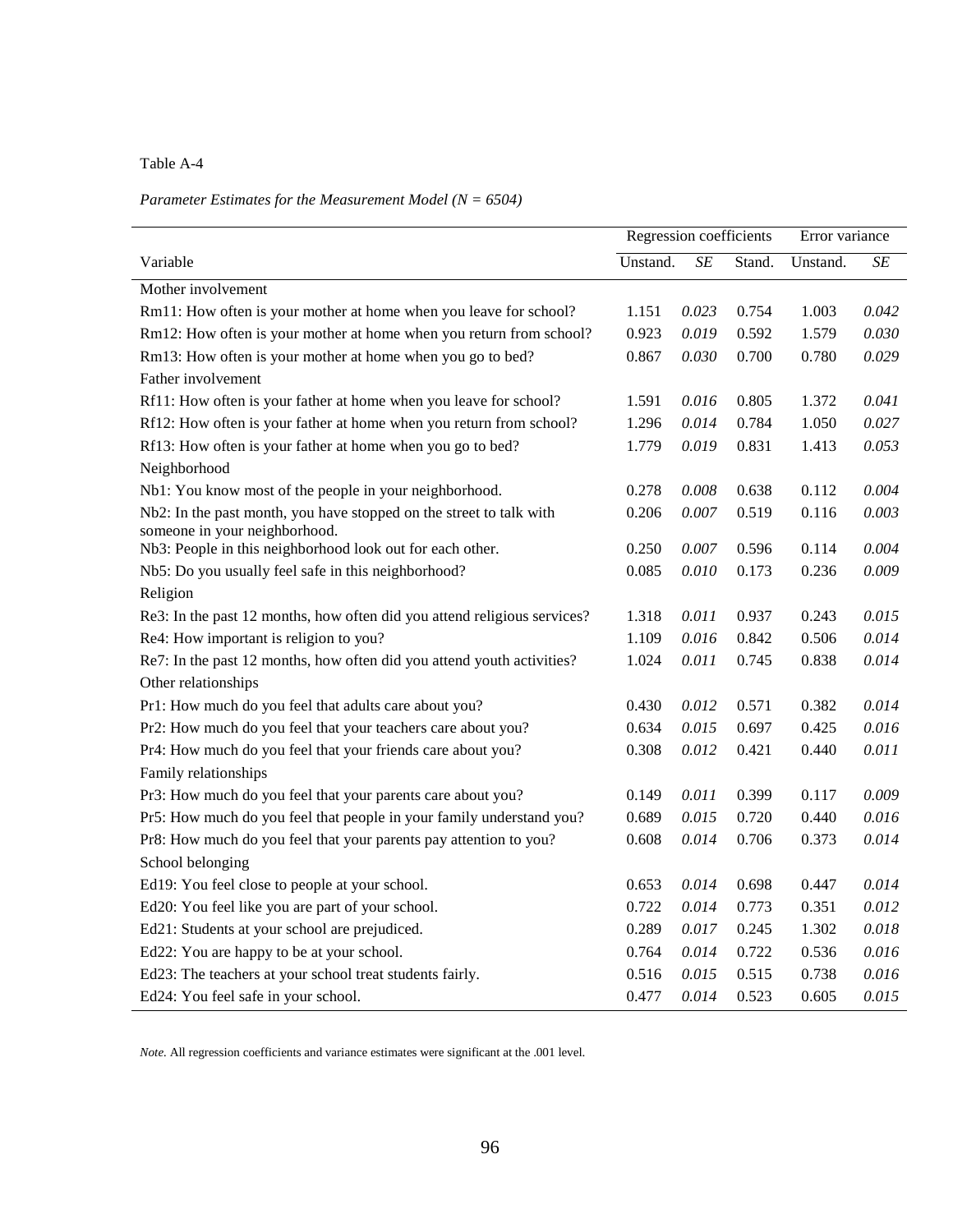Table A-4

*Parameter Estimates for the Measurement Model (N = 6504)*

| | Regression coefficients | | | Error variance | |
|---|---|---|---|---|---|
| Variable | Unstand. | *SE* | Stand. | Unstand. | *SE* |
| Mother involvement | | | | | |
| Rm11: How often is your mother at home when you leave for school? | 1.151 | *0.023* | 0.754 | 1.003 | *0.042* |
| Rm12: How often is your mother at home when you return from school? | 0.923 | *0.019* | 0.592 | 1.579 | *0.030* |
| Rm13: How often is your mother at home when you go to bed? | 0.867 | *0.030* | 0.700 | 0.780 | *0.029* |
| Father involvement | | | | | |
| Rf11: How often is your father at home when you leave for school? | 1.591 | *0.016* | 0.805 | 1.372 | *0.041* |
| Rf12: How often is your father at home when you return from school? | 1.296 | *0.014* | 0.784 | 1.050 | *0.027* |
| Rf13: How often is your father at home when you go to bed? | 1.779 | *0.019* | 0.831 | 1.413 | *0.053* |
| Neighborhood | | | | | |
| Nb1: You know most of the people in your neighborhood. | 0.278 | *0.008* | 0.638 | 0.112 | *0.004* |
| Nb2: In the past month, you have stopped on the street to talk with someone in your neighborhood. | 0.206 | *0.007* | 0.519 | 0.116 | *0.003* |
| Nb3: People in this neighborhood look out for each other. | 0.250 | *0.007* | 0.596 | 0.114 | *0.004* |
| Nb5: Do you usually feel safe in this neighborhood? | 0.085 | *0.010* | 0.173 | 0.236 | *0.009* |
| Religion | | | | | |
| Re3: In the past 12 months, how often did you attend religious services? | 1.318 | *0.011* | 0.937 | 0.243 | *0.015* |
| Re4: How important is religion to you? | 1.109 | *0.016* | 0.842 | 0.506 | *0.014* |
| Re7: In the past 12 months, how often did you attend youth activities? | 1.024 | *0.011* | 0.745 | 0.838 | *0.014* |
| Other relationships | | | | | |
| Pr1: How much do you feel that adults care about you? | 0.430 | *0.012* | 0.571 | 0.382 | *0.014* |
| Pr2: How much do you feel that your teachers care about you? | 0.634 | *0.015* | 0.697 | 0.425 | *0.016* |
| Pr4: How much do you feel that your friends care about you? | 0.308 | *0.012* | 0.421 | 0.440 | *0.011* |
| Family relationships | | | | | |
| Pr3: How much do you feel that your parents care about you? | 0.149 | *0.011* | 0.399 | 0.117 | *0.009* |
| Pr5: How much do you feel that people in your family understand you? | 0.689 | *0.015* | 0.720 | 0.440 | *0.016* |
| Pr8: How much do you feel that your parents pay attention to you? | 0.608 | *0.014* | 0.706 | 0.373 | *0.014* |
| School belonging | | | | | |
| Ed19: You feel close to people at your school. | 0.653 | *0.014* | 0.698 | 0.447 | *0.014* |
| Ed20: You feel like you are part of your school. | 0.722 | *0.014* | 0.773 | 0.351 | *0.012* |
| Ed21: Students at your school are prejudiced. | 0.289 | *0.017* | 0.245 | 1.302 | *0.018* |
| Ed22: You are happy to be at your school. | 0.764 | *0.014* | 0.722 | 0.536 | *0.016* |
| Ed23: The teachers at your school treat students fairly. | 0.516 | *0.015* | 0.515 | 0.738 | *0.016* |
| Ed24: You feel safe in your school. | 0.477 | *0.014* | 0.523 | 0.605 | *0.015* |

*Note.* All regression coefficients and variance estimates were significant at the .001 level.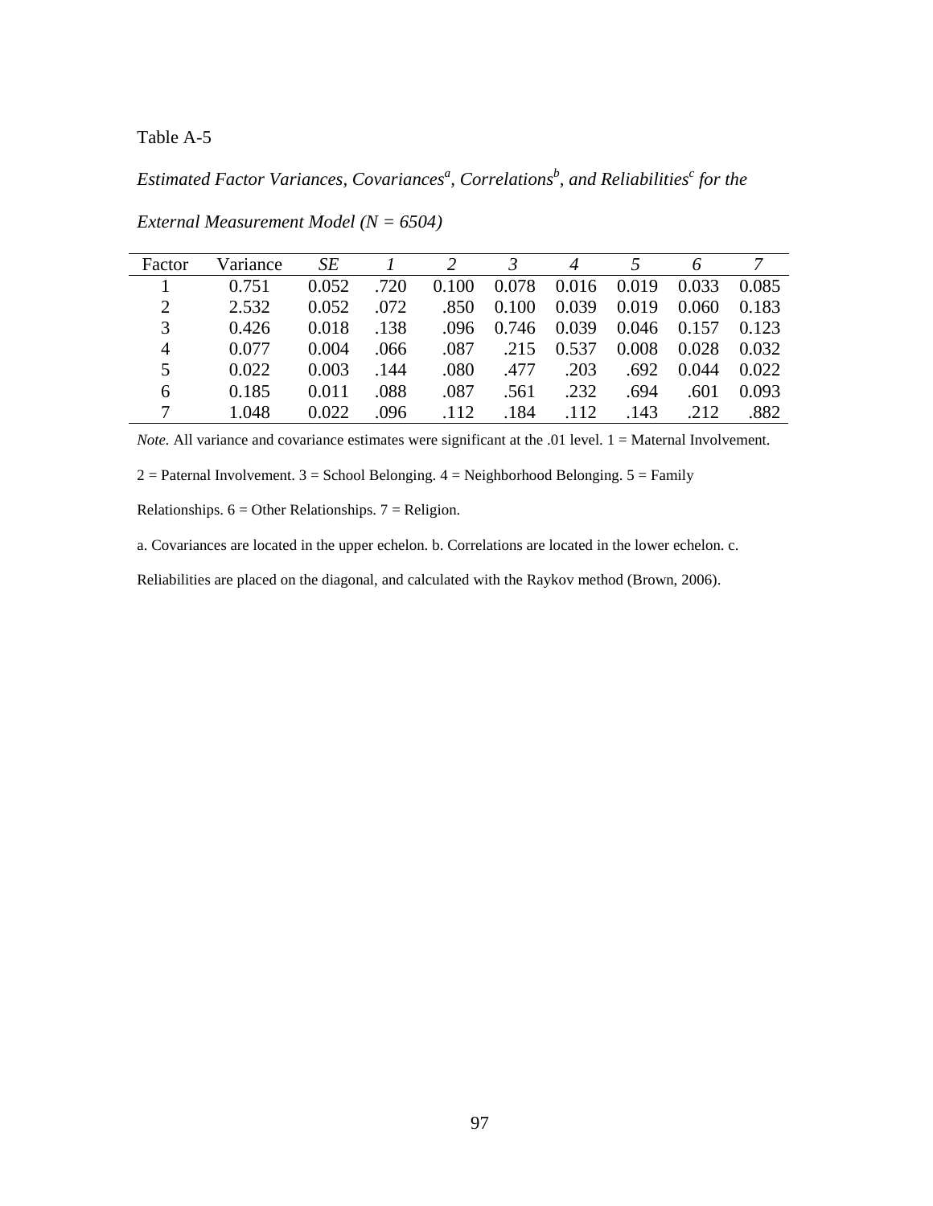Table A-5

*Estimated Factor Variances, Covariances[a], Correlations[b], and Reliabilities[c] for the External Measurement Model (N = 6504)*

| Factor | Variance | *SE* | *1* | *2* | *3* | *4* | *5* | *6* | *7* |
|---|---|---|---|---|---|---|---|---|---|
| 1 | 0.751 | 0.052 | .720 | 0.100 | 0.078 | 0.016 | 0.019 | 0.033 | 0.085 |
| 2 | 2.532 | 0.052 | .072 | .850 | 0.100 | 0.039 | 0.019 | 0.060 | 0.183 |
| 3 | 0.426 | 0.018 | .138 | .096 | 0.746 | 0.039 | 0.046 | 0.157 | 0.123 |
| 4 | 0.077 | 0.004 | .066 | .087 | .215 | 0.537 | 0.008 | 0.028 | 0.032 |
| 5 | 0.022 | 0.003 | .144 | .080 | .477 | .203 | .692 | 0.044 | 0.022 |
| 6 | 0.185 | 0.011 | .088 | .087 | .561 | .232 | .694 | .601 | 0.093 |
| 7 | 1.048 | 0.022 | .096 | .112 | .184 | .112 | .143 | .212 | .882 |

*Note.* All variance and covariance estimates were significant at the .01 level. 1 = Maternal Involvement. 2 = Paternal Involvement. 3 = School Belonging. 4 = Neighborhood Belonging. 5 = Family Relationships. 6 = Other Relationships. 7 = Religion.

a. Covariances are located in the upper echelon. b. Correlations are located in the lower echelon. c. Reliabilities are placed on the diagonal, and calculated with the Raykov method (Brown, 2006).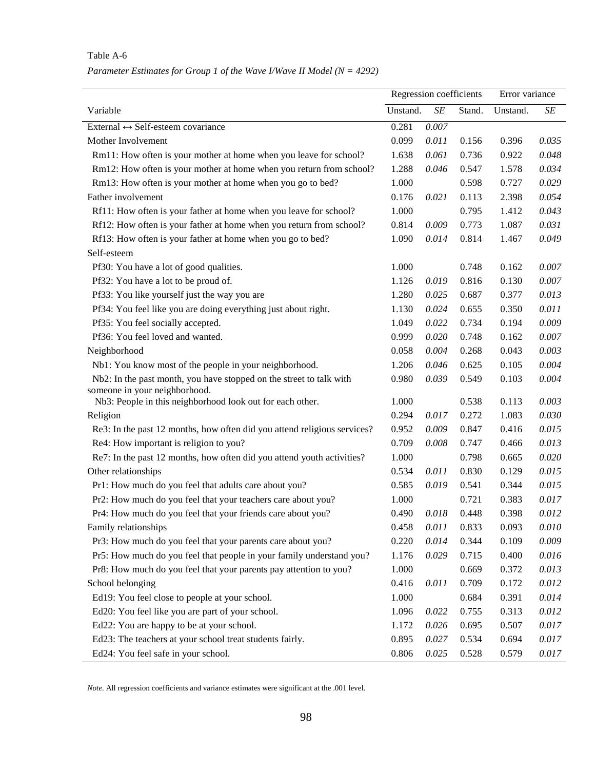Table A-6

*Parameter Estimates for Group 1 of the Wave I/Wave II Model (N = 4292)*

| | Regression coefficients | | | Error variance | |
|---|---|---|---|---|---|
| Variable | Unstand. | *SE* | Stand. | Unstand. | *SE* |
| External ↔ Self-esteem covariance | 0.281 | *0.007* | | | |
| Mother Involvement | 0.099 | *0.011* | 0.156 | 0.396 | *0.035* |
| Rm11: How often is your mother at home when you leave for school? | 1.638 | *0.061* | 0.736 | 0.922 | *0.048* |
| Rm12: How often is your mother at home when you return from school? | 1.288 | *0.046* | 0.547 | 1.578 | *0.034* |
| Rm13: How often is your mother at home when you go to bed? | 1.000 | | 0.598 | 0.727 | *0.029* |
| Father involvement | 0.176 | *0.021* | 0.113 | 2.398 | *0.054* |
| Rf11: How often is your father at home when you leave for school? | 1.000 | | 0.795 | 1.412 | *0.043* |
| Rf12: How often is your father at home when you return from school? | 0.814 | *0.009* | 0.773 | 1.087 | *0.031* |
| Rf13: How often is your father at home when you go to bed? | 1.090 | *0.014* | 0.814 | 1.467 | *0.049* |
| Self-esteem | | | | | |
| Pf30: You have a lot of good qualities. | 1.000 | | 0.748 | 0.162 | *0.007* |
| Pf32: You have a lot to be proud of. | 1.126 | *0.019* | 0.816 | 0.130 | *0.007* |
| Pf33: You like yourself just the way you are | 1.280 | *0.025* | 0.687 | 0.377 | *0.013* |
| Pf34: You feel like you are doing everything just about right. | 1.130 | *0.024* | 0.655 | 0.350 | *0.011* |
| Pf35: You feel socially accepted. | 1.049 | *0.022* | 0.734 | 0.194 | *0.009* |
| Pf36: You feel loved and wanted. | 0.999 | *0.020* | 0.748 | 0.162 | *0.007* |
| Neighborhood | 0.058 | *0.004* | 0.268 | 0.043 | *0.003* |
| Nb1: You know most of the people in your neighborhood. | 1.206 | *0.046* | 0.625 | 0.105 | *0.004* |
| Nb2: In the past month, you have stopped on the street to talk with someone in your neighborhood. | 0.980 | *0.039* | 0.549 | 0.103 | *0.004* |
| Nb3: People in this neighborhood look out for each other. | 1.000 | | 0.538 | 0.113 | *0.003* |
| Religion | 0.294 | *0.017* | 0.272 | 1.083 | *0.030* |
| Re3: In the past 12 months, how often did you attend religious services? | 0.952 | *0.009* | 0.847 | 0.416 | *0.015* |
| Re4: How important is religion to you? | 0.709 | *0.008* | 0.747 | 0.466 | *0.013* |
| Re7: In the past 12 months, how often did you attend youth activities? | 1.000 | | 0.798 | 0.665 | *0.020* |
| Other relationships | 0.534 | *0.011* | 0.830 | 0.129 | *0.015* |
| Pr1: How much do you feel that adults care about you? | 0.585 | *0.019* | 0.541 | 0.344 | *0.015* |
| Pr2: How much do you feel that your teachers care about you? | 1.000 | | 0.721 | 0.383 | *0.017* |
| Pr4: How much do you feel that your friends care about you? | 0.490 | *0.018* | 0.448 | 0.398 | *0.012* |
| Family relationships | 0.458 | *0.011* | 0.833 | 0.093 | *0.010* |
| Pr3: How much do you feel that your parents care about you? | 0.220 | *0.014* | 0.344 | 0.109 | *0.009* |
| Pr5: How much do you feel that people in your family understand you? | 1.176 | *0.029* | 0.715 | 0.400 | *0.016* |
| Pr8: How much do you feel that your parents pay attention to you? | 1.000 | | 0.669 | 0.372 | *0.013* |
| School belonging | 0.416 | *0.011* | 0.709 | 0.172 | *0.012* |
| Ed19: You feel close to people at your school. | 1.000 | | 0.684 | 0.391 | *0.014* |
| Ed20: You feel like you are part of your school. | 1.096 | *0.022* | 0.755 | 0.313 | *0.012* |
| Ed22: You are happy to be at your school. | 1.172 | *0.026* | 0.695 | 0.507 | *0.017* |
| Ed23: The teachers at your school treat students fairly. | 0.895 | *0.027* | 0.534 | 0.694 | *0.017* |
| Ed24: You feel safe in your school. | 0.806 | *0.025* | 0.528 | 0.579 | *0.017* |

*Note.* All regression coefficients and variance estimates were significant at the .001 level.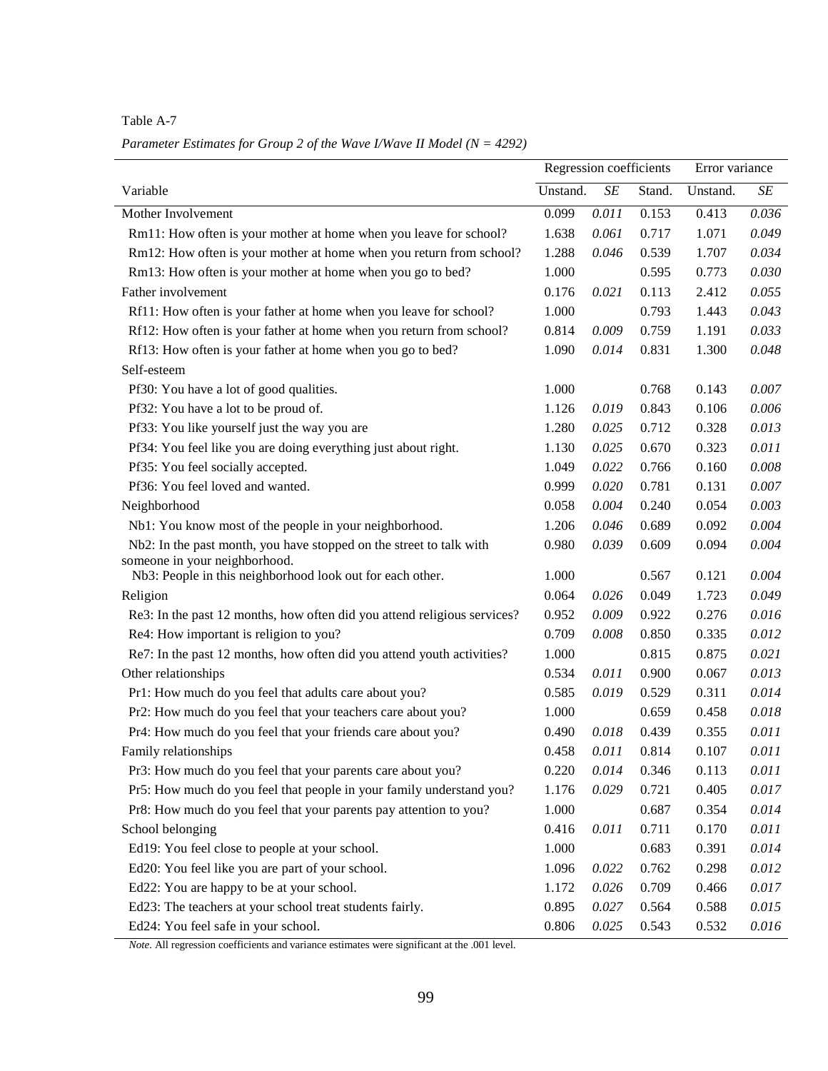Table A-7

*Parameter Estimates for Group 2 of the Wave I/Wave II Model (N = 4292)*

| Variable | Regression coefficients | | | Error variance | |
|---|---|---|---|---|---|
| | Unstand. | *SE* | Stand. | Unstand. | *SE* |
| Mother Involvement | 0.099 | *0.011* | 0.153 | 0.413 | *0.036* |
| Rm11: How often is your mother at home when you leave for school? | 1.638 | *0.061* | 0.717 | 1.071 | *0.049* |
| Rm12: How often is your mother at home when you return from school? | 1.288 | *0.046* | 0.539 | 1.707 | *0.034* |
| Rm13: How often is your mother at home when you go to bed? | 1.000 | | 0.595 | 0.773 | *0.030* |
| Father involvement | 0.176 | *0.021* | 0.113 | 2.412 | *0.055* |
| Rf11: How often is your father at home when you leave for school? | 1.000 | | 0.793 | 1.443 | *0.043* |
| Rf12: How often is your father at home when you return from school? | 0.814 | *0.009* | 0.759 | 1.191 | *0.033* |
| Rf13: How often is your father at home when you go to bed? | 1.090 | *0.014* | 0.831 | 1.300 | *0.048* |
| Self-esteem | | | | | |
| Pf30: You have a lot of good qualities. | 1.000 | | 0.768 | 0.143 | *0.007* |
| Pf32: You have a lot to be proud of. | 1.126 | *0.019* | 0.843 | 0.106 | *0.006* |
| Pf33: You like yourself just the way you are | 1.280 | *0.025* | 0.712 | 0.328 | *0.013* |
| Pf34: You feel like you are doing everything just about right. | 1.130 | *0.025* | 0.670 | 0.323 | *0.011* |
| Pf35: You feel socially accepted. | 1.049 | *0.022* | 0.766 | 0.160 | *0.008* |
| Pf36: You feel loved and wanted. | 0.999 | *0.020* | 0.781 | 0.131 | *0.007* |
| Neighborhood | 0.058 | *0.004* | 0.240 | 0.054 | *0.003* |
| Nb1: You know most of the people in your neighborhood. | 1.206 | *0.046* | 0.689 | 0.092 | *0.004* |
| Nb2: In the past month, you have stopped on the street to talk with someone in your neighborhood. | 0.980 | *0.039* | 0.609 | 0.094 | *0.004* |
| Nb3: People in this neighborhood look out for each other. | 1.000 | | 0.567 | 0.121 | *0.004* |
| Religion | 0.064 | *0.026* | 0.049 | 1.723 | *0.049* |
| Re3: In the past 12 months, how often did you attend religious services? | 0.952 | *0.009* | 0.922 | 0.276 | *0.016* |
| Re4: How important is religion to you? | 0.709 | *0.008* | 0.850 | 0.335 | *0.012* |
| Re7: In the past 12 months, how often did you attend youth activities? | 1.000 | | 0.815 | 0.875 | *0.021* |
| Other relationships | 0.534 | *0.011* | 0.900 | 0.067 | *0.013* |
| Pr1: How much do you feel that adults care about you? | 0.585 | *0.019* | 0.529 | 0.311 | *0.014* |
| Pr2: How much do you feel that your teachers care about you? | 1.000 | | 0.659 | 0.458 | *0.018* |
| Pr4: How much do you feel that your friends care about you? | 0.490 | *0.018* | 0.439 | 0.355 | *0.011* |
| Family relationships | 0.458 | *0.011* | 0.814 | 0.107 | *0.011* |
| Pr3: How much do you feel that your parents care about you? | 0.220 | *0.014* | 0.346 | 0.113 | *0.011* |
| Pr5: How much do you feel that people in your family understand you? | 1.176 | *0.029* | 0.721 | 0.405 | *0.017* |
| Pr8: How much do you feel that your parents pay attention to you? | 1.000 | | 0.687 | 0.354 | *0.014* |
| School belonging | 0.416 | *0.011* | 0.711 | 0.170 | *0.011* |
| Ed19: You feel close to people at your school. | 1.000 | | 0.683 | 0.391 | *0.014* |
| Ed20: You feel like you are part of your school. | 1.096 | *0.022* | 0.762 | 0.298 | *0.012* |
| Ed22: You are happy to be at your school. | 1.172 | *0.026* | 0.709 | 0.466 | *0.017* |
| Ed23: The teachers at your school treat students fairly. | 0.895 | *0.027* | 0.564 | 0.588 | *0.015* |
| Ed24: You feel safe in your school. | 0.806 | *0.025* | 0.543 | 0.532 | *0.016* |

*Note.* All regression coefficients and variance estimates were significant at the .001 level.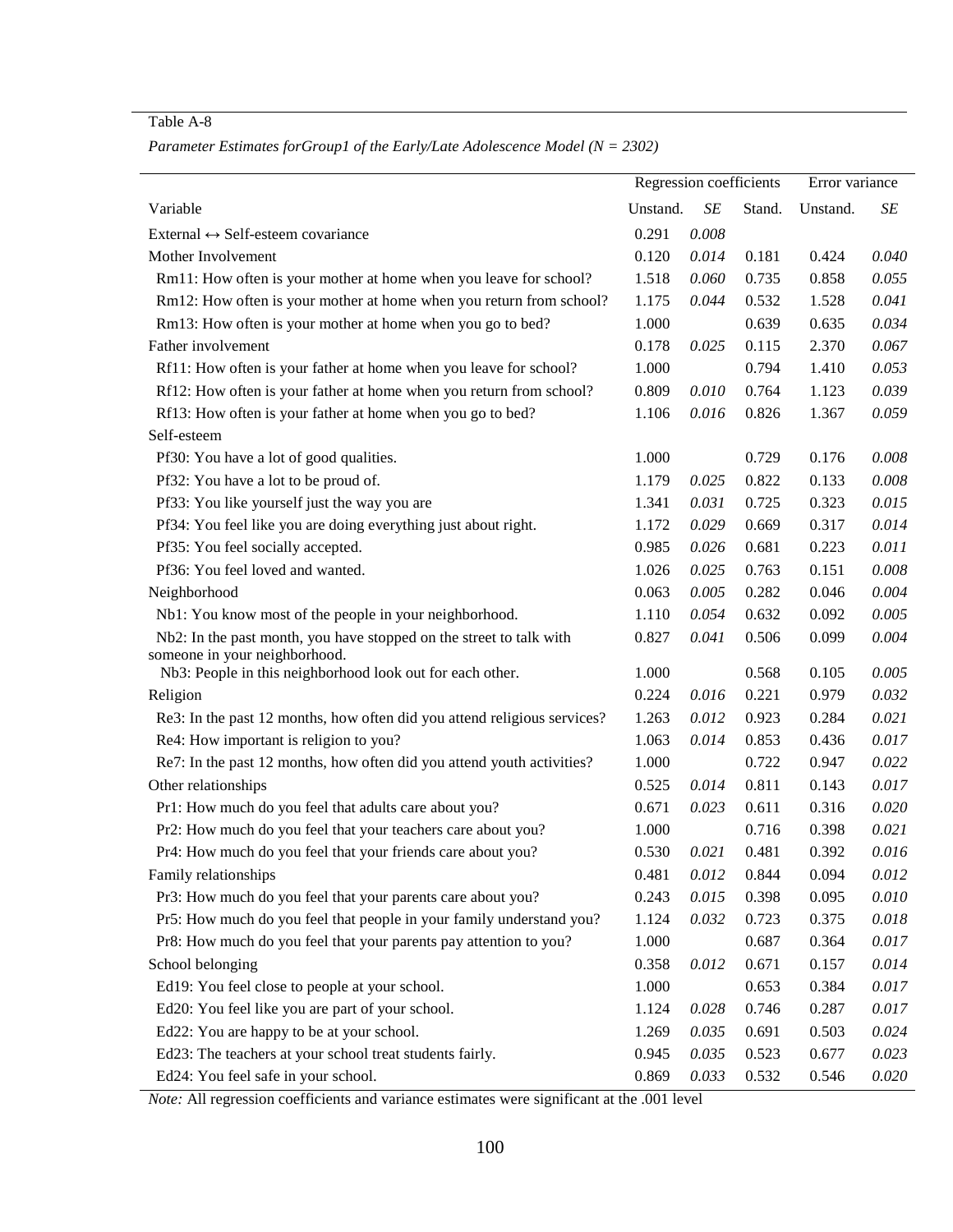Table A-8

*Parameter Estimates forGroup1 of the Early/Late Adolescence Model (N = 2302)*

| Variable | Regression coefficients Unstand. | *SE* | Stand. | Error variance Unstand. | *SE* |
|---|---|---|---|---|---|
| External ↔ Self-esteem covariance | 0.291 | *0.008* | | | |
| Mother Involvement | 0.120 | *0.014* | 0.181 | 0.424 | *0.040* |
| Rm11: How often is your mother at home when you leave for school? | 1.518 | *0.060* | 0.735 | 0.858 | *0.055* |
| Rm12: How often is your mother at home when you return from school? | 1.175 | *0.044* | 0.532 | 1.528 | *0.041* |
| Rm13: How often is your mother at home when you go to bed? | 1.000 | | 0.639 | 0.635 | *0.034* |
| Father involvement | 0.178 | *0.025* | 0.115 | 2.370 | *0.067* |
| Rf11: How often is your father at home when you leave for school? | 1.000 | | 0.794 | 1.410 | *0.053* |
| Rf12: How often is your father at home when you return from school? | 0.809 | *0.010* | 0.764 | 1.123 | *0.039* |
| Rf13: How often is your father at home when you go to bed? | 1.106 | *0.016* | 0.826 | 1.367 | *0.059* |
| Self-esteem | | | | | |
| Pf30: You have a lot of good qualities. | 1.000 | | 0.729 | 0.176 | *0.008* |
| Pf32: You have a lot to be proud of. | 1.179 | *0.025* | 0.822 | 0.133 | *0.008* |
| Pf33: You like yourself just the way you are | 1.341 | *0.031* | 0.725 | 0.323 | *0.015* |
| Pf34: You feel like you are doing everything just about right. | 1.172 | *0.029* | 0.669 | 0.317 | *0.014* |
| Pf35: You feel socially accepted. | 0.985 | *0.026* | 0.681 | 0.223 | *0.011* |
| Pf36: You feel loved and wanted. | 1.026 | *0.025* | 0.763 | 0.151 | *0.008* |
| Neighborhood | 0.063 | *0.005* | 0.282 | 0.046 | *0.004* |
| Nb1: You know most of the people in your neighborhood. | 1.110 | *0.054* | 0.632 | 0.092 | *0.005* |
| Nb2: In the past month, you have stopped on the street to talk with someone in your neighborhood. | 0.827 | *0.041* | 0.506 | 0.099 | *0.004* |
| Nb3: People in this neighborhood look out for each other. | 1.000 | | 0.568 | 0.105 | *0.005* |
| Religion | 0.224 | *0.016* | 0.221 | 0.979 | *0.032* |
| Re3: In the past 12 months, how often did you attend religious services? | 1.263 | *0.012* | 0.923 | 0.284 | *0.021* |
| Re4: How important is religion to you? | 1.063 | *0.014* | 0.853 | 0.436 | *0.017* |
| Re7: In the past 12 months, how often did you attend youth activities? | 1.000 | | 0.722 | 0.947 | *0.022* |
| Other relationships | 0.525 | *0.014* | 0.811 | 0.143 | *0.017* |
| Pr1: How much do you feel that adults care about you? | 0.671 | *0.023* | 0.611 | 0.316 | *0.020* |
| Pr2: How much do you feel that your teachers care about you? | 1.000 | | 0.716 | 0.398 | *0.021* |
| Pr4: How much do you feel that your friends care about you? | 0.530 | *0.021* | 0.481 | 0.392 | *0.016* |
| Family relationships | 0.481 | *0.012* | 0.844 | 0.094 | *0.012* |
| Pr3: How much do you feel that your parents care about you? | 0.243 | *0.015* | 0.398 | 0.095 | *0.010* |
| Pr5: How much do you feel that people in your family understand you? | 1.124 | *0.032* | 0.723 | 0.375 | *0.018* |
| Pr8: How much do you feel that your parents pay attention to you? | 1.000 | | 0.687 | 0.364 | *0.017* |
| School belonging | 0.358 | *0.012* | 0.671 | 0.157 | *0.014* |
| Ed19: You feel close to people at your school. | 1.000 | | 0.653 | 0.384 | *0.017* |
| Ed20: You feel like you are part of your school. | 1.124 | *0.028* | 0.746 | 0.287 | *0.017* |
| Ed22: You are happy to be at your school. | 1.269 | *0.035* | 0.691 | 0.503 | *0.024* |
| Ed23: The teachers at your school treat students fairly. | 0.945 | *0.035* | 0.523 | 0.677 | *0.023* |
| Ed24: You feel safe in your school. | 0.869 | *0.033* | 0.532 | 0.546 | *0.020* |

*Note:* All regression coefficients and variance estimates were significant at the .001 level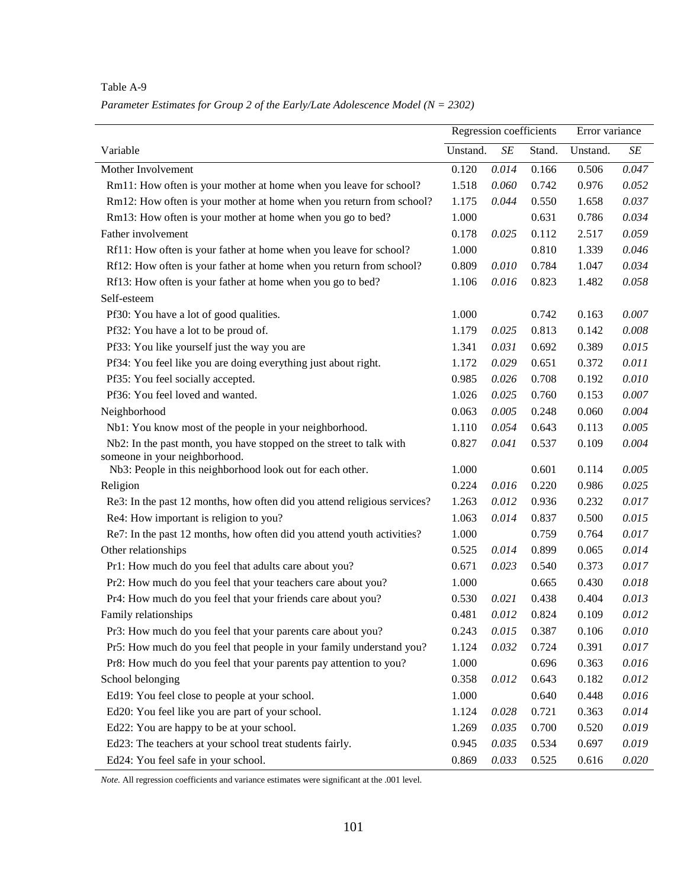Table A-9

*Parameter Estimates for Group 2 of the Early/Late Adolescence Model (N = 2302)*

| Variable | Regression coefficients | | | Error variance | |
|---|---|---|---|---|---|
| | Unstand. | *SE* | Stand. | Unstand. | *SE* |
| Mother Involvement | 0.120 | *0.014* | 0.166 | 0.506 | *0.047* |
| Rm11: How often is your mother at home when you leave for school? | 1.518 | *0.060* | 0.742 | 0.976 | *0.052* |
| Rm12: How often is your mother at home when you return from school? | 1.175 | *0.044* | 0.550 | 1.658 | *0.037* |
| Rm13: How often is your mother at home when you go to bed? | 1.000 | | 0.631 | 0.786 | *0.034* |
| Father involvement | 0.178 | *0.025* | 0.112 | 2.517 | *0.059* |
| Rf11: How often is your father at home when you leave for school? | 1.000 | | 0.810 | 1.339 | *0.046* |
| Rf12: How often is your father at home when you return from school? | 0.809 | *0.010* | 0.784 | 1.047 | *0.034* |
| Rf13: How often is your father at home when you go to bed? | 1.106 | *0.016* | 0.823 | 1.482 | *0.058* |
| Self-esteem | | | | | |
| Pf30: You have a lot of good qualities. | 1.000 | | 0.742 | 0.163 | *0.007* |
| Pf32: You have a lot to be proud of. | 1.179 | *0.025* | 0.813 | 0.142 | *0.008* |
| Pf33: You like yourself just the way you are | 1.341 | *0.031* | 0.692 | 0.389 | *0.015* |
| Pf34: You feel like you are doing everything just about right. | 1.172 | *0.029* | 0.651 | 0.372 | *0.011* |
| Pf35: You feel socially accepted. | 0.985 | *0.026* | 0.708 | 0.192 | *0.010* |
| Pf36: You feel loved and wanted. | 1.026 | *0.025* | 0.760 | 0.153 | *0.007* |
| Neighborhood | 0.063 | *0.005* | 0.248 | 0.060 | *0.004* |
| Nb1: You know most of the people in your neighborhood. | 1.110 | *0.054* | 0.643 | 0.113 | *0.005* |
| Nb2: In the past month, you have stopped on the street to talk with someone in your neighborhood. | 0.827 | *0.041* | 0.537 | 0.109 | *0.004* |
| Nb3: People in this neighborhood look out for each other. | 1.000 | | 0.601 | 0.114 | *0.005* |
| Religion | 0.224 | *0.016* | 0.220 | 0.986 | *0.025* |
| Re3: In the past 12 months, how often did you attend religious services? | 1.263 | *0.012* | 0.936 | 0.232 | *0.017* |
| Re4: How important is religion to you? | 1.063 | *0.014* | 0.837 | 0.500 | *0.015* |
| Re7: In the past 12 months, how often did you attend youth activities? | 1.000 | | 0.759 | 0.764 | *0.017* |
| Other relationships | 0.525 | *0.014* | 0.899 | 0.065 | *0.014* |
| Pr1: How much do you feel that adults care about you? | 0.671 | *0.023* | 0.540 | 0.373 | *0.017* |
| Pr2: How much do you feel that your teachers care about you? | 1.000 | | 0.665 | 0.430 | *0.018* |
| Pr4: How much do you feel that your friends care about you? | 0.530 | *0.021* | 0.438 | 0.404 | *0.013* |
| Family relationships | 0.481 | *0.012* | 0.824 | 0.109 | *0.012* |
| Pr3: How much do you feel that your parents care about you? | 0.243 | *0.015* | 0.387 | 0.106 | *0.010* |
| Pr5: How much do you feel that people in your family understand you? | 1.124 | *0.032* | 0.724 | 0.391 | *0.017* |
| Pr8: How much do you feel that your parents pay attention to you? | 1.000 | | 0.696 | 0.363 | *0.016* |
| School belonging | 0.358 | *0.012* | 0.643 | 0.182 | *0.012* |
| Ed19: You feel close to people at your school. | 1.000 | | 0.640 | 0.448 | *0.016* |
| Ed20: You feel like you are part of your school. | 1.124 | *0.028* | 0.721 | 0.363 | *0.014* |
| Ed22: You are happy to be at your school. | 1.269 | *0.035* | 0.700 | 0.520 | *0.019* |
| Ed23: The teachers at your school treat students fairly. | 0.945 | *0.035* | 0.534 | 0.697 | *0.019* |
| Ed24: You feel safe in your school. | 0.869 | *0.033* | 0.525 | 0.616 | *0.020* |

*Note.* All regression coefficients and variance estimates were significant at the .001 level.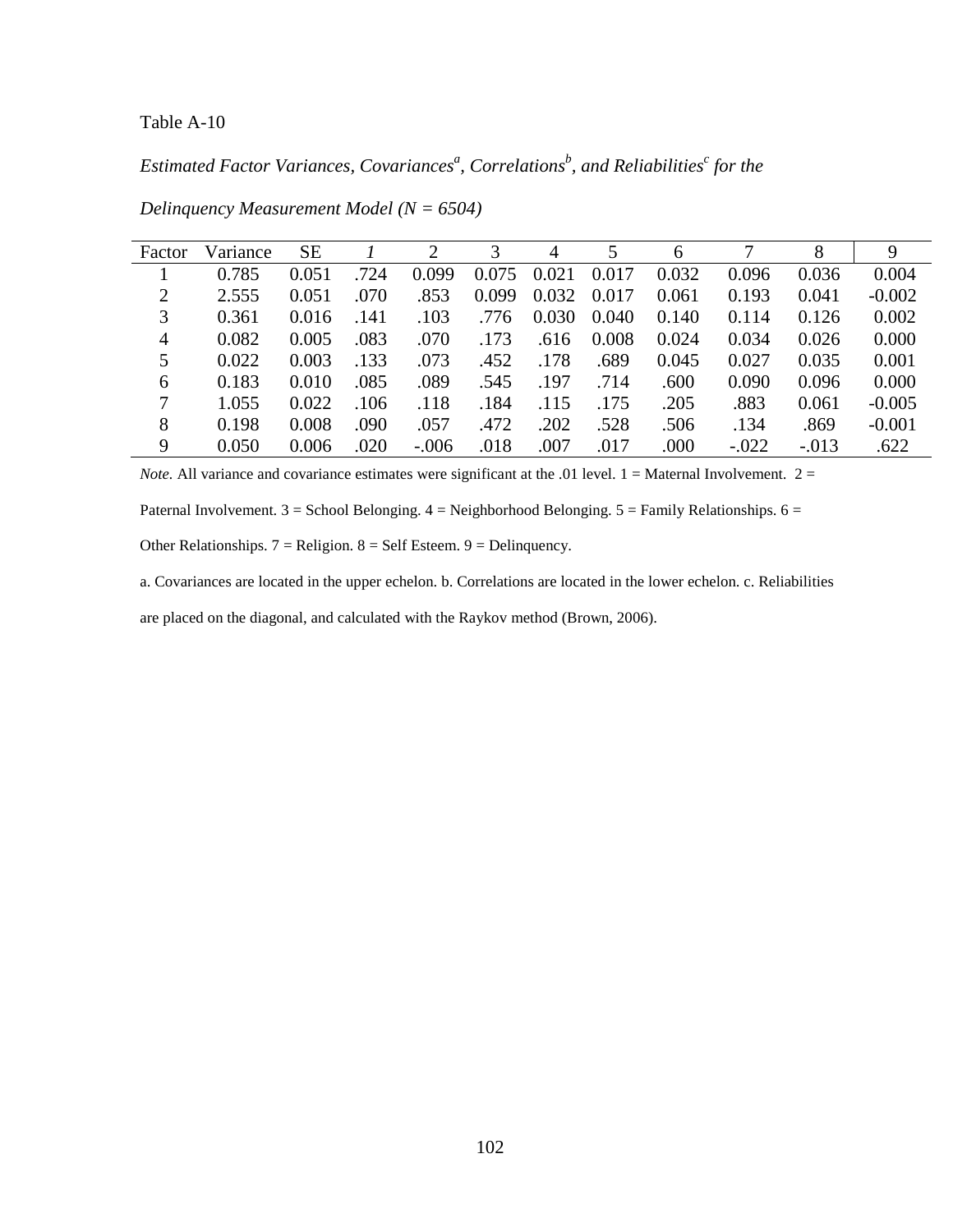Table A-10

*Estimated Factor Variances, Covariances[a], Correlations[b], and Reliabilities[c] for the Delinquency Measurement Model (N = 6504)*

| Factor | Variance | SE | *1* | 2 | 3 | 4 | 5 | 6 | 7 | 8 | 9 |
|---|---|---|---|---|---|---|---|---|---|---|---|
| 1 | 0.785 | 0.051 | .724 | 0.099 | 0.075 | 0.021 | 0.017 | 0.032 | 0.096 | 0.036 | 0.004 |
| 2 | 2.555 | 0.051 | .070 | .853 | 0.099 | 0.032 | 0.017 | 0.061 | 0.193 | 0.041 | -0.002 |
| 3 | 0.361 | 0.016 | .141 | .103 | .776 | 0.030 | 0.040 | 0.140 | 0.114 | 0.126 | 0.002 |
| 4 | 0.082 | 0.005 | .083 | .070 | .173 | .616 | 0.008 | 0.024 | 0.034 | 0.026 | 0.000 |
| 5 | 0.022 | 0.003 | .133 | .073 | .452 | .178 | .689 | 0.045 | 0.027 | 0.035 | 0.001 |
| 6 | 0.183 | 0.010 | .085 | .089 | .545 | .197 | .714 | .600 | 0.090 | 0.096 | 0.000 |
| 7 | 1.055 | 0.022 | .106 | .118 | .184 | .115 | .175 | .205 | .883 | 0.061 | -0.005 |
| 8 | 0.198 | 0.008 | .090 | .057 | .472 | .202 | .528 | .506 | .134 | .869 | -0.001 |
| 9 | 0.050 | 0.006 | .020 | -.006 | .018 | .007 | .017 | .000 | -.022 | -.013 | .622 |

*Note.* All variance and covariance estimates were significant at the .01 level. 1 = Maternal Involvement. 2 = Paternal Involvement. 3 = School Belonging. 4 = Neighborhood Belonging. 5 = Family Relationships. 6 = Other Relationships. 7 = Religion. 8 = Self Esteem. 9 = Delinquency.

a. Covariances are located in the upper echelon. b. Correlations are located in the lower echelon. c. Reliabilities are placed on the diagonal, and calculated with the Raykov method (Brown, 2006).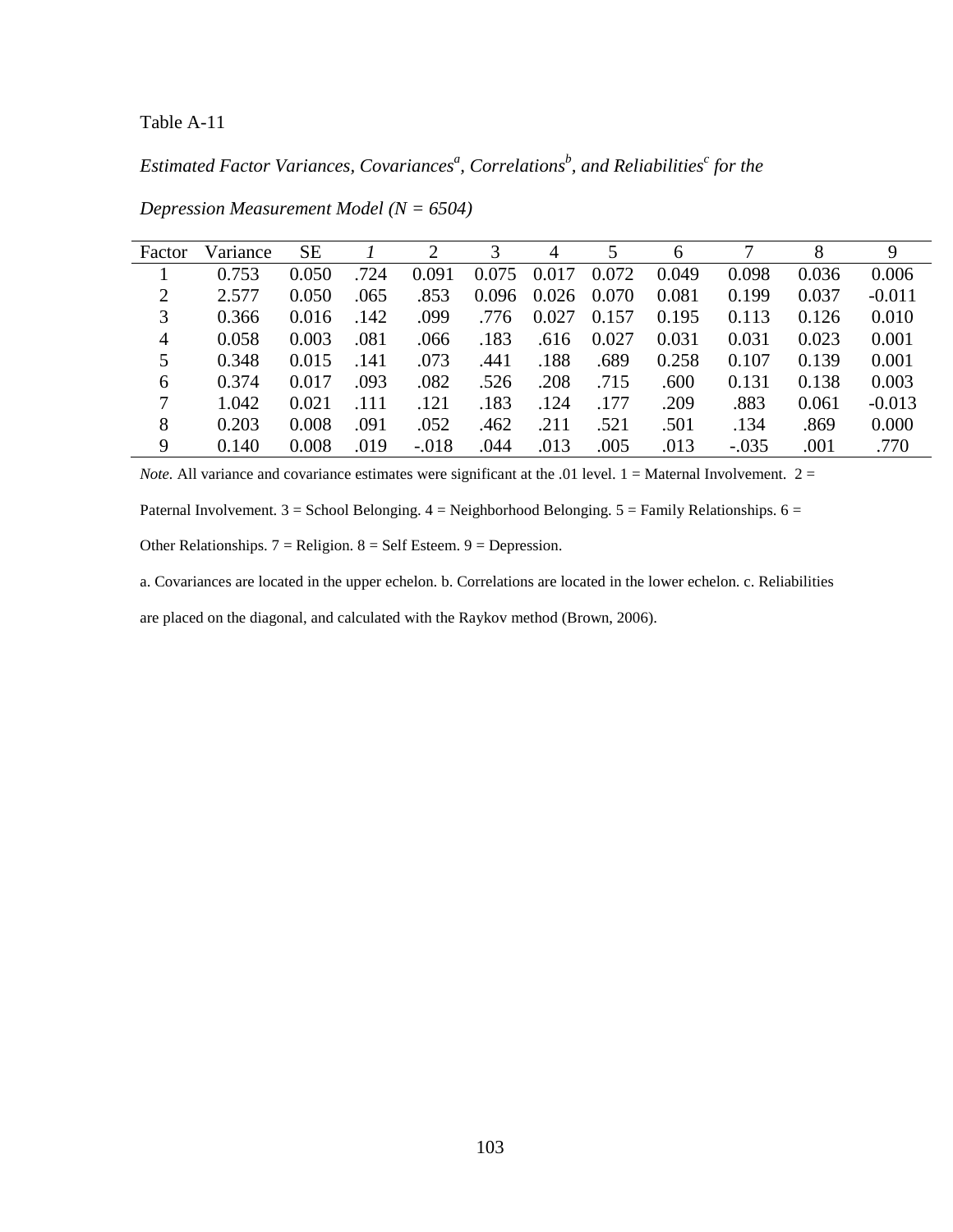Table A-11

*Estimated Factor Variances, Covariances[a], Correlations[b], and Reliabilities[c] for the Depression Measurement Model (N = 6504)*

| Factor | Variance | SE | *1* | 2 | 3 | 4 | 5 | 6 | 7 | 8 | 9 |
|---|---|---|---|---|---|---|---|---|---|---|---|
| 1 | 0.753 | 0.050 | .724 | 0.091 | 0.075 | 0.017 | 0.072 | 0.049 | 0.098 | 0.036 | 0.006 |
| 2 | 2.577 | 0.050 | .065 | .853 | 0.096 | 0.026 | 0.070 | 0.081 | 0.199 | 0.037 | -0.011 |
| 3 | 0.366 | 0.016 | .142 | .099 | .776 | 0.027 | 0.157 | 0.195 | 0.113 | 0.126 | 0.010 |
| 4 | 0.058 | 0.003 | .081 | .066 | .183 | .616 | 0.027 | 0.031 | 0.031 | 0.023 | 0.001 |
| 5 | 0.348 | 0.015 | .141 | .073 | .441 | .188 | .689 | 0.258 | 0.107 | 0.139 | 0.001 |
| 6 | 0.374 | 0.017 | .093 | .082 | .526 | .208 | .715 | .600 | 0.131 | 0.138 | 0.003 |
| 7 | 1.042 | 0.021 | .111 | .121 | .183 | .124 | .177 | .209 | .883 | 0.061 | -0.013 |
| 8 | 0.203 | 0.008 | .091 | .052 | .462 | .211 | .521 | .501 | .134 | .869 | 0.000 |
| 9 | 0.140 | 0.008 | .019 | -.018 | .044 | .013 | .005 | .013 | -.035 | .001 | .770 |

*Note.* All variance and covariance estimates were significant at the .01 level. 1 = Maternal Involvement. 2 = Paternal Involvement. 3 = School Belonging. 4 = Neighborhood Belonging. 5 = Family Relationships. 6 = Other Relationships. 7 = Religion. 8 = Self Esteem. 9 = Depression.

a. Covariances are located in the upper echelon. b. Correlations are located in the lower echelon. c. Reliabilities are placed on the diagonal, and calculated with the Raykov method (Brown, 2006).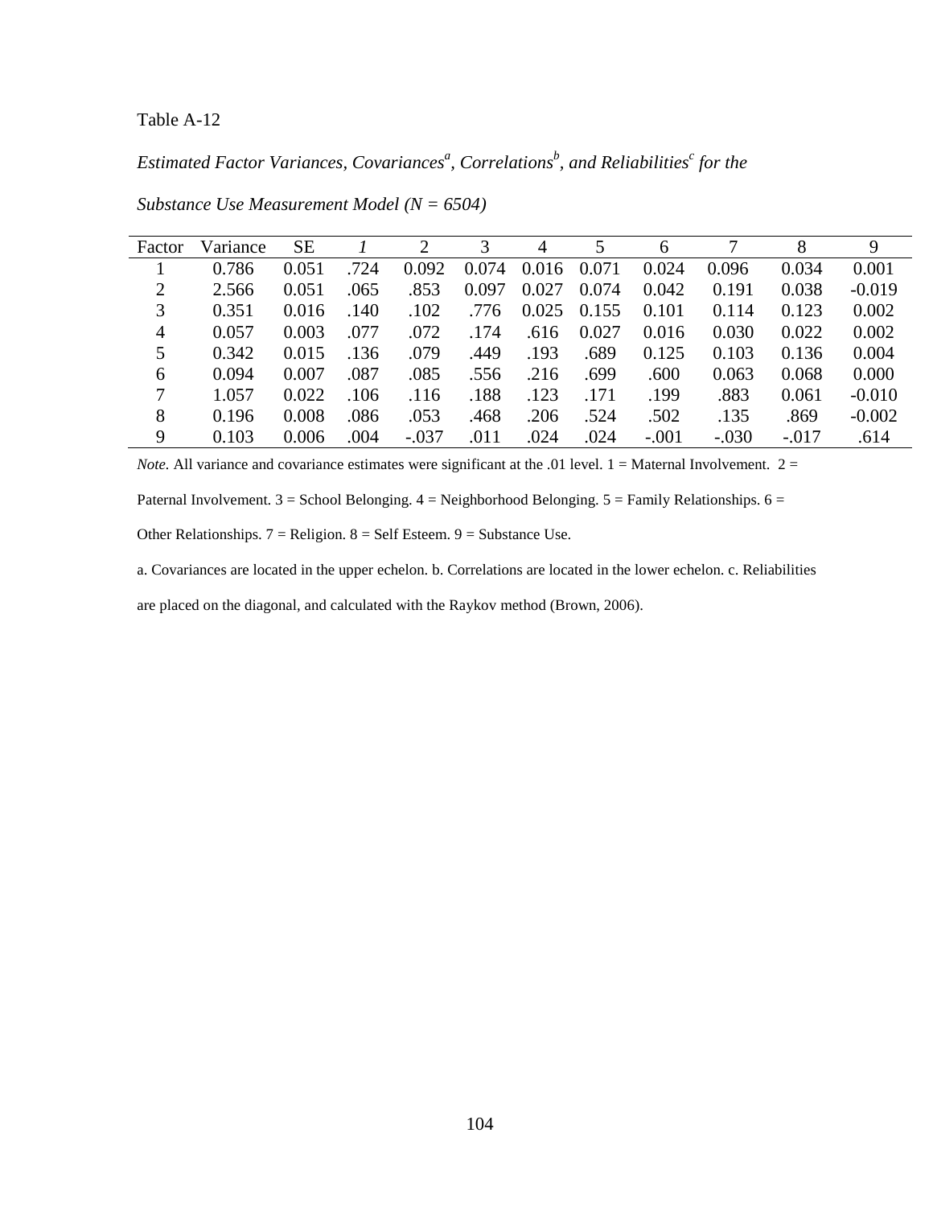Table A-12

*Estimated Factor Variances, Covariances[a], Correlations[b], and Reliabilities[c] for the Substance Use Measurement Model (N = 6504)*

| Factor | Variance | SE | *1* | 2 | 3 | 4 | 5 | 6 | 7 | 8 | 9 |
|---|---|---|---|---|---|---|---|---|---|---|---|
| 1 | 0.786 | 0.051 | .724 | 0.092 | 0.074 | 0.016 | 0.071 | 0.024 | 0.096 | 0.034 | 0.001 |
| 2 | 2.566 | 0.051 | .065 | .853 | 0.097 | 0.027 | 0.074 | 0.042 | 0.191 | 0.038 | -0.019 |
| 3 | 0.351 | 0.016 | .140 | .102 | .776 | 0.025 | 0.155 | 0.101 | 0.114 | 0.123 | 0.002 |
| 4 | 0.057 | 0.003 | .077 | .072 | .174 | .616 | 0.027 | 0.016 | 0.030 | 0.022 | 0.002 |
| 5 | 0.342 | 0.015 | .136 | .079 | .449 | .193 | .689 | 0.125 | 0.103 | 0.136 | 0.004 |
| 6 | 0.094 | 0.007 | .087 | .085 | .556 | .216 | .699 | .600 | 0.063 | 0.068 | 0.000 |
| 7 | 1.057 | 0.022 | .106 | .116 | .188 | .123 | .171 | .199 | .883 | 0.061 | -0.010 |
| 8 | 0.196 | 0.008 | .086 | .053 | .468 | .206 | .524 | .502 | .135 | .869 | -0.002 |
| 9 | 0.103 | 0.006 | .004 | -.037 | .011 | .024 | .024 | -.001 | -.030 | -.017 | .614 |

*Note.* All variance and covariance estimates were significant at the .01 level. 1 = Maternal Involvement. 2 = Paternal Involvement. 3 = School Belonging. 4 = Neighborhood Belonging. 5 = Family Relationships. 6 = Other Relationships. 7 = Religion. 8 = Self Esteem. 9 = Substance Use.

a. Covariances are located in the upper echelon. b. Correlations are located in the lower echelon. c. Reliabilities are placed on the diagonal, and calculated with the Raykov method (Brown, 2006).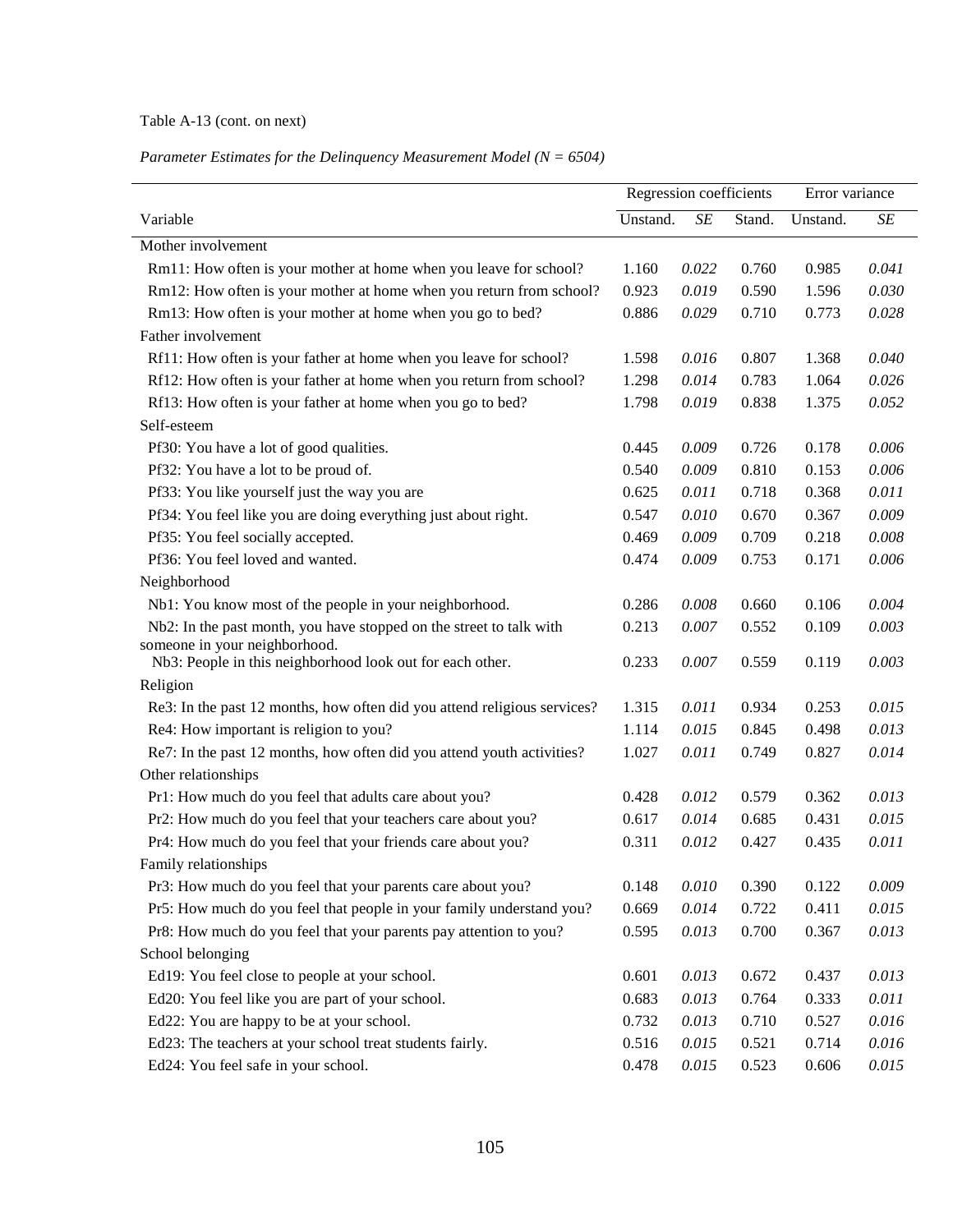Table A-13 (cont. on next)

*Parameter Estimates for the Delinquency Measurement Model (N = 6504)*

| | Regression coefficients | | | Error variance | |
|---|---|---|---|---|---|
| Variable | Unstand. | *SE* | Stand. | Unstand. | *SE* |
| Mother involvement | | | | | |
| Rm11: How often is your mother at home when you leave for school? | 1.160 | *0.022* | 0.760 | 0.985 | *0.041* |
| Rm12: How often is your mother at home when you return from school? | 0.923 | *0.019* | 0.590 | 1.596 | *0.030* |
| Rm13: How often is your mother at home when you go to bed? | 0.886 | *0.029* | 0.710 | 0.773 | *0.028* |
| Father involvement | | | | | |
| Rf11: How often is your father at home when you leave for school? | 1.598 | *0.016* | 0.807 | 1.368 | *0.040* |
| Rf12: How often is your father at home when you return from school? | 1.298 | *0.014* | 0.783 | 1.064 | *0.026* |
| Rf13: How often is your father at home when you go to bed? | 1.798 | *0.019* | 0.838 | 1.375 | *0.052* |
| Self-esteem | | | | | |
| Pf30: You have a lot of good qualities. | 0.445 | *0.009* | 0.726 | 0.178 | *0.006* |
| Pf32: You have a lot to be proud of. | 0.540 | *0.009* | 0.810 | 0.153 | *0.006* |
| Pf33: You like yourself just the way you are | 0.625 | *0.011* | 0.718 | 0.368 | *0.011* |
| Pf34: You feel like you are doing everything just about right. | 0.547 | *0.010* | 0.670 | 0.367 | *0.009* |
| Pf35: You feel socially accepted. | 0.469 | *0.009* | 0.709 | 0.218 | *0.008* |
| Pf36: You feel loved and wanted. | 0.474 | *0.009* | 0.753 | 0.171 | *0.006* |
| Neighborhood | | | | | |
| Nb1: You know most of the people in your neighborhood. | 0.286 | *0.008* | 0.660 | 0.106 | *0.004* |
| Nb2: In the past month, you have stopped on the street to talk with someone in your neighborhood. | 0.213 | *0.007* | 0.552 | 0.109 | *0.003* |
| Nb3: People in this neighborhood look out for each other. | 0.233 | *0.007* | 0.559 | 0.119 | *0.003* |
| Religion | | | | | |
| Re3: In the past 12 months, how often did you attend religious services? | 1.315 | *0.011* | 0.934 | 0.253 | *0.015* |
| Re4: How important is religion to you? | 1.114 | *0.015* | 0.845 | 0.498 | *0.013* |
| Re7: In the past 12 months, how often did you attend youth activities? | 1.027 | *0.011* | 0.749 | 0.827 | *0.014* |
| Other relationships | | | | | |
| Pr1: How much do you feel that adults care about you? | 0.428 | *0.012* | 0.579 | 0.362 | *0.013* |
| Pr2: How much do you feel that your teachers care about you? | 0.617 | *0.014* | 0.685 | 0.431 | *0.015* |
| Pr4: How much do you feel that your friends care about you? | 0.311 | *0.012* | 0.427 | 0.435 | *0.011* |
| Family relationships | | | | | |
| Pr3: How much do you feel that your parents care about you? | 0.148 | *0.010* | 0.390 | 0.122 | *0.009* |
| Pr5: How much do you feel that people in your family understand you? | 0.669 | *0.014* | 0.722 | 0.411 | *0.015* |
| Pr8: How much do you feel that your parents pay attention to you? | 0.595 | *0.013* | 0.700 | 0.367 | *0.013* |
| School belonging | | | | | |
| Ed19: You feel close to people at your school. | 0.601 | *0.013* | 0.672 | 0.437 | *0.013* |
| Ed20: You feel like you are part of your school. | 0.683 | *0.013* | 0.764 | 0.333 | *0.011* |
| Ed22: You are happy to be at your school. | 0.732 | *0.013* | 0.710 | 0.527 | *0.016* |
| Ed23: The teachers at your school treat students fairly. | 0.516 | *0.015* | 0.521 | 0.714 | *0.016* |
| Ed24: You feel safe in your school. | 0.478 | *0.015* | 0.523 | 0.606 | *0.015* |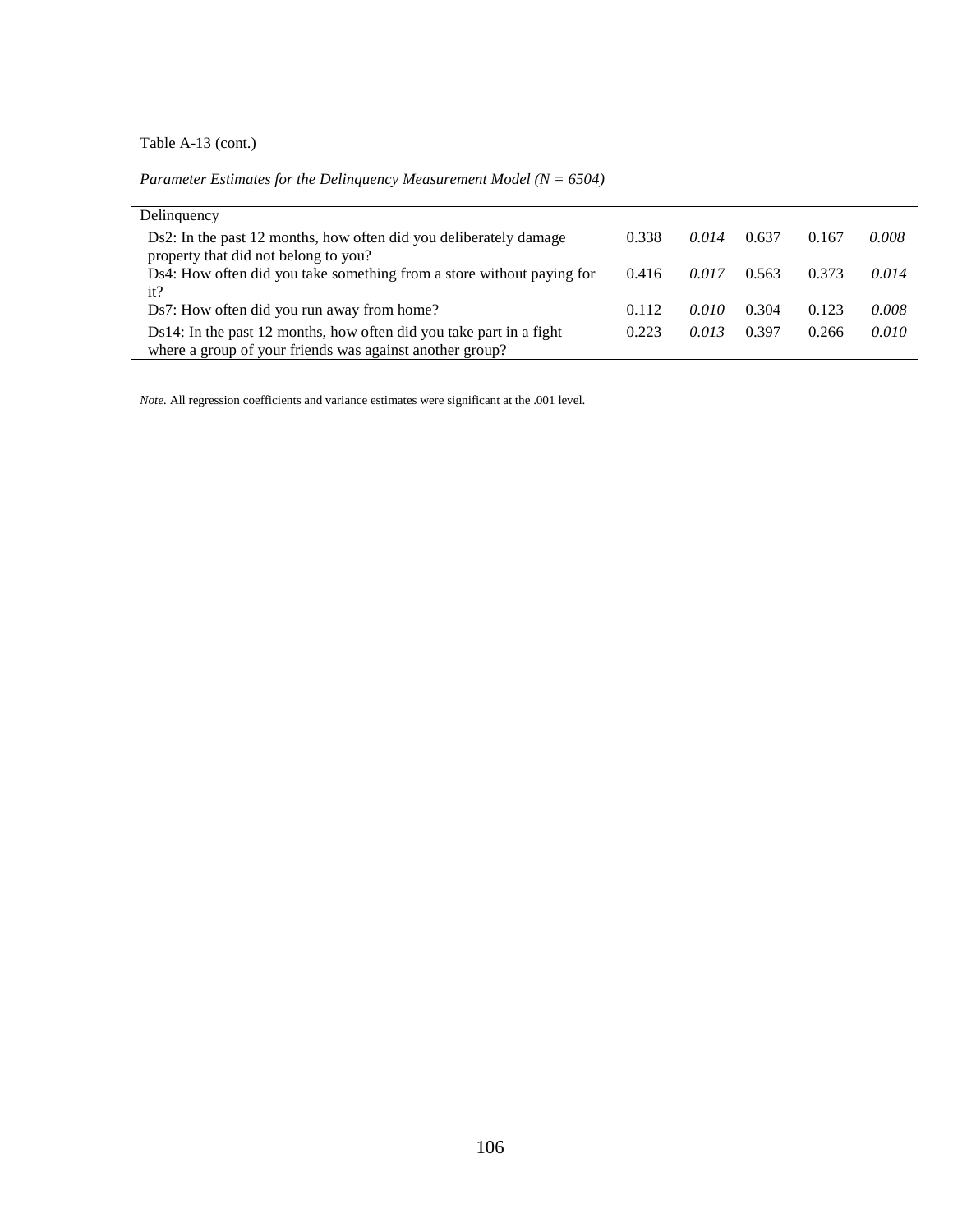Table A-13 (cont.)

*Parameter Estimates for the Delinquency Measurement Model (N = 6504)*

| | | | | | |
|---|---|---|---|---|---|
| Delinquency | | | | | |
| Ds2: In the past 12 months, how often did you deliberately damage property that did not belong to you? | 0.338 | *0.014* | 0.637 | 0.167 | *0.008* |
| Ds4: How often did you take something from a store without paying for it? | 0.416 | *0.017* | 0.563 | 0.373 | *0.014* |
| Ds7: How often did you run away from home? | 0.112 | *0.010* | 0.304 | 0.123 | *0.008* |
| Ds14: In the past 12 months, how often did you take part in a fight where a group of your friends was against another group? | 0.223 | *0.013* | 0.397 | 0.266 | *0.010* |

*Note.* All regression coefficients and variance estimates were significant at the .001 level.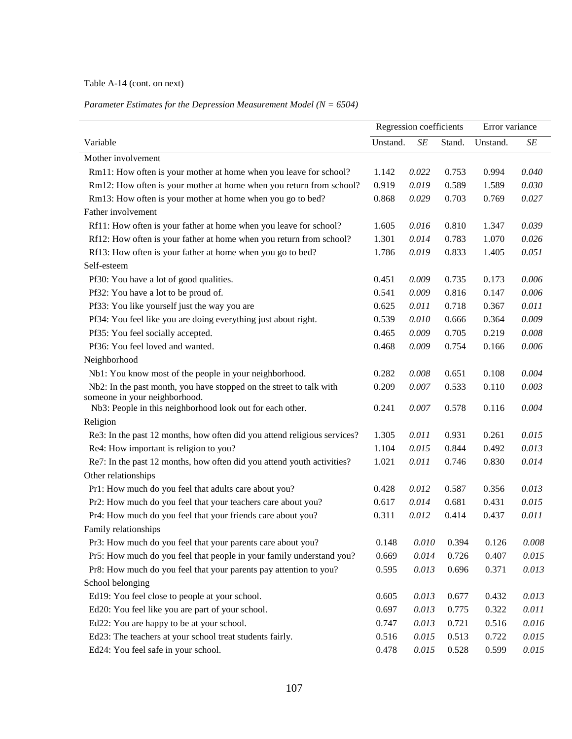Table A-14 (cont. on next)

*Parameter Estimates for the Depression Measurement Model (N = 6504)*

| Variable | Regression coefficients | | | Error variance | |
|---|---|---|---|---|---|
| | Unstand. | *SE* | Stand. | Unstand. | *SE* |
| Mother involvement | | | | | |
| Rm11: How often is your mother at home when you leave for school? | 1.142 | *0.022* | 0.753 | 0.994 | *0.040* |
| Rm12: How often is your mother at home when you return from school? | 0.919 | *0.019* | 0.589 | 1.589 | *0.030* |
| Rm13: How often is your mother at home when you go to bed? | 0.868 | *0.029* | 0.703 | 0.769 | *0.027* |
| Father involvement | | | | | |
| Rf11: How often is your father at home when you leave for school? | 1.605 | *0.016* | 0.810 | 1.347 | *0.039* |
| Rf12: How often is your father at home when you return from school? | 1.301 | *0.014* | 0.783 | 1.070 | *0.026* |
| Rf13: How often is your father at home when you go to bed? | 1.786 | *0.019* | 0.833 | 1.405 | *0.051* |
| Self-esteem | | | | | |
| Pf30: You have a lot of good qualities. | 0.451 | *0.009* | 0.735 | 0.173 | *0.006* |
| Pf32: You have a lot to be proud of. | 0.541 | *0.009* | 0.816 | 0.147 | *0.006* |
| Pf33: You like yourself just the way you are | 0.625 | *0.011* | 0.718 | 0.367 | *0.011* |
| Pf34: You feel like you are doing everything just about right. | 0.539 | *0.010* | 0.666 | 0.364 | *0.009* |
| Pf35: You feel socially accepted. | 0.465 | *0.009* | 0.705 | 0.219 | *0.008* |
| Pf36: You feel loved and wanted. | 0.468 | *0.009* | 0.754 | 0.166 | *0.006* |
| Neighborhood | | | | | |
| Nb1: You know most of the people in your neighborhood. | 0.282 | *0.008* | 0.651 | 0.108 | *0.004* |
| Nb2: In the past month, you have stopped on the street to talk with someone in your neighborhood. | 0.209 | *0.007* | 0.533 | 0.110 | *0.003* |
| Nb3: People in this neighborhood look out for each other. | 0.241 | *0.007* | 0.578 | 0.116 | *0.004* |
| Religion | | | | | |
| Re3: In the past 12 months, how often did you attend religious services? | 1.305 | *0.011* | 0.931 | 0.261 | *0.015* |
| Re4: How important is religion to you? | 1.104 | *0.015* | 0.844 | 0.492 | *0.013* |
| Re7: In the past 12 months, how often did you attend youth activities? | 1.021 | *0.011* | 0.746 | 0.830 | *0.014* |
| Other relationships | | | | | |
| Pr1: How much do you feel that adults care about you? | 0.428 | *0.012* | 0.587 | 0.356 | *0.013* |
| Pr2: How much do you feel that your teachers care about you? | 0.617 | *0.014* | 0.681 | 0.431 | *0.015* |
| Pr4: How much do you feel that your friends care about you? | 0.311 | *0.012* | 0.414 | 0.437 | *0.011* |
| Family relationships | | | | | |
| Pr3: How much do you feel that your parents care about you? | 0.148 | *0.010* | 0.394 | 0.126 | *0.008* |
| Pr5: How much do you feel that people in your family understand you? | 0.669 | *0.014* | 0.726 | 0.407 | *0.015* |
| Pr8: How much do you feel that your parents pay attention to you? | 0.595 | *0.013* | 0.696 | 0.371 | *0.013* |
| School belonging | | | | | |
| Ed19: You feel close to people at your school. | 0.605 | *0.013* | 0.677 | 0.432 | *0.013* |
| Ed20: You feel like you are part of your school. | 0.697 | *0.013* | 0.775 | 0.322 | *0.011* |
| Ed22: You are happy to be at your school. | 0.747 | *0.013* | 0.721 | 0.516 | *0.016* |
| Ed23: The teachers at your school treat students fairly. | 0.516 | *0.015* | 0.513 | 0.722 | *0.015* |
| Ed24: You feel safe in your school. | 0.478 | *0.015* | 0.528 | 0.599 | *0.015* |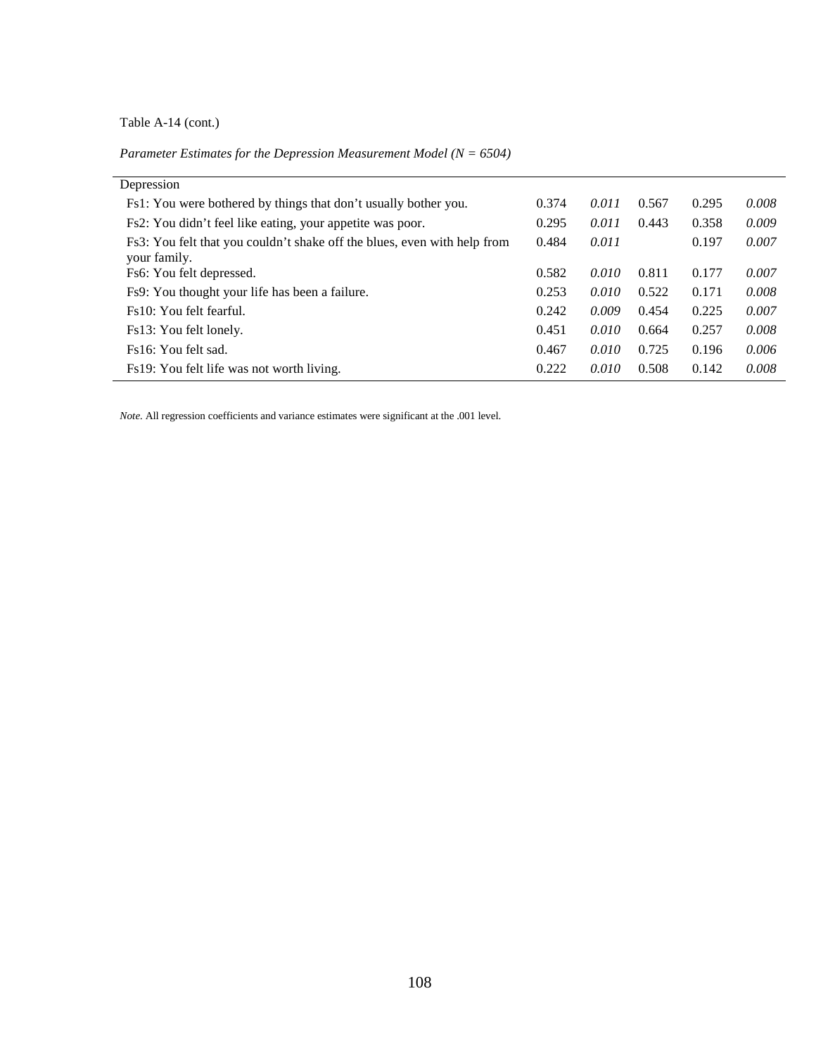Table A-14 (cont.)

*Parameter Estimates for the Depression Measurement Model (N = 6504)*

| | | | | | |
|---|---|---|---|---|---|
| Depression | | | | | |
| Fs1: You were bothered by things that don't usually bother you. | 0.374 | *0.011* | 0.567 | 0.295 | *0.008* |
| Fs2: You didn't feel like eating, your appetite was poor. | 0.295 | *0.011* | 0.443 | 0.358 | *0.009* |
| Fs3: You felt that you couldn't shake off the blues, even with help from your family. | 0.484 | *0.011* | | 0.197 | *0.007* |
| Fs6: You felt depressed. | 0.582 | *0.010* | 0.811 | 0.177 | *0.007* |
| Fs9: You thought your life has been a failure. | 0.253 | *0.010* | 0.522 | 0.171 | *0.008* |
| Fs10: You felt fearful. | 0.242 | *0.009* | 0.454 | 0.225 | *0.007* |
| Fs13: You felt lonely. | 0.451 | *0.010* | 0.664 | 0.257 | *0.008* |
| Fs16: You felt sad. | 0.467 | *0.010* | 0.725 | 0.196 | *0.006* |
| Fs19: You felt life was not worth living. | 0.222 | *0.010* | 0.508 | 0.142 | *0.008* |

*Note.* All regression coefficients and variance estimates were significant at the .001 level.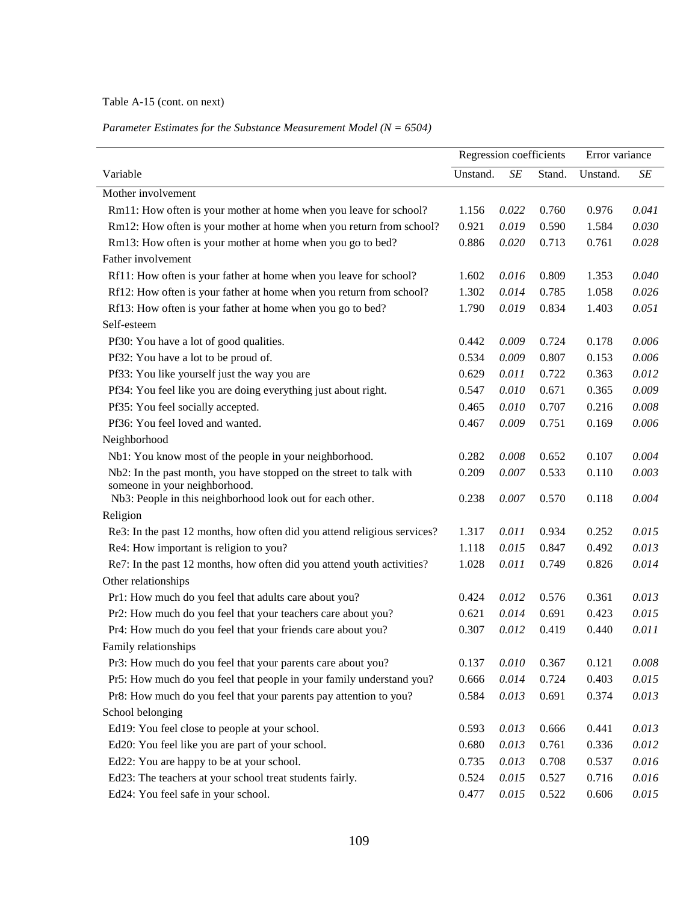Table A-15 (cont. on next)

*Parameter Estimates for the Substance Measurement Model (N = 6504)*

| | Regression coefficients | | | Error variance | |
|---|---|---|---|---|---|
| Variable | Unstand. | *SE* | Stand. | Unstand. | *SE* |
| Mother involvement | | | | | |
| Rm11: How often is your mother at home when you leave for school? | 1.156 | *0.022* | 0.760 | 0.976 | *0.041* |
| Rm12: How often is your mother at home when you return from school? | 0.921 | *0.019* | 0.590 | 1.584 | *0.030* |
| Rm13: How often is your mother at home when you go to bed? | 0.886 | *0.020* | 0.713 | 0.761 | *0.028* |
| Father involvement | | | | | |
| Rf11: How often is your father at home when you leave for school? | 1.602 | *0.016* | 0.809 | 1.353 | *0.040* |
| Rf12: How often is your father at home when you return from school? | 1.302 | *0.014* | 0.785 | 1.058 | *0.026* |
| Rf13: How often is your father at home when you go to bed? | 1.790 | *0.019* | 0.834 | 1.403 | *0.051* |
| Self-esteem | | | | | |
| Pf30: You have a lot of good qualities. | 0.442 | *0.009* | 0.724 | 0.178 | *0.006* |
| Pf32: You have a lot to be proud of. | 0.534 | *0.009* | 0.807 | 0.153 | *0.006* |
| Pf33: You like yourself just the way you are | 0.629 | *0.011* | 0.722 | 0.363 | *0.012* |
| Pf34: You feel like you are doing everything just about right. | 0.547 | *0.010* | 0.671 | 0.365 | *0.009* |
| Pf35: You feel socially accepted. | 0.465 | *0.010* | 0.707 | 0.216 | *0.008* |
| Pf36: You feel loved and wanted. | 0.467 | *0.009* | 0.751 | 0.169 | *0.006* |
| Neighborhood | | | | | |
| Nb1: You know most of the people in your neighborhood. | 0.282 | *0.008* | 0.652 | 0.107 | *0.004* |
| Nb2: In the past month, you have stopped on the street to talk with someone in your neighborhood. | 0.209 | *0.007* | 0.533 | 0.110 | *0.003* |
| Nb3: People in this neighborhood look out for each other. | 0.238 | *0.007* | 0.570 | 0.118 | *0.004* |
| Religion | | | | | |
| Re3: In the past 12 months, how often did you attend religious services? | 1.317 | *0.011* | 0.934 | 0.252 | *0.015* |
| Re4: How important is religion to you? | 1.118 | *0.015* | 0.847 | 0.492 | *0.013* |
| Re7: In the past 12 months, how often did you attend youth activities? | 1.028 | *0.011* | 0.749 | 0.826 | *0.014* |
| Other relationships | | | | | |
| Pr1: How much do you feel that adults care about you? | 0.424 | *0.012* | 0.576 | 0.361 | *0.013* |
| Pr2: How much do you feel that your teachers care about you? | 0.621 | *0.014* | 0.691 | 0.423 | *0.015* |
| Pr4: How much do you feel that your friends care about you? | 0.307 | *0.012* | 0.419 | 0.440 | *0.011* |
| Family relationships | | | | | |
| Pr3: How much do you feel that your parents care about you? | 0.137 | *0.010* | 0.367 | 0.121 | *0.008* |
| Pr5: How much do you feel that people in your family understand you? | 0.666 | *0.014* | 0.724 | 0.403 | *0.015* |
| Pr8: How much do you feel that your parents pay attention to you? | 0.584 | *0.013* | 0.691 | 0.374 | *0.013* |
| School belonging | | | | | |
| Ed19: You feel close to people at your school. | 0.593 | *0.013* | 0.666 | 0.441 | *0.013* |
| Ed20: You feel like you are part of your school. | 0.680 | *0.013* | 0.761 | 0.336 | *0.012* |
| Ed22: You are happy to be at your school. | 0.735 | *0.013* | 0.708 | 0.537 | *0.016* |
| Ed23: The teachers at your school treat students fairly. | 0.524 | *0.015* | 0.527 | 0.716 | *0.016* |
| Ed24: You feel safe in your school. | 0.477 | *0.015* | 0.522 | 0.606 | *0.015* |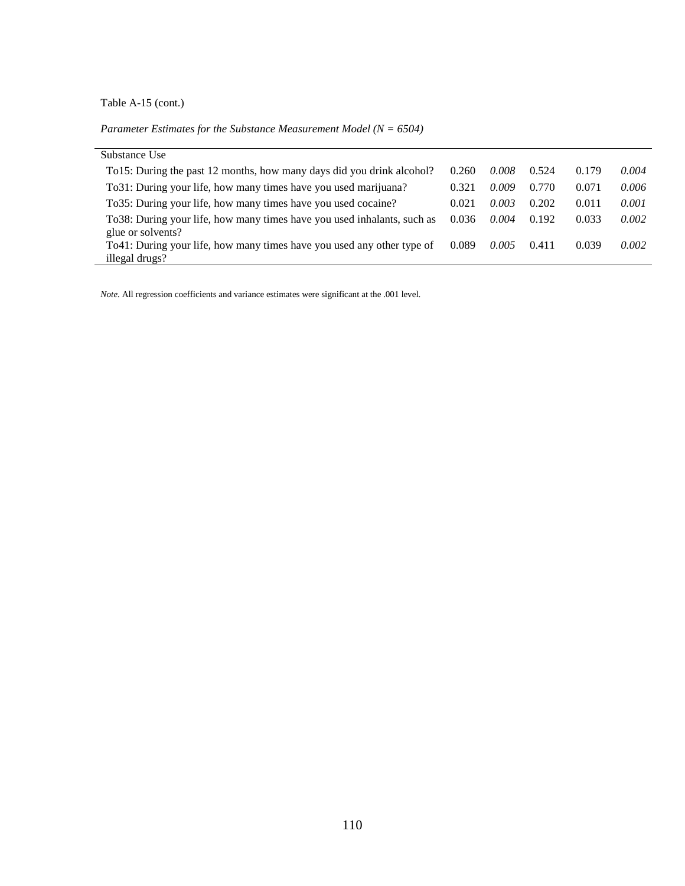Table A-15 (cont.)

*Parameter Estimates for the Substance Measurement Model (N = 6504)*

| | | | | | |
|---|---|---|---|---|---|
| Substance Use | | | | | |
| To15: During the past 12 months, how many days did you drink alcohol? | 0.260 | *0.008* | 0.524 | 0.179 | *0.004* |
| To31: During your life, how many times have you used marijuana? | 0.321 | *0.009* | 0.770 | 0.071 | *0.006* |
| To35: During your life, how many times have you used cocaine? | 0.021 | *0.003* | 0.202 | 0.011 | *0.001* |
| To38: During your life, how many times have you used inhalants, such as glue or solvents? | 0.036 | *0.004* | 0.192 | 0.033 | *0.002* |
| To41: During your life, how many times have you used any other type of illegal drugs? | 0.089 | *0.005* | 0.411 | 0.039 | *0.002* |

*Note.* All regression coefficients and variance estimates were significant at the .001 level.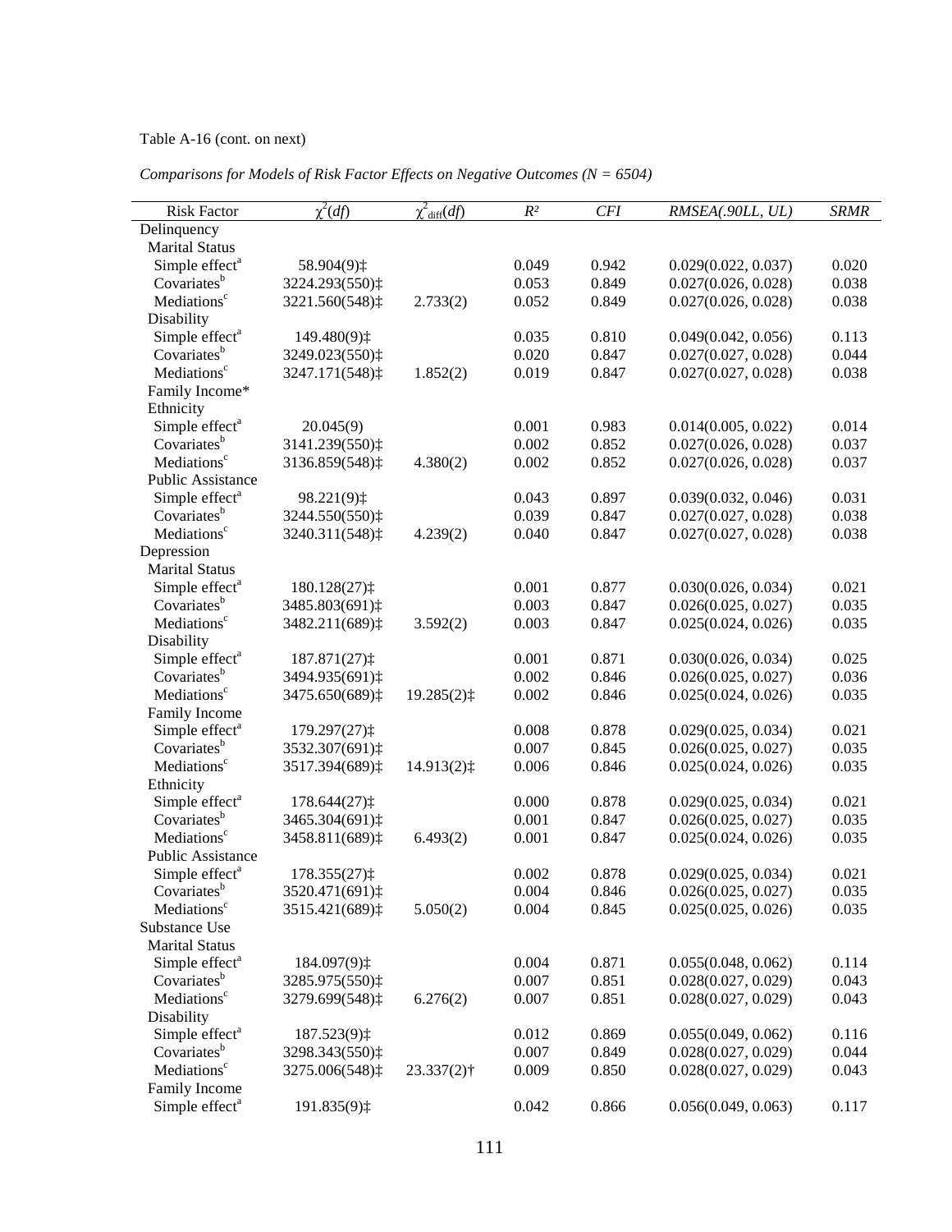Table A-16 (cont. on next)

*Comparisons for Models of Risk Factor Effects on Negative Outcomes (N = 6504)*

| Risk Factor | $\chi^2(df)$ | $\chi^2_{diff}(df)$ | $R^2$ | *CFI* | *RMSEA(.90LL, UL)* | *SRMR* |
|---|---|---|---|---|---|---|
| Delinquency | | | | | | |
| Marital Status | | | | | | |
| Simple effect[a] | 58.904(9)‡ | | 0.049 | 0.942 | 0.029(0.022, 0.037) | 0.020 |
| Covariates[b] | 3224.293(550)‡ | | 0.053 | 0.849 | 0.027(0.026, 0.028) | 0.038 |
| Mediations[c] | 3221.560(548)‡ | 2.733(2) | 0.052 | 0.849 | 0.027(0.026, 0.028) | 0.038 |
| Disability | | | | | | |
| Simple effect[a] | 149.480(9)‡ | | 0.035 | 0.810 | 0.049(0.042, 0.056) | 0.113 |
| Covariates[b] | 3249.023(550)‡ | | 0.020 | 0.847 | 0.027(0.027, 0.028) | 0.044 |
| Mediations[c] | 3247.171(548)‡ | 1.852(2) | 0.019 | 0.847 | 0.027(0.027, 0.028) | 0.038 |
| Family Income* | | | | | | |
| Ethnicity | | | | | | |
| Simple effect[a] | 20.045(9) | | 0.001 | 0.983 | 0.014(0.005, 0.022) | 0.014 |
| Covariates[b] | 3141.239(550)‡ | | 0.002 | 0.852 | 0.027(0.026, 0.028) | 0.037 |
| Mediations[c] | 3136.859(548)‡ | 4.380(2) | 0.002 | 0.852 | 0.027(0.026, 0.028) | 0.037 |
| Public Assistance | | | | | | |
| Simple effect[a] | 98.221(9)‡ | | 0.043 | 0.897 | 0.039(0.032, 0.046) | 0.031 |
| Covariates[b] | 3244.550(550)‡ | | 0.039 | 0.847 | 0.027(0.027, 0.028) | 0.038 |
| Mediations[c] | 3240.311(548)‡ | 4.239(2) | 0.040 | 0.847 | 0.027(0.027, 0.028) | 0.038 |
| Depression | | | | | | |
| Marital Status | | | | | | |
| Simple effect[a] | 180.128(27)‡ | | 0.001 | 0.877 | 0.030(0.026, 0.034) | 0.021 |
| Covariates[b] | 3485.803(691)‡ | | 0.003 | 0.847 | 0.026(0.025, 0.027) | 0.035 |
| Mediations[c] | 3482.211(689)‡ | 3.592(2) | 0.003 | 0.847 | 0.025(0.024, 0.026) | 0.035 |
| Disability | | | | | | |
| Simple effect[a] | 187.871(27)‡ | | 0.001 | 0.871 | 0.030(0.026, 0.034) | 0.025 |
| Covariates[b] | 3494.935(691)‡ | | 0.002 | 0.846 | 0.026(0.025, 0.027) | 0.036 |
| Mediations[c] | 3475.650(689)‡ | 19.285(2)‡ | 0.002 | 0.846 | 0.025(0.024, 0.026) | 0.035 |
| Family Income | | | | | | |
| Simple effect[a] | 179.297(27)‡ | | 0.008 | 0.878 | 0.029(0.025, 0.034) | 0.021 |
| Covariates[b] | 3532.307(691)‡ | | 0.007 | 0.845 | 0.026(0.025, 0.027) | 0.035 |
| Mediations[c] | 3517.394(689)‡ | 14.913(2)‡ | 0.006 | 0.846 | 0.025(0.024, 0.026) | 0.035 |
| Ethnicity | | | | | | |
| Simple effect[a] | 178.644(27)‡ | | 0.000 | 0.878 | 0.029(0.025, 0.034) | 0.021 |
| Covariates[b] | 3465.304(691)‡ | | 0.001 | 0.847 | 0.026(0.025, 0.027) | 0.035 |
| Mediations[c] | 3458.811(689)‡ | 6.493(2) | 0.001 | 0.847 | 0.025(0.024, 0.026) | 0.035 |
| Public Assistance | | | | | | |
| Simple effect[a] | 178.355(27)‡ | | 0.002 | 0.878 | 0.029(0.025, 0.034) | 0.021 |
| Covariates[b] | 3520.471(691)‡ | | 0.004 | 0.846 | 0.026(0.025, 0.027) | 0.035 |
| Mediations[c] | 3515.421(689)‡ | 5.050(2) | 0.004 | 0.845 | 0.025(0.025, 0.026) | 0.035 |
| Substance Use | | | | | | |
| Marital Status | | | | | | |
| Simple effect[a] | 184.097(9)‡ | | 0.004 | 0.871 | 0.055(0.048, 0.062) | 0.114 |
| Covariates[b] | 3285.975(550)‡ | | 0.007 | 0.851 | 0.028(0.027, 0.029) | 0.043 |
| Mediations[c] | 3279.699(548)‡ | 6.276(2) | 0.007 | 0.851 | 0.028(0.027, 0.029) | 0.043 |
| Disability | | | | | | |
| Simple effect[a] | 187.523(9)‡ | | 0.012 | 0.869 | 0.055(0.049, 0.062) | 0.116 |
| Covariates[b] | 3298.343(550)‡ | | 0.007 | 0.849 | 0.028(0.027, 0.029) | 0.044 |
| Mediations[c] | 3275.006(548)‡ | 23.337(2)† | 0.009 | 0.850 | 0.028(0.027, 0.029) | 0.043 |
| Family Income | | | | | | |
| Simple effect[a] | 191.835(9)‡ | | 0.042 | 0.866 | 0.056(0.049, 0.063) | 0.117 |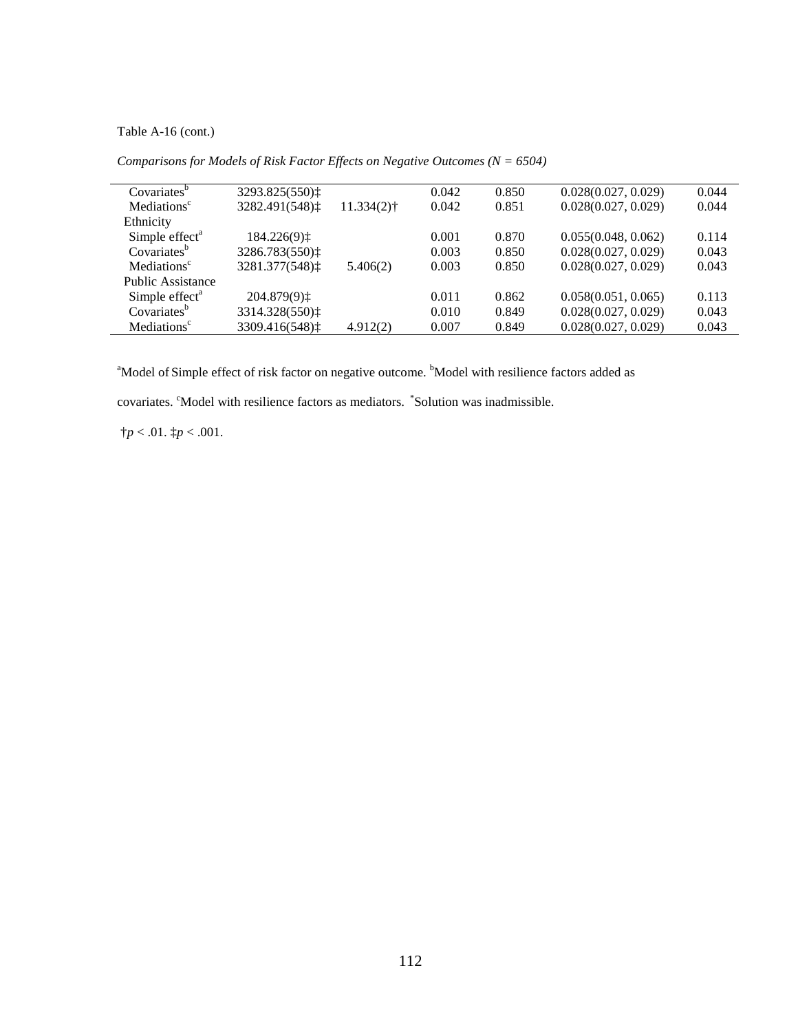Table A-16 (cont.)

*Comparisons for Models of Risk Factor Effects on Negative Outcomes (N = 6504)*

| | | | | | | |
|---|---|---|---|---|---|---|
| Covariates[b] | 3293.825(550)‡ | | 0.042 | 0.850 | 0.028(0.027, 0.029) | 0.044 |
| Mediations[c] | 3282.491(548)‡ | 11.334(2)† | 0.042 | 0.851 | 0.028(0.027, 0.029) | 0.044 |
| Ethnicity | | | | | | |
| Simple effect[a] | 184.226(9)‡ | | 0.001 | 0.870 | 0.055(0.048, 0.062) | 0.114 |
| Covariates[b] | 3286.783(550)‡ | | 0.003 | 0.850 | 0.028(0.027, 0.029) | 0.043 |
| Mediations[c] | 3281.377(548)‡ | 5.406(2) | 0.003 | 0.850 | 0.028(0.027, 0.029) | 0.043 |
| Public Assistance | | | | | | |
| Simple effect[a] | 204.879(9)‡ | | 0.011 | 0.862 | 0.058(0.051, 0.065) | 0.113 |
| Covariates[b] | 3314.328(550)‡ | | 0.010 | 0.849 | 0.028(0.027, 0.029) | 0.043 |
| Mediations[c] | 3309.416(548)‡ | 4.912(2) | 0.007 | 0.849 | 0.028(0.027, 0.029) | 0.043 |

[a]Model of Simple effect of risk factor on negative outcome. [b]Model with resilience factors added as covariates. [c]Model with resilience factors as mediators. [*]Solution was inadmissible.

†$p < .01$. ‡$p < .001$.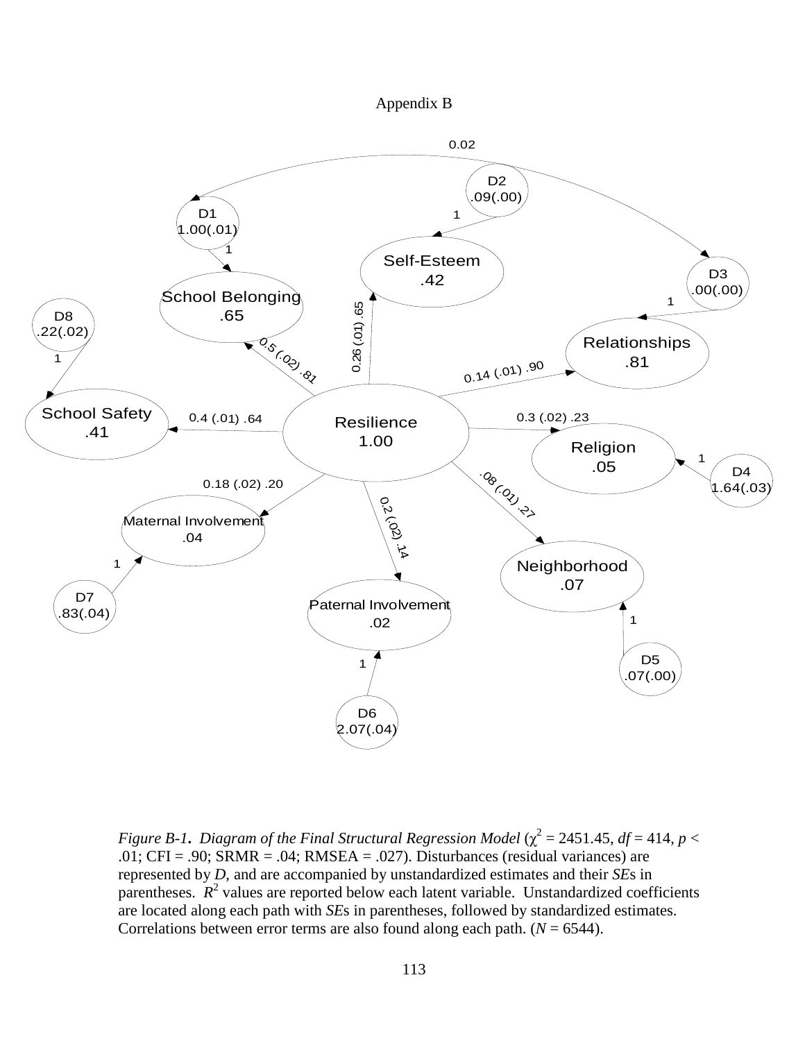Appendix B

0.02

D2
.09(.00)

1

D1
1.00(.01)

1

Self-Esteem
.42

D3
.00(.00)

School Belonging
.65

1

D8
.22(.02)

0.26 (.01) .65

Relationships
.81

1

0.5 (.02) .81

0.14 (.01) .90

School Safety
.41

0.4 (.01) .64

Resilience
1.00

0.3 (.02) .23

Religion
.05

1

D4
1.64(.03)

0.18 (.02) .20

.08 (.01) .27

Maternal Involvement
.04

0.2 (.02) .14

1

Neighborhood
.07

D7
.83(.04)

Paternal Involvement
.02

1

1

D5
.07(.00)

D6
2.07(.04)

*Figure B-1. Diagram of the Final Structural Regression Model* ($\chi^2$ = 2451.45, *df* = 414, $p <$ .01; CFI = .90; SRMR = .04; RMSEA = .027). Disturbances (residual variances) are represented by *D*, and are accompanied by unstandardized estimates and their *SE*s in parentheses. $R^2$ values are reported below each latent variable. Unstandardized coefficients are located along each path with *SE*s in parentheses, followed by standardized estimates. Correlations between error terms are also found along each path. (*N* = 6544).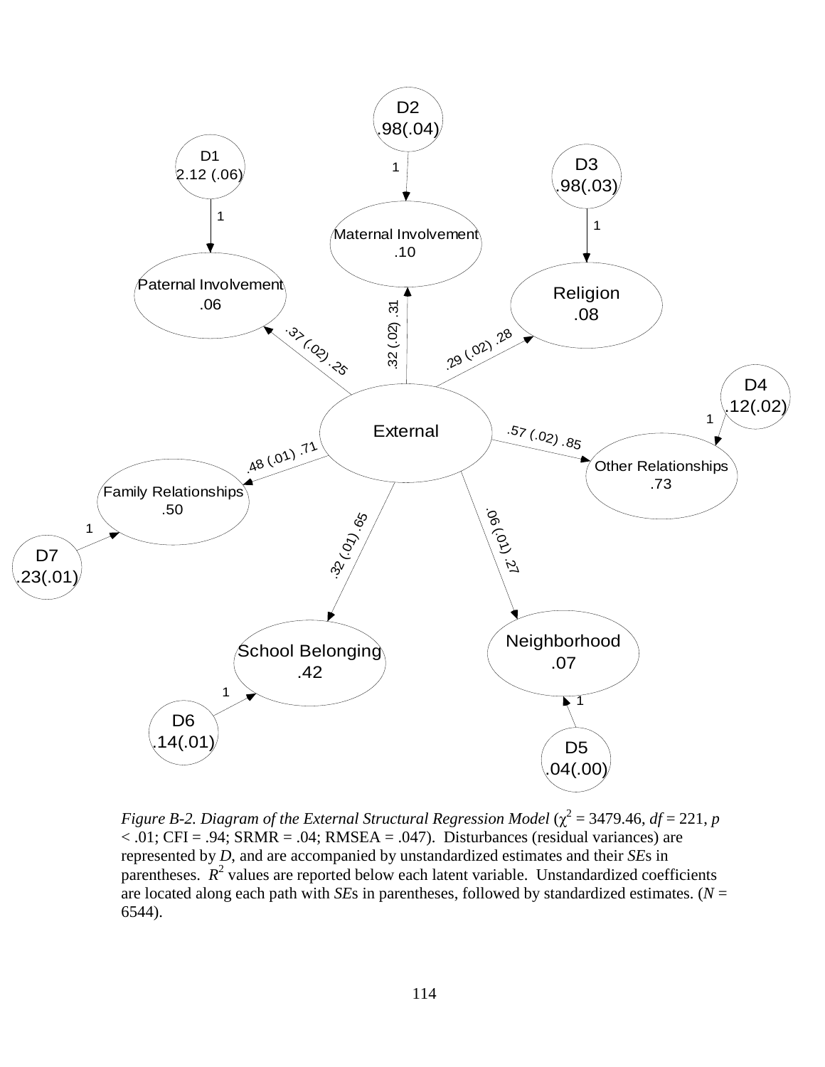D2
.98(.04)

D1
2.12 (.06)

D3
.98(.03)

1

1

1

Maternal Involvement
.10

Paternal Involvement
.06

Religion
.08

.37 (.02) .25

.32 (.02) .31

.29 (.02) .28

D4
.12(.02)

1

External

.57 (.02) .85

.48 (.01) .71

Other Relationships
.73

Family Relationships
.50

1

.32 (.01) .65

.06 (.01) .27

D7
.23(.01)

School Belonging
.42

Neighborhood
.07

1

1

D6
.14(.01)

D5
.04(.00)

*Figure B-2. Diagram of the External Structural Regression Model* ($\chi^2$ = 3479.46, *df* = 221, $p$ < .01; CFI = .94; SRMR = .04; RMSEA = .047). Disturbances (residual variances) are represented by *D*, and are accompanied by unstandardized estimates and their *SE*s in parentheses. $R^2$ values are reported below each latent variable. Unstandardized coefficients are located along each path with *SE*s in parentheses, followed by standardized estimates. (*N* = 6544).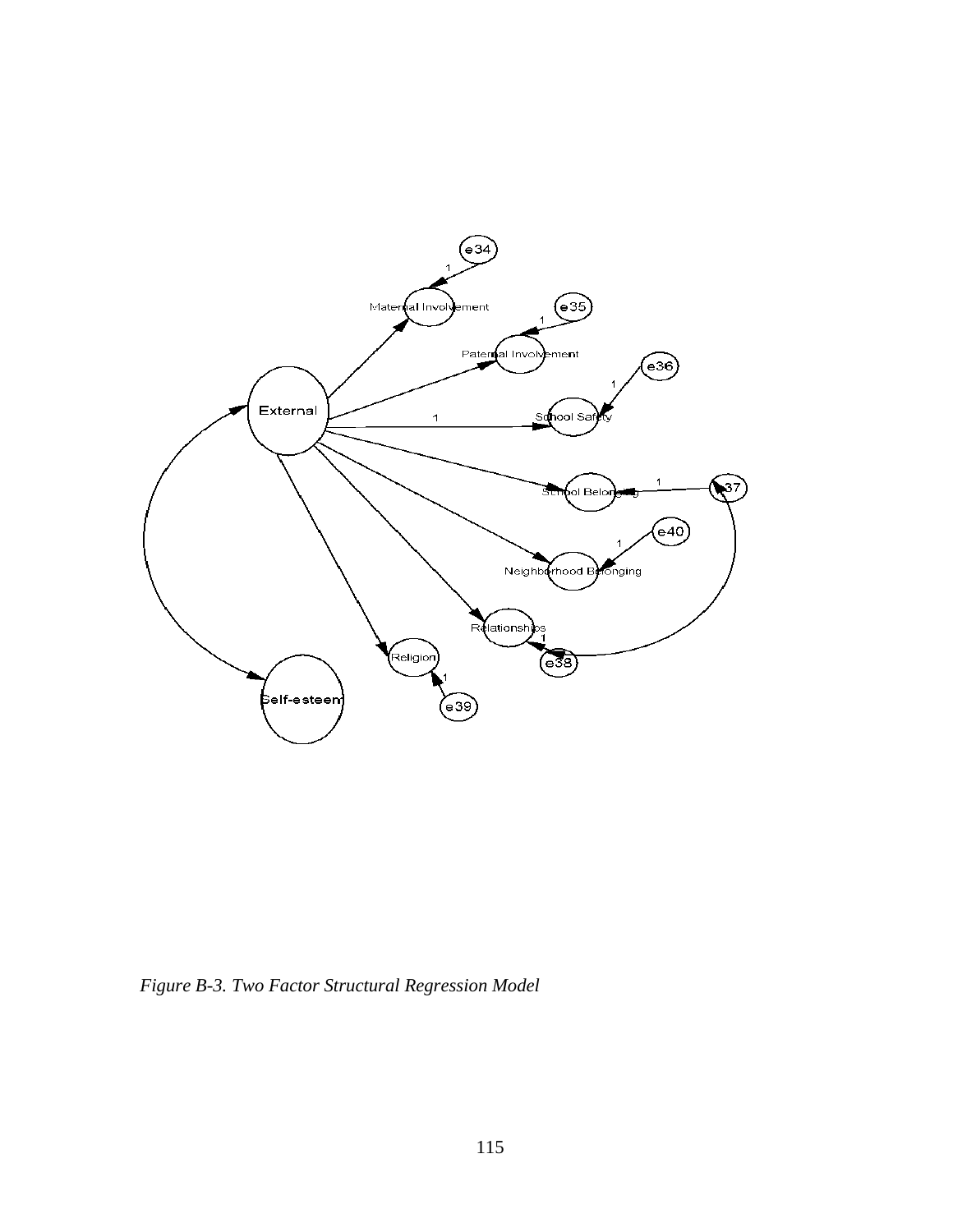*Figure B-3. Two Factor Structural Regression Model*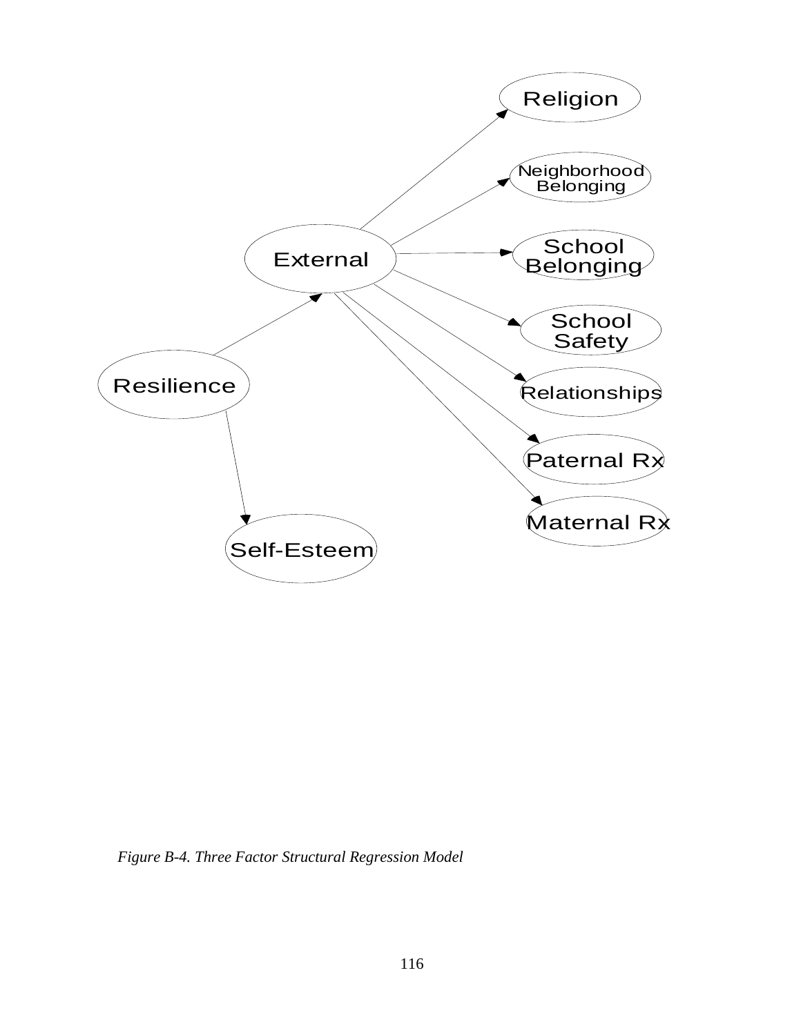*Figure B-4. Three Factor Structural Regression Model*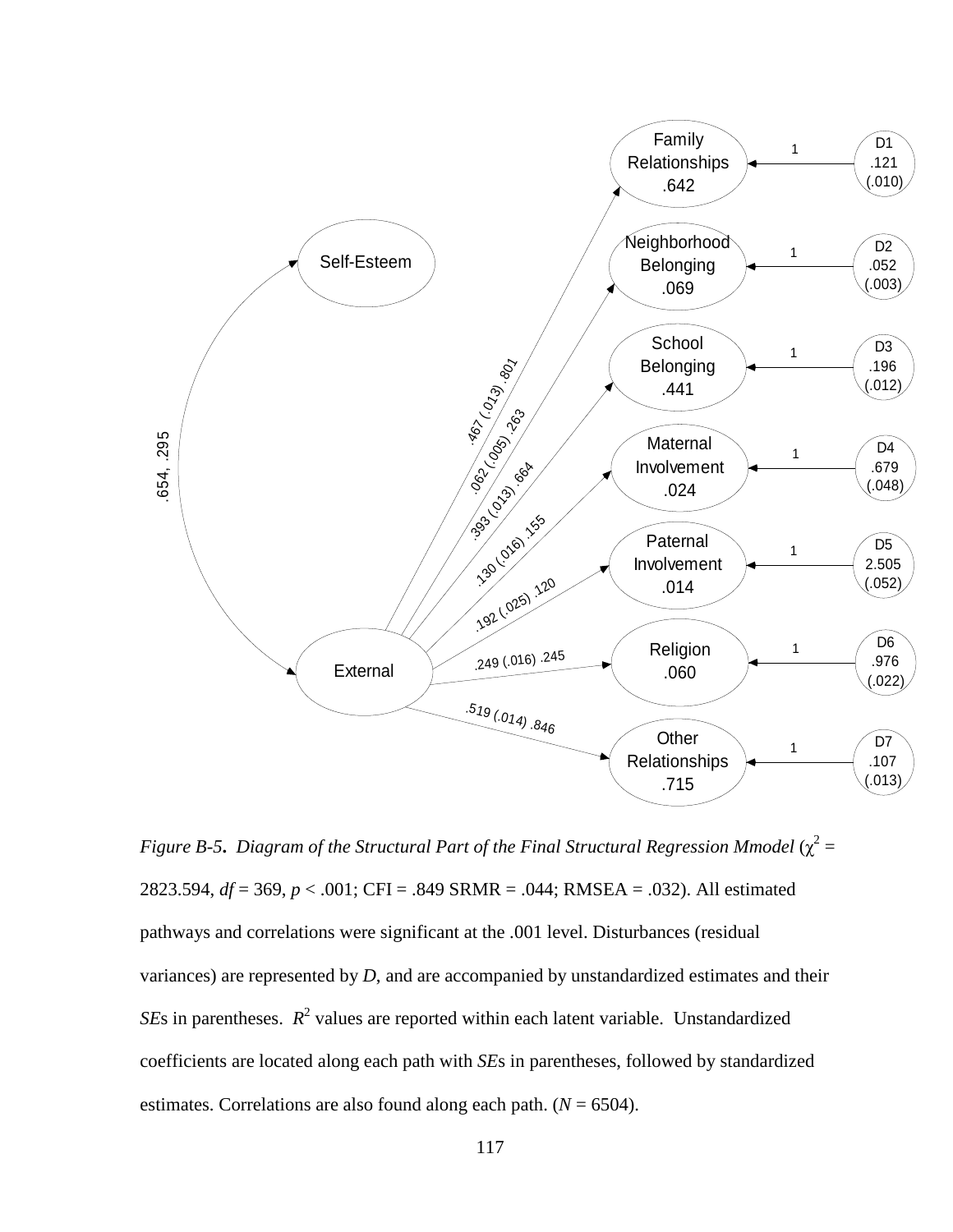*Figure B-5. Diagram of the Structural Part of the Final Structural Regression Mmodel* ($\chi^2$ = 2823.594, *df* = 369, *p* < .001; CFI = .849 SRMR = .044; RMSEA = .032). All estimated pathways and correlations were significant at the .001 level. Disturbances (residual variances) are represented by *D*, and are accompanied by unstandardized estimates and their *SE*s in parentheses. $R^2$ values are reported within each latent variable. Unstandardized coefficients are located along each path with *SE*s in parentheses, followed by standardized estimates. Correlations are also found along each path. (*N* = 6504).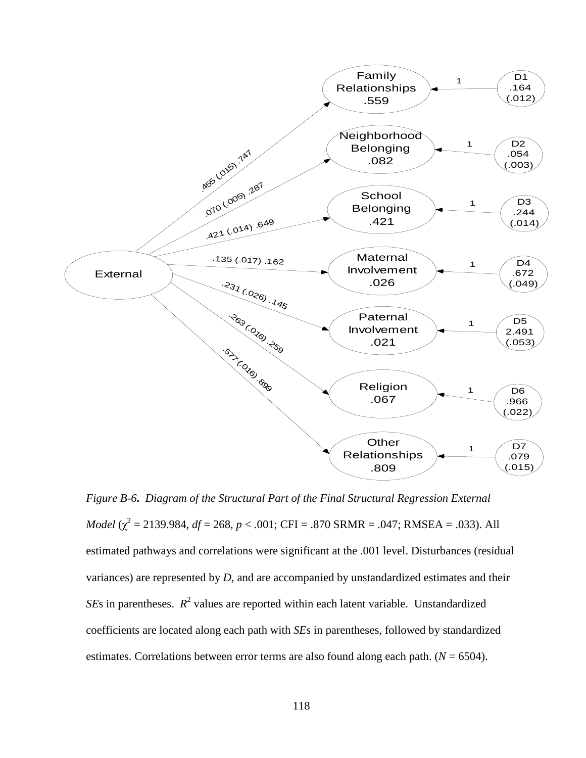| External → | Path | $R^2$ | Disturbance |
|---|---|---|---|
| Family Relationships | .455 (.015) .747 | .559 | D1 .164 (.012) |
| Neighborhood Belonging | .070 (.005) .287 | .082 | D2 .054 (.003) |
| School Belonging | .421 (.014) .649 | .421 | D3 .244 (.014) |
| Maternal Involvement | .135 (.017) .162 | .026 | D4 .672 (.049) |
| Paternal Involvement | .231 (.026) .145 | .021 | D5 2.491 (.053) |
| Religion | .263 (.016) .259 | .067 | D6 .966 (.022) |
| Other Relationships | .577 (.016) .899 | .809 | D7 .079 (.015) |

*Figure B-6.* *Diagram of the Structural Part of the Final Structural Regression External Model* ($\chi^2$ = 2139.984, *df* = 268, $p < .001$; CFI = .870 SRMR = .047; RMSEA = .033). All estimated pathways and correlations were significant at the .001 level. Disturbances (residual variances) are represented by *D*, and are accompanied by unstandardized estimates and their *SE*s in parentheses. $R^2$ values are reported within each latent variable. Unstandardized coefficients are located along each path with *SE*s in parentheses, followed by standardized estimates. Correlations between error terms are also found along each path. (*N* = 6504).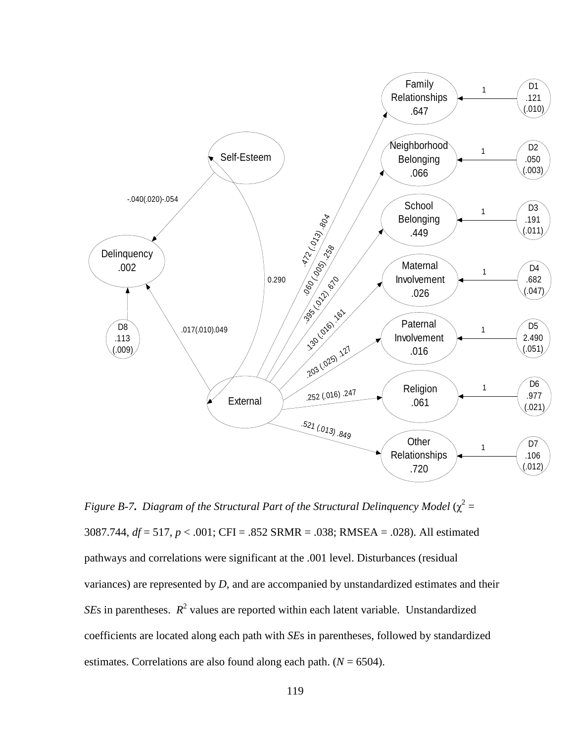*Figure B-7. Diagram of the Structural Part of the Structural Delinquency Model* ($\chi^2$ = 3087.744, *df* = 517, *p* < .001; CFI = .852 SRMR = .038; RMSEA = .028). All estimated pathways and correlations were significant at the .001 level. Disturbances (residual variances) are represented by *D,* and are accompanied by unstandardized estimates and their *SE*s in parentheses. $R^2$ values are reported within each latent variable. Unstandardized coefficients are located along each path with *SE*s in parentheses, followed by standardized estimates. Correlations are also found along each path. (*N* = 6504).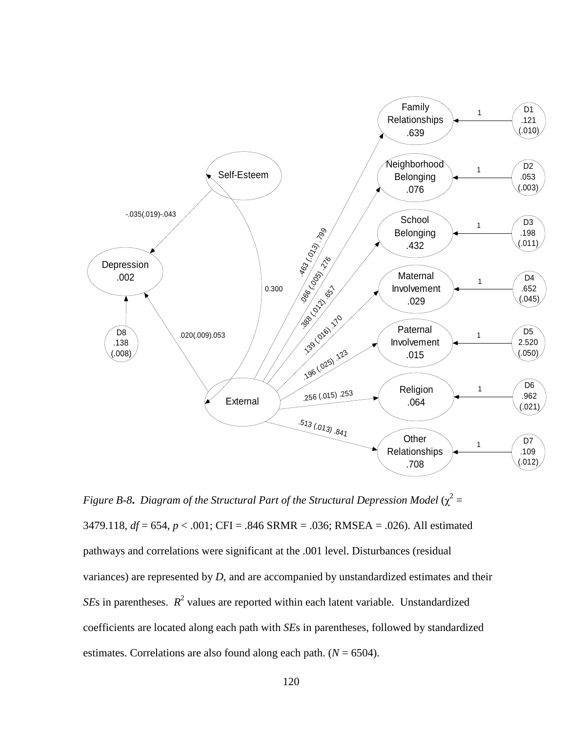*Figure B-8. Diagram of the Structural Part of the Structural Depression Model* ($\chi^2$ = 3479.118, *df* = 654, *p* < .001; CFI = .846 SRMR = .036; RMSEA = .026). All estimated pathways and correlations were significant at the .001 level. Disturbances (residual variances) are represented by *D*, and are accompanied by unstandardized estimates and their *SE*s in parentheses. $R^2$ values are reported within each latent variable. Unstandardized coefficients are located along each path with *SE*s in parentheses, followed by standardized estimates. Correlations are also found along each path. (*N* = 6504).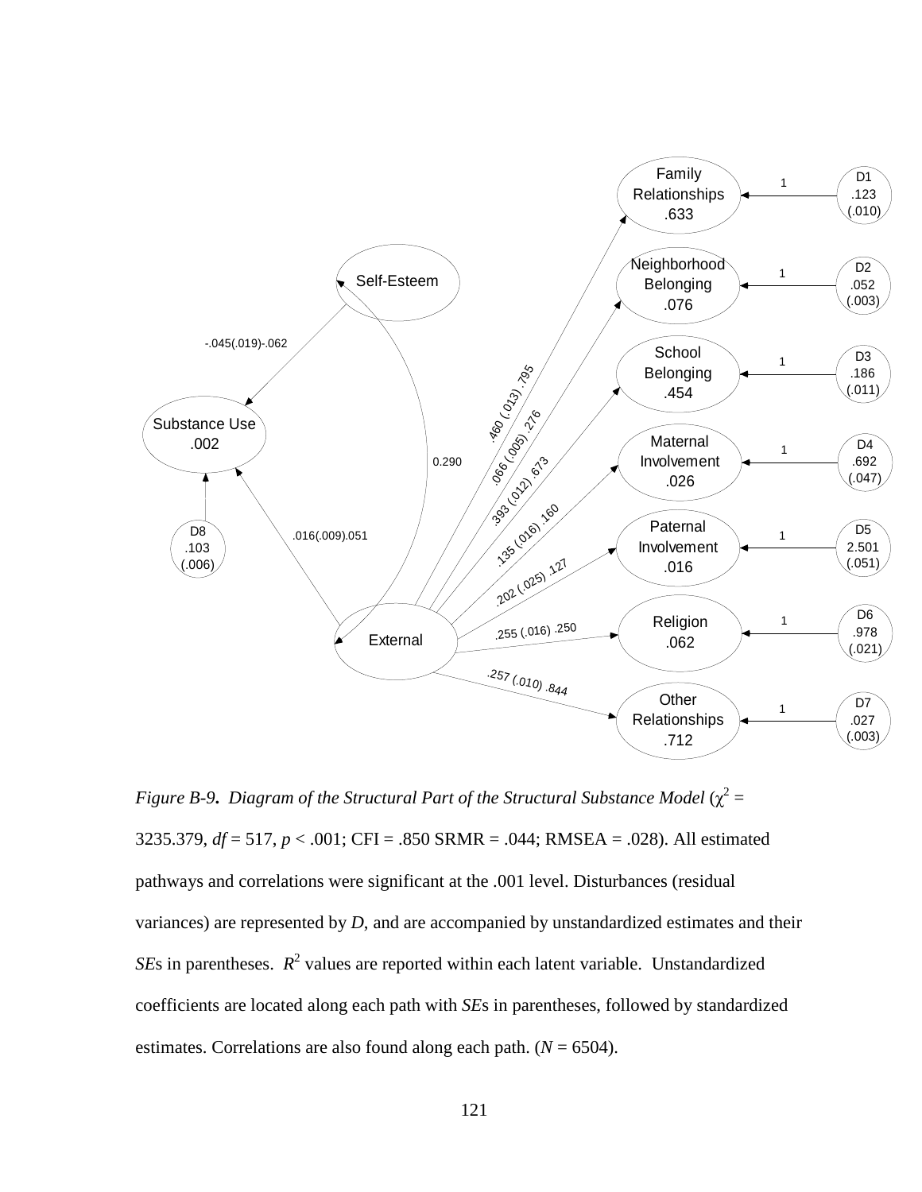*Figure B-9. Diagram of the Structural Part of the Structural Substance Model* ($\chi^2$ = 3235.379, *df* = 517, *p* < .001; CFI = .850 SRMR = .044; RMSEA = .028). All estimated pathways and correlations were significant at the .001 level. Disturbances (residual variances) are represented by *D*, and are accompanied by unstandardized estimates and their *SE*s in parentheses. $R^2$ values are reported within each latent variable. Unstandardized coefficients are located along each path with *SE*s in parentheses, followed by standardized estimates. Correlations are also found along each path. (*N* = 6504).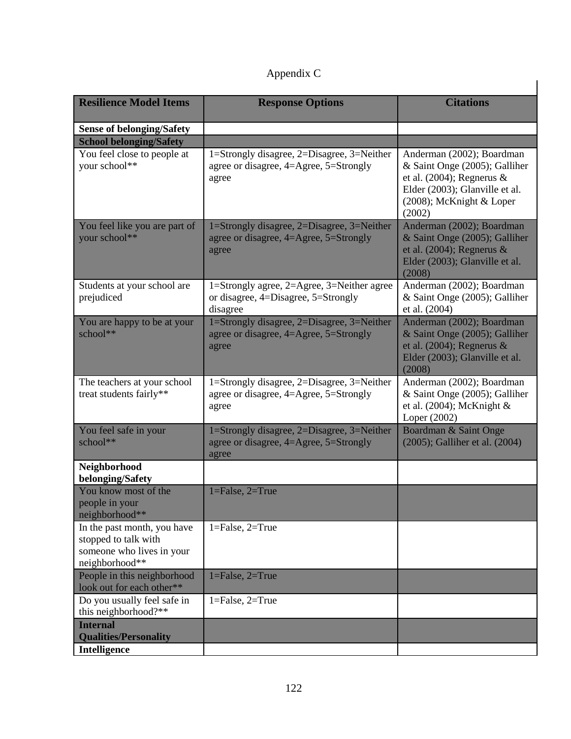Appendix C

| Resilience Model Items | Response Options | Citations |
|---|---|---|
| **Sense of belonging/Safety** | | |
| **School belonging/Safety** | | |
| You feel close to people at your school** | 1=Strongly disagree, 2=Disagree, 3=Neither agree or disagree, 4=Agree, 5=Strongly agree | Anderman (2002); Boardman & Saint Onge (2005); Galliher et al. (2004); Regnerus & Elder (2003); Glanville et al. (2008); McKnight & Loper (2002) |
| You feel like you are part of your school** | 1=Strongly disagree, 2=Disagree, 3=Neither agree or disagree, 4=Agree, 5=Strongly agree | Anderman (2002); Boardman & Saint Onge (2005); Galliher et al. (2004); Regnerus & Elder (2003); Glanville et al. (2008) |
| Students at your school are prejudiced | 1=Strongly agree, 2=Agree, 3=Neither agree or disagree, 4=Disagree, 5=Strongly disagree | Anderman (2002); Boardman & Saint Onge (2005); Galliher et al. (2004) |
| You are happy to be at your school** | 1=Strongly disagree, 2=Disagree, 3=Neither agree or disagree, 4=Agree, 5=Strongly agree | Anderman (2002); Boardman & Saint Onge (2005); Galliher et al. (2004); Regnerus & Elder (2003); Glanville et al. (2008) |
| The teachers at your school treat students fairly** | 1=Strongly disagree, 2=Disagree, 3=Neither agree or disagree, 4=Agree, 5=Strongly agree | Anderman (2002); Boardman & Saint Onge (2005); Galliher et al. (2004); McKnight & Loper (2002) |
| You feel safe in your school** | 1=Strongly disagree, 2=Disagree, 3=Neither agree or disagree, 4=Agree, 5=Strongly agree | Boardman & Saint Onge (2005); Galliher et al. (2004) |
| **Neighborhood belonging/Safety** | | |
| You know most of the people in your neighborhood** | 1=False, 2=True | |
| In the past month, you have stopped to talk with someone who lives in your neighborhood** | 1=False, 2=True | |
| People in this neighborhood look out for each other** | 1=False, 2=True | |
| Do you usually feel safe in this neighborhood?** | 1=False, 2=True | |
| **Internal Qualities/Personality** | | |
| **Intelligence** | | |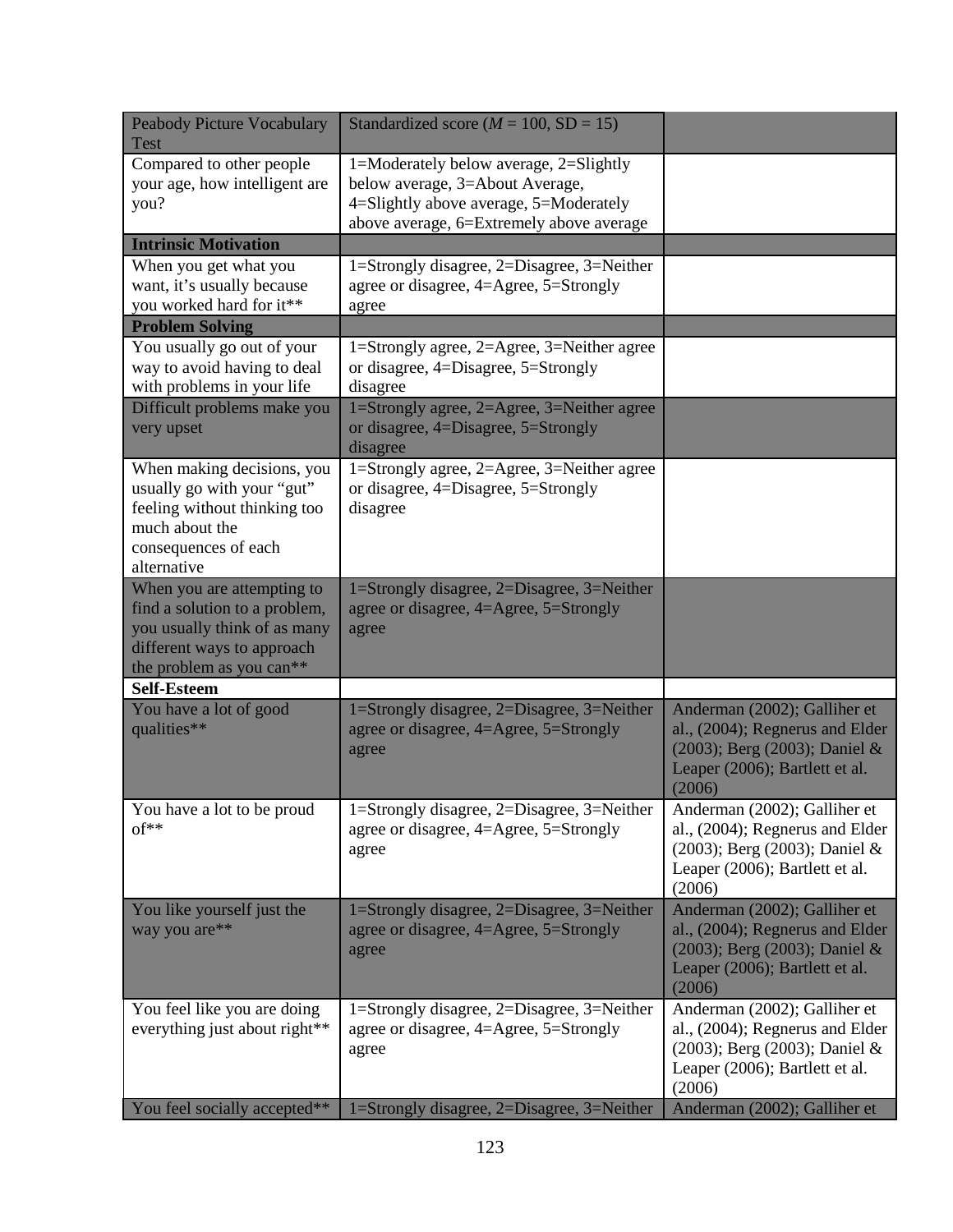| | | |
|---|---|---|
| Peabody Picture Vocabulary Test | Standardized score (*M* = 100, SD = 15) | |
| Compared to other people your age, how intelligent are you? | 1=Moderately below average, 2=Slightly below average, 3=About Average, 4=Slightly above average, 5=Moderately above average, 6=Extremely above average | |
| **Intrinsic Motivation** | | |
| When you get what you want, it's usually because you worked hard for it** | 1=Strongly disagree, 2=Disagree, 3=Neither agree or disagree, 4=Agree, 5=Strongly agree | |
| **Problem Solving** | | |
| You usually go out of your way to avoid having to deal with problems in your life | 1=Strongly agree, 2=Agree, 3=Neither agree or disagree, 4=Disagree, 5=Strongly disagree | |
| Difficult problems make you very upset | 1=Strongly agree, 2=Agree, 3=Neither agree or disagree, 4=Disagree, 5=Strongly disagree | |
| When making decisions, you usually go with your "gut" feeling without thinking too much about the consequences of each alternative | 1=Strongly agree, 2=Agree, 3=Neither agree or disagree, 4=Disagree, 5=Strongly disagree | |
| When you are attempting to find a solution to a problem, you usually think of as many different ways to approach the problem as you can** | 1=Strongly disagree, 2=Disagree, 3=Neither agree or disagree, 4=Agree, 5=Strongly agree | |
| **Self-Esteem** | | |
| You have a lot of good qualities** | 1=Strongly disagree, 2=Disagree, 3=Neither agree or disagree, 4=Agree, 5=Strongly agree | Anderman (2002); Galliher et al., (2004); Regnerus and Elder (2003); Berg (2003); Daniel & Leaper (2006); Bartlett et al. (2006) |
| You have a lot to be proud of** | 1=Strongly disagree, 2=Disagree, 3=Neither agree or disagree, 4=Agree, 5=Strongly agree | Anderman (2002); Galliher et al., (2004); Regnerus and Elder (2003); Berg (2003); Daniel & Leaper (2006); Bartlett et al. (2006) |
| You like yourself just the way you are** | 1=Strongly disagree, 2=Disagree, 3=Neither agree or disagree, 4=Agree, 5=Strongly agree | Anderman (2002); Galliher et al., (2004); Regnerus and Elder (2003); Berg (2003); Daniel & Leaper (2006); Bartlett et al. (2006) |
| You feel like you are doing everything just about right** | 1=Strongly disagree, 2=Disagree, 3=Neither agree or disagree, 4=Agree, 5=Strongly agree | Anderman (2002); Galliher et al., (2004); Regnerus and Elder (2003); Berg (2003); Daniel & Leaper (2006); Bartlett et al. (2006) |
| You feel socially accepted** | 1=Strongly disagree, 2=Disagree, 3=Neither | Anderman (2002); Galliher et |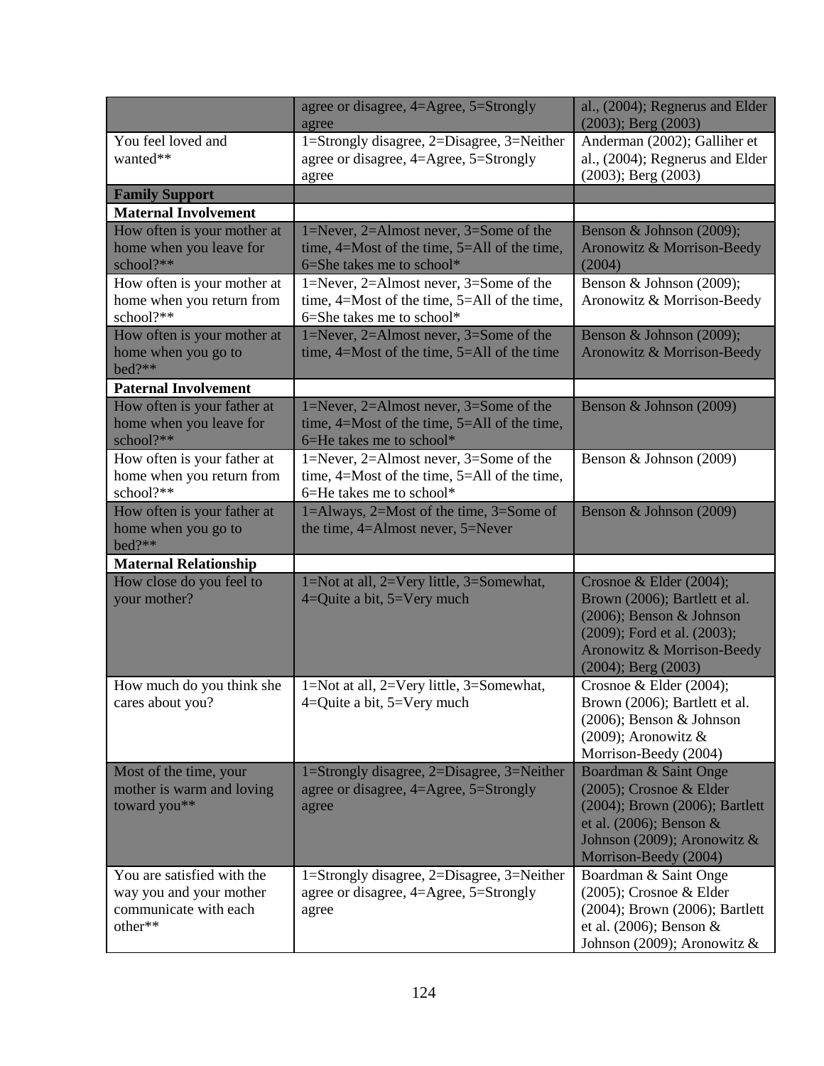| | | |
|---|---|---|
| | agree or disagree, 4=Agree, 5=Strongly agree | al., (2004); Regnerus and Elder (2003); Berg (2003) |
| You feel loved and wanted** | 1=Strongly disagree, 2=Disagree, 3=Neither agree or disagree, 4=Agree, 5=Strongly agree | Anderman (2002); Galliher et al., (2004); Regnerus and Elder (2003); Berg (2003) |
| **Family Support** | | |
| **Maternal Involvement** | | |
| How often is your mother at home when you leave for school?** | 1=Never, 2=Almost never, 3=Some of the time, 4=Most of the time, 5=All of the time, 6=She takes me to school* | Benson & Johnson (2009); Aronowitz & Morrison-Beedy (2004) |
| How often is your mother at home when you return from school?** | 1=Never, 2=Almost never, 3=Some of the time, 4=Most of the time, 5=All of the time, 6=She takes me to school* | Benson & Johnson (2009); Aronowitz & Morrison-Beedy |
| How often is your mother at home when you go to bed?** | 1=Never, 2=Almost never, 3=Some of the time, 4=Most of the time, 5=All of the time | Benson & Johnson (2009); Aronowitz & Morrison-Beedy |
| **Paternal Involvement** | | |
| How often is your father at home when you leave for school?** | 1=Never, 2=Almost never, 3=Some of the time, 4=Most of the time, 5=All of the time, 6=He takes me to school* | Benson & Johnson (2009) |
| How often is your father at home when you return from school?** | 1=Never, 2=Almost never, 3=Some of the time, 4=Most of the time, 5=All of the time, 6=He takes me to school* | Benson & Johnson (2009) |
| How often is your father at home when you go to bed?** | 1=Always, 2=Most of the time, 3=Some of the time, 4=Almost never, 5=Never | Benson & Johnson (2009) |
| **Maternal Relationship** | | |
| How close do you feel to your mother? | 1=Not at all, 2=Very little, 3=Somewhat, 4=Quite a bit, 5=Very much | Crosnoe & Elder (2004); Brown (2006); Bartlett et al. (2006); Benson & Johnson (2009); Ford et al. (2003); Aronowitz & Morrison-Beedy (2004); Berg (2003) |
| How much do you think she cares about you? | 1=Not at all, 2=Very little, 3=Somewhat, 4=Quite a bit, 5=Very much | Crosnoe & Elder (2004); Brown (2006); Bartlett et al. (2006); Benson & Johnson (2009); Aronowitz & Morrison-Beedy (2004) |
| Most of the time, your mother is warm and loving toward you** | 1=Strongly disagree, 2=Disagree, 3=Neither agree or disagree, 4=Agree, 5=Strongly agree | Boardman & Saint Onge (2005); Crosnoe & Elder (2004); Brown (2006); Bartlett et al. (2006); Benson & Johnson (2009); Aronowitz & Morrison-Beedy (2004) |
| You are satisfied with the way you and your mother communicate with each other** | 1=Strongly disagree, 2=Disagree, 3=Neither agree or disagree, 4=Agree, 5=Strongly agree | Boardman & Saint Onge (2005); Crosnoe & Elder (2004); Brown (2006); Bartlett et al. (2006); Benson & Johnson (2009); Aronowitz & |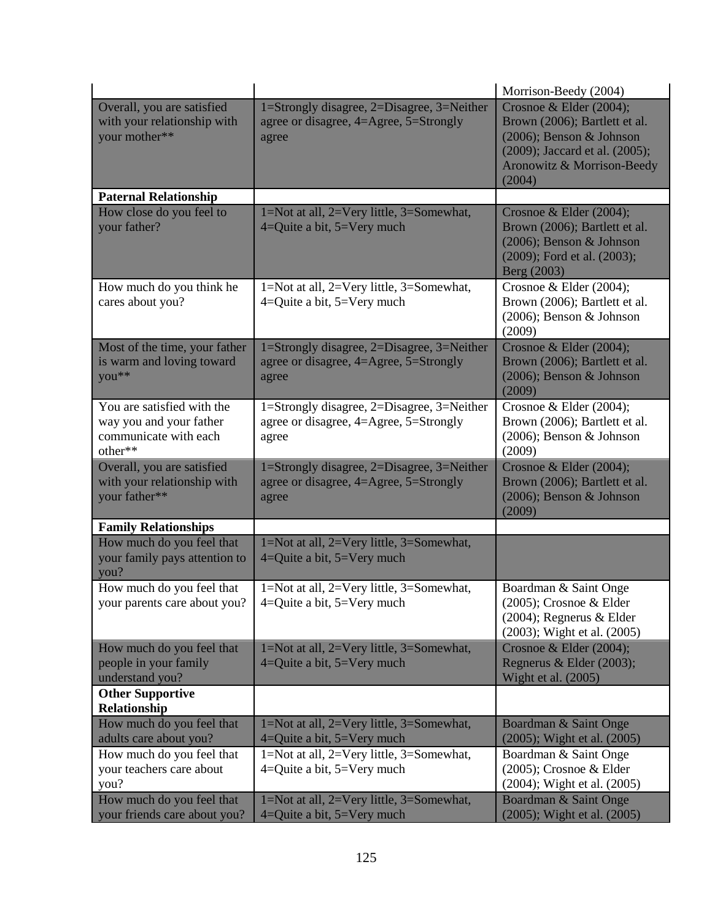| | | |
|---|---|---|
| | | Morrison-Beedy (2004) |
| Overall, you are satisfied with your relationship with your mother** | 1=Strongly disagree, 2=Disagree, 3=Neither agree or disagree, 4=Agree, 5=Strongly agree | Crosnoe & Elder (2004); Brown (2006); Bartlett et al. (2006); Benson & Johnson (2009); Jaccard et al. (2005); Aronowitz & Morrison-Beedy (2004) |
| **Paternal Relationship** | | |
| How close do you feel to your father? | 1=Not at all, 2=Very little, 3=Somewhat, 4=Quite a bit, 5=Very much | Crosnoe & Elder (2004); Brown (2006); Bartlett et al. (2006); Benson & Johnson (2009); Ford et al. (2003); Berg (2003) |
| How much do you think he cares about you? | 1=Not at all, 2=Very little, 3=Somewhat, 4=Quite a bit, 5=Very much | Crosnoe & Elder (2004); Brown (2006); Bartlett et al. (2006); Benson & Johnson (2009) |
| Most of the time, your father is warm and loving toward you** | 1=Strongly disagree, 2=Disagree, 3=Neither agree or disagree, 4=Agree, 5=Strongly agree | Crosnoe & Elder (2004); Brown (2006); Bartlett et al. (2006); Benson & Johnson (2009) |
| You are satisfied with the way you and your father communicate with each other** | 1=Strongly disagree, 2=Disagree, 3=Neither agree or disagree, 4=Agree, 5=Strongly agree | Crosnoe & Elder (2004); Brown (2006); Bartlett et al. (2006); Benson & Johnson (2009) |
| Overall, you are satisfied with your relationship with your father** | 1=Strongly disagree, 2=Disagree, 3=Neither agree or disagree, 4=Agree, 5=Strongly agree | Crosnoe & Elder (2004); Brown (2006); Bartlett et al. (2006); Benson & Johnson (2009) |
| **Family Relationships** | | |
| How much do you feel that your family pays attention to you? | 1=Not at all, 2=Very little, 3=Somewhat, 4=Quite a bit, 5=Very much | |
| How much do you feel that your parents care about you? | 1=Not at all, 2=Very little, 3=Somewhat, 4=Quite a bit, 5=Very much | Boardman & Saint Onge (2005); Crosnoe & Elder (2004); Regnerus & Elder (2003); Wight et al. (2005) |
| How much do you feel that people in your family understand you? | 1=Not at all, 2=Very little, 3=Somewhat, 4=Quite a bit, 5=Very much | Crosnoe & Elder (2004); Regnerus & Elder (2003); Wight et al. (2005) |
| **Other Supportive Relationship** | | |
| How much do you feel that adults care about you? | 1=Not at all, 2=Very little, 3=Somewhat, 4=Quite a bit, 5=Very much | Boardman & Saint Onge (2005); Wight et al. (2005) |
| How much do you feel that your teachers care about you? | 1=Not at all, 2=Very little, 3=Somewhat, 4=Quite a bit, 5=Very much | Boardman & Saint Onge (2005); Crosnoe & Elder (2004); Wight et al. (2005) |
| How much do you feel that your friends care about you? | 1=Not at all, 2=Very little, 3=Somewhat, 4=Quite a bit, 5=Very much | Boardman & Saint Onge (2005); Wight et al. (2005) |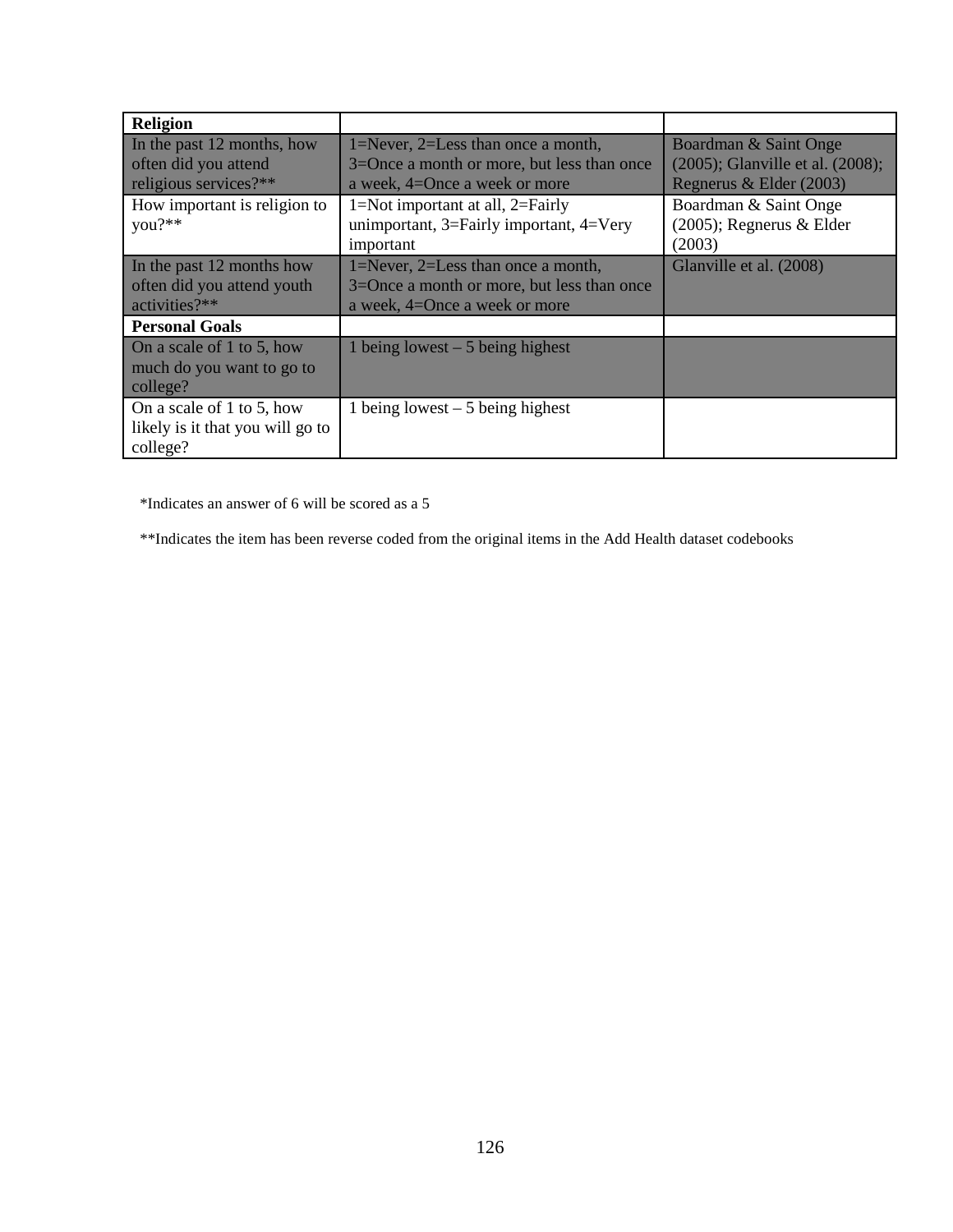| **Religion** | | |
|---|---|---|
| In the past 12 months, how often did you attend religious services?** | 1=Never, 2=Less than once a month, 3=Once a month or more, but less than once a week, 4=Once a week or more | Boardman & Saint Onge (2005); Glanville et al. (2008); Regnerus & Elder (2003) |
| How important is religion to you?** | 1=Not important at all, 2=Fairly unimportant, 3=Fairly important, 4=Very important | Boardman & Saint Onge (2005); Regnerus & Elder (2003) |
| In the past 12 months how often did you attend youth activities?** | 1=Never, 2=Less than once a month, 3=Once a month or more, but less than once a week, 4=Once a week or more | Glanville et al. (2008) |
| **Personal Goals** | | |
| On a scale of 1 to 5, how much do you want to go to college? | 1 being lowest – 5 being highest | |
| On a scale of 1 to 5, how likely is it that you will go to college? | 1 being lowest – 5 being highest | |

*Indicates an answer of 6 will be scored as a 5

**Indicates the item has been reverse coded from the original items in the Add Health dataset codebooks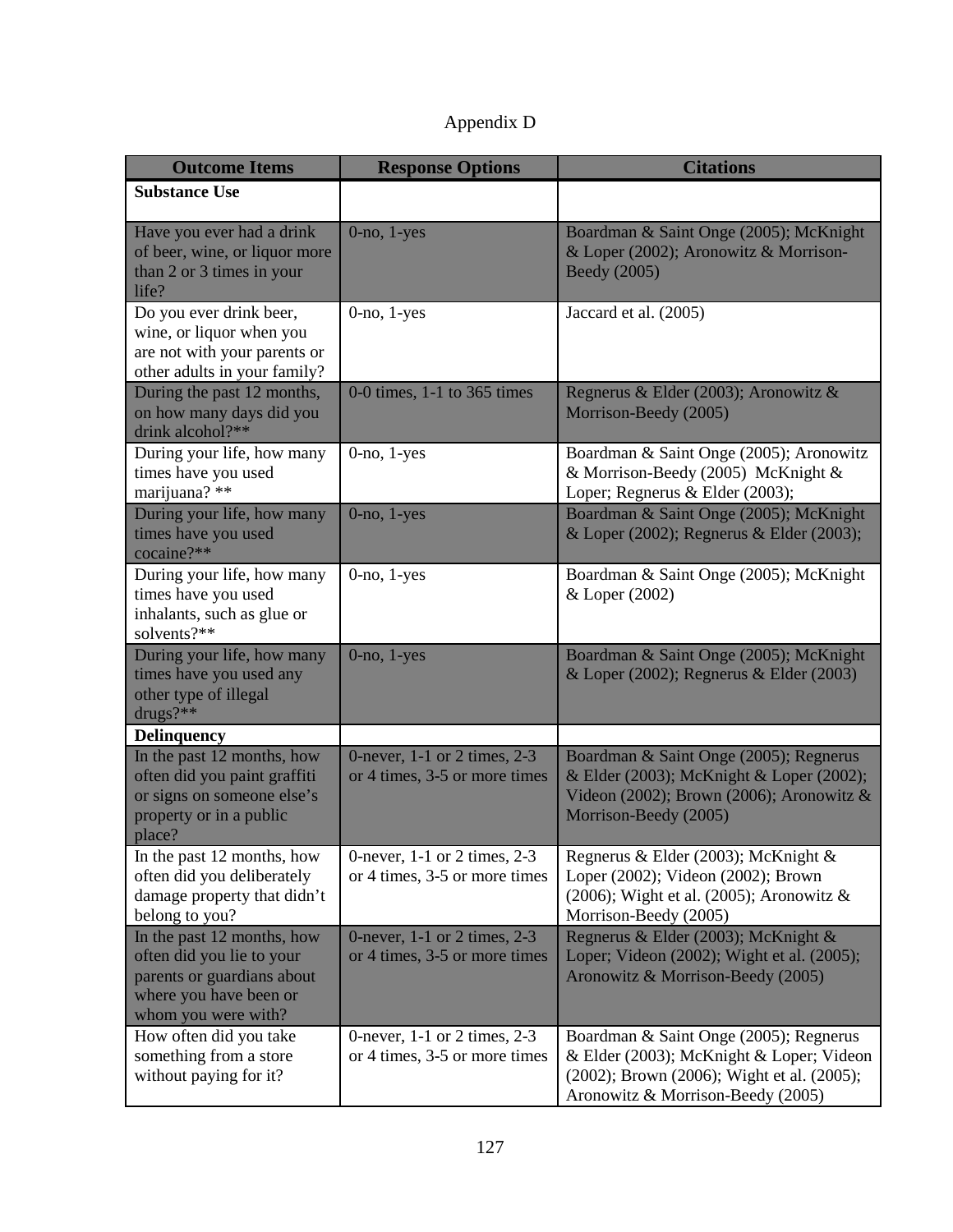Appendix D

| Outcome Items | Response Options | Citations |
|---|---|---|
| **Substance Use** | | |
| Have you ever had a drink of beer, wine, or liquor more than 2 or 3 times in your life? | 0-no, 1-yes | Boardman & Saint Onge (2005); McKnight & Loper (2002); Aronowitz & Morrison-Beedy (2005) |
| Do you ever drink beer, wine, or liquor when you are not with your parents or other adults in your family? | 0-no, 1-yes | Jaccard et al. (2005) |
| During the past 12 months, on how many days did you drink alcohol?** | 0-0 times, 1-1 to 365 times | Regnerus & Elder (2003); Aronowitz & Morrison-Beedy (2005) |
| During your life, how many times have you used marijuana? ** | 0-no, 1-yes | Boardman & Saint Onge (2005); Aronowitz & Morrison-Beedy (2005) McKnight & Loper; Regnerus & Elder (2003); |
| During your life, how many times have you used cocaine?** | 0-no, 1-yes | Boardman & Saint Onge (2005); McKnight & Loper (2002); Regnerus & Elder (2003); |
| During your life, how many times have you used inhalants, such as glue or solvents?** | 0-no, 1-yes | Boardman & Saint Onge (2005); McKnight & Loper (2002) |
| During your life, how many times have you used any other type of illegal drugs?** | 0-no, 1-yes | Boardman & Saint Onge (2005); McKnight & Loper (2002); Regnerus & Elder (2003) |
| **Delinquency** | | |
| In the past 12 months, how often did you paint graffiti or signs on someone else's property or in a public place? | 0-never, 1-1 or 2 times, 2-3 or 4 times, 3-5 or more times | Boardman & Saint Onge (2005); Regnerus & Elder (2003); McKnight & Loper (2002); Videon (2002); Brown (2006); Aronowitz & Morrison-Beedy (2005) |
| In the past 12 months, how often did you deliberately damage property that didn't belong to you? | 0-never, 1-1 or 2 times, 2-3 or 4 times, 3-5 or more times | Regnerus & Elder (2003); McKnight & Loper (2002); Videon (2002); Brown (2006); Wight et al. (2005); Aronowitz & Morrison-Beedy (2005) |
| In the past 12 months, how often did you lie to your parents or guardians about where you have been or whom you were with? | 0-never, 1-1 or 2 times, 2-3 or 4 times, 3-5 or more times | Regnerus & Elder (2003); McKnight & Loper; Videon (2002); Wight et al. (2005); Aronowitz & Morrison-Beedy (2005) |
| How often did you take something from a store without paying for it? | 0-never, 1-1 or 2 times, 2-3 or 4 times, 3-5 or more times | Boardman & Saint Onge (2005); Regnerus & Elder (2003); McKnight & Loper; Videon (2002); Brown (2006); Wight et al. (2005); Aronowitz & Morrison-Beedy (2005) |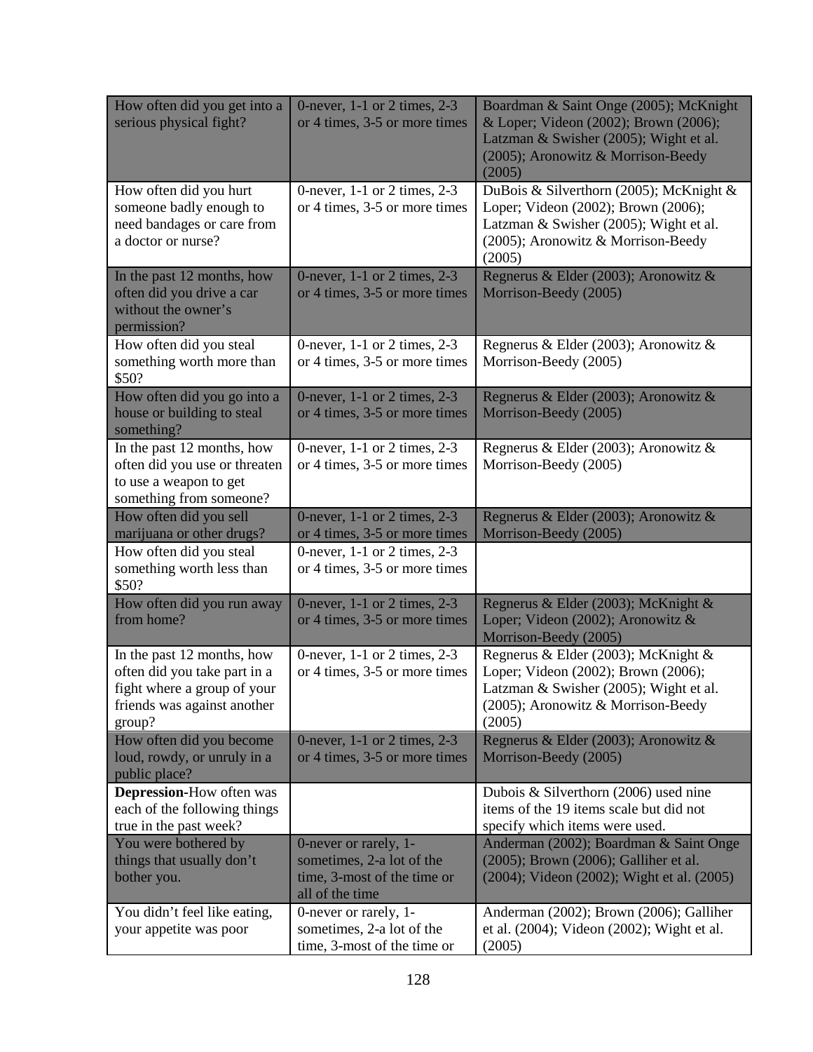| How often did you get into a serious physical fight? | 0-never, 1-1 or 2 times, 2-3 or 4 times, 3-5 or more times | Boardman & Saint Onge (2005); McKnight & Loper; Videon (2002); Brown (2006); Latzman & Swisher (2005); Wight et al. (2005); Aronowitz & Morrison-Beedy (2005) |
|---|---|---|
| How often did you hurt someone badly enough to need bandages or care from a doctor or nurse? | 0-never, 1-1 or 2 times, 2-3 or 4 times, 3-5 or more times | DuBois & Silverthorn (2005); McKnight & Loper; Videon (2002); Brown (2006); Latzman & Swisher (2005); Wight et al. (2005); Aronowitz & Morrison-Beedy (2005) |
| In the past 12 months, how often did you drive a car without the owner's permission? | 0-never, 1-1 or 2 times, 2-3 or 4 times, 3-5 or more times | Regnerus & Elder (2003); Aronowitz & Morrison-Beedy (2005) |
| How often did you steal something worth more than $50? | 0-never, 1-1 or 2 times, 2-3 or 4 times, 3-5 or more times | Regnerus & Elder (2003); Aronowitz & Morrison-Beedy (2005) |
| How often did you go into a house or building to steal something? | 0-never, 1-1 or 2 times, 2-3 or 4 times, 3-5 or more times | Regnerus & Elder (2003); Aronowitz & Morrison-Beedy (2005) |
| In the past 12 months, how often did you use or threaten to use a weapon to get something from someone? | 0-never, 1-1 or 2 times, 2-3 or 4 times, 3-5 or more times | Regnerus & Elder (2003); Aronowitz & Morrison-Beedy (2005) |
| How often did you sell marijuana or other drugs? | 0-never, 1-1 or 2 times, 2-3 or 4 times, 3-5 or more times | Regnerus & Elder (2003); Aronowitz & Morrison-Beedy (2005) |
| How often did you steal something worth less than $50? | 0-never, 1-1 or 2 times, 2-3 or 4 times, 3-5 or more times | |
| How often did you run away from home? | 0-never, 1-1 or 2 times, 2-3 or 4 times, 3-5 or more times | Regnerus & Elder (2003); McKnight & Loper; Videon (2002); Aronowitz & Morrison-Beedy (2005) |
| In the past 12 months, how often did you take part in a fight where a group of your friends was against another group? | 0-never, 1-1 or 2 times, 2-3 or 4 times, 3-5 or more times | Regnerus & Elder (2003); McKnight & Loper; Videon (2002); Brown (2006); Latzman & Swisher (2005); Wight et al. (2005); Aronowitz & Morrison-Beedy (2005) |
| How often did you become loud, rowdy, or unruly in a public place? | 0-never, 1-1 or 2 times, 2-3 or 4 times, 3-5 or more times | Regnerus & Elder (2003); Aronowitz & Morrison-Beedy (2005) |
| **Depression**-How often was each of the following things true in the past week? | | Dubois & Silverthorn (2006) used nine items of the 19 items scale but did not specify which items were used. |
| You were bothered by things that usually don't bother you. | 0-never or rarely, 1-sometimes, 2-a lot of the time, 3-most of the time or all of the time | Anderman (2002); Boardman & Saint Onge (2005); Brown (2006); Galliher et al. (2004); Videon (2002); Wight et al. (2005) |
| You didn't feel like eating, your appetite was poor | 0-never or rarely, 1-sometimes, 2-a lot of the time, 3-most of the time or | Anderman (2002); Brown (2006); Galliher et al. (2004); Videon (2002); Wight et al. (2005) |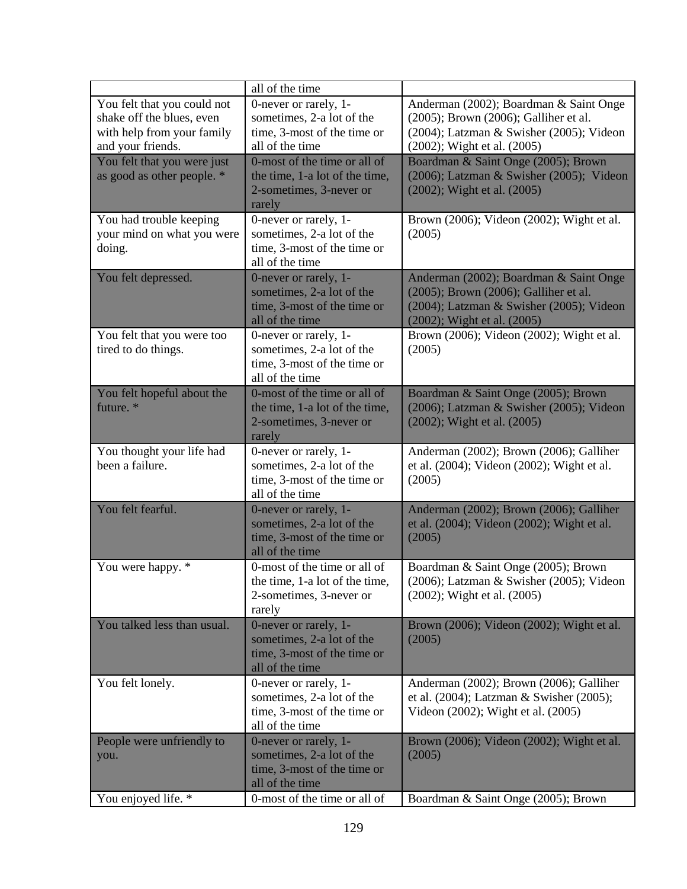| | all of the time | |
|---|---|---|
| You felt that you could not shake off the blues, even with help from your family and your friends. | 0-never or rarely, 1-sometimes, 2-a lot of the time, 3-most of the time or all of the time | Anderman (2002); Boardman & Saint Onge (2005); Brown (2006); Galliher et al. (2004); Latzman & Swisher (2005); Videon (2002); Wight et al. (2005) |
| You felt that you were just as good as other people. * | 0-most of the time or all of the time, 1-a lot of the time, 2-sometimes, 3-never or rarely | Boardman & Saint Onge (2005); Brown (2006); Latzman & Swisher (2005); Videon (2002); Wight et al. (2005) |
| You had trouble keeping your mind on what you were doing. | 0-never or rarely, 1-sometimes, 2-a lot of the time, 3-most of the time or all of the time | Brown (2006); Videon (2002); Wight et al. (2005) |
| You felt depressed. | 0-never or rarely, 1-sometimes, 2-a lot of the time, 3-most of the time or all of the time | Anderman (2002); Boardman & Saint Onge (2005); Brown (2006); Galliher et al. (2004); Latzman & Swisher (2005); Videon (2002); Wight et al. (2005) |
| You felt that you were too tired to do things. | 0-never or rarely, 1-sometimes, 2-a lot of the time, 3-most of the time or all of the time | Brown (2006); Videon (2002); Wight et al. (2005) |
| You felt hopeful about the future. * | 0-most of the time or all of the time, 1-a lot of the time, 2-sometimes, 3-never or rarely | Boardman & Saint Onge (2005); Brown (2006); Latzman & Swisher (2005); Videon (2002); Wight et al. (2005) |
| You thought your life had been a failure. | 0-never or rarely, 1-sometimes, 2-a lot of the time, 3-most of the time or all of the time | Anderman (2002); Brown (2006); Galliher et al. (2004); Videon (2002); Wight et al. (2005) |
| You felt fearful. | 0-never or rarely, 1-sometimes, 2-a lot of the time, 3-most of the time or all of the time | Anderman (2002); Brown (2006); Galliher et al. (2004); Videon (2002); Wight et al. (2005) |
| You were happy. * | 0-most of the time or all of the time, 1-a lot of the time, 2-sometimes, 3-never or rarely | Boardman & Saint Onge (2005); Brown (2006); Latzman & Swisher (2005); Videon (2002); Wight et al. (2005) |
| You talked less than usual. | 0-never or rarely, 1-sometimes, 2-a lot of the time, 3-most of the time or all of the time | Brown (2006); Videon (2002); Wight et al. (2005) |
| You felt lonely. | 0-never or rarely, 1-sometimes, 2-a lot of the time, 3-most of the time or all of the time | Anderman (2002); Brown (2006); Galliher et al. (2004); Latzman & Swisher (2005); Videon (2002); Wight et al. (2005) |
| People were unfriendly to you. | 0-never or rarely, 1-sometimes, 2-a lot of the time, 3-most of the time or all of the time | Brown (2006); Videon (2002); Wight et al. (2005) |
| You enjoyed life. * | 0-most of the time or all of | Boardman & Saint Onge (2005); Brown |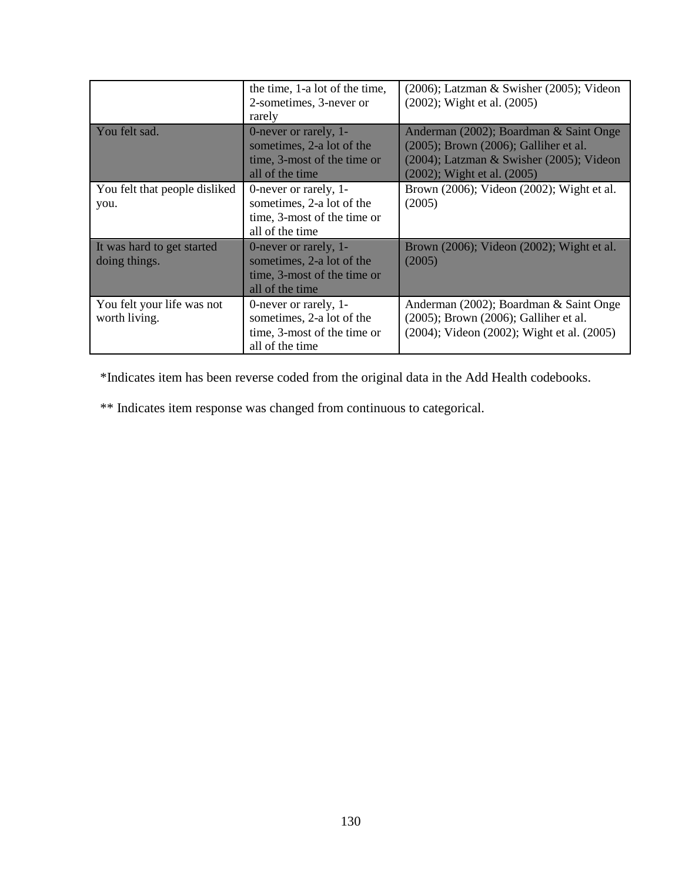| | | |
|---|---|---|
| | the time, 1-a lot of the time, 2-sometimes, 3-never or rarely | (2006); Latzman & Swisher (2005); Videon (2002); Wight et al. (2005) |
| You felt sad. | 0-never or rarely, 1-sometimes, 2-a lot of the time, 3-most of the time or all of the time | Anderman (2002); Boardman & Saint Onge (2005); Brown (2006); Galliher et al. (2004); Latzman & Swisher (2005); Videon (2002); Wight et al. (2005) |
| You felt that people disliked you. | 0-never or rarely, 1-sometimes, 2-a lot of the time, 3-most of the time or all of the time | Brown (2006); Videon (2002); Wight et al. (2005) |
| It was hard to get started doing things. | 0-never or rarely, 1-sometimes, 2-a lot of the time, 3-most of the time or all of the time | Brown (2006); Videon (2002); Wight et al. (2005) |
| You felt your life was not worth living. | 0-never or rarely, 1-sometimes, 2-a lot of the time, 3-most of the time or all of the time | Anderman (2002); Boardman & Saint Onge (2005); Brown (2006); Galliher et al. (2004); Videon (2002); Wight et al. (2005) |

*Indicates item has been reverse coded from the original data in the Add Health codebooks.

** Indicates item response was changed from continuous to categorical.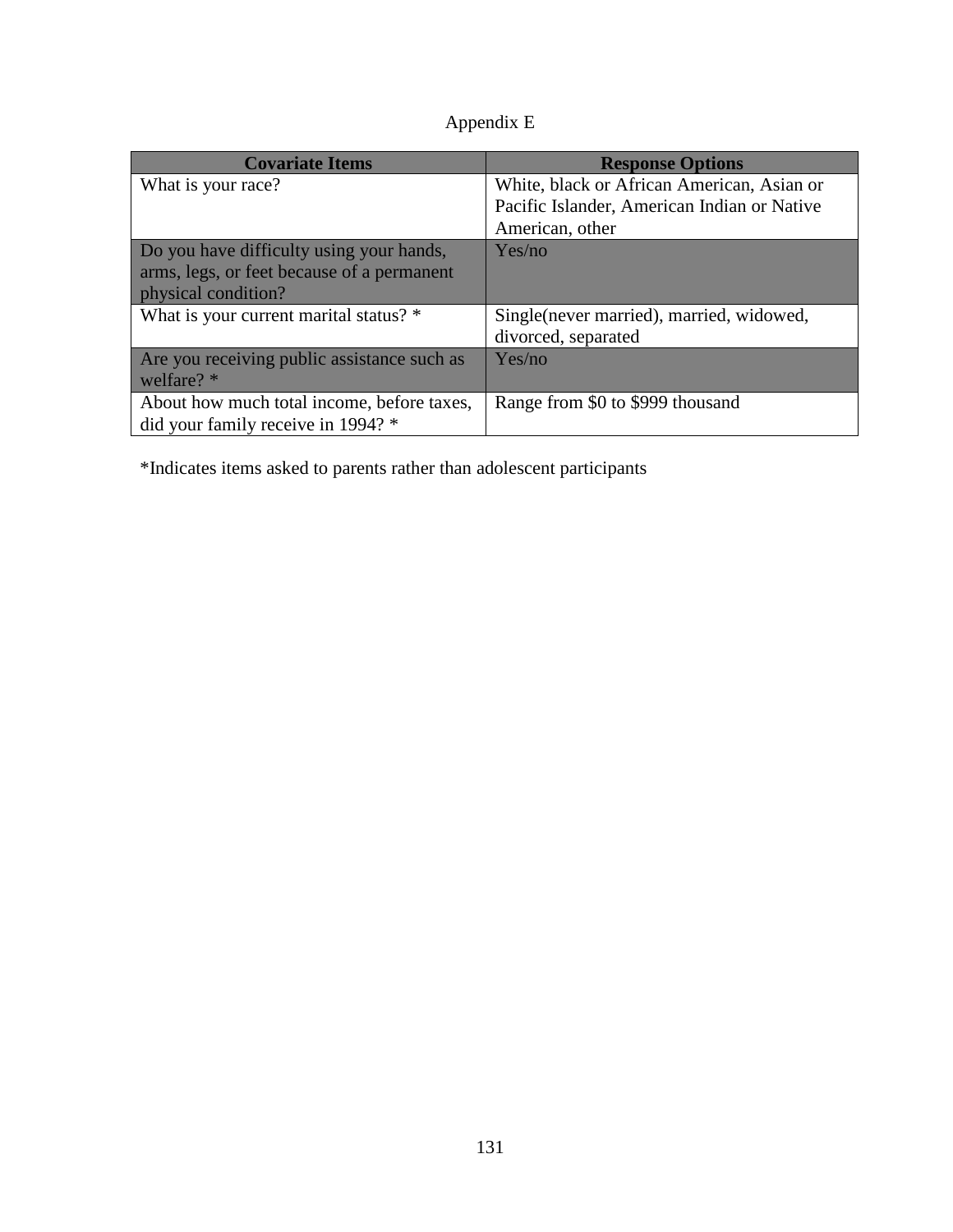Appendix E

| Covariate Items | Response Options |
|---|---|
| What is your race? | White, black or African American, Asian or Pacific Islander, American Indian or Native American, other |
| Do you have difficulty using your hands, arms, legs, or feet because of a permanent physical condition? | Yes/no |
| What is your current marital status? * | Single(never married), married, widowed, divorced, separated |
| Are you receiving public assistance such as welfare? * | Yes/no |
| About how much total income, before taxes, did your family receive in 1994? * | Range from $0 to $999 thousand |

*Indicates items asked to parents rather than adolescent participants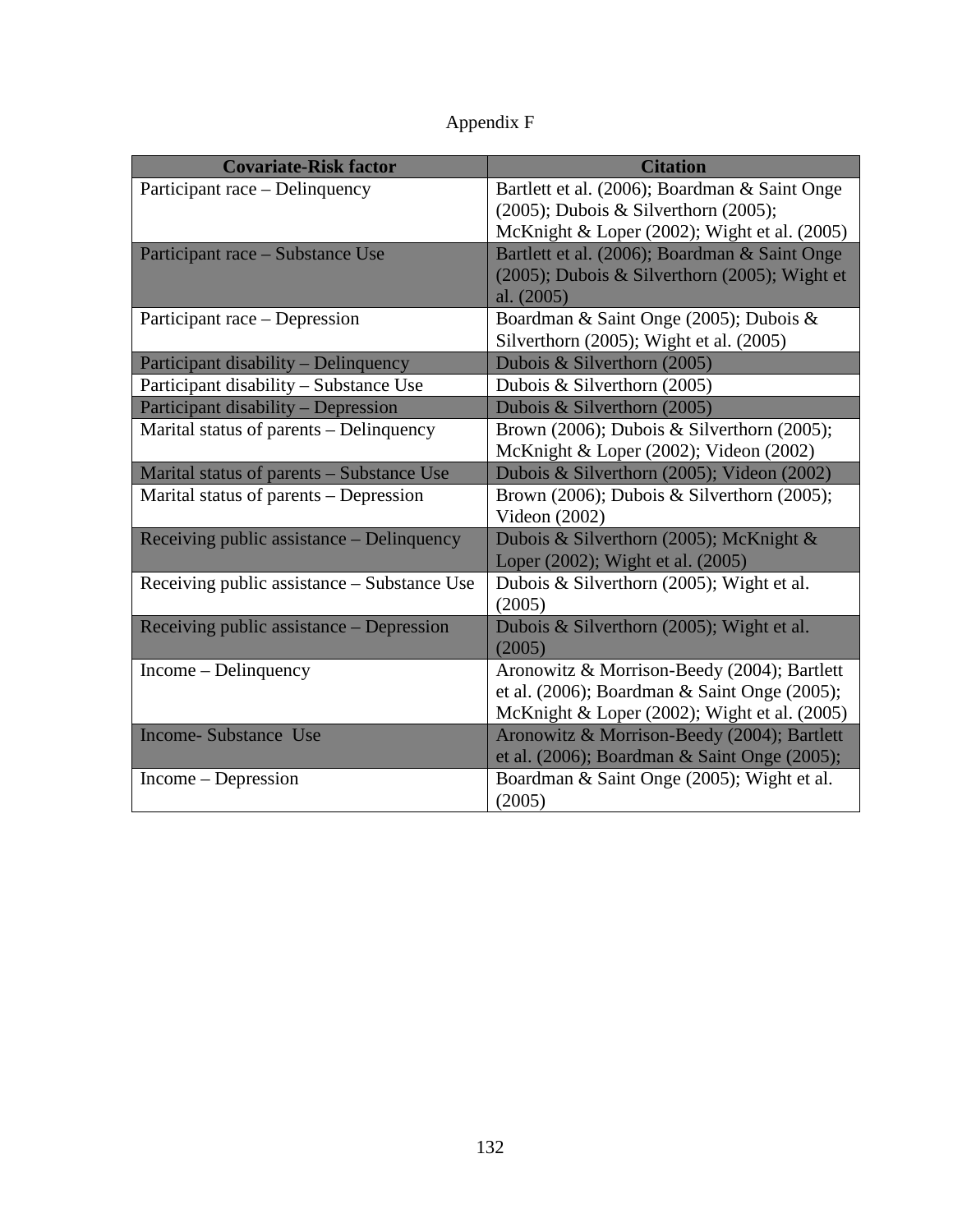Appendix F

| Covariate-Risk factor | Citation |
| --- | --- |
| Participant race – Delinquency | Bartlett et al. (2006); Boardman & Saint Onge (2005); Dubois & Silverthorn (2005); McKnight & Loper (2002); Wight et al. (2005) |
| Participant race – Substance Use | Bartlett et al. (2006); Boardman & Saint Onge (2005); Dubois & Silverthorn (2005); Wight et al. (2005) |
| Participant race – Depression | Boardman & Saint Onge (2005); Dubois & Silverthorn (2005); Wight et al. (2005) |
| Participant disability – Delinquency | Dubois & Silverthorn (2005) |
| Participant disability – Substance Use | Dubois & Silverthorn (2005) |
| Participant disability – Depression | Dubois & Silverthorn (2005) |
| Marital status of parents – Delinquency | Brown (2006); Dubois & Silverthorn (2005); McKnight & Loper (2002); Videon (2002) |
| Marital status of parents – Substance Use | Dubois & Silverthorn (2005); Videon (2002) |
| Marital status of parents – Depression | Brown (2006); Dubois & Silverthorn (2005); Videon (2002) |
| Receiving public assistance – Delinquency | Dubois & Silverthorn (2005); McKnight & Loper (2002); Wight et al. (2005) |
| Receiving public assistance – Substance Use | Dubois & Silverthorn (2005); Wight et al. (2005) |
| Receiving public assistance – Depression | Dubois & Silverthorn (2005); Wight et al. (2005) |
| Income – Delinquency | Aronowitz & Morrison-Beedy (2004); Bartlett et al. (2006); Boardman & Saint Onge (2005); McKnight & Loper (2002); Wight et al. (2005) |
| Income- Substance Use | Aronowitz & Morrison-Beedy (2004); Bartlett et al. (2006); Boardman & Saint Onge (2005); |
| Income – Depression | Boardman & Saint Onge (2005); Wight et al. (2005) |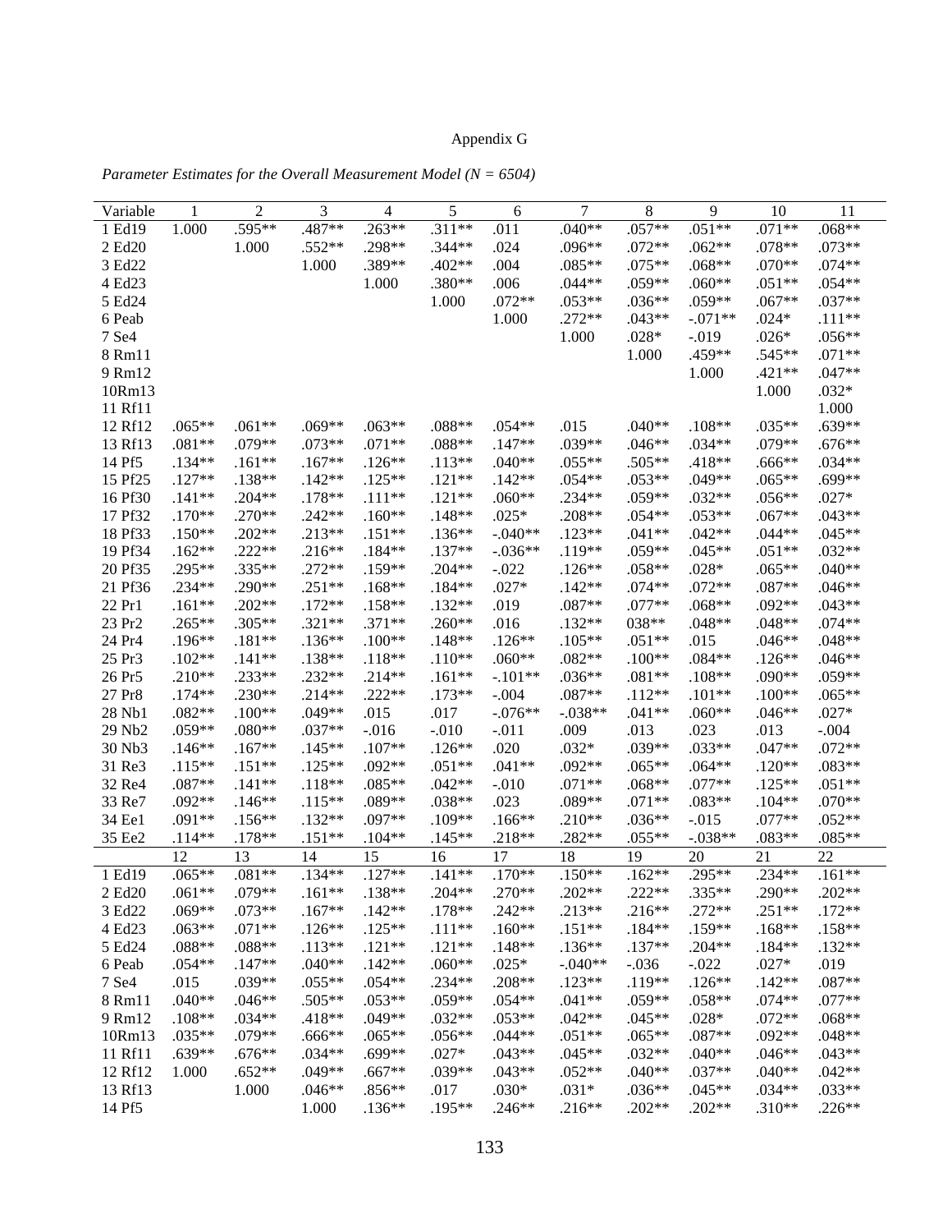Appendix G

*Parameter Estimates for the Overall Measurement Model (N = 6504)*

| Variable | 1 | 2 | 3 | 4 | 5 | 6 | 7 | 8 | 9 | 10 | 11 |
|---|---|---|---|---|---|---|---|---|---|---|---|
| 1 Ed19 | 1.000 | .595** | .487** | .263** | .311** | .011 | .040** | .057** | .051** | .071** | .068** |
| 2 Ed20 | | 1.000 | .552** | .298** | .344** | .024 | .096** | .072** | .062** | .078** | .073** |
| 3 Ed22 | | | 1.000 | .389** | .402** | .004 | .085** | .075** | .068** | .070** | .074** |
| 4 Ed23 | | | | 1.000 | .380** | .006 | .044** | .059** | .060** | .051** | .054** |
| 5 Ed24 | | | | | 1.000 | .072** | .053** | .036** | .059** | .067** | .037** |
| 6 Peab | | | | | | 1.000 | .272** | .043** | -.071** | .024* | .111** |
| 7 Se4 | | | | | | | 1.000 | .028* | -.019 | .026* | .056** |
| 8 Rm11 | | | | | | | | 1.000 | .459** | .545** | .071** |
| 9 Rm12 | | | | | | | | | 1.000 | .421** | .047** |
| 10Rm13 | | | | | | | | | | 1.000 | .032* |
| 11 Rf11 | | | | | | | | | | | 1.000 |
| 12 Rf12 | .065** | .061** | .069** | .063** | .088** | .054** | .015 | .040** | .108** | .035** | .639** |
| 13 Rf13 | .081** | .079** | .073** | .071** | .088** | .147** | .039** | .046** | .034** | .079** | .676** |
| 14 Pf5 | .134** | .161** | .167** | .126** | .113** | .040** | .055** | .505** | .418** | .666** | .034** |
| 15 Pf25 | .127** | .138** | .142** | .125** | .121** | .142** | .054** | .053** | .049** | .065** | .699** |
| 16 Pf30 | .141** | .204** | .178** | .111** | .121** | .060** | .234** | .059** | .032** | .056** | .027* |
| 17 Pf32 | .170** | .270** | .242** | .160** | .148** | .025* | .208** | .054** | .053** | .067** | .043** |
| 18 Pf33 | .150** | .202** | .213** | .151** | .136** | -.040** | .123** | .041** | .042** | .044** | .045** |
| 19 Pf34 | .162** | .222** | .216** | .184** | .137** | -.036** | .119** | .059** | .045** | .051** | .032** |
| 20 Pf35 | .295** | .335** | .272** | .159** | .204** | -.022 | .126** | .058** | .028* | .065** | .040** |
| 21 Pf36 | .234** | .290** | .251** | .168** | .184** | .027* | .142** | .074** | .072** | .087** | .046** |
| 22 Pr1 | .161** | .202** | .172** | .158** | .132** | .019 | .087** | .077** | .068** | .092** | .043** |
| 23 Pr2 | .265** | .305** | .321** | .371** | .260** | .016 | .132** | 038** | .048** | .048** | .074** |
| 24 Pr4 | .196** | .181** | .136** | .100** | .148** | .126** | .105** | .051** | .015 | .046** | .048** |
| 25 Pr3 | .102** | .141** | .138** | .118** | .110** | .060** | .082** | .100** | .084** | .126** | .046** |
| 26 Pr5 | .210** | .233** | .232** | .214** | .161** | -.101** | .036** | .081** | .108** | .090** | .059** |
| 27 Pr8 | .174** | .230** | .214** | .222** | .173** | -.004 | .087** | .112** | .101** | .100** | .065** |
| 28 Nb1 | .082** | .100** | .049** | .015 | .017 | -.076** | -.038** | .041** | .060** | .046** | .027* |
| 29 Nb2 | .059** | .080** | .037** | -.016 | -.010 | -.011 | .009 | .013 | .023 | .013 | -.004 |
| 30 Nb3 | .146** | .167** | .145** | .107** | .126** | .020 | .032* | .039** | .033** | .047** | .072** |
| 31 Re3 | .115** | .151** | .125** | .092** | .051** | .041** | .092** | .065** | .064** | .120** | .083** |
| 32 Re4 | .087** | .141** | .118** | .085** | .042** | -.010 | .071** | .068** | .077** | .125** | .051** |
| 33 Re7 | .092** | .146** | .115** | .089** | .038** | .023 | .089** | .071** | .083** | .104** | .070** |
| 34 Ee1 | .091** | .156** | .132** | .097** | .109** | .166** | .210** | .036** | -.015 | .077** | .052** |
| 35 Ee2 | .114** | .178** | .151** | .104** | .145** | .218** | .282** | .055** | -.038** | .083** | .085** |
| | 12 | 13 | 14 | 15 | 16 | 17 | 18 | 19 | 20 | 21 | 22 |
| 1 Ed19 | .065** | .081** | .134** | .127** | .141** | .170** | .150** | .162** | .295** | .234** | .161** |
| 2 Ed20 | .061** | .079** | .161** | .138** | .204** | .270** | .202** | .222** | .335** | .290** | .202** |
| 3 Ed22 | .069** | .073** | .167** | .142** | .178** | .242** | .213** | .216** | .272** | .251** | .172** |
| 4 Ed23 | .063** | .071** | .126** | .125** | .111** | .160** | .151** | .184** | .159** | .168** | .158** |
| 5 Ed24 | .088** | .088** | .113** | .121** | .121** | .148** | .136** | .137** | .204** | .184** | .132** |
| 6 Peab | .054** | .147** | .040** | .142** | .060** | .025* | -.040** | -.036 | -.022 | .027* | .019 |
| 7 Se4 | .015 | .039** | .055** | .054** | .234** | .208** | .123** | .119** | .126** | .142** | .087** |
| 8 Rm11 | .040** | .046** | .505** | .053** | .059** | .054** | .041** | .059** | .058** | .074** | .077** |
| 9 Rm12 | .108** | .034** | .418** | .049** | .032** | .053** | .042** | .045** | .028* | .072** | .068** |
| 10Rm13 | .035** | .079** | .666** | .065** | .056** | .044** | .051** | .065** | .087** | .092** | .048** |
| 11 Rf11 | .639** | .676** | .034** | .699** | .027* | .043** | .045** | .032** | .040** | .046** | .043** |
| 12 Rf12 | 1.000 | .652** | .049** | .667** | .039** | .043** | .052** | .040** | .037** | .040** | .042** |
| 13 Rf13 | | 1.000 | .046** | .856** | .017 | .030* | .031* | .036** | .045** | .034** | .033** |
| 14 Pf5 | | | 1.000 | .136** | .195** | .246** | .216** | .202** | .202** | .310** | .226** |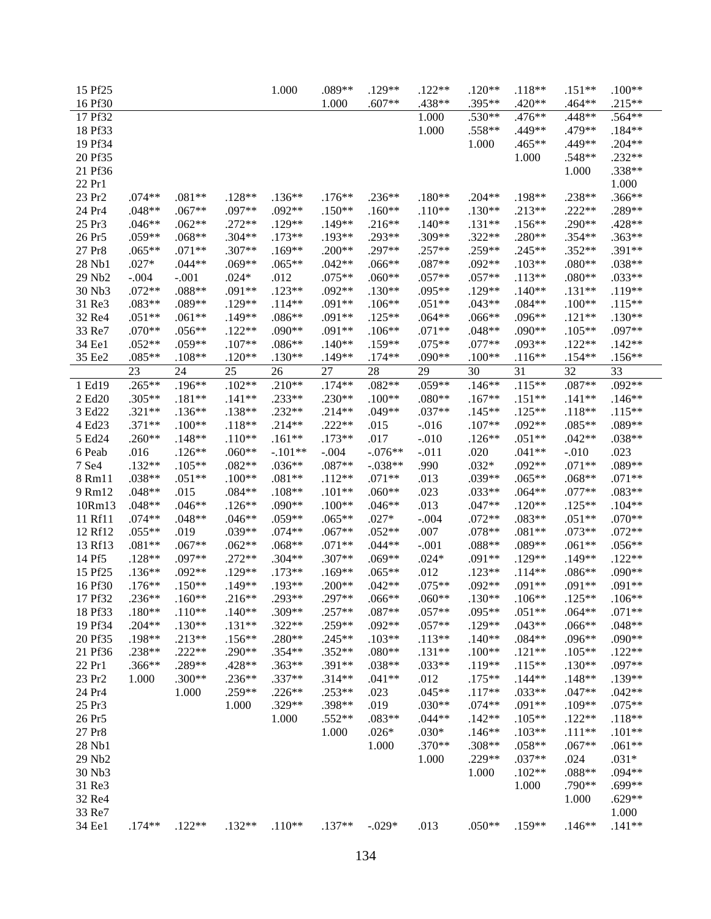| | | | | | | | | | | | |
|---|---|---|---|---|---|---|---|---|---|---|---|
| 15 Pf25 | | | | 1.000 | .089** | .129** | .122** | .120** | .118** | .151** | .100** |
| 16 Pf30 | | | | | 1.000 | .607** | .438** | .395** | .420** | .464** | .215** |
| 17 Pf32 | | | | | | | 1.000 | .530** | .476** | .448** | .564** |
| 18 Pf33 | | | | | | | 1.000 | .558** | .449** | .479** | .184** |
| 19 Pf34 | | | | | | | | 1.000 | .465** | .449** | .204** |
| 20 Pf35 | | | | | | | | | 1.000 | .548** | .232** |
| 21 Pf36 | | | | | | | | | | 1.000 | .338** |
| 22 Pr1 | | | | | | | | | | | 1.000 |
| 23 Pr2 | .074** | .081** | .128** | .136** | .176** | .236** | .180** | .204** | .198** | .238** | .366** |
| 24 Pr4 | .048** | .067** | .097** | .092** | .150** | .160** | .110** | .130** | .213** | .222** | .289** |
| 25 Pr3 | .046** | .062** | .272** | .129** | .149** | .216** | .140** | .131** | .156** | .290** | .428** |
| 26 Pr5 | .059** | .068** | .304** | .173** | .193** | .293** | .309** | .322** | .280** | .354** | .363** |
| 27 Pr8 | .065** | .071** | .307** | .169** | .200** | .297** | .257** | .259** | .245** | .352** | .391** |
| 28 Nb1 | .027* | .044** | .069** | .065** | .042** | .066** | .087** | .092** | .103** | .080** | .038** |
| 29 Nb2 | -.004 | -.001 | .024* | .012 | .075** | .060** | .057** | .057** | .113** | .080** | .033** |
| 30 Nb3 | .072** | .088** | .091** | .123** | .092** | .130** | .095** | .129** | .140** | .131** | .119** |
| 31 Re3 | .083** | .089** | .129** | .114** | .091** | .106** | .051** | .043** | .084** | .100** | .115** |
| 32 Re4 | .051** | .061** | .149** | .086** | .091** | .125** | .064** | .066** | .096** | .121** | .130** |
| 33 Re7 | .070** | .056** | .122** | .090** | .091** | .106** | .071** | .048** | .090** | .105** | .097** |
| 34 Ee1 | .052** | .059** | .107** | .086** | .140** | .159** | .075** | .077** | .093** | .122** | .142** |
| 35 Ee2 | .085** | .108** | .120** | .130** | .149** | .174** | .090** | .100** | .116** | .154** | .156** |

| | 23 | 24 | 25 | 26 | 27 | 28 | 29 | 30 | 31 | 32 | 33 |
|---|---|---|---|---|---|---|---|---|---|---|---|
| 1 Ed19 | .265** | .196** | .102** | .210** | .174** | .082** | .059** | .146** | .115** | .087** | .092** |
| 2 Ed20 | .305** | .181** | .141** | .233** | .230** | .100** | .080** | .167** | .151** | .141** | .146** |
| 3 Ed22 | .321** | .136** | .138** | .232** | .214** | .049** | .037** | .145** | .125** | .118** | .115** |
| 4 Ed23 | .371** | .100** | .118** | .214** | .222** | .015 | -.016 | .107** | .092** | .085** | .089** |
| 5 Ed24 | .260** | .148** | .110** | .161** | .173** | .017 | -.010 | .126** | .051** | .042** | .038** |
| 6 Peab | .016 | .126** | .060** | -.101** | -.004 | -.076** | -.011 | .020 | .041** | -.010 | .023 |
| 7 Se4 | .132** | .105** | .082** | .036** | .087** | -.038** | .990 | .032* | .092** | .071** | .089** |
| 8 Rm11 | .038** | .051** | .100** | .081** | .112** | .071** | .013 | .039** | .065** | .068** | .071** |
| 9 Rm12 | .048** | .015 | .084** | .108** | .101** | .060** | .023 | .033** | .064** | .077** | .083** |
| 10Rm13 | .048** | .046** | .126** | .090** | .100** | .046** | .013 | .047** | .120** | .125** | .104** |
| 11 Rf11 | .074** | .048** | .046** | .059** | .065** | .027* | -.004 | .072** | .083** | .051** | .070** |
| 12 Rf12 | .055** | .019 | .039** | .074** | .067** | .052** | .007 | .078** | .081** | .073** | .072** |
| 13 Rf13 | .081** | .067** | .062** | .068** | .071** | .044** | -.001 | .088** | .089** | .061** | .056** |
| 14 Pf5 | .128** | .097** | .272** | .304** | .307** | .069** | .024* | .091** | .129** | .149** | .122** |
| 15 Pf25 | .136** | .092** | .129** | .173** | .169** | .065** | .012 | .123** | .114** | .086** | .090** |
| 16 Pf30 | .176** | .150** | .149** | .193** | .200** | .042** | .075** | .092** | .091** | .091** | .091** |
| 17 Pf32 | .236** | .160** | .216** | .293** | .297** | .066** | .060** | .130** | .106** | .125** | .106** |
| 18 Pf33 | .180** | .110** | .140** | .309** | .257** | .087** | .057** | .095** | .051** | .064** | .071** |
| 19 Pf34 | .204** | .130** | .131** | .322** | .259** | .092** | .057** | .129** | .043** | .066** | .048** |
| 20 Pf35 | .198** | .213** | .156** | .280** | .245** | .103** | .113** | .140** | .084** | .096** | .090** |
| 21 Pf36 | .238** | .222** | .290** | .354** | .352** | .080** | .131** | .100** | .121** | .105** | .122** |
| 22 Pr1 | .366** | .289** | .428** | .363** | .391** | .038** | .033** | .119** | .115** | .130** | .097** |
| 23 Pr2 | 1.000 | .300** | .236** | .337** | .314** | .041** | .012 | .175** | .144** | .148** | .139** |
| 24 Pr4 | | 1.000 | .259** | .226** | .253** | .023 | .045** | .117** | .033** | .047** | .042** |
| 25 Pr3 | | | 1.000 | .329** | .398** | .019 | .030** | .074** | .091** | .109** | .075** |
| 26 Pr5 | | | | 1.000 | .552** | .083** | .044** | .142** | .105** | .122** | .118** |
| 27 Pr8 | | | | | 1.000 | .026* | .030* | .146** | .103** | .111** | .101** |
| 28 Nb1 | | | | | | 1.000 | .370** | .308** | .058** | .067** | .061** |
| 29 Nb2 | | | | | | | 1.000 | .229** | .037** | .024 | .031* |
| 30 Nb3 | | | | | | | | 1.000 | .102** | .088** | .094** |
| 31 Re3 | | | | | | | | | 1.000 | .790** | .699** |
| 32 Re4 | | | | | | | | | | 1.000 | .629** |
| 33 Re7 | | | | | | | | | | | 1.000 |
| 34 Ee1 | .174** | .122** | .132** | .110** | .137** | -.029* | .013 | .050** | .159** | .146** | .141** |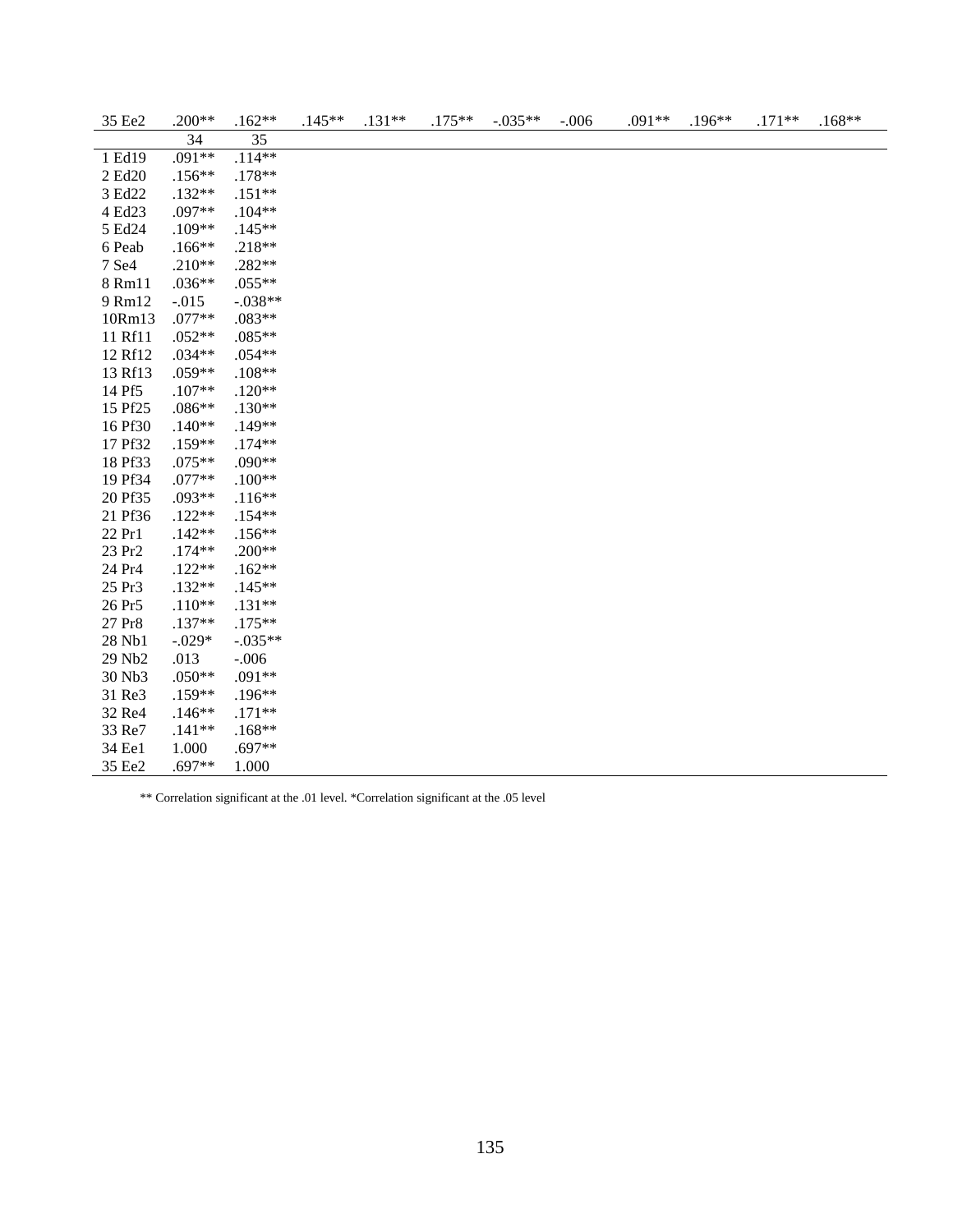| 35 Ee2 | .200** | .162** | .145** | .131** | .175** | -.035** | -.006 | .091** | .196** | .171** | .168** |
|---|---|---|---|---|---|---|---|---|---|---|---|

| | 34 | 35 |
|---|---|---|
| 1 Ed19 | .091** | .114** |
| 2 Ed20 | .156** | .178** |
| 3 Ed22 | .132** | .151** |
| 4 Ed23 | .097** | .104** |
| 5 Ed24 | .109** | .145** |
| 6 Peab | .166** | .218** |
| 7 Se4 | .210** | .282** |
| 8 Rm11 | .036** | .055** |
| 9 Rm12 | -.015 | -.038** |
| 10Rm13 | .077** | .083** |
| 11 Rf11 | .052** | .085** |
| 12 Rf12 | .034** | .054** |
| 13 Rf13 | .059** | .108** |
| 14 Pf5 | .107** | .120** |
| 15 Pf25 | .086** | .130** |
| 16 Pf30 | .140** | .149** |
| 17 Pf32 | .159** | .174** |
| 18 Pf33 | .075** | .090** |
| 19 Pf34 | .077** | .100** |
| 20 Pf35 | .093** | .116** |
| 21 Pf36 | .122** | .154** |
| 22 Pr1 | .142** | .156** |
| 23 Pr2 | .174** | .200** |
| 24 Pr4 | .122** | .162** |
| 25 Pr3 | .132** | .145** |
| 26 Pr5 | .110** | .131** |
| 27 Pr8 | .137** | .175** |
| 28 Nb1 | -.029* | -.035** |
| 29 Nb2 | .013 | -.006 |
| 30 Nb3 | .050** | .091** |
| 31 Re3 | .159** | .196** |
| 32 Re4 | .146** | .171** |
| 33 Re7 | .141** | .168** |
| 34 Ee1 | 1.000 | .697** |
| 35 Ee2 | .697** | 1.000 |

** Correlation significant at the .01 level. *Correlation significant at the .05 level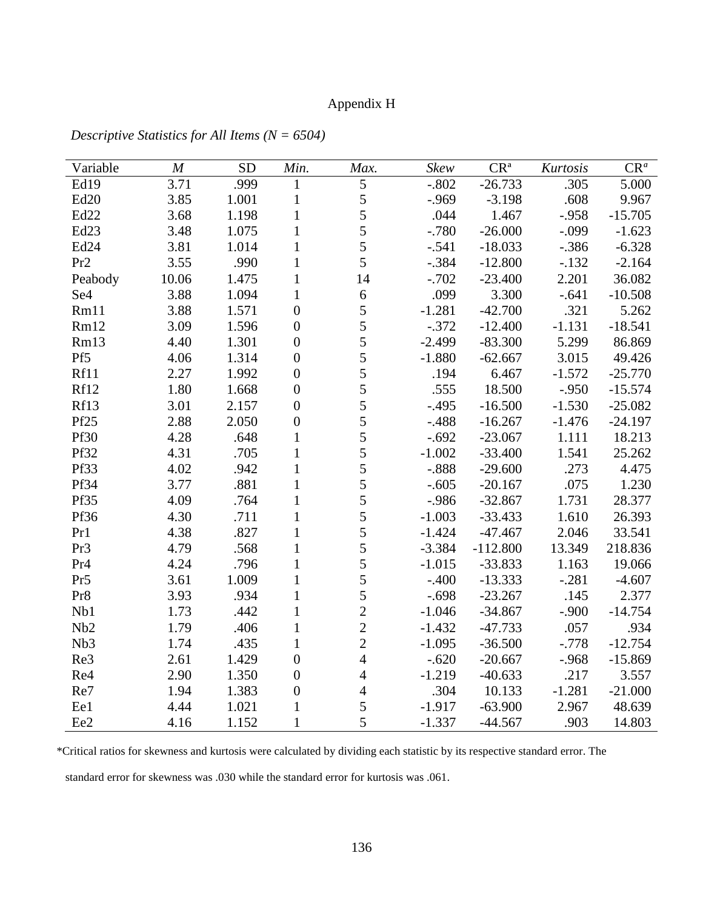# Appendix H

*Descriptive Statistics for All Items (N = 6504)*

| Variable | *M* | SD | *Min.* | *Max.* | *Skew* | CR[a] | *Kurtosis* | CR[a] |
|---|---|---|---|---|---|---|---|---|
| Ed19 | 3.71 | .999 | 1 | 5 | -.802 | -26.733 | .305 | 5.000 |
| Ed20 | 3.85 | 1.001 | 1 | 5 | -.969 | -3.198 | .608 | 9.967 |
| Ed22 | 3.68 | 1.198 | 1 | 5 | .044 | 1.467 | -.958 | -15.705 |
| Ed23 | 3.48 | 1.075 | 1 | 5 | -.780 | -26.000 | -.099 | -1.623 |
| Ed24 | 3.81 | 1.014 | 1 | 5 | -.541 | -18.033 | -.386 | -6.328 |
| Pr2 | 3.55 | .990 | 1 | 5 | -.384 | -12.800 | -.132 | -2.164 |
| Peabody | 10.06 | 1.475 | 1 | 14 | -.702 | -23.400 | 2.201 | 36.082 |
| Se4 | 3.88 | 1.094 | 1 | 6 | .099 | 3.300 | -.641 | -10.508 |
| Rm11 | 3.88 | 1.571 | 0 | 5 | -1.281 | -42.700 | .321 | 5.262 |
| Rm12 | 3.09 | 1.596 | 0 | 5 | -.372 | -12.400 | -1.131 | -18.541 |
| Rm13 | 4.40 | 1.301 | 0 | 5 | -2.499 | -83.300 | 5.299 | 86.869 |
| Pf5 | 4.06 | 1.314 | 0 | 5 | -1.880 | -62.667 | 3.015 | 49.426 |
| Rf11 | 2.27 | 1.992 | 0 | 5 | .194 | 6.467 | -1.572 | -25.770 |
| Rf12 | 1.80 | 1.668 | 0 | 5 | .555 | 18.500 | -.950 | -15.574 |
| Rf13 | 3.01 | 2.157 | 0 | 5 | -.495 | -16.500 | -1.530 | -25.082 |
| Pf25 | 2.88 | 2.050 | 0 | 5 | -.488 | -16.267 | -1.476 | -24.197 |
| Pf30 | 4.28 | .648 | 1 | 5 | -.692 | -23.067 | 1.111 | 18.213 |
| Pf32 | 4.31 | .705 | 1 | 5 | -1.002 | -33.400 | 1.541 | 25.262 |
| Pf33 | 4.02 | .942 | 1 | 5 | -.888 | -29.600 | .273 | 4.475 |
| Pf34 | 3.77 | .881 | 1 | 5 | -.605 | -20.167 | .075 | 1.230 |
| Pf35 | 4.09 | .764 | 1 | 5 | -.986 | -32.867 | 1.731 | 28.377 |
| Pf36 | 4.30 | .711 | 1 | 5 | -1.003 | -33.433 | 1.610 | 26.393 |
| Pr1 | 4.38 | .827 | 1 | 5 | -1.424 | -47.467 | 2.046 | 33.541 |
| Pr3 | 4.79 | .568 | 1 | 5 | -3.384 | -112.800 | 13.349 | 218.836 |
| Pr4 | 4.24 | .796 | 1 | 5 | -1.015 | -33.833 | 1.163 | 19.066 |
| Pr5 | 3.61 | 1.009 | 1 | 5 | -.400 | -13.333 | -.281 | -4.607 |
| Pr8 | 3.93 | .934 | 1 | 5 | -.698 | -23.267 | .145 | 2.377 |
| Nb1 | 1.73 | .442 | 1 | 2 | -1.046 | -34.867 | -.900 | -14.754 |
| Nb2 | 1.79 | .406 | 1 | 2 | -1.432 | -47.733 | .057 | .934 |
| Nb3 | 1.74 | .435 | 1 | 2 | -1.095 | -36.500 | -.778 | -12.754 |
| Re3 | 2.61 | 1.429 | 0 | 4 | -.620 | -20.667 | -.968 | -15.869 |
| Re4 | 2.90 | 1.350 | 0 | 4 | -1.219 | -40.633 | .217 | 3.557 |
| Re7 | 1.94 | 1.383 | 0 | 4 | .304 | 10.133 | -1.281 | -21.000 |
| Ee1 | 4.44 | 1.021 | 1 | 5 | -1.917 | -63.900 | 2.967 | 48.639 |
| Ee2 | 4.16 | 1.152 | 1 | 5 | -1.337 | -44.567 | .903 | 14.803 |

*Critical ratios for skewness and kurtosis were calculated by dividing each statistic by its respective standard error. The standard error for skewness was .030 while the standard error for kurtosis was .061.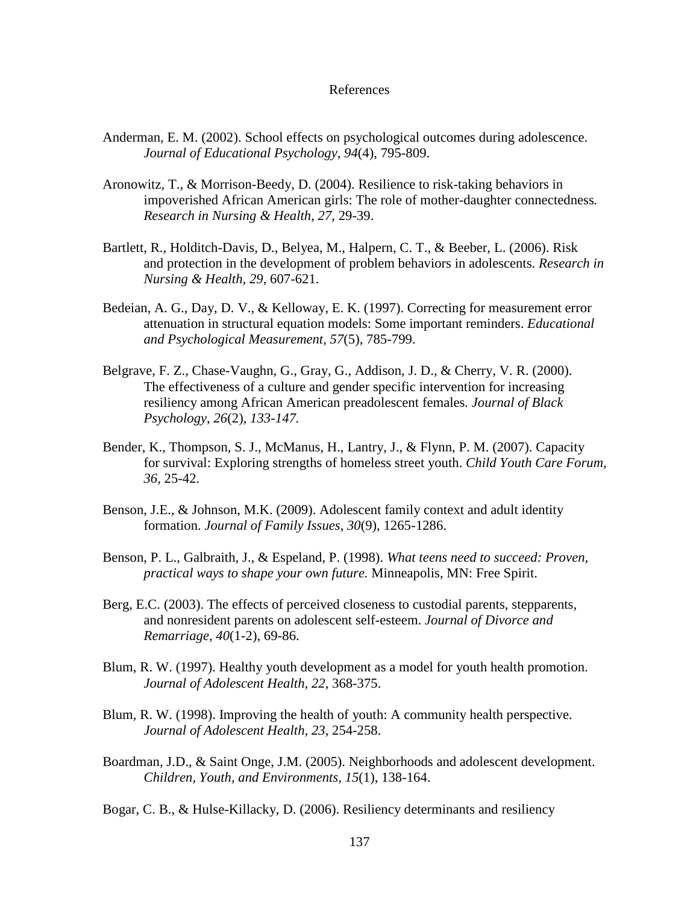# References

Anderman, E. M. (2002). School effects on psychological outcomes during adolescence. *Journal of Educational Psychology, 94*(4), 795-809.

Aronowitz, T., & Morrison-Beedy, D. (2004). Resilience to risk-taking behaviors in impoverished African American girls: The role of mother-daughter connectedness. *Research in Nursing & Health, 27,* 29-39.

Bartlett, R., Holditch-Davis, D., Belyea, M., Halpern, C. T., & Beeber, L. (2006). Risk and protection in the development of problem behaviors in adolescents. *Research in Nursing & Health, 29,* 607-621.

Bedeian, A. G., Day, D. V., & Kelloway, E. K. (1997). Correcting for measurement error attenuation in structural equation models: Some important reminders. *Educational and Psychological Measurement, 57*(5), 785-799.

Belgrave, F. Z., Chase-Vaughn, G., Gray, G., Addison, J. D., & Cherry, V. R. (2000). The effectiveness of a culture and gender specific intervention for increasing resiliency among African American preadolescent females. *Journal of Black Psychology, 26*(2), *133-147.*

Bender, K., Thompson, S. J., McManus, H., Lantry, J., & Flynn, P. M. (2007). Capacity for survival: Exploring strengths of homeless street youth. *Child Youth Care Forum, 36,* 25-42.

Benson, J.E., & Johnson, M.K. (2009). Adolescent family context and adult identity formation. *Journal of Family Issues, 30*(9), 1265-1286.

Benson, P. L., Galbraith, J., & Espeland, P. (1998). *What teens need to succeed: Proven, practical ways to shape your own future.* Minneapolis, MN: Free Spirit.

Berg, E.C. (2003). The effects of perceived closeness to custodial parents, stepparents, and nonresident parents on adolescent self-esteem. *Journal of Divorce and Remarriage, 40*(1-2), 69-86.

Blum, R. W. (1997). Healthy youth development as a model for youth health promotion. *Journal of Adolescent Health, 22*, 368-375.

Blum, R. W. (1998). Improving the health of youth: A community health perspective. *Journal of Adolescent Health, 23*, 254-258.

Boardman, J.D., & Saint Onge, J.M. (2005). Neighborhoods and adolescent development. *Children, Youth, and Environments, 15*(1), 138-164.

Bogar, C. B., & Hulse-Killacky, D. (2006). Resiliency determinants and resiliency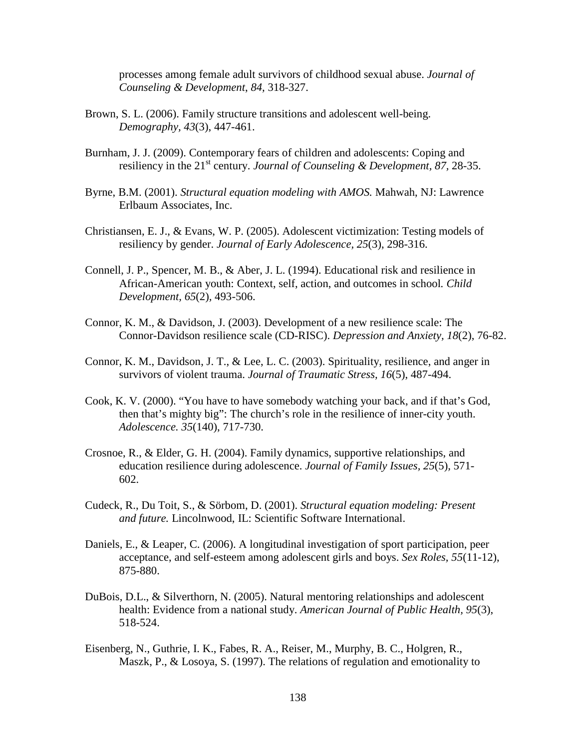processes among female adult survivors of childhood sexual abuse. *Journal of Counseling & Development, 84,* 318-327.

Brown, S. L. (2006). Family structure transitions and adolescent well-being. *Demography, 43*(3), 447-461.

Burnham, J. J. (2009). Contemporary fears of children and adolescents: Coping and resiliency in the 21st century. *Journal of Counseling & Development, 87,* 28-35.

Byrne, B.M. (2001). *Structural equation modeling with AMOS.* Mahwah, NJ: Lawrence Erlbaum Associates, Inc.

Christiansen, E. J., & Evans, W. P. (2005). Adolescent victimization: Testing models of resiliency by gender. *Journal of Early Adolescence, 25*(3), 298-316.

Connell, J. P., Spencer, M. B., & Aber, J. L. (1994). Educational risk and resilience in African-American youth: Context, self, action, and outcomes in school. *Child Development, 65*(2), 493-506.

Connor, K. M., & Davidson, J. (2003). Development of a new resilience scale: The Connor-Davidson resilience scale (CD-RISC). *Depression and Anxiety, 18*(2), 76-82.

Connor, K. M., Davidson, J. T., & Lee, L. C. (2003). Spirituality, resilience, and anger in survivors of violent trauma. *Journal of Traumatic Stress, 16*(5), 487-494.

Cook, K. V. (2000). "You have to have somebody watching your back, and if that's God, then that's mighty big": The church's role in the resilience of inner-city youth. *Adolescence. 35*(140), 717-730.

Crosnoe, R., & Elder, G. H. (2004). Family dynamics, supportive relationships, and education resilience during adolescence. *Journal of Family Issues, 25*(5), 571-602.

Cudeck, R., Du Toit, S., & Sörbom, D. (2001). *Structural equation modeling: Present and future.* Lincolnwood, IL: Scientific Software International.

Daniels, E., & Leaper, C. (2006). A longitudinal investigation of sport participation, peer acceptance, and self-esteem among adolescent girls and boys. *Sex Roles, 55*(11-12), 875-880.

DuBois, D.L., & Silverthorn, N. (2005). Natural mentoring relationships and adolescent health: Evidence from a national study. *American Journal of Public Health, 95*(3), 518-524.

Eisenberg, N., Guthrie, I. K., Fabes, R. A., Reiser, M., Murphy, B. C., Holgren, R., Maszk, P., & Losoya, S. (1997). The relations of regulation and emotionality to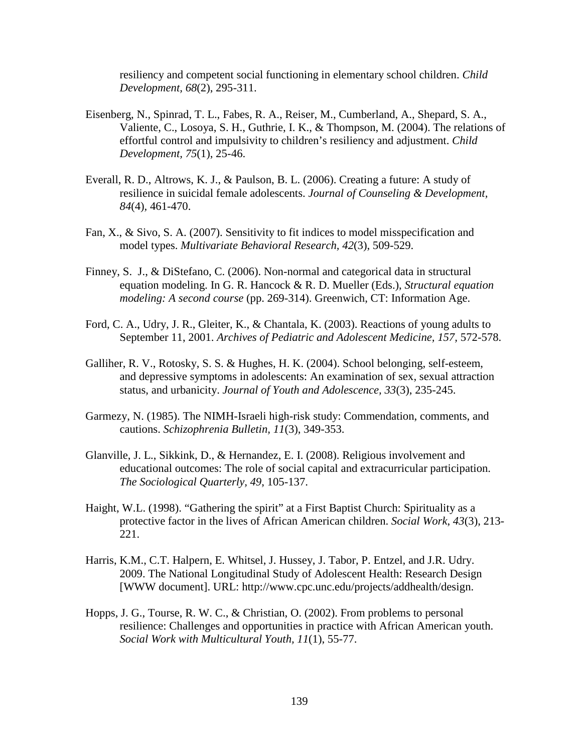resiliency and competent social functioning in elementary school children. *Child Development, 68*(2), 295-311.

Eisenberg, N., Spinrad, T. L., Fabes, R. A., Reiser, M., Cumberland, A., Shepard, S. A., Valiente, C., Losoya, S. H., Guthrie, I. K., & Thompson, M. (2004). The relations of effortful control and impulsivity to children's resiliency and adjustment. *Child Development*, *75*(1), 25-46.

Everall, R. D., Altrows, K. J., & Paulson, B. L. (2006). Creating a future: A study of resilience in suicidal female adolescents. *Journal of Counseling & Development, 84*(4), 461-470.

Fan, X., & Sivo, S. A. (2007). Sensitivity to fit indices to model misspecification and model types. *Multivariate Behavioral Research, 42*(3), 509-529.

Finney, S. J., & DiStefano, C. (2006). Non-normal and categorical data in structural equation modeling. In G. R. Hancock & R. D. Mueller (Eds.), *Structural equation modeling: A second course* (pp. 269-314). Greenwich, CT: Information Age.

Ford, C. A., Udry, J. R., Gleiter, K., & Chantala, K. (2003). Reactions of young adults to September 11, 2001. *Archives of Pediatric and Adolescent Medicine, 157*, 572-578.

Galliher, R. V., Rotosky, S. S. & Hughes, H. K. (2004). School belonging, self-esteem, and depressive symptoms in adolescents: An examination of sex, sexual attraction status, and urbanicity. *Journal of Youth and Adolescence, 33*(3), 235-245.

Garmezy, N. (1985). The NIMH-Israeli high-risk study: Commendation, comments, and cautions. *Schizophrenia Bulletin, 11*(3), 349-353.

Glanville, J. L., Sikkink, D., & Hernandez, E. I. (2008). Religious involvement and educational outcomes: The role of social capital and extracurricular participation. *The Sociological Quarterly, 49*, 105-137.

Haight, W.L. (1998). "Gathering the spirit" at a First Baptist Church: Spirituality as a protective factor in the lives of African American children. *Social Work, 43*(3), 213-221.

Harris, K.M., C.T. Halpern, E. Whitsel, J. Hussey, J. Tabor, P. Entzel, and J.R. Udry. 2009. The National Longitudinal Study of Adolescent Health: Research Design [WWW document]. URL: http://www.cpc.unc.edu/projects/addhealth/design.

Hopps, J. G., Tourse, R. W. C., & Christian, O. (2002). From problems to personal resilience: Challenges and opportunities in practice with African American youth. *Social Work with Multicultural Youth, 11*(1), 55-77.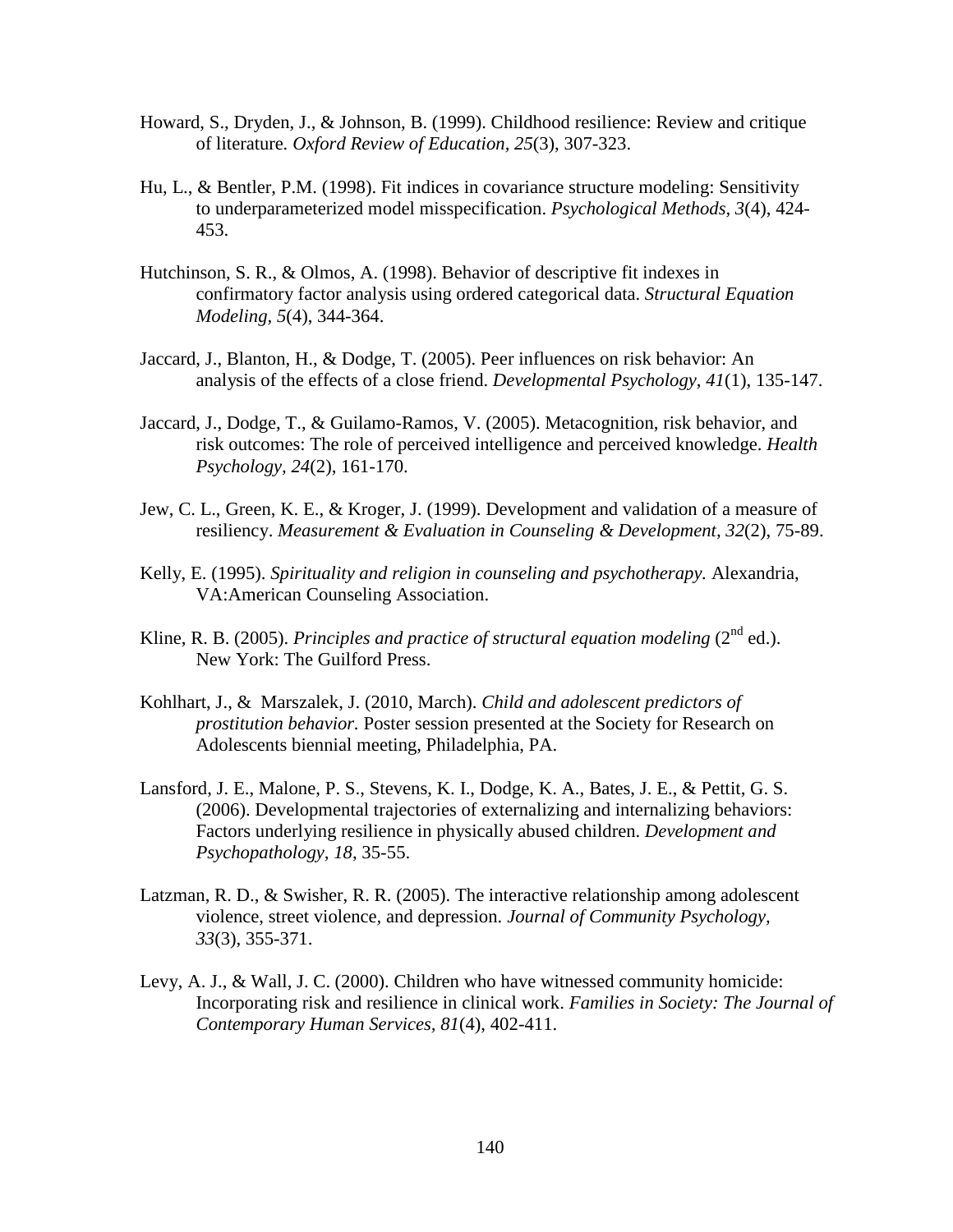Howard, S., Dryden, J., & Johnson, B. (1999). Childhood resilience: Review and critique of literature. *Oxford Review of Education, 25*(3), 307-323.

Hu, L., & Bentler, P.M. (1998). Fit indices in covariance structure modeling: Sensitivity to underparameterized model misspecification. *Psychological Methods, 3*(4), 424-453.

Hutchinson, S. R., & Olmos, A. (1998). Behavior of descriptive fit indexes in confirmatory factor analysis using ordered categorical data. *Structural Equation Modeling, 5*(4), 344-364.

Jaccard, J., Blanton, H., & Dodge, T. (2005). Peer influences on risk behavior: An analysis of the effects of a close friend. *Developmental Psychology, 41*(1), 135-147.

Jaccard, J., Dodge, T., & Guilamo-Ramos, V. (2005). Metacognition, risk behavior, and risk outcomes: The role of perceived intelligence and perceived knowledge. *Health Psychology, 24*(2), 161-170.

Jew, C. L., Green, K. E., & Kroger, J. (1999). Development and validation of a measure of resiliency. *Measurement & Evaluation in Counseling & Development, 32*(2), 75-89.

Kelly, E. (1995). *Spirituality and religion in counseling and psychotherapy.* Alexandria, VA:American Counseling Association.

Kline, R. B. (2005). *Principles and practice of structural equation modeling* (2nd ed.). New York: The Guilford Press.

Kohlhart, J., & Marszalek, J. (2010, March). *Child and adolescent predictors of prostitution behavior.* Poster session presented at the Society for Research on Adolescents biennial meeting, Philadelphia, PA.

Lansford, J. E., Malone, P. S., Stevens, K. I., Dodge, K. A., Bates, J. E., & Pettit, G. S. (2006). Developmental trajectories of externalizing and internalizing behaviors: Factors underlying resilience in physically abused children. *Development and Psychopathology, 18*, 35-55.

Latzman, R. D., & Swisher, R. R. (2005). The interactive relationship among adolescent violence, street violence, and depression. *Journal of Community Psychology, 33*(3), 355-371.

Levy, A. J., & Wall, J. C. (2000). Children who have witnessed community homicide: Incorporating risk and resilience in clinical work. *Families in Society: The Journal of Contemporary Human Services, 81*(4), 402-411.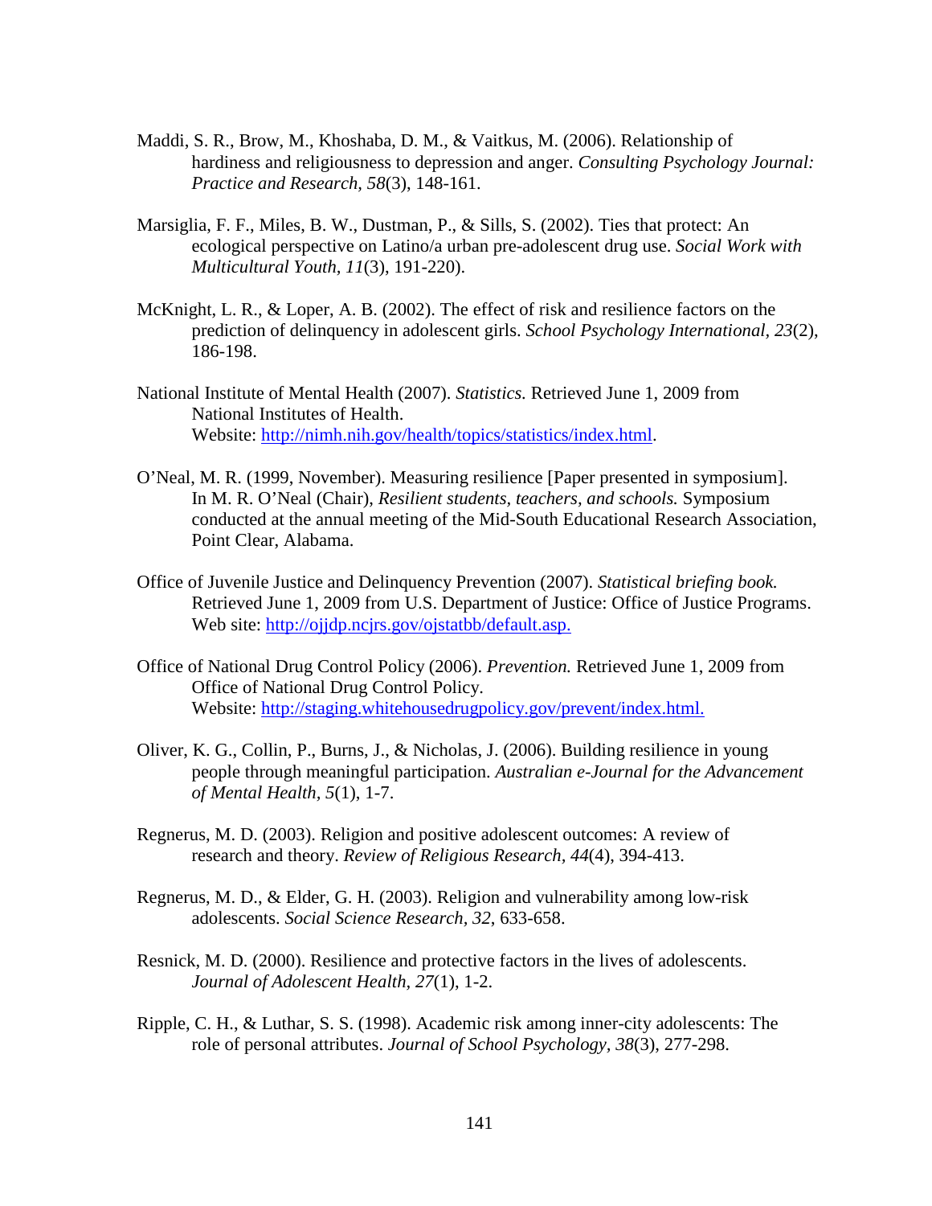Maddi, S. R., Brow, M., Khoshaba, D. M., & Vaitkus, M. (2006). Relationship of hardiness and religiousness to depression and anger. *Consulting Psychology Journal: Practice and Research, 58*(3), 148-161.

Marsiglia, F. F., Miles, B. W., Dustman, P., & Sills, S. (2002). Ties that protect: An ecological perspective on Latino/a urban pre-adolescent drug use. *Social Work with Multicultural Youth, 11*(3), 191-220).

McKnight, L. R., & Loper, A. B. (2002). The effect of risk and resilience factors on the prediction of delinquency in adolescent girls. *School Psychology International, 23*(2), 186-198.

National Institute of Mental Health (2007). *Statistics.* Retrieved June 1, 2009 from National Institutes of Health. Website: http://nimh.nih.gov/health/topics/statistics/index.html.

O'Neal, M. R. (1999, November). Measuring resilience [Paper presented in symposium]. In M. R. O'Neal (Chair), *Resilient students, teachers, and schools.* Symposium conducted at the annual meeting of the Mid-South Educational Research Association, Point Clear, Alabama.

Office of Juvenile Justice and Delinquency Prevention (2007). *Statistical briefing book.* Retrieved June 1, 2009 from U.S. Department of Justice: Office of Justice Programs. Web site: http://ojjdp.ncjrs.gov/ojstatbb/default.asp.

Office of National Drug Control Policy (2006). *Prevention.* Retrieved June 1, 2009 from Office of National Drug Control Policy. Website: http://staging.whitehousedrugpolicy.gov/prevent/index.html.

Oliver, K. G., Collin, P., Burns, J., & Nicholas, J. (2006). Building resilience in young people through meaningful participation. *Australian e-Journal for the Advancement of Mental Health, 5*(1), 1-7.

Regnerus, M. D. (2003). Religion and positive adolescent outcomes: A review of research and theory. *Review of Religious Research, 44*(4), 394-413.

Regnerus, M. D., & Elder, G. H. (2003). Religion and vulnerability among low-risk adolescents. *Social Science Research, 32*, 633-658.

Resnick, M. D. (2000). Resilience and protective factors in the lives of adolescents. *Journal of Adolescent Health, 27*(1), 1-2.

Ripple, C. H., & Luthar, S. S. (1998). Academic risk among inner-city adolescents: The role of personal attributes. *Journal of School Psychology, 38*(3), 277-298.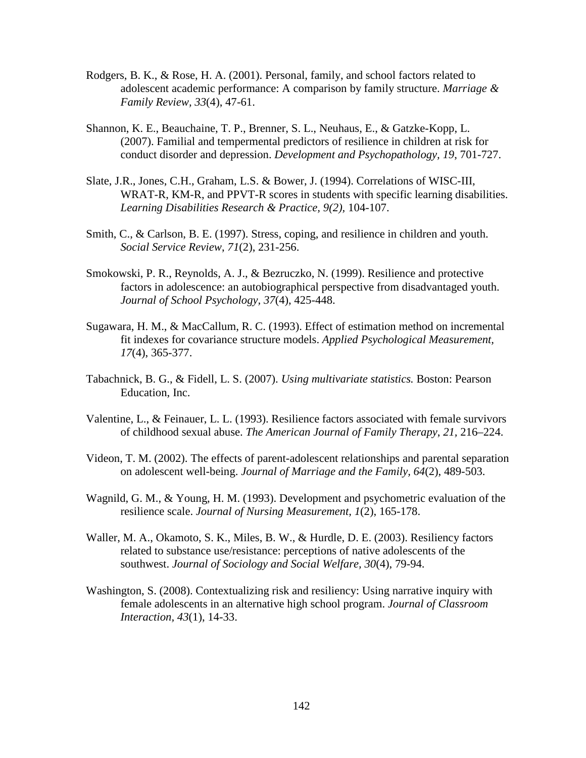Rodgers, B. K., & Rose, H. A. (2001). Personal, family, and school factors related to adolescent academic performance: A comparison by family structure. *Marriage & Family Review, 33*(4), 47-61.

Shannon, K. E., Beauchaine, T. P., Brenner, S. L., Neuhaus, E., & Gatzke-Kopp, L. (2007). Familial and tempermental predictors of resilience in children at risk for conduct disorder and depression. *Development and Psychopathology*, *19*, 701-727.

Slate, J.R., Jones, C.H., Graham, L.S. & Bower, J. (1994). Correlations of WISC-III, WRAT-R, KM-R, and PPVT-R scores in students with specific learning disabilities. *Learning Disabilities Research & Practice, 9(2),* 104-107.

Smith, C., & Carlson, B. E. (1997). Stress, coping, and resilience in children and youth. *Social Service Review*, *71*(2), 231-256.

Smokowski, P. R., Reynolds, A. J., & Bezruczko, N. (1999). Resilience and protective factors in adolescence: an autobiographical perspective from disadvantaged youth. *Journal of School Psychology, 37*(4), 425-448.

Sugawara, H. M., & MacCallum, R. C. (1993). Effect of estimation method on incremental fit indexes for covariance structure models. *Applied Psychological Measurement, 17*(4), 365-377.

Tabachnick, B. G., & Fidell, L. S. (2007). *Using multivariate statistics.* Boston: Pearson Education, Inc.

Valentine, L., & Feinauer, L. L. (1993). Resilience factors associated with female survivors of childhood sexual abuse. *The American Journal of Family Therapy*, *21*, 216–224.

Videon, T. M. (2002). The effects of parent-adolescent relationships and parental separation on adolescent well-being. *Journal of Marriage and the Family, 64*(2), 489-503.

Wagnild, G. M., & Young, H. M. (1993). Development and psychometric evaluation of the resilience scale. *Journal of Nursing Measurement, 1*(2), 165-178.

Waller, M. A., Okamoto, S. K., Miles, B. W., & Hurdle, D. E. (2003). Resiliency factors related to substance use/resistance: perceptions of native adolescents of the southwest. *Journal of Sociology and Social Welfare, 30*(4), 79-94.

Washington, S. (2008). Contextualizing risk and resiliency: Using narrative inquiry with female adolescents in an alternative high school program. *Journal of Classroom Interaction, 43*(1), 14-33.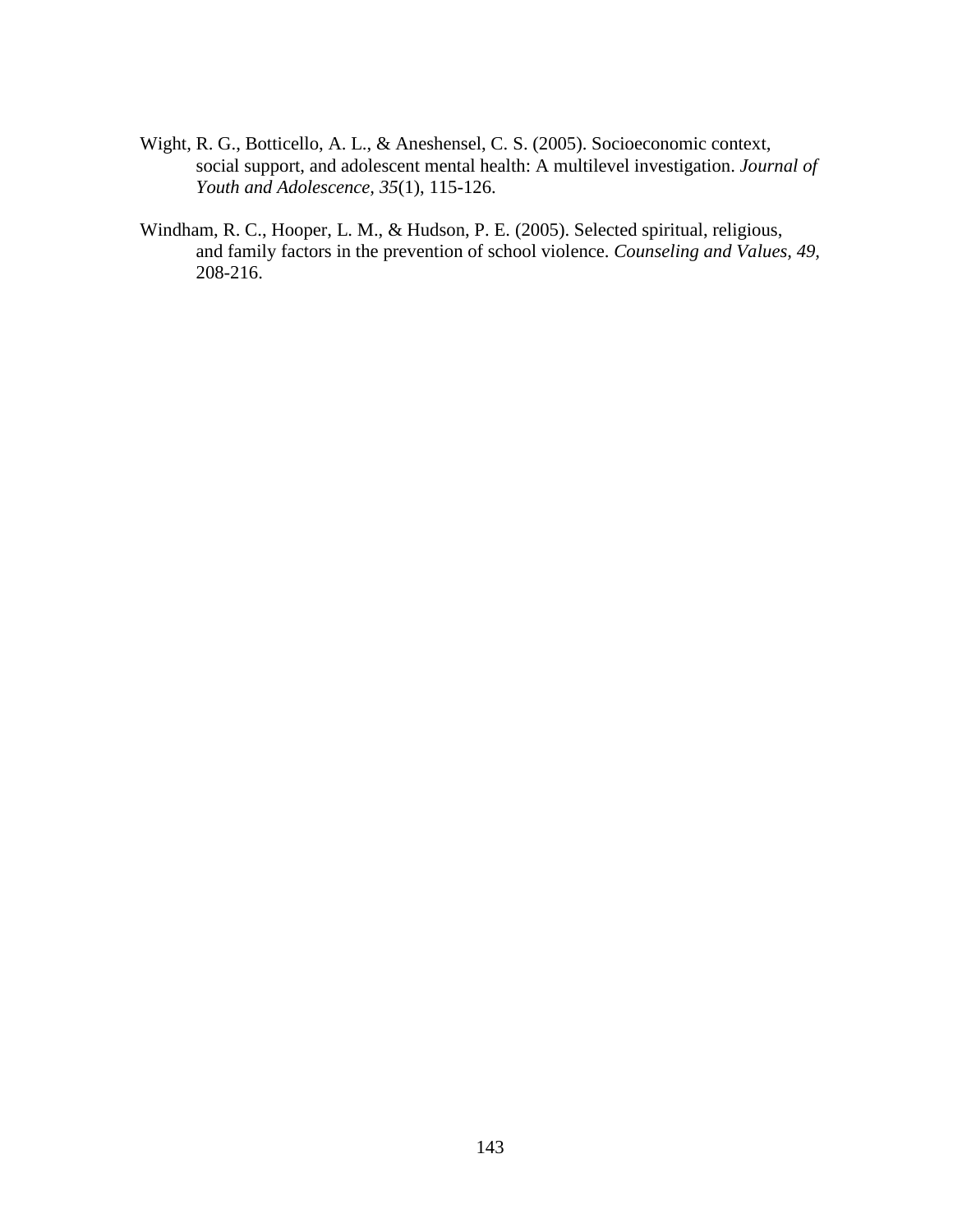Wight, R. G., Botticello, A. L., & Aneshensel, C. S. (2005). Socioeconomic context, social support, and adolescent mental health: A multilevel investigation. *Journal of Youth and Adolescence, 35*(1), 115-126.

Windham, R. C., Hooper, L. M., & Hudson, P. E. (2005). Selected spiritual, religious, and family factors in the prevention of school violence. *Counseling and Values, 49,* 208-216.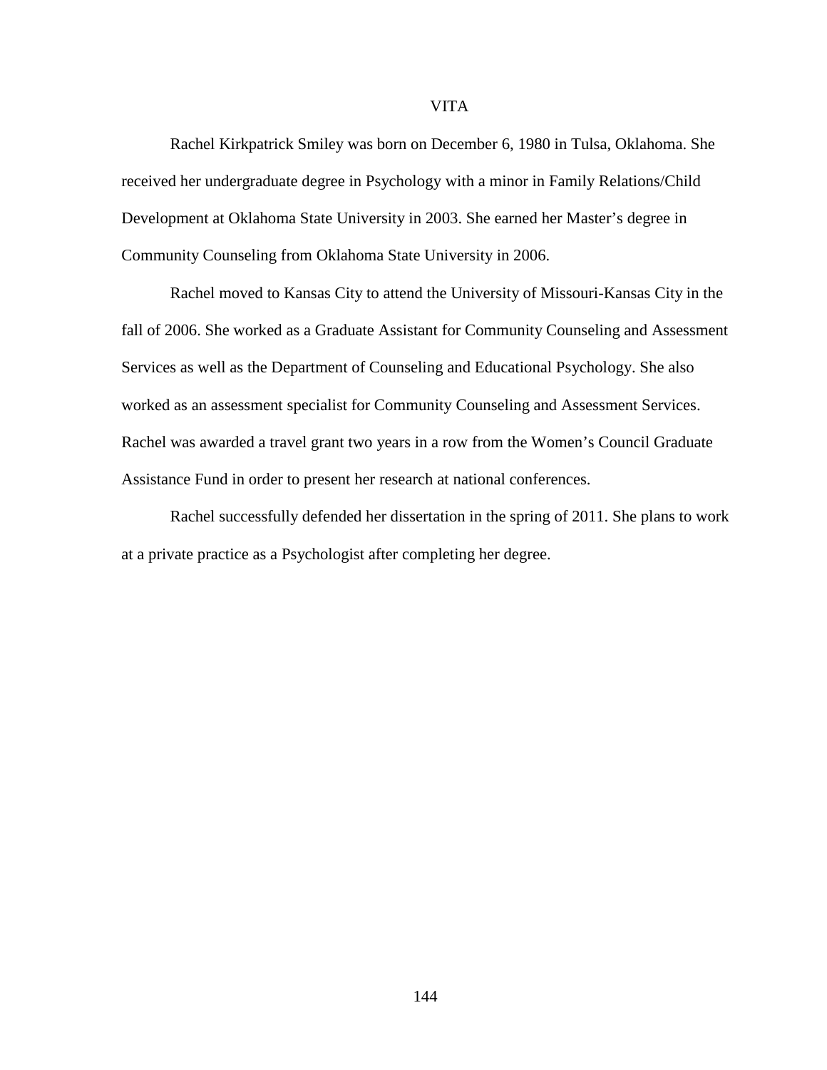# VITA

Rachel Kirkpatrick Smiley was born on December 6, 1980 in Tulsa, Oklahoma. She received her undergraduate degree in Psychology with a minor in Family Relations/Child Development at Oklahoma State University in 2003. She earned her Master's degree in Community Counseling from Oklahoma State University in 2006.

Rachel moved to Kansas City to attend the University of Missouri-Kansas City in the fall of 2006. She worked as a Graduate Assistant for Community Counseling and Assessment Services as well as the Department of Counseling and Educational Psychology. She also worked as an assessment specialist for Community Counseling and Assessment Services. Rachel was awarded a travel grant two years in a row from the Women's Council Graduate Assistance Fund in order to present her research at national conferences.

Rachel successfully defended her dissertation in the spring of 2011. She plans to work at a private practice as a Psychologist after completing her degree.